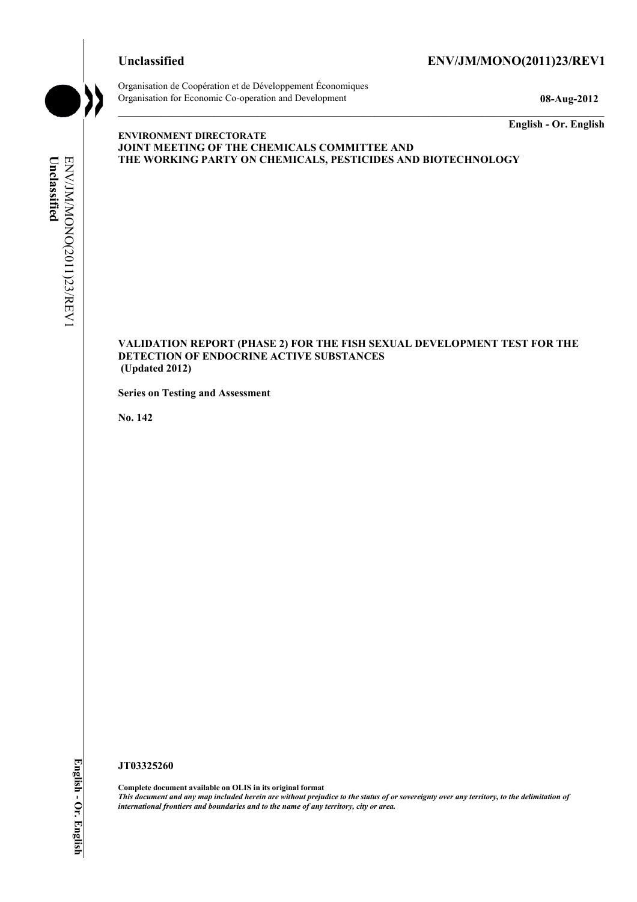**Unclassified** **ENV/JM/MONO(2011)23/REV1**

Organisation de Coopération et de Développement Économiques
Organisation for Economic Co-operation and Development **08-Aug-2012**

**English - Or. English**

**ENVIRONMENT DIRECTORATE**
**JOINT MEETING OF THE CHEMICALS COMMITTEE AND**
**THE WORKING PARTY ON CHEMICALS, PESTICIDES AND BIOTECHNOLOGY**

**VALIDATION REPORT (PHASE 2) FOR THE FISH SEXUAL DEVELOPMENT TEST FOR THE DETECTION OF ENDOCRINE ACTIVE SUBSTANCES**
**(Updated 2012)**

**Series on Testing and Assessment**

**No. 142**

**JT03325260**

**Complete document available on OLIS in its original format**
***This document and any map included herein are without prejudice to the status of or sovereignty over any territory, to the delimitation of international frontiers and boundaries and to the name of any territory, city or area.***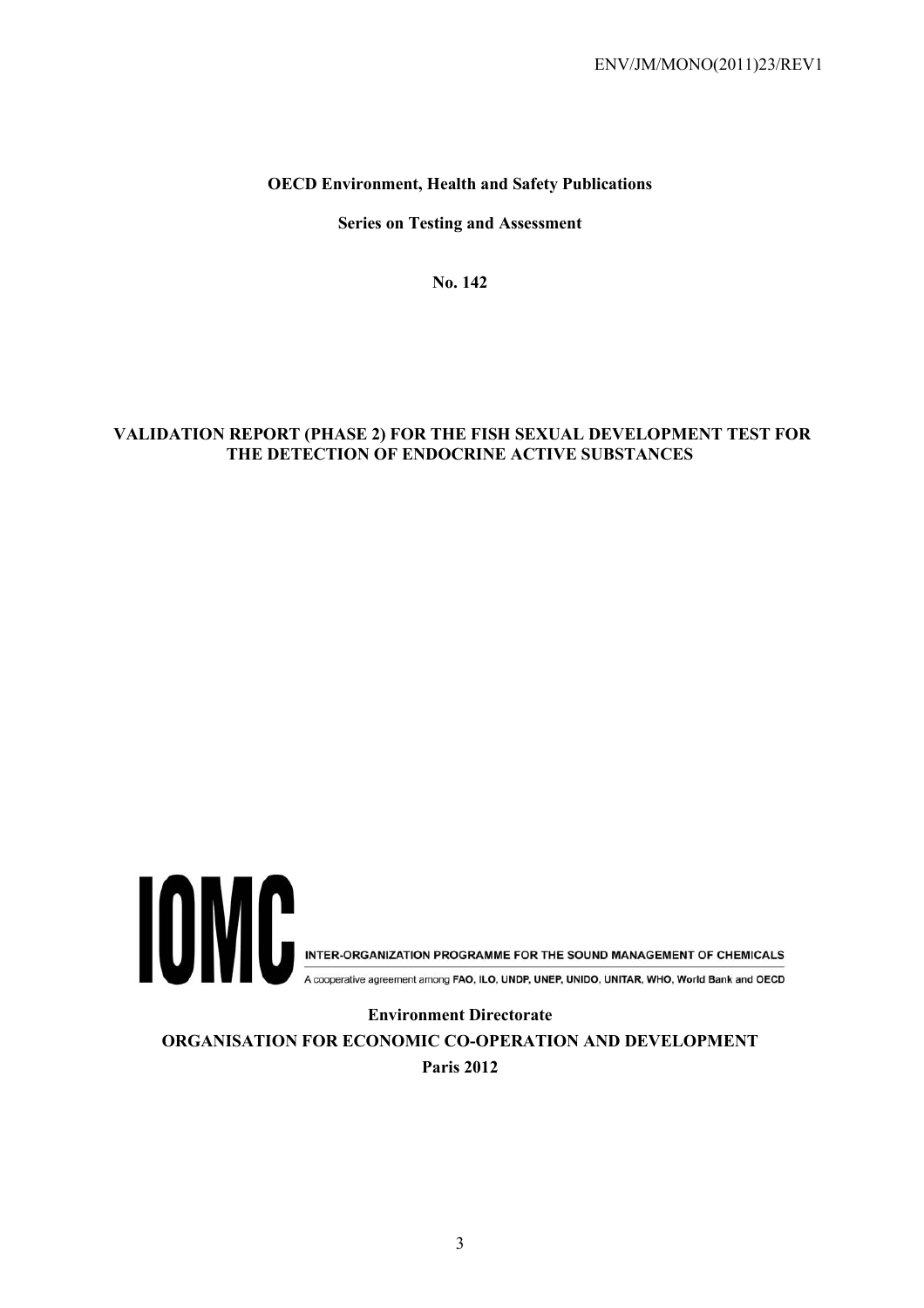**OECD Environment, Health and Safety Publications**

**Series on Testing and Assessment**

**No. 142**

# VALIDATION REPORT (PHASE 2) FOR THE FISH SEXUAL DEVELOPMENT TEST FOR THE DETECTION OF ENDOCRINE ACTIVE SUBSTANCES

IOMC

INTER-ORGANIZATION PROGRAMME FOR THE SOUND MANAGEMENT OF CHEMICALS

A cooperative agreement among FAO, ILO, UNDP, UNEP, UNIDO, UNITAR, WHO, World Bank and OECD

**Environment Directorate**

**ORGANISATION FOR ECONOMIC CO-OPERATION AND DEVELOPMENT**

**Paris 2012**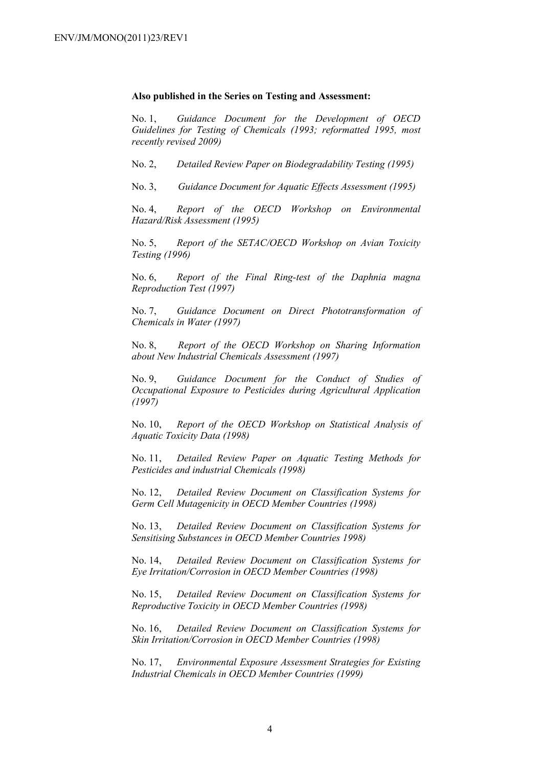**Also published in the Series on Testing and Assessment:**

No. 1, *Guidance Document for the Development of OECD Guidelines for Testing of Chemicals (1993; reformatted 1995, most recently revised 2009)*

No. 2, *Detailed Review Paper on Biodegradability Testing (1995)*

No. 3, *Guidance Document for Aquatic Effects Assessment (1995)*

No. 4, *Report of the OECD Workshop on Environmental Hazard/Risk Assessment (1995)*

No. 5, *Report of the SETAC/OECD Workshop on Avian Toxicity Testing (1996)*

No. 6, *Report of the Final Ring-test of the Daphnia magna Reproduction Test (1997)*

No. 7, *Guidance Document on Direct Phototransformation of Chemicals in Water (1997)*

No. 8, *Report of the OECD Workshop on Sharing Information about New Industrial Chemicals Assessment (1997)*

No. 9, *Guidance Document for the Conduct of Studies of Occupational Exposure to Pesticides during Agricultural Application (1997)*

No. 10, *Report of the OECD Workshop on Statistical Analysis of Aquatic Toxicity Data (1998)*

No. 11, *Detailed Review Paper on Aquatic Testing Methods for Pesticides and industrial Chemicals (1998)*

No. 12, *Detailed Review Document on Classification Systems for Germ Cell Mutagenicity in OECD Member Countries (1998)*

No. 13, *Detailed Review Document on Classification Systems for Sensitising Substances in OECD Member Countries 1998)*

No. 14, *Detailed Review Document on Classification Systems for Eye Irritation/Corrosion in OECD Member Countries (1998)*

No. 15, *Detailed Review Document on Classification Systems for Reproductive Toxicity in OECD Member Countries (1998)*

No. 16, *Detailed Review Document on Classification Systems for Skin Irritation/Corrosion in OECD Member Countries (1998)*

No. 17, *Environmental Exposure Assessment Strategies for Existing Industrial Chemicals in OECD Member Countries (1999)*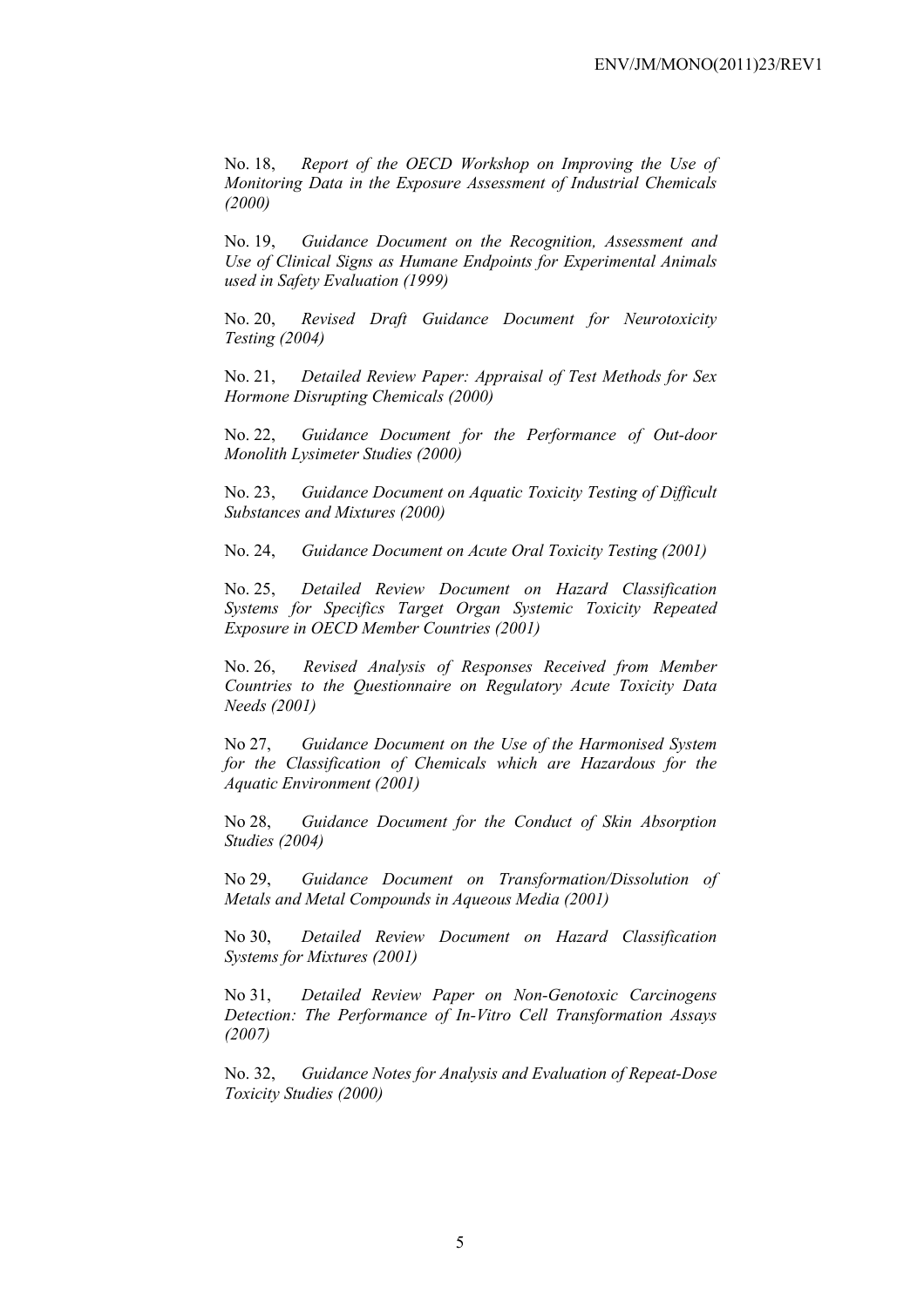No. 18, *Report of the OECD Workshop on Improving the Use of Monitoring Data in the Exposure Assessment of Industrial Chemicals (2000)*

No. 19, *Guidance Document on the Recognition, Assessment and Use of Clinical Signs as Humane Endpoints for Experimental Animals used in Safety Evaluation (1999)*

No. 20, *Revised Draft Guidance Document for Neurotoxicity Testing (2004)*

No. 21, *Detailed Review Paper: Appraisal of Test Methods for Sex Hormone Disrupting Chemicals (2000)*

No. 22, *Guidance Document for the Performance of Out-door Monolith Lysimeter Studies (2000)*

No. 23, *Guidance Document on Aquatic Toxicity Testing of Difficult Substances and Mixtures (2000)*

No. 24, *Guidance Document on Acute Oral Toxicity Testing (2001)*

No. 25, *Detailed Review Document on Hazard Classification Systems for Specifics Target Organ Systemic Toxicity Repeated Exposure in OECD Member Countries (2001)*

No. 26, *Revised Analysis of Responses Received from Member Countries to the Questionnaire on Regulatory Acute Toxicity Data Needs (2001)*

No 27, *Guidance Document on the Use of the Harmonised System for the Classification of Chemicals which are Hazardous for the Aquatic Environment (2001)*

No 28, *Guidance Document for the Conduct of Skin Absorption Studies (2004)*

No 29, *Guidance Document on Transformation/Dissolution of Metals and Metal Compounds in Aqueous Media (2001)*

No 30, *Detailed Review Document on Hazard Classification Systems for Mixtures (2001)*

No 31, *Detailed Review Paper on Non-Genotoxic Carcinogens Detection: The Performance of In-Vitro Cell Transformation Assays (2007)*

No. 32, *Guidance Notes for Analysis and Evaluation of Repeat-Dose Toxicity Studies (2000)*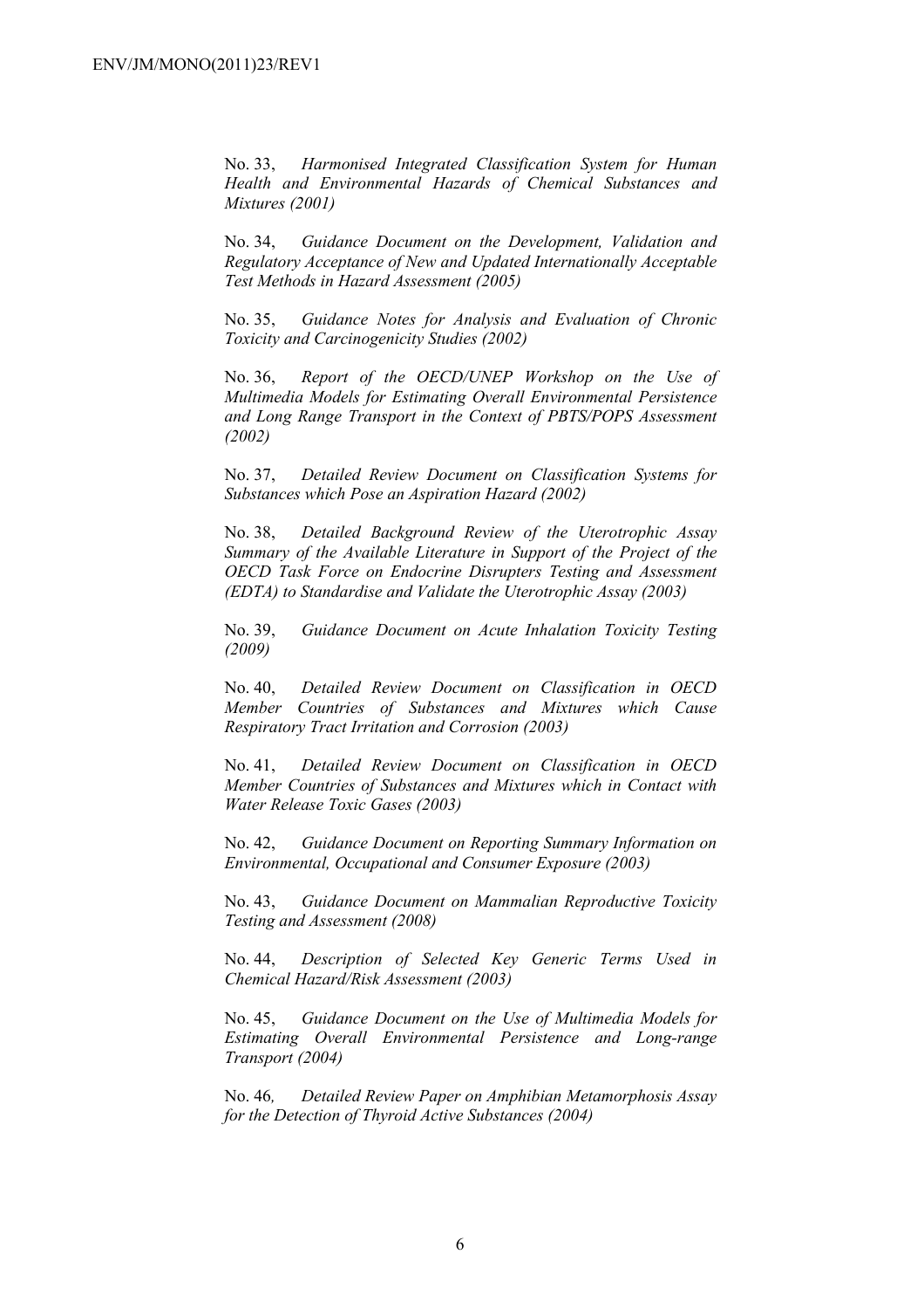No. 33, *Harmonised Integrated Classification System for Human Health and Environmental Hazards of Chemical Substances and Mixtures (2001)*

No. 34, *Guidance Document on the Development, Validation and Regulatory Acceptance of New and Updated Internationally Acceptable Test Methods in Hazard Assessment (2005)*

No. 35, *Guidance Notes for Analysis and Evaluation of Chronic Toxicity and Carcinogenicity Studies (2002)*

No. 36, *Report of the OECD/UNEP Workshop on the Use of Multimedia Models for Estimating Overall Environmental Persistence and Long Range Transport in the Context of PBTS/POPS Assessment (2002)*

No. 37, *Detailed Review Document on Classification Systems for Substances which Pose an Aspiration Hazard (2002)*

No. 38, *Detailed Background Review of the Uterotrophic Assay Summary of the Available Literature in Support of the Project of the OECD Task Force on Endocrine Disrupters Testing and Assessment (EDTA) to Standardise and Validate the Uterotrophic Assay (2003)*

No. 39, *Guidance Document on Acute Inhalation Toxicity Testing (2009)*

No. 40, *Detailed Review Document on Classification in OECD Member Countries of Substances and Mixtures which Cause Respiratory Tract Irritation and Corrosion (2003)*

No. 41, *Detailed Review Document on Classification in OECD Member Countries of Substances and Mixtures which in Contact with Water Release Toxic Gases (2003)*

No. 42, *Guidance Document on Reporting Summary Information on Environmental, Occupational and Consumer Exposure (2003)*

No. 43, *Guidance Document on Mammalian Reproductive Toxicity Testing and Assessment (2008)*

No. 44, *Description of Selected Key Generic Terms Used in Chemical Hazard/Risk Assessment (2003)*

No. 45, *Guidance Document on the Use of Multimedia Models for Estimating Overall Environmental Persistence and Long-range Transport (2004)*

No. 46*,* *Detailed Review Paper on Amphibian Metamorphosis Assay for the Detection of Thyroid Active Substances (2004)*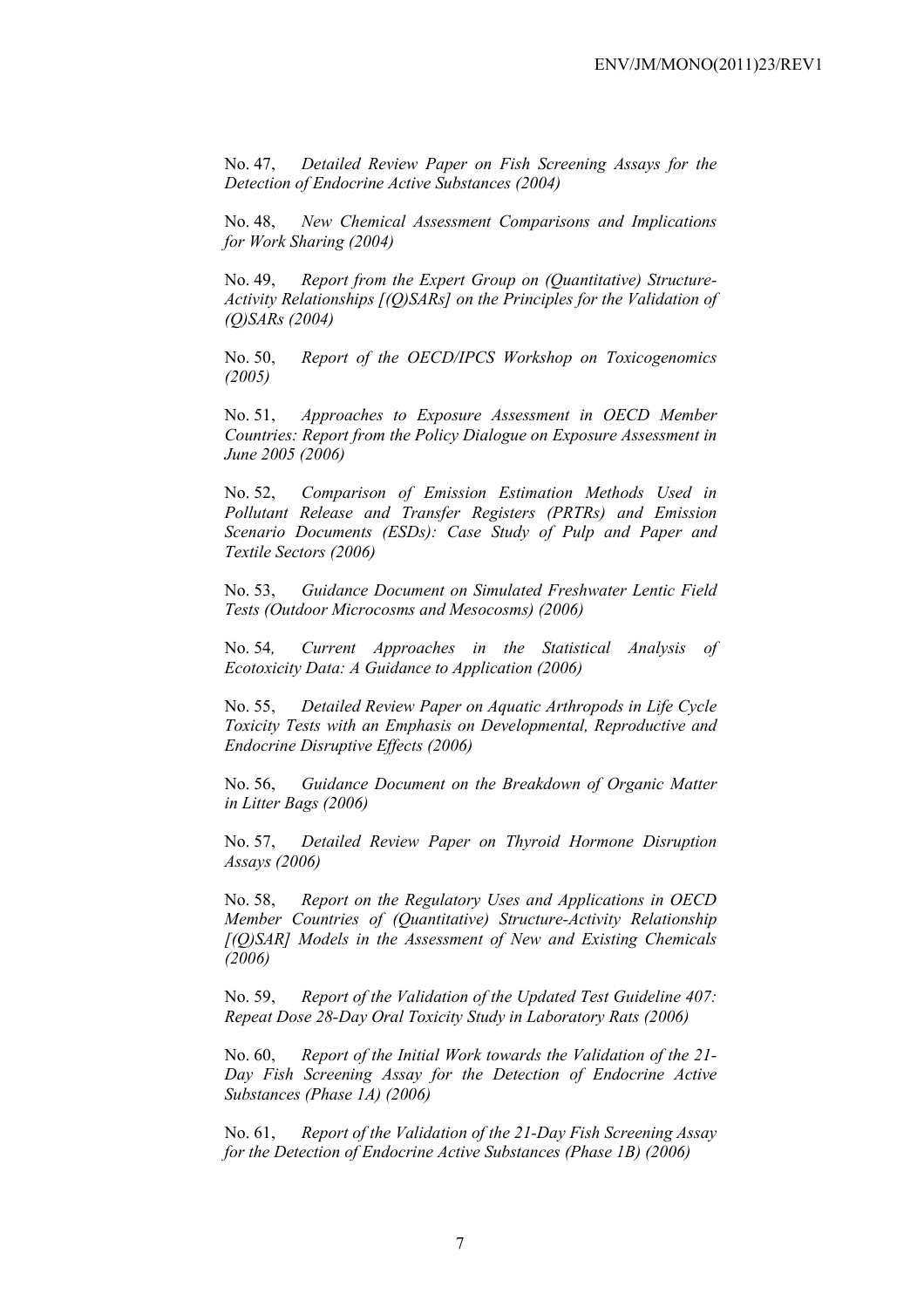No. 47, *Detailed Review Paper on Fish Screening Assays for the Detection of Endocrine Active Substances (2004)*

No. 48, *New Chemical Assessment Comparisons and Implications for Work Sharing (2004)*

No. 49, *Report from the Expert Group on (Quantitative) Structure-Activity Relationships [(Q)SARs] on the Principles for the Validation of (Q)SARs (2004)*

No. 50, *Report of the OECD/IPCS Workshop on Toxicogenomics (2005)*

No. 51, *Approaches to Exposure Assessment in OECD Member Countries: Report from the Policy Dialogue on Exposure Assessment in June 2005 (2006)*

No. 52, *Comparison of Emission Estimation Methods Used in Pollutant Release and Transfer Registers (PRTRs) and Emission Scenario Documents (ESDs): Case Study of Pulp and Paper and Textile Sectors (2006)*

No. 53, *Guidance Document on Simulated Freshwater Lentic Field Tests (Outdoor Microcosms and Mesocosms) (2006)*

No. 54, *Current Approaches in the Statistical Analysis of Ecotoxicity Data: A Guidance to Application (2006)*

No. 55, *Detailed Review Paper on Aquatic Arthropods in Life Cycle Toxicity Tests with an Emphasis on Developmental, Reproductive and Endocrine Disruptive Effects (2006)*

No. 56, *Guidance Document on the Breakdown of Organic Matter in Litter Bags (2006)*

No. 57, *Detailed Review Paper on Thyroid Hormone Disruption Assays (2006)*

No. 58, *Report on the Regulatory Uses and Applications in OECD Member Countries of (Quantitative) Structure-Activity Relationship [(Q)SAR] Models in the Assessment of New and Existing Chemicals (2006)*

No. 59, *Report of the Validation of the Updated Test Guideline 407: Repeat Dose 28-Day Oral Toxicity Study in Laboratory Rats (2006)*

No. 60, *Report of the Initial Work towards the Validation of the 21-Day Fish Screening Assay for the Detection of Endocrine Active Substances (Phase 1A) (2006)*

No. 61, *Report of the Validation of the 21-Day Fish Screening Assay for the Detection of Endocrine Active Substances (Phase 1B) (2006)*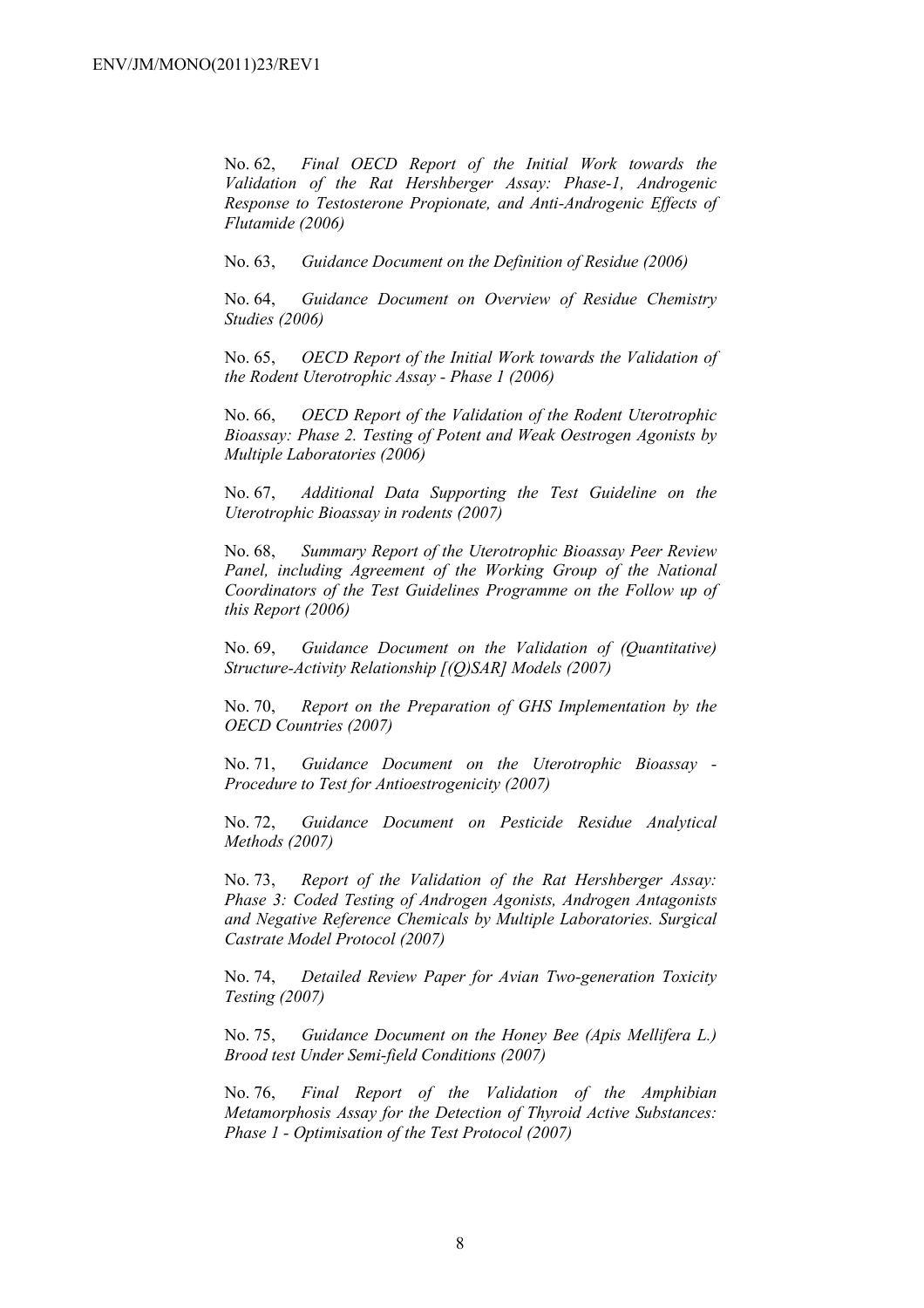No. 62, *Final OECD Report of the Initial Work towards the Validation of the Rat Hershberger Assay: Phase-1, Androgenic Response to Testosterone Propionate, and Anti-Androgenic Effects of Flutamide (2006)*

No. 63, *Guidance Document on the Definition of Residue (2006)*

No. 64, *Guidance Document on Overview of Residue Chemistry Studies (2006)*

No. 65, *OECD Report of the Initial Work towards the Validation of the Rodent Uterotrophic Assay - Phase 1 (2006)*

No. 66, *OECD Report of the Validation of the Rodent Uterotrophic Bioassay: Phase 2. Testing of Potent and Weak Oestrogen Agonists by Multiple Laboratories (2006)*

No. 67, *Additional Data Supporting the Test Guideline on the Uterotrophic Bioassay in rodents (2007)*

No. 68, *Summary Report of the Uterotrophic Bioassay Peer Review Panel, including Agreement of the Working Group of the National Coordinators of the Test Guidelines Programme on the Follow up of this Report (2006)*

No. 69, *Guidance Document on the Validation of (Quantitative) Structure-Activity Relationship [(Q)SAR] Models (2007)*

No. 70, *Report on the Preparation of GHS Implementation by the OECD Countries (2007)*

No. 71, *Guidance Document on the Uterotrophic Bioassay - Procedure to Test for Antioestrogenicity (2007)*

No. 72, *Guidance Document on Pesticide Residue Analytical Methods (2007)*

No. 73, *Report of the Validation of the Rat Hershberger Assay: Phase 3: Coded Testing of Androgen Agonists, Androgen Antagonists and Negative Reference Chemicals by Multiple Laboratories. Surgical Castrate Model Protocol (2007)*

No. 74, *Detailed Review Paper for Avian Two-generation Toxicity Testing (2007)*

No. 75, *Guidance Document on the Honey Bee (Apis Mellifera L.) Brood test Under Semi-field Conditions (2007)*

No. 76, *Final Report of the Validation of the Amphibian Metamorphosis Assay for the Detection of Thyroid Active Substances: Phase 1 - Optimisation of the Test Protocol (2007)*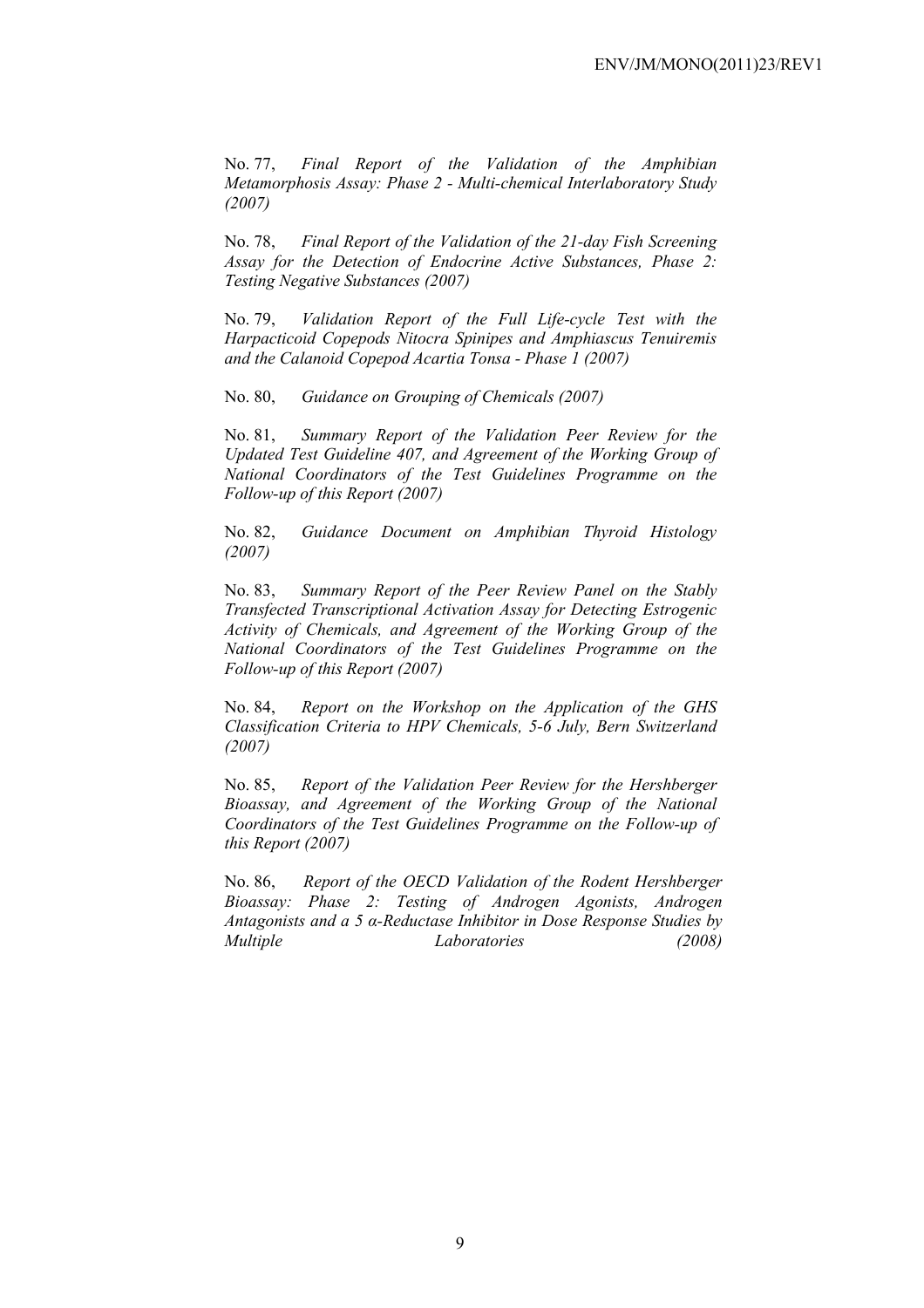No. 77, *Final Report of the Validation of the Amphibian Metamorphosis Assay: Phase 2 - Multi-chemical Interlaboratory Study (2007)*

No. 78, *Final Report of the Validation of the 21-day Fish Screening Assay for the Detection of Endocrine Active Substances, Phase 2: Testing Negative Substances (2007)*

No. 79, *Validation Report of the Full Life-cycle Test with the Harpacticoid Copepods Nitocra Spinipes and Amphiascus Tenuiremis and the Calanoid Copepod Acartia Tonsa - Phase 1 (2007)*

No. 80, *Guidance on Grouping of Chemicals (2007)*

No. 81, *Summary Report of the Validation Peer Review for the Updated Test Guideline 407, and Agreement of the Working Group of National Coordinators of the Test Guidelines Programme on the Follow-up of this Report (2007)*

No. 82, *Guidance Document on Amphibian Thyroid Histology (2007)*

No. 83, *Summary Report of the Peer Review Panel on the Stably Transfected Transcriptional Activation Assay for Detecting Estrogenic Activity of Chemicals, and Agreement of the Working Group of the National Coordinators of the Test Guidelines Programme on the Follow-up of this Report (2007)*

No. 84, *Report on the Workshop on the Application of the GHS Classification Criteria to HPV Chemicals, 5-6 July, Bern Switzerland (2007)*

No. 85, *Report of the Validation Peer Review for the Hershberger Bioassay, and Agreement of the Working Group of the National Coordinators of the Test Guidelines Programme on the Follow-up of this Report (2007)*

No. 86, *Report of the OECD Validation of the Rodent Hershberger Bioassay: Phase 2: Testing of Androgen Agonists, Androgen Antagonists and a 5 α-Reductase Inhibitor in Dose Response Studies by Multiple Laboratories (2008)*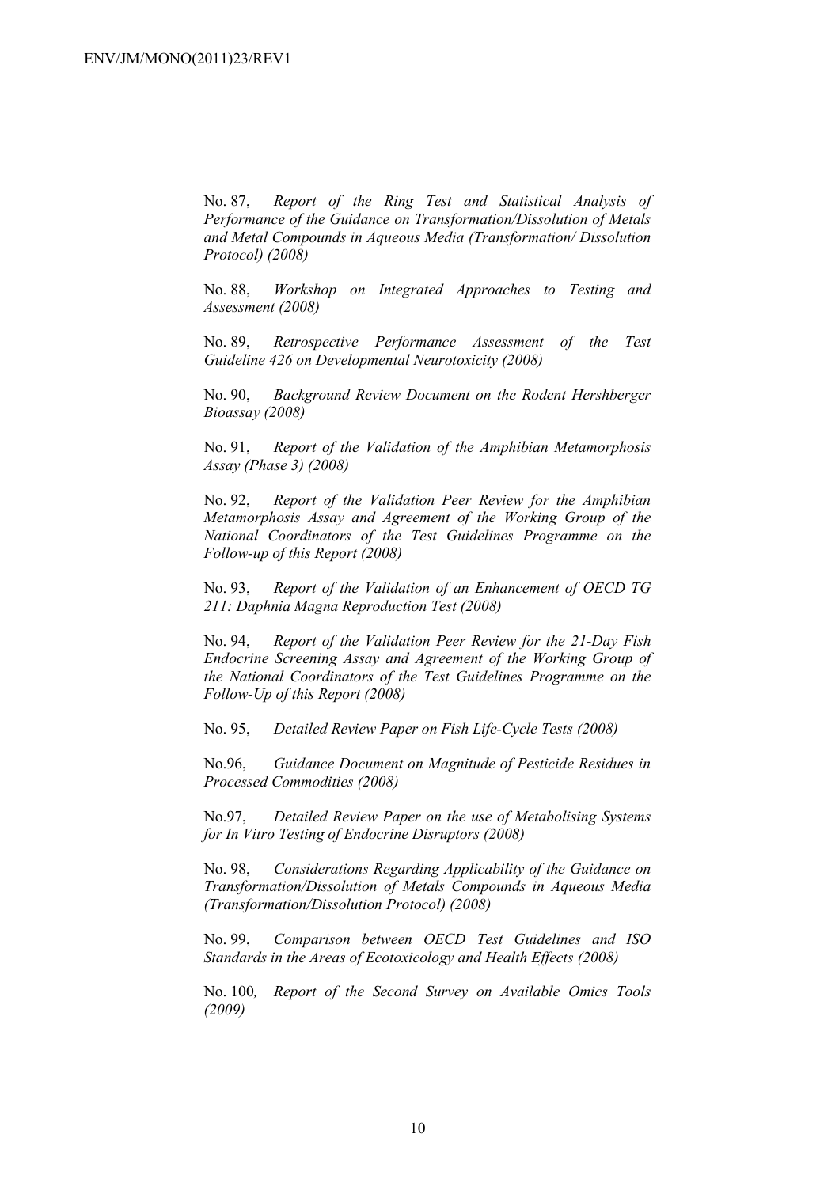No. 87, *Report of the Ring Test and Statistical Analysis of Performance of the Guidance on Transformation/Dissolution of Metals and Metal Compounds in Aqueous Media (Transformation/ Dissolution Protocol) (2008)*

No. 88, *Workshop on Integrated Approaches to Testing and Assessment (2008)*

No. 89, *Retrospective Performance Assessment of the Test Guideline 426 on Developmental Neurotoxicity (2008)*

No. 90, *Background Review Document on the Rodent Hershberger Bioassay (2008)*

No. 91, *Report of the Validation of the Amphibian Metamorphosis Assay (Phase 3) (2008)*

No. 92, *Report of the Validation Peer Review for the Amphibian Metamorphosis Assay and Agreement of the Working Group of the National Coordinators of the Test Guidelines Programme on the Follow-up of this Report (2008)*

No. 93, *Report of the Validation of an Enhancement of OECD TG 211: Daphnia Magna Reproduction Test (2008)*

No. 94, *Report of the Validation Peer Review for the 21-Day Fish Endocrine Screening Assay and Agreement of the Working Group of the National Coordinators of the Test Guidelines Programme on the Follow-Up of this Report (2008)*

No. 95, *Detailed Review Paper on Fish Life-Cycle Tests (2008)*

No.96, *Guidance Document on Magnitude of Pesticide Residues in Processed Commodities (2008)*

No.97, *Detailed Review Paper on the use of Metabolising Systems for In Vitro Testing of Endocrine Disruptors (2008)*

No. 98, *Considerations Regarding Applicability of the Guidance on Transformation/Dissolution of Metals Compounds in Aqueous Media (Transformation/Dissolution Protocol) (2008)*

No. 99, *Comparison between OECD Test Guidelines and ISO Standards in the Areas of Ecotoxicology and Health Effects (2008)*

No. 100*, Report of the Second Survey on Available Omics Tools (2009)*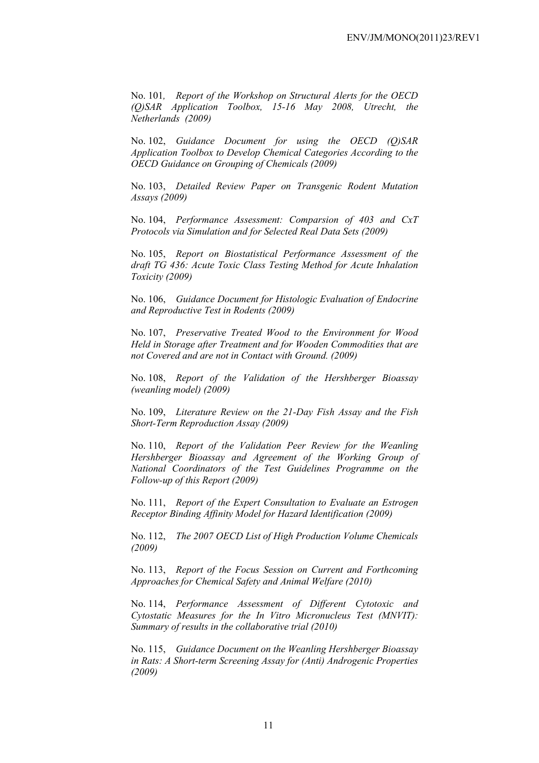No. 101, *Report of the Workshop on Structural Alerts for the OECD (Q)SAR Application Toolbox, 15-16 May 2008, Utrecht, the Netherlands (2009)*

No. 102, *Guidance Document for using the OECD (Q)SAR Application Toolbox to Develop Chemical Categories According to the OECD Guidance on Grouping of Chemicals (2009)*

No. 103, *Detailed Review Paper on Transgenic Rodent Mutation Assays (2009)*

No. 104, *Performance Assessment: Comparsion of 403 and CxT Protocols via Simulation and for Selected Real Data Sets (2009)*

No. 105, *Report on Biostatistical Performance Assessment of the draft TG 436: Acute Toxic Class Testing Method for Acute Inhalation Toxicity (2009)*

No. 106, *Guidance Document for Histologic Evaluation of Endocrine and Reproductive Test in Rodents (2009)*

No. 107, *Preservative Treated Wood to the Environment for Wood Held in Storage after Treatment and for Wooden Commodities that are not Covered and are not in Contact with Ground. (2009)*

No. 108, *Report of the Validation of the Hershberger Bioassay (weanling model) (2009)*

No. 109, *Literature Review on the 21-Day Fish Assay and the Fish Short-Term Reproduction Assay (2009)*

No. 110, *Report of the Validation Peer Review for the Weanling Hershberger Bioassay and Agreement of the Working Group of National Coordinators of the Test Guidelines Programme on the Follow-up of this Report (2009)*

No. 111, *Report of the Expert Consultation to Evaluate an Estrogen Receptor Binding Affinity Model for Hazard Identification (2009)*

No. 112, *The 2007 OECD List of High Production Volume Chemicals (2009)*

No. 113, *Report of the Focus Session on Current and Forthcoming Approaches for Chemical Safety and Animal Welfare (2010)*

No. 114, *Performance Assessment of Different Cytotoxic and Cytostatic Measures for the In Vitro Micronucleus Test (MNVIT): Summary of results in the collaborative trial (2010)*

No. 115, *Guidance Document on the Weanling Hershberger Bioassay in Rats: A Short-term Screening Assay for (Anti) Androgenic Properties (2009)*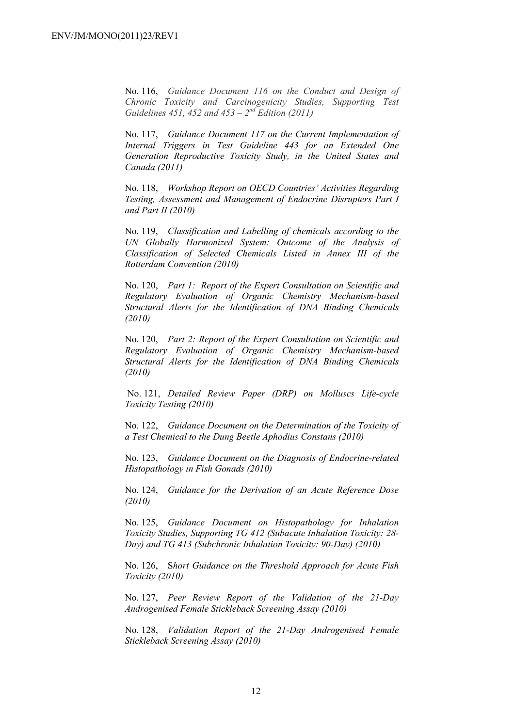No. 116, *Guidance Document 116 on the Conduct and Design of Chronic Toxicity and Carcinogenicity Studies, Supporting Test Guidelines 451, 452 and 453 – 2nd Edition (2011)*

No. 117, *Guidance Document 117 on the Current Implementation of Internal Triggers in Test Guideline 443 for an Extended One Generation Reproductive Toxicity Study, in the United States and Canada (2011)*

No. 118, *Workshop Report on OECD Countries' Activities Regarding Testing, Assessment and Management of Endocrine Disrupters Part I and Part II (2010)*

No. 119, *Classification and Labelling of chemicals according to the UN Globally Harmonized System: Outcome of the Analysis of Classification of Selected Chemicals Listed in Annex III of the Rotterdam Convention (2010)*

No. 120, *Part 1: Report of the Expert Consultation on Scientific and Regulatory Evaluation of Organic Chemistry Mechanism-based Structural Alerts for the Identification of DNA Binding Chemicals (2010)*

No. 120, *Part 2: Report of the Expert Consultation on Scientific and Regulatory Evaluation of Organic Chemistry Mechanism-based Structural Alerts for the Identification of DNA Binding Chemicals (2010)*

No. 121, *Detailed Review Paper (DRP) on Molluscs Life-cycle Toxicity Testing (2010)*

No. 122, *Guidance Document on the Determination of the Toxicity of a Test Chemical to the Dung Beetle Aphodius Constans (2010)*

No. 123, *Guidance Document on the Diagnosis of Endocrine-related Histopathology in Fish Gonads (2010)*

No. 124, *Guidance for the Derivation of an Acute Reference Dose (2010)*

No. 125, *Guidance Document on Histopathology for Inhalation Toxicity Studies, Supporting TG 412 (Subacute Inhalation Toxicity: 28-Day) and TG 413 (Subchronic Inhalation Toxicity: 90-Day) (2010)*

No. 126, S*hort Guidance on the Threshold Approach for Acute Fish Toxicity (2010)*

No. 127, *Peer Review Report of the Validation of the 21-Day Androgenised Female Stickleback Screening Assay (2010)*

No. 128, *Validation Report of the 21-Day Androgenised Female Stickleback Screening Assay (2010)*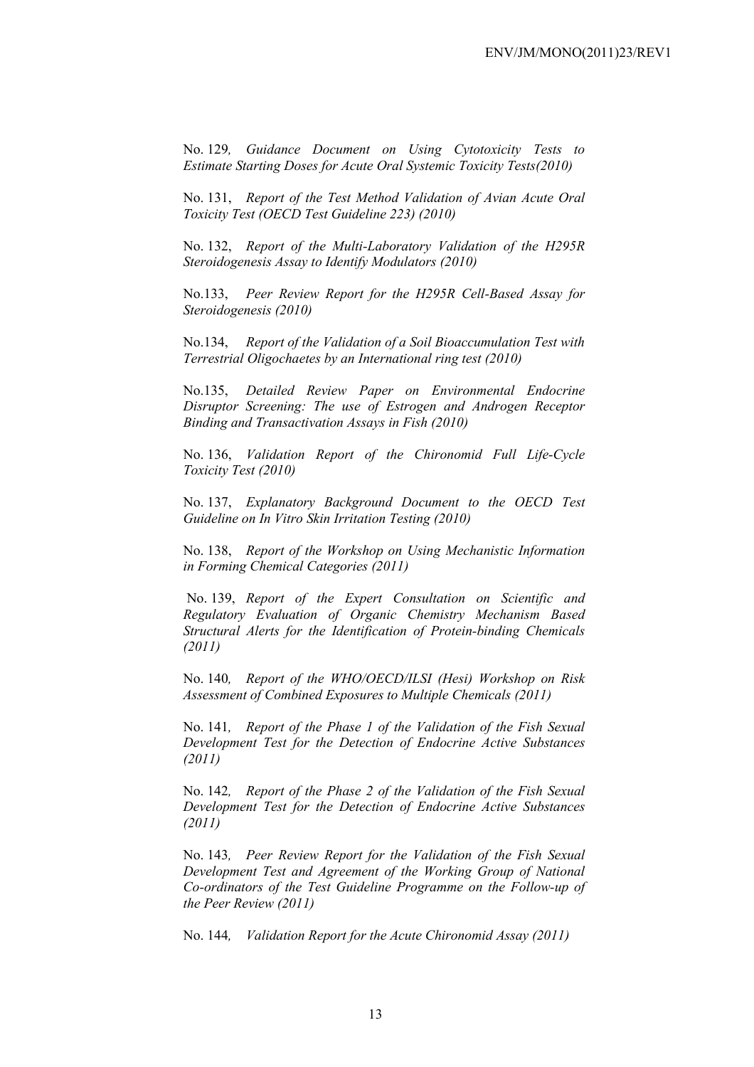No. 129*, Guidance Document on Using Cytotoxicity Tests to Estimate Starting Doses for Acute Oral Systemic Toxicity Tests(2010)*

No. 131, *Report of the Test Method Validation of Avian Acute Oral Toxicity Test (OECD Test Guideline 223) (2010)*

No. 132, *Report of the Multi-Laboratory Validation of the H295R Steroidogenesis Assay to Identify Modulators (2010)*

No.133, *Peer Review Report for the H295R Cell-Based Assay for Steroidogenesis (2010)*

No.134, *Report of the Validation of a Soil Bioaccumulation Test with Terrestrial Oligochaetes by an International ring test (2010)*

No.135, *Detailed Review Paper on Environmental Endocrine Disruptor Screening: The use of Estrogen and Androgen Receptor Binding and Transactivation Assays in Fish (2010)*

No. 136, *Validation Report of the Chironomid Full Life-Cycle Toxicity Test (2010)*

No. 137, *Explanatory Background Document to the OECD Test Guideline on In Vitro Skin Irritation Testing (2010)*

No. 138, *Report of the Workshop on Using Mechanistic Information in Forming Chemical Categories (2011)*

No. 139, *Report of the Expert Consultation on Scientific and Regulatory Evaluation of Organic Chemistry Mechanism Based Structural Alerts for the Identification of Protein-binding Chemicals (2011)*

No. 140*, Report of the WHO/OECD/ILSI (Hesi) Workshop on Risk Assessment of Combined Exposures to Multiple Chemicals (2011)*

No. 141*, Report of the Phase 1 of the Validation of the Fish Sexual Development Test for the Detection of Endocrine Active Substances (2011)*

No. 142*, Report of the Phase 2 of the Validation of the Fish Sexual Development Test for the Detection of Endocrine Active Substances (2011)*

No. 143*, Peer Review Report for the Validation of the Fish Sexual Development Test and Agreement of the Working Group of National Co-ordinators of the Test Guideline Programme on the Follow-up of the Peer Review (2011)*

No. 144*, Validation Report for the Acute Chironomid Assay (2011)*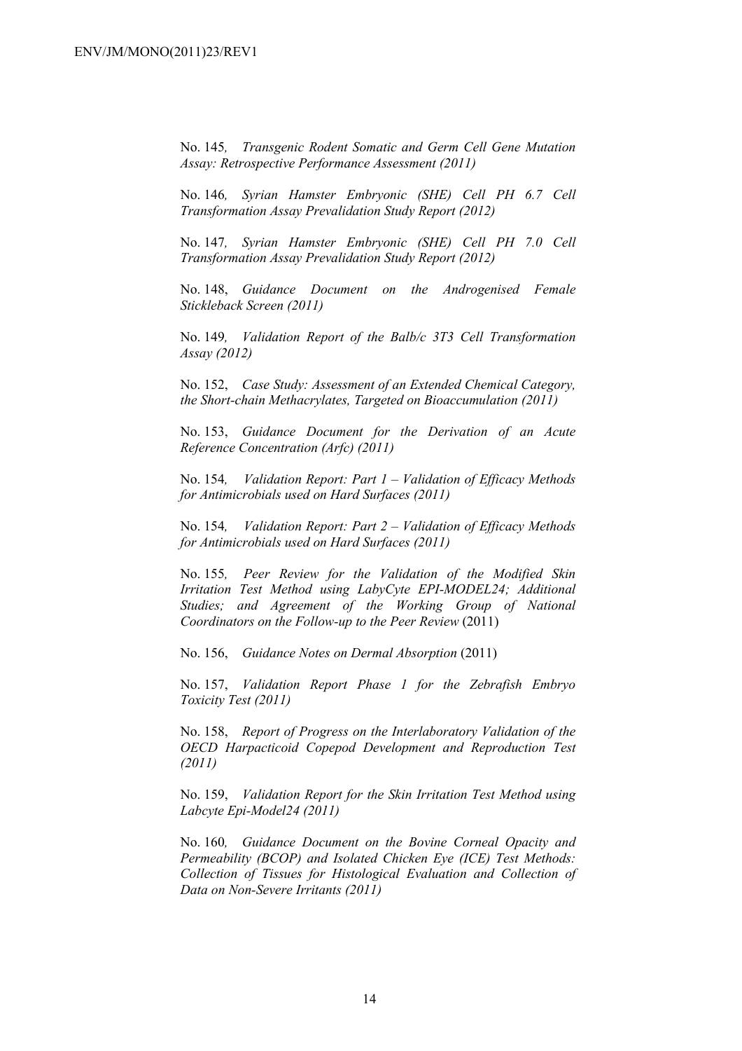No. 145*, Transgenic Rodent Somatic and Germ Cell Gene Mutation Assay: Retrospective Performance Assessment (2011)*

No. 146*, Syrian Hamster Embryonic (SHE) Cell PH 6.7 Cell Transformation Assay Prevalidation Study Report (2012)*

No. 147*, Syrian Hamster Embryonic (SHE) Cell PH 7.0 Cell Transformation Assay Prevalidation Study Report (2012)*

No. 148, *Guidance Document on the Androgenised Female Stickleback Screen (2011)*

No. 149*, Validation Report of the Balb/c 3T3 Cell Transformation Assay (2012)*

No. 152, *Case Study: Assessment of an Extended Chemical Category, the Short-chain Methacrylates, Targeted on Bioaccumulation (2011)*

No. 153, *Guidance Document for the Derivation of an Acute Reference Concentration (Arfc) (2011)*

No. 154*, Validation Report: Part 1 – Validation of Efficacy Methods for Antimicrobials used on Hard Surfaces (2011)*

No. 154*, Validation Report: Part 2 – Validation of Efficacy Methods for Antimicrobials used on Hard Surfaces (2011)*

No. 155*, Peer Review for the Validation of the Modified Skin Irritation Test Method using LabyCyte EPI-MODEL24; Additional Studies; and Agreement of the Working Group of National Coordinators on the Follow-up to the Peer Review* (2011)

No. 156, *Guidance Notes on Dermal Absorption* (2011)

No. 157, *Validation Report Phase 1 for the Zebrafish Embryo Toxicity Test (2011)*

No. 158, *Report of Progress on the Interlaboratory Validation of the OECD Harpacticoid Copepod Development and Reproduction Test (2011)*

No. 159, *Validation Report for the Skin Irritation Test Method using Labcyte Epi-Model24 (2011)*

No. 160*, Guidance Document on the Bovine Corneal Opacity and Permeability (BCOP) and Isolated Chicken Eye (ICE) Test Methods: Collection of Tissues for Histological Evaluation and Collection of Data on Non-Severe Irritants (2011)*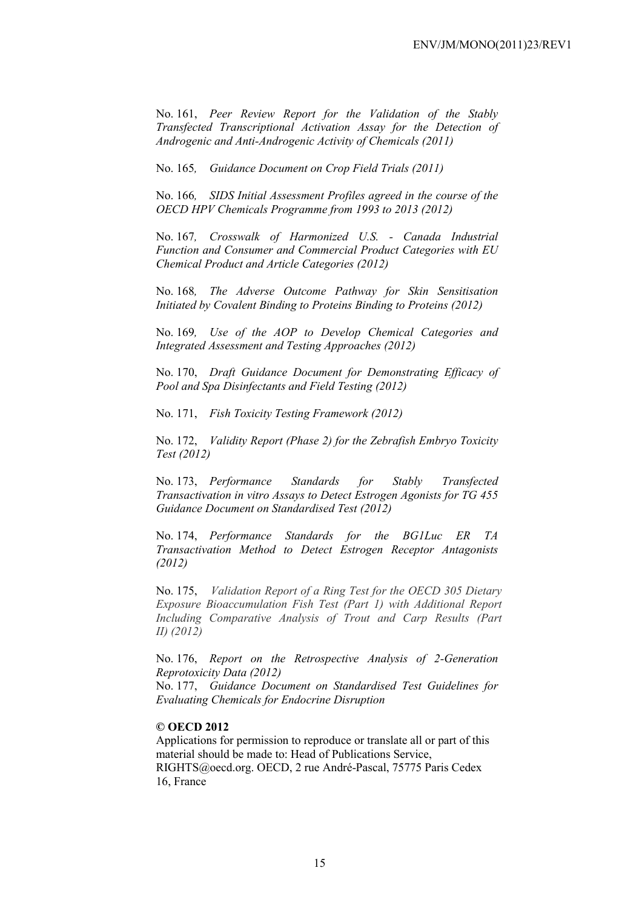No. 161, *Peer Review Report for the Validation of the Stably Transfected Transcriptional Activation Assay for the Detection of Androgenic and Anti-Androgenic Activity of Chemicals (2011)*

No. 165*, Guidance Document on Crop Field Trials (2011)*

No. 166*, SIDS Initial Assessment Profiles agreed in the course of the OECD HPV Chemicals Programme from 1993 to 2013 (2012)*

No. 167*, Crosswalk of Harmonized U.S. - Canada Industrial Function and Consumer and Commercial Product Categories with EU Chemical Product and Article Categories (2012)*

No. 168*, The Adverse Outcome Pathway for Skin Sensitisation Initiated by Covalent Binding to Proteins Binding to Proteins (2012)*

No. 169*, Use of the AOP to Develop Chemical Categories and Integrated Assessment and Testing Approaches (2012)*

No. 170, *Draft Guidance Document for Demonstrating Efficacy of Pool and Spa Disinfectants and Field Testing (2012)*

No. 171, *Fish Toxicity Testing Framework (2012)*

No. 172, *Validity Report (Phase 2) for the Zebrafish Embryo Toxicity Test (2012)*

No. 173, *Performance Standards for Stably Transfected Transactivation in vitro Assays to Detect Estrogen Agonists for TG 455 Guidance Document on Standardised Test (2012)*

No. 174, *Performance Standards for the BG1Luc ER TA Transactivation Method to Detect Estrogen Receptor Antagonists (2012)*

No. 175, *Validation Report of a Ring Test for the OECD 305 Dietary Exposure Bioaccumulation Fish Test (Part 1) with Additional Report Including Comparative Analysis of Trout and Carp Results (Part II) (2012)*

No. 176, *Report on the Retrospective Analysis of 2-Generation Reprotoxicity Data (2012)*

No. 177, *Guidance Document on Standardised Test Guidelines for Evaluating Chemicals for Endocrine Disruption*

**© OECD 2012**

Applications for permission to reproduce or translate all or part of this material should be made to: Head of Publications Service, RIGHTS@oecd.org. OECD, 2 rue André-Pascal, 75775 Paris Cedex 16, France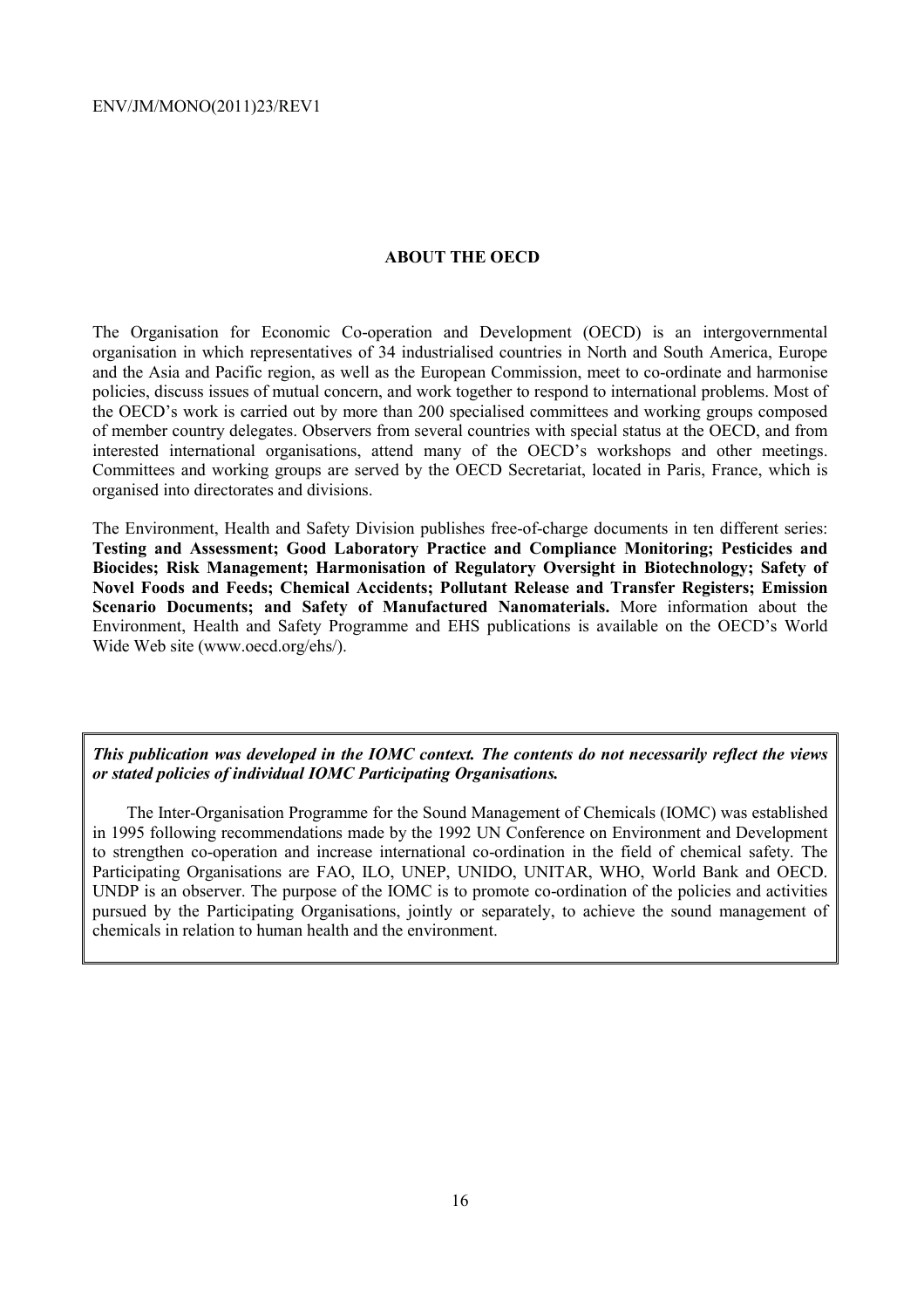## ABOUT THE OECD

The Organisation for Economic Co-operation and Development (OECD) is an intergovernmental organisation in which representatives of 34 industrialised countries in North and South America, Europe and the Asia and Pacific region, as well as the European Commission, meet to co-ordinate and harmonise policies, discuss issues of mutual concern, and work together to respond to international problems. Most of the OECD's work is carried out by more than 200 specialised committees and working groups composed of member country delegates. Observers from several countries with special status at the OECD, and from interested international organisations, attend many of the OECD's workshops and other meetings. Committees and working groups are served by the OECD Secretariat, located in Paris, France, which is organised into directorates and divisions.

The Environment, Health and Safety Division publishes free-of-charge documents in ten different series: **Testing and Assessment; Good Laboratory Practice and Compliance Monitoring; Pesticides and Biocides; Risk Management; Harmonisation of Regulatory Oversight in Biotechnology; Safety of Novel Foods and Feeds; Chemical Accidents; Pollutant Release and Transfer Registers; Emission Scenario Documents; and Safety of Manufactured Nanomaterials.** More information about the Environment, Health and Safety Programme and EHS publications is available on the OECD's World Wide Web site (www.oecd.org/ehs/).

***This publication was developed in the IOMC context. The contents do not necessarily reflect the views or stated policies of individual IOMC Participating Organisations.***

The Inter-Organisation Programme for the Sound Management of Chemicals (IOMC) was established in 1995 following recommendations made by the 1992 UN Conference on Environment and Development to strengthen co-operation and increase international co-ordination in the field of chemical safety. The Participating Organisations are FAO, ILO, UNEP, UNIDO, UNITAR, WHO, World Bank and OECD. UNDP is an observer. The purpose of the IOMC is to promote co-ordination of the policies and activities pursued by the Participating Organisations, jointly or separately, to achieve the sound management of chemicals in relation to human health and the environment.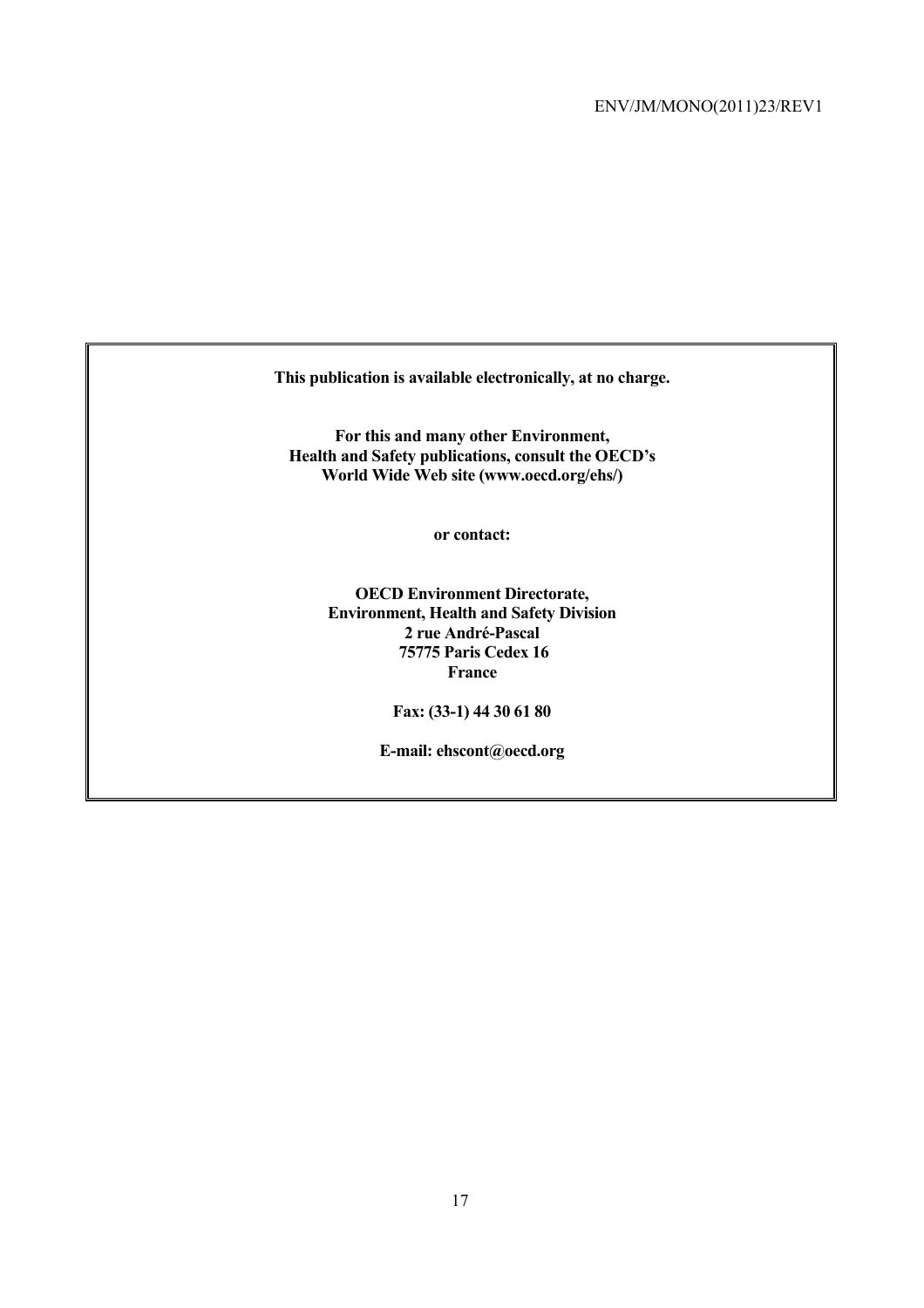**This publication is available electronically, at no charge.**

**For this and many other Environment, Health and Safety publications, consult the OECD's World Wide Web site (www.oecd.org/ehs/)**

**or contact:**

**OECD Environment Directorate,**
**Environment, Health and Safety Division**
**2 rue André-Pascal**
**75775 Paris Cedex 16**
**France**

**Fax: (33-1) 44 30 61 80**

**E-mail: ehscont@oecd.org**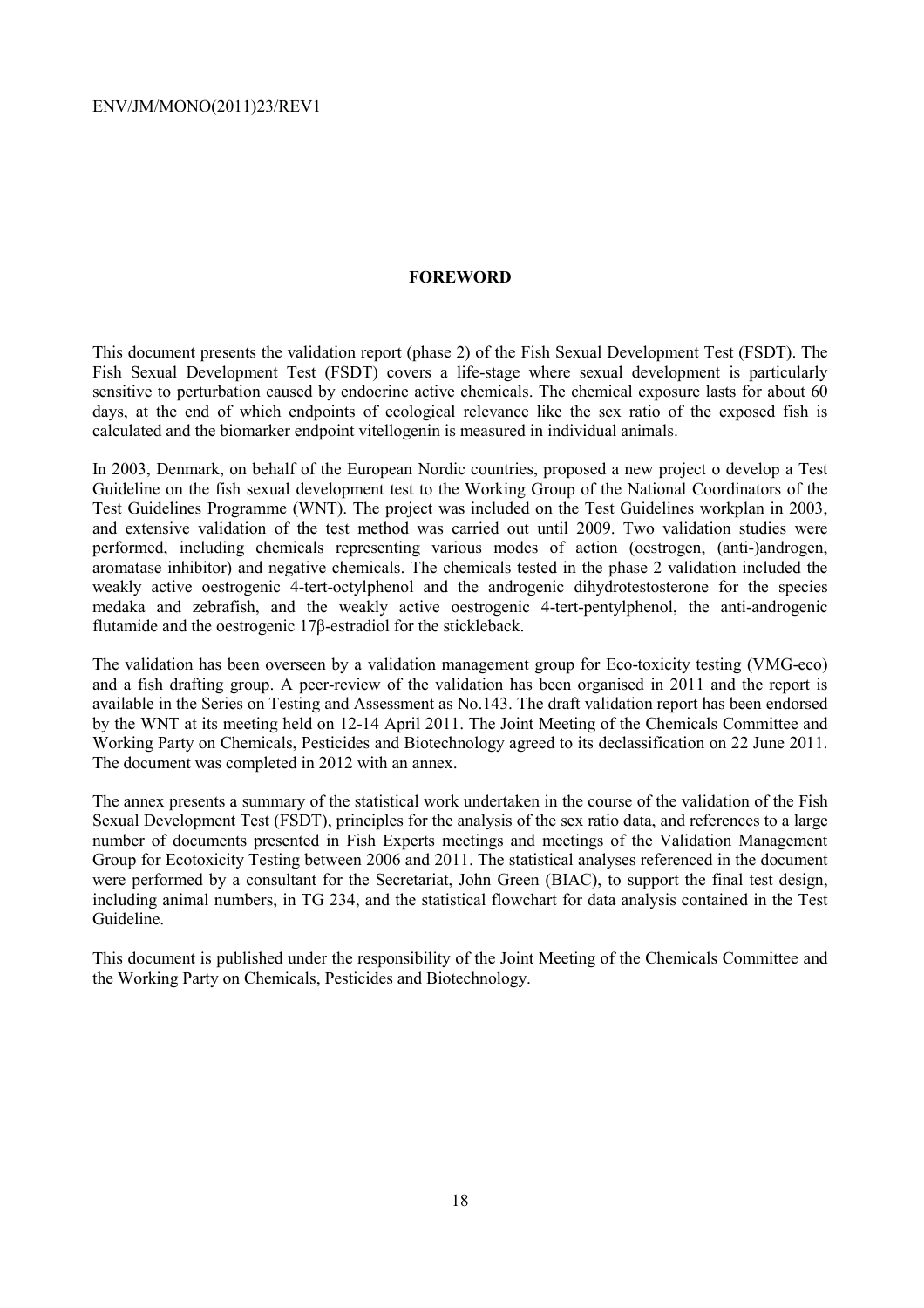## FOREWORD

This document presents the validation report (phase 2) of the Fish Sexual Development Test (FSDT). The Fish Sexual Development Test (FSDT) covers a life-stage where sexual development is particularly sensitive to perturbation caused by endocrine active chemicals. The chemical exposure lasts for about 60 days, at the end of which endpoints of ecological relevance like the sex ratio of the exposed fish is calculated and the biomarker endpoint vitellogenin is measured in individual animals.

In 2003, Denmark, on behalf of the European Nordic countries, proposed a new project o develop a Test Guideline on the fish sexual development test to the Working Group of the National Coordinators of the Test Guidelines Programme (WNT). The project was included on the Test Guidelines workplan in 2003, and extensive validation of the test method was carried out until 2009. Two validation studies were performed, including chemicals representing various modes of action (oestrogen, (anti-)androgen, aromatase inhibitor) and negative chemicals. The chemicals tested in the phase 2 validation included the weakly active oestrogenic 4-tert-octylphenol and the androgenic dihydrotestosterone for the species medaka and zebrafish, and the weakly active oestrogenic 4-tert-pentylphenol, the anti-androgenic flutamide and the oestrogenic 17β-estradiol for the stickleback.

The validation has been overseen by a validation management group for Eco-toxicity testing (VMG-eco) and a fish drafting group. A peer-review of the validation has been organised in 2011 and the report is available in the Series on Testing and Assessment as No.143. The draft validation report has been endorsed by the WNT at its meeting held on 12-14 April 2011. The Joint Meeting of the Chemicals Committee and Working Party on Chemicals, Pesticides and Biotechnology agreed to its declassification on 22 June 2011. The document was completed in 2012 with an annex.

The annex presents a summary of the statistical work undertaken in the course of the validation of the Fish Sexual Development Test (FSDT), principles for the analysis of the sex ratio data, and references to a large number of documents presented in Fish Experts meetings and meetings of the Validation Management Group for Ecotoxicity Testing between 2006 and 2011. The statistical analyses referenced in the document were performed by a consultant for the Secretariat, John Green (BIAC), to support the final test design, including animal numbers, in TG 234, and the statistical flowchart for data analysis contained in the Test Guideline.

This document is published under the responsibility of the Joint Meeting of the Chemicals Committee and the Working Party on Chemicals, Pesticides and Biotechnology.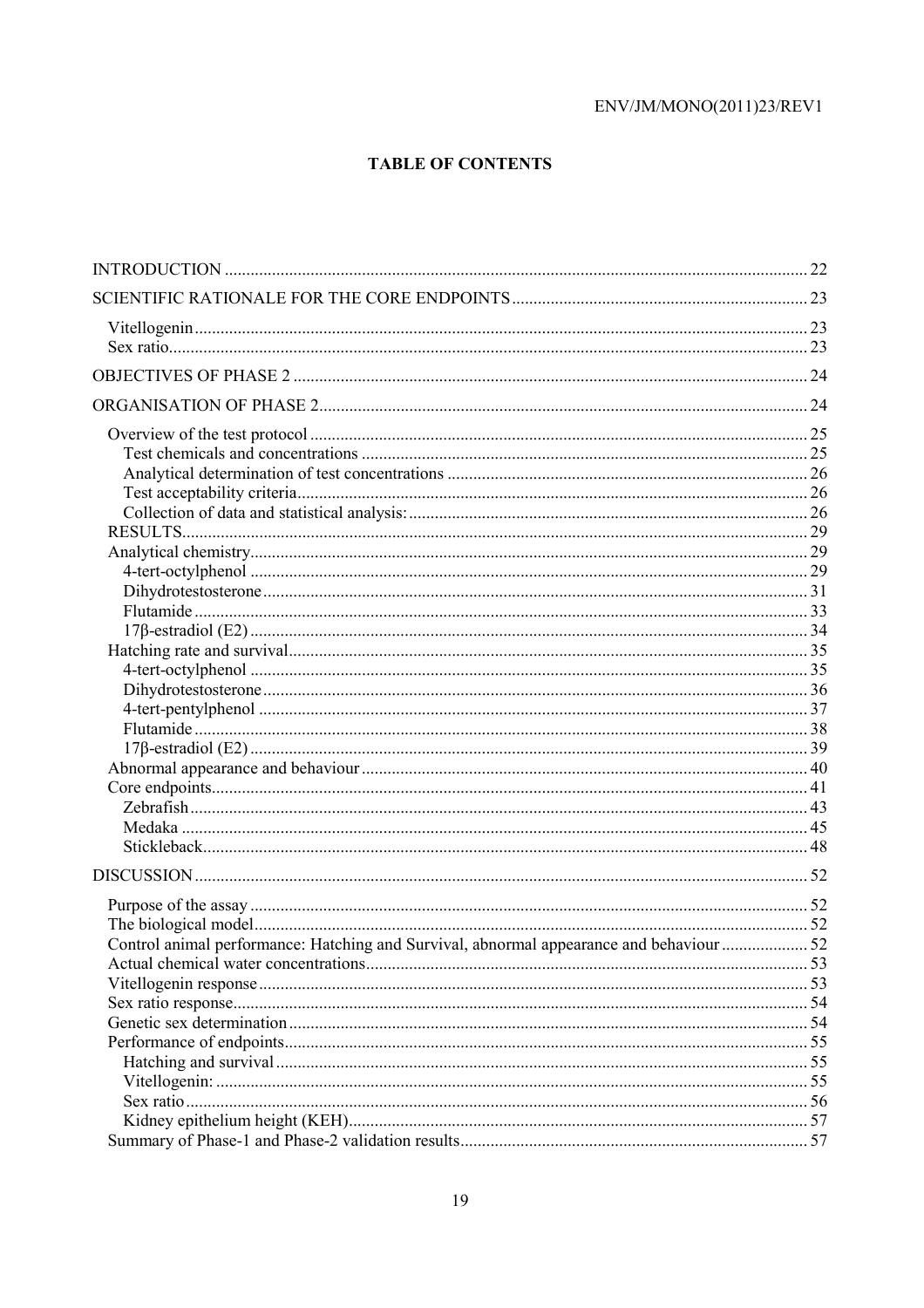# TABLE OF CONTENTS

INTRODUCTION ..... 22

SCIENTIFIC RATIONALE FOR THE CORE ENDPOINTS ..... 23

- Vitellogenin ..... 23
- Sex ratio ..... 23

OBJECTIVES OF PHASE 2 ..... 24

ORGANISATION OF PHASE 2 ..... 24

- Overview of the test protocol ..... 25
  - Test chemicals and concentrations ..... 25
  - Analytical determination of test concentrations ..... 26
  - Test acceptability criteria ..... 26
  - Collection of data and statistical analysis: ..... 26
- RESULTS ..... 29
- Analytical chemistry ..... 29
  - 4-tert-octylphenol ..... 29
  - Dihydrotestosterone ..... 31
  - Flutamide ..... 33
  - 17β-estradiol (E2) ..... 34
- Hatching rate and survival ..... 35
  - 4-tert-octylphenol ..... 35
  - Dihydrotestosterone ..... 36
  - 4-tert-pentylphenol ..... 37
  - Flutamide ..... 38
  - 17β-estradiol (E2) ..... 39
- Abnormal appearance and behaviour ..... 40
- Core endpoints ..... 41
  - Zebrafish ..... 43
  - Medaka ..... 45
  - Stickleback ..... 48

DISCUSSION ..... 52

- Purpose of the assay ..... 52
- The biological model ..... 52
- Control animal performance: Hatching and Survival, abnormal appearance and behaviour ..... 52
- Actual chemical water concentrations ..... 53
- Vitellogenin response ..... 53
- Sex ratio response ..... 54
- Genetic sex determination ..... 54
- Performance of endpoints ..... 55
  - Hatching and survival ..... 55
  - Vitellogenin: ..... 55
  - Sex ratio ..... 56
  - Kidney epithelium height (KEH) ..... 57
- Summary of Phase-1 and Phase-2 validation results ..... 57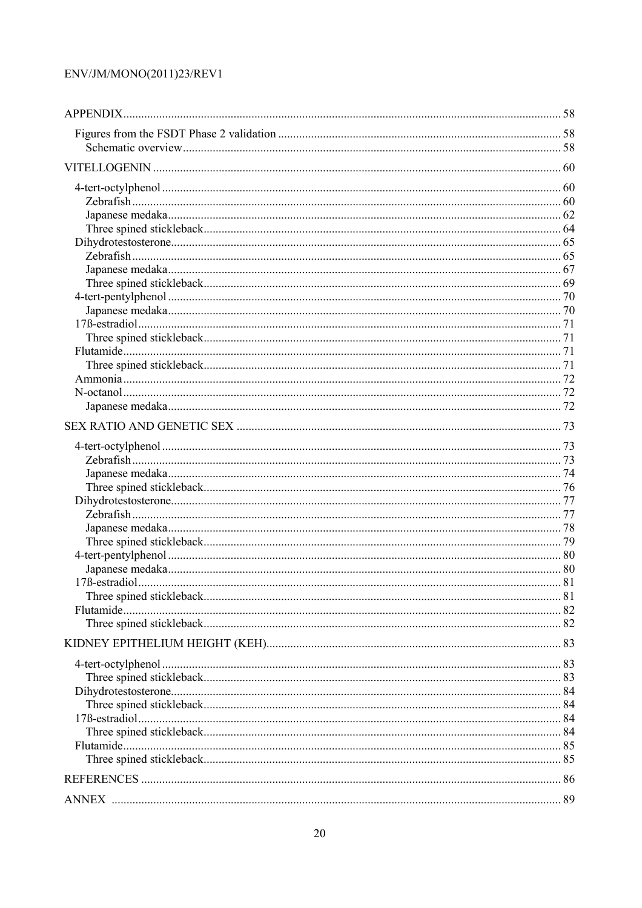APPENDIX .................................................................................................................................................. 58

Figures from the FSDT Phase 2 validation ............................................................................................ 58
Schematic overview ............................................................................................................................. 58

VITELLOGENIN ....................................................................................................................................... 60

4-tert-octylphenol .................................................................................................................................... 60
Zebrafish ............................................................................................................................................. 60
Japanese medaka .................................................................................................................................. 62
Three spined stickleback ...................................................................................................................... 64
Dihydrotestosterone ................................................................................................................................. 65
Zebrafish ............................................................................................................................................. 65
Japanese medaka .................................................................................................................................. 67
Three spined stickleback ...................................................................................................................... 69
4-tert-pentylphenol .................................................................................................................................. 70
Japanese medaka .................................................................................................................................. 70
17ß-estradiol ............................................................................................................................................ 71
Three spined stickleback ...................................................................................................................... 71
Flutamide ................................................................................................................................................. 71
Three spined stickleback ...................................................................................................................... 71
Ammonia ................................................................................................................................................. 72
N-octanol ................................................................................................................................................. 72
Japanese medaka .................................................................................................................................. 72

SEX RATIO AND GENETIC SEX ........................................................................................................... 73

4-tert-octylphenol .................................................................................................................................... 73
Zebrafish ............................................................................................................................................. 73
Japanese medaka .................................................................................................................................. 74
Three spined stickleback ...................................................................................................................... 76
Dihydrotestosterone ................................................................................................................................. 77
Zebrafish ............................................................................................................................................. 77
Japanese medaka .................................................................................................................................. 78
Three spined stickleback ...................................................................................................................... 79
4-tert-pentylphenol .................................................................................................................................. 80
Japanese medaka .................................................................................................................................. 80
17ß-estradiol ............................................................................................................................................ 81
Three spined stickleback ...................................................................................................................... 81
Flutamide ................................................................................................................................................. 82
Three spined stickleback ...................................................................................................................... 82

KIDNEY EPITHELIUM HEIGHT (KEH) ................................................................................................. 83

4-tert-octylphenol .................................................................................................................................... 83
Three spined stickleback ...................................................................................................................... 83
Dihydrotestosterone ................................................................................................................................. 84
Three spined stickleback ...................................................................................................................... 84
17ß-estradiol ............................................................................................................................................ 84
Three spined stickleback ...................................................................................................................... 84
Flutamide ................................................................................................................................................. 85
Three spined stickleback ...................................................................................................................... 85

REFERENCES .......................................................................................................................................... 86

ANNEX .................................................................................................................................................... 89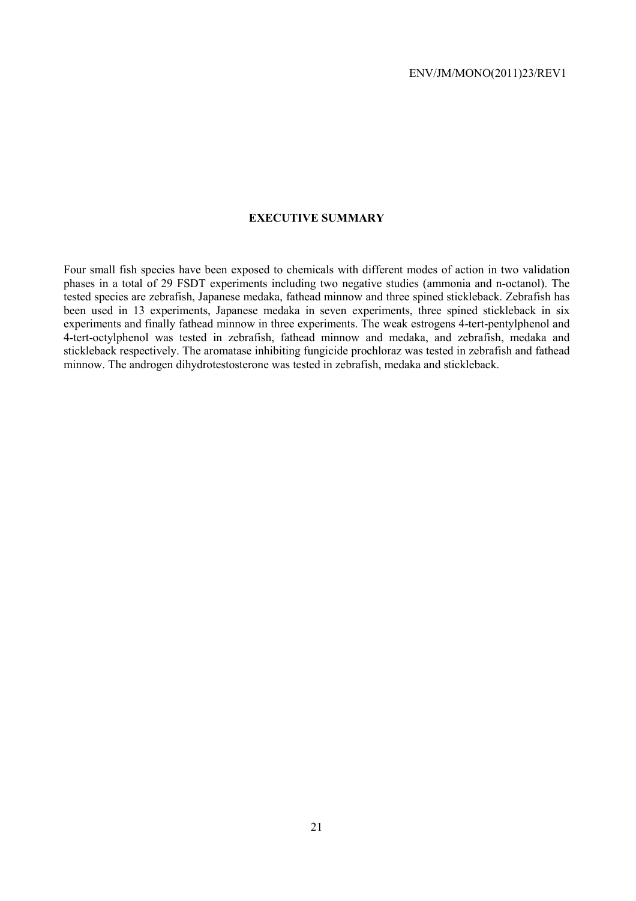## EXECUTIVE SUMMARY

Four small fish species have been exposed to chemicals with different modes of action in two validation phases in a total of 29 FSDT experiments including two negative studies (ammonia and n-octanol). The tested species are zebrafish, Japanese medaka, fathead minnow and three spined stickleback. Zebrafish has been used in 13 experiments, Japanese medaka in seven experiments, three spined stickleback in six experiments and finally fathead minnow in three experiments. The weak estrogens 4-tert-pentylphenol and 4-tert-octylphenol was tested in zebrafish, fathead minnow and medaka, and zebrafish, medaka and stickleback respectively. The aromatase inhibiting fungicide prochloraz was tested in zebrafish and fathead minnow. The androgen dihydrotestosterone was tested in zebrafish, medaka and stickleback.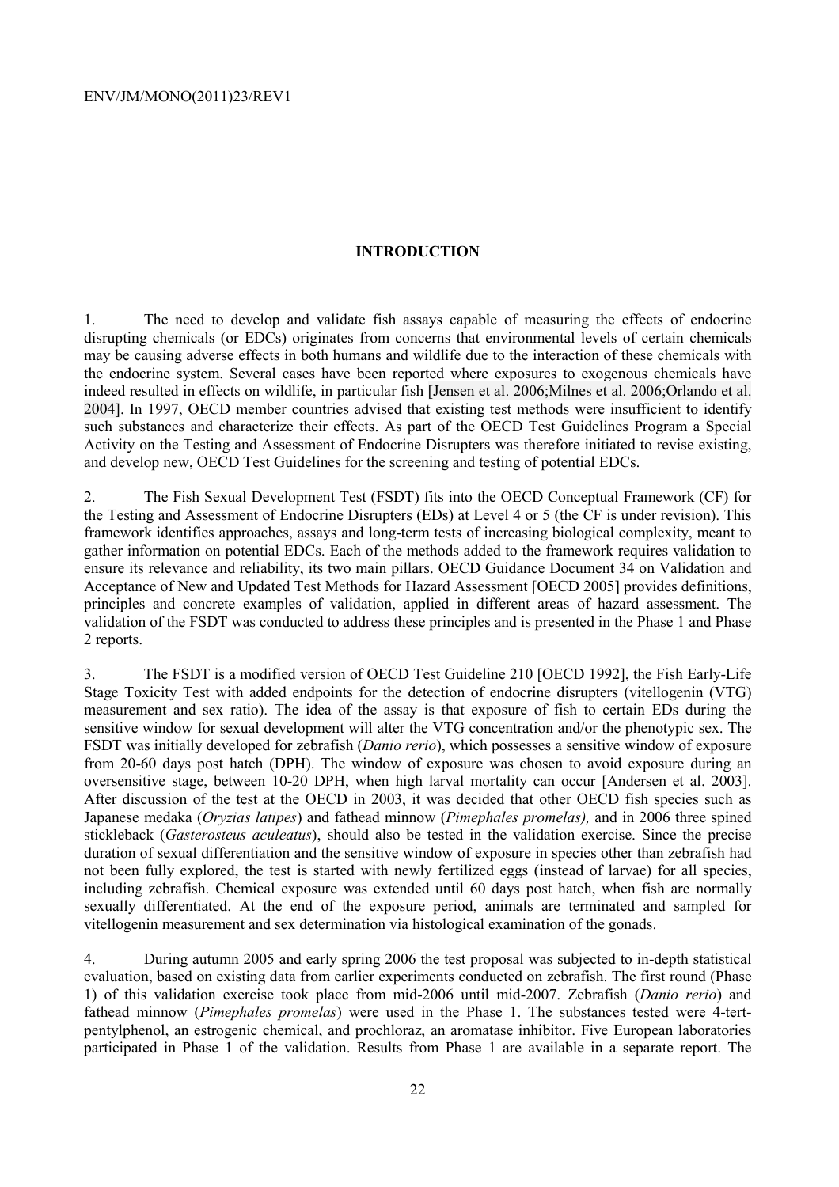## INTRODUCTION

1. The need to develop and validate fish assays capable of measuring the effects of endocrine disrupting chemicals (or EDCs) originates from concerns that environmental levels of certain chemicals may be causing adverse effects in both humans and wildlife due to the interaction of these chemicals with the endocrine system. Several cases have been reported where exposures to exogenous chemicals have indeed resulted in effects on wildlife, in particular fish [Jensen et al. 2006;Milnes et al. 2006;Orlando et al. 2004]. In 1997, OECD member countries advised that existing test methods were insufficient to identify such substances and characterize their effects. As part of the OECD Test Guidelines Program a Special Activity on the Testing and Assessment of Endocrine Disrupters was therefore initiated to revise existing, and develop new, OECD Test Guidelines for the screening and testing of potential EDCs.

2. The Fish Sexual Development Test (FSDT) fits into the OECD Conceptual Framework (CF) for the Testing and Assessment of Endocrine Disrupters (EDs) at Level 4 or 5 (the CF is under revision). This framework identifies approaches, assays and long-term tests of increasing biological complexity, meant to gather information on potential EDCs. Each of the methods added to the framework requires validation to ensure its relevance and reliability, its two main pillars. OECD Guidance Document 34 on Validation and Acceptance of New and Updated Test Methods for Hazard Assessment [OECD 2005] provides definitions, principles and concrete examples of validation, applied in different areas of hazard assessment. The validation of the FSDT was conducted to address these principles and is presented in the Phase 1 and Phase 2 reports.

3. The FSDT is a modified version of OECD Test Guideline 210 [OECD 1992], the Fish Early-Life Stage Toxicity Test with added endpoints for the detection of endocrine disrupters (vitellogenin (VTG) measurement and sex ratio). The idea of the assay is that exposure of fish to certain EDs during the sensitive window for sexual development will alter the VTG concentration and/or the phenotypic sex. The FSDT was initially developed for zebrafish (*Danio rerio*), which possesses a sensitive window of exposure from 20-60 days post hatch (DPH). The window of exposure was chosen to avoid exposure during an oversensitive stage, between 10-20 DPH, when high larval mortality can occur [Andersen et al. 2003]. After discussion of the test at the OECD in 2003, it was decided that other OECD fish species such as Japanese medaka (*Oryzias latipes*) and fathead minnow (*Pimephales promelas),* and in 2006 three spined stickleback (*Gasterosteus aculeatus*), should also be tested in the validation exercise. Since the precise duration of sexual differentiation and the sensitive window of exposure in species other than zebrafish had not been fully explored, the test is started with newly fertilized eggs (instead of larvae) for all species, including zebrafish. Chemical exposure was extended until 60 days post hatch, when fish are normally sexually differentiated. At the end of the exposure period, animals are terminated and sampled for vitellogenin measurement and sex determination via histological examination of the gonads.

4. During autumn 2005 and early spring 2006 the test proposal was subjected to in-depth statistical evaluation, based on existing data from earlier experiments conducted on zebrafish. The first round (Phase 1) of this validation exercise took place from mid-2006 until mid-2007. Zebrafish (*Danio rerio*) and fathead minnow (*Pimephales promelas*) were used in the Phase 1. The substances tested were 4-tert-pentylphenol, an estrogenic chemical, and prochloraz, an aromatase inhibitor. Five European laboratories participated in Phase 1 of the validation. Results from Phase 1 are available in a separate report. The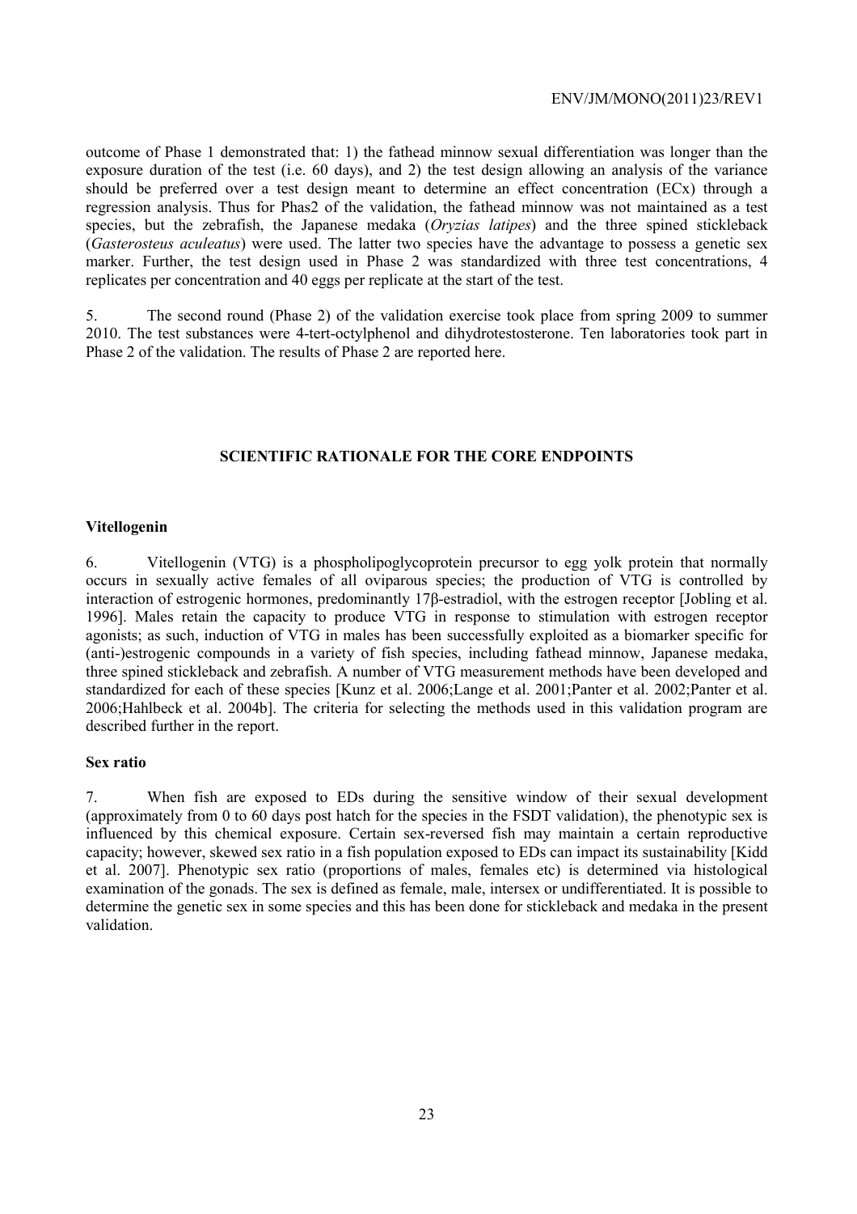outcome of Phase 1 demonstrated that: 1) the fathead minnow sexual differentiation was longer than the exposure duration of the test (i.e. 60 days), and 2) the test design allowing an analysis of the variance should be preferred over a test design meant to determine an effect concentration (ECx) through a regression analysis. Thus for Phas2 of the validation, the fathead minnow was not maintained as a test species, but the zebrafish, the Japanese medaka (*Oryzias latipes*) and the three spined stickleback (*Gasterosteus aculeatus*) were used. The latter two species have the advantage to possess a genetic sex marker. Further, the test design used in Phase 2 was standardized with three test concentrations, 4 replicates per concentration and 40 eggs per replicate at the start of the test.

5. The second round (Phase 2) of the validation exercise took place from spring 2009 to summer 2010. The test substances were 4-tert-octylphenol and dihydrotestosterone. Ten laboratories took part in Phase 2 of the validation. The results of Phase 2 are reported here.

## SCIENTIFIC RATIONALE FOR THE CORE ENDPOINTS

### Vitellogenin

6. Vitellogenin (VTG) is a phospholipoglycoprotein precursor to egg yolk protein that normally occurs in sexually active females of all oviparous species; the production of VTG is controlled by interaction of estrogenic hormones, predominantly 17β-estradiol, with the estrogen receptor [Jobling et al. 1996]. Males retain the capacity to produce VTG in response to stimulation with estrogen receptor agonists; as such, induction of VTG in males has been successfully exploited as a biomarker specific for (anti-)estrogenic compounds in a variety of fish species, including fathead minnow, Japanese medaka, three spined stickleback and zebrafish. A number of VTG measurement methods have been developed and standardized for each of these species [Kunz et al. 2006;Lange et al. 2001;Panter et al. 2002;Panter et al. 2006;Hahlbeck et al. 2004b]. The criteria for selecting the methods used in this validation program are described further in the report.

### Sex ratio

7. When fish are exposed to EDs during the sensitive window of their sexual development (approximately from 0 to 60 days post hatch for the species in the FSDT validation), the phenotypic sex is influenced by this chemical exposure. Certain sex-reversed fish may maintain a certain reproductive capacity; however, skewed sex ratio in a fish population exposed to EDs can impact its sustainability [Kidd et al. 2007]. Phenotypic sex ratio (proportions of males, females etc) is determined via histological examination of the gonads. The sex is defined as female, male, intersex or undifferentiated. It is possible to determine the genetic sex in some species and this has been done for stickleback and medaka in the present validation.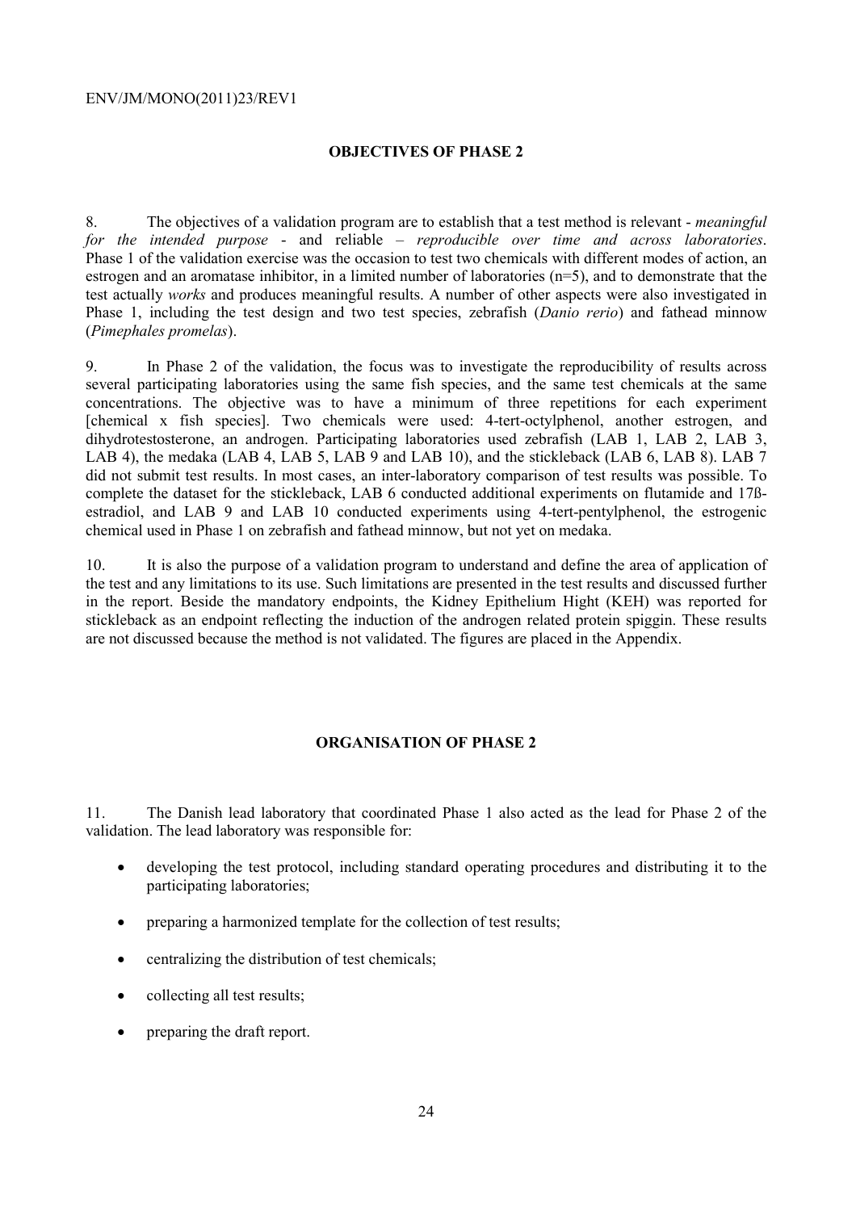## OBJECTIVES OF PHASE 2

8. The objectives of a validation program are to establish that a test method is relevant - *meaningful for the intended purpose* - and reliable – *reproducible over time and across laboratories*. Phase 1 of the validation exercise was the occasion to test two chemicals with different modes of action, an estrogen and an aromatase inhibitor, in a limited number of laboratories (n=5), and to demonstrate that the test actually *works* and produces meaningful results. A number of other aspects were also investigated in Phase 1, including the test design and two test species, zebrafish (*Danio rerio*) and fathead minnow (*Pimephales promelas*).

9. In Phase 2 of the validation, the focus was to investigate the reproducibility of results across several participating laboratories using the same fish species, and the same test chemicals at the same concentrations. The objective was to have a minimum of three repetitions for each experiment [chemical x fish species]. Two chemicals were used: 4-tert-octylphenol, another estrogen, and dihydrotestosterone, an androgen. Participating laboratories used zebrafish (LAB 1, LAB 2, LAB 3, LAB 4), the medaka (LAB 4, LAB 5, LAB 9 and LAB 10), and the stickleback (LAB 6, LAB 8). LAB 7 did not submit test results. In most cases, an inter-laboratory comparison of test results was possible. To complete the dataset for the stickleback, LAB 6 conducted additional experiments on flutamide and 17ß-estradiol, and LAB 9 and LAB 10 conducted experiments using 4-tert-pentylphenol, the estrogenic chemical used in Phase 1 on zebrafish and fathead minnow, but not yet on medaka.

10. It is also the purpose of a validation program to understand and define the area of application of the test and any limitations to its use. Such limitations are presented in the test results and discussed further in the report. Beside the mandatory endpoints, the Kidney Epithelium Hight (KEH) was reported for stickleback as an endpoint reflecting the induction of the androgen related protein spiggin. These results are not discussed because the method is not validated. The figures are placed in the Appendix.

## ORGANISATION OF PHASE 2

11. The Danish lead laboratory that coordinated Phase 1 also acted as the lead for Phase 2 of the validation. The lead laboratory was responsible for:

- developing the test protocol, including standard operating procedures and distributing it to the participating laboratories;
- preparing a harmonized template for the collection of test results;
- centralizing the distribution of test chemicals;
- collecting all test results;
- preparing the draft report.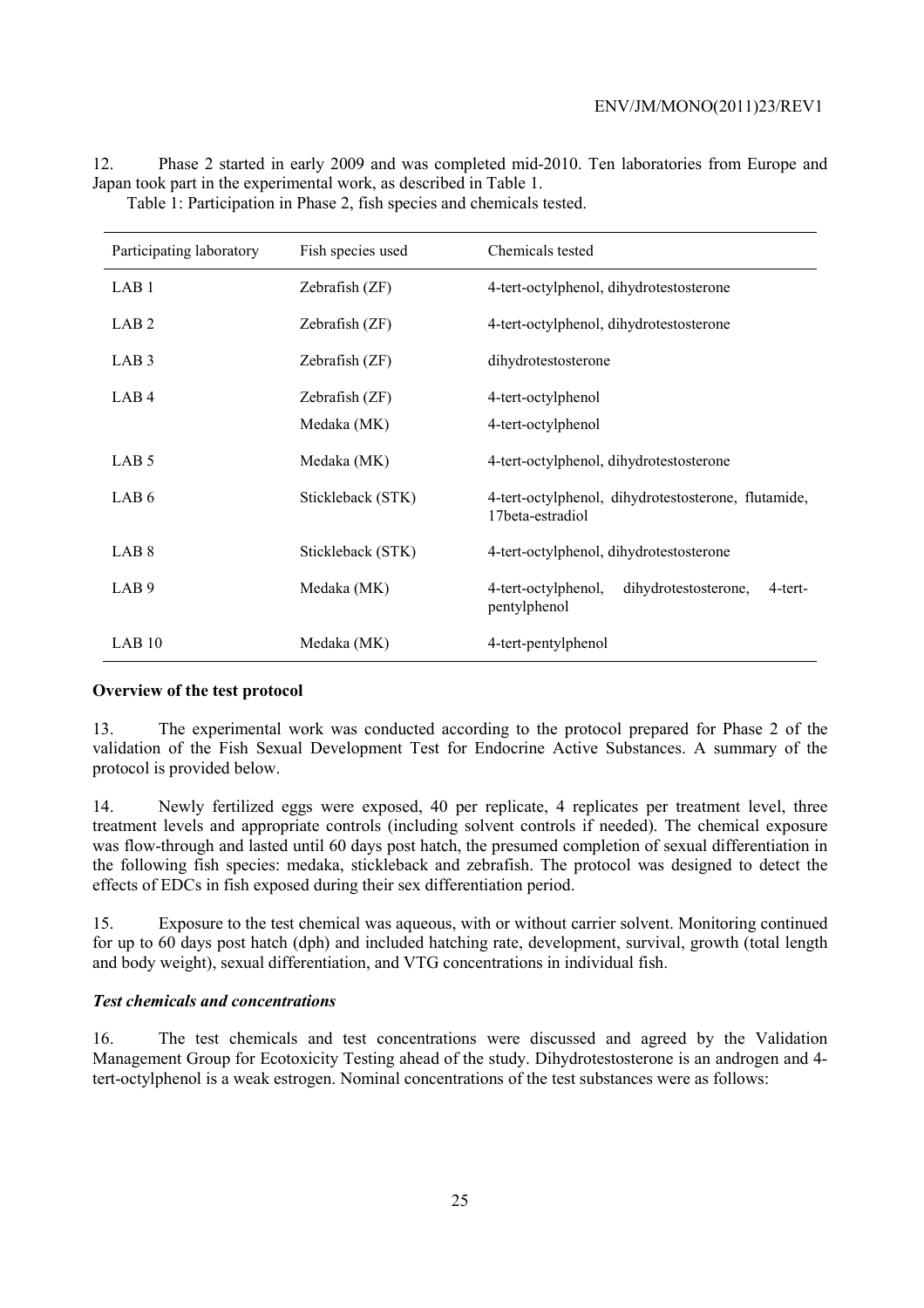12. Phase 2 started in early 2009 and was completed mid-2010. Ten laboratories from Europe and Japan took part in the experimental work, as described in Table 1.

Table 1: Participation in Phase 2, fish species and chemicals tested.

| Participating laboratory | Fish species used | Chemicals tested |
|---|---|---|
| LAB 1 | Zebrafish (ZF) | 4-tert-octylphenol, dihydrotestosterone |
| LAB 2 | Zebrafish (ZF) | 4-tert-octylphenol, dihydrotestosterone |
| LAB 3 | Zebrafish (ZF) | dihydrotestosterone |
| LAB 4 | Zebrafish (ZF) | 4-tert-octylphenol |
| | Medaka (MK) | 4-tert-octylphenol |
| LAB 5 | Medaka (MK) | 4-tert-octylphenol, dihydrotestosterone |
| LAB 6 | Stickleback (STK) | 4-tert-octylphenol, dihydrotestosterone, flutamide, 17beta-estradiol |
| LAB 8 | Stickleback (STK) | 4-tert-octylphenol, dihydrotestosterone |
| LAB 9 | Medaka (MK) | 4-tert-octylphenol, dihydrotestosterone, 4-tert-pentylphenol |
| LAB 10 | Medaka (MK) | 4-tert-pentylphenol |

**Overview of the test protocol**

13. The experimental work was conducted according to the protocol prepared for Phase 2 of the validation of the Fish Sexual Development Test for Endocrine Active Substances. A summary of the protocol is provided below.

14. Newly fertilized eggs were exposed, 40 per replicate, 4 replicates per treatment level, three treatment levels and appropriate controls (including solvent controls if needed). The chemical exposure was flow-through and lasted until 60 days post hatch, the presumed completion of sexual differentiation in the following fish species: medaka, stickleback and zebrafish. The protocol was designed to detect the effects of EDCs in fish exposed during their sex differentiation period.

15. Exposure to the test chemical was aqueous, with or without carrier solvent. Monitoring continued for up to 60 days post hatch (dph) and included hatching rate, development, survival, growth (total length and body weight), sexual differentiation, and VTG concentrations in individual fish.

***Test chemicals and concentrations***

16. The test chemicals and test concentrations were discussed and agreed by the Validation Management Group for Ecotoxicity Testing ahead of the study. Dihydrotestosterone is an androgen and 4-tert-octylphenol is a weak estrogen. Nominal concentrations of the test substances were as follows: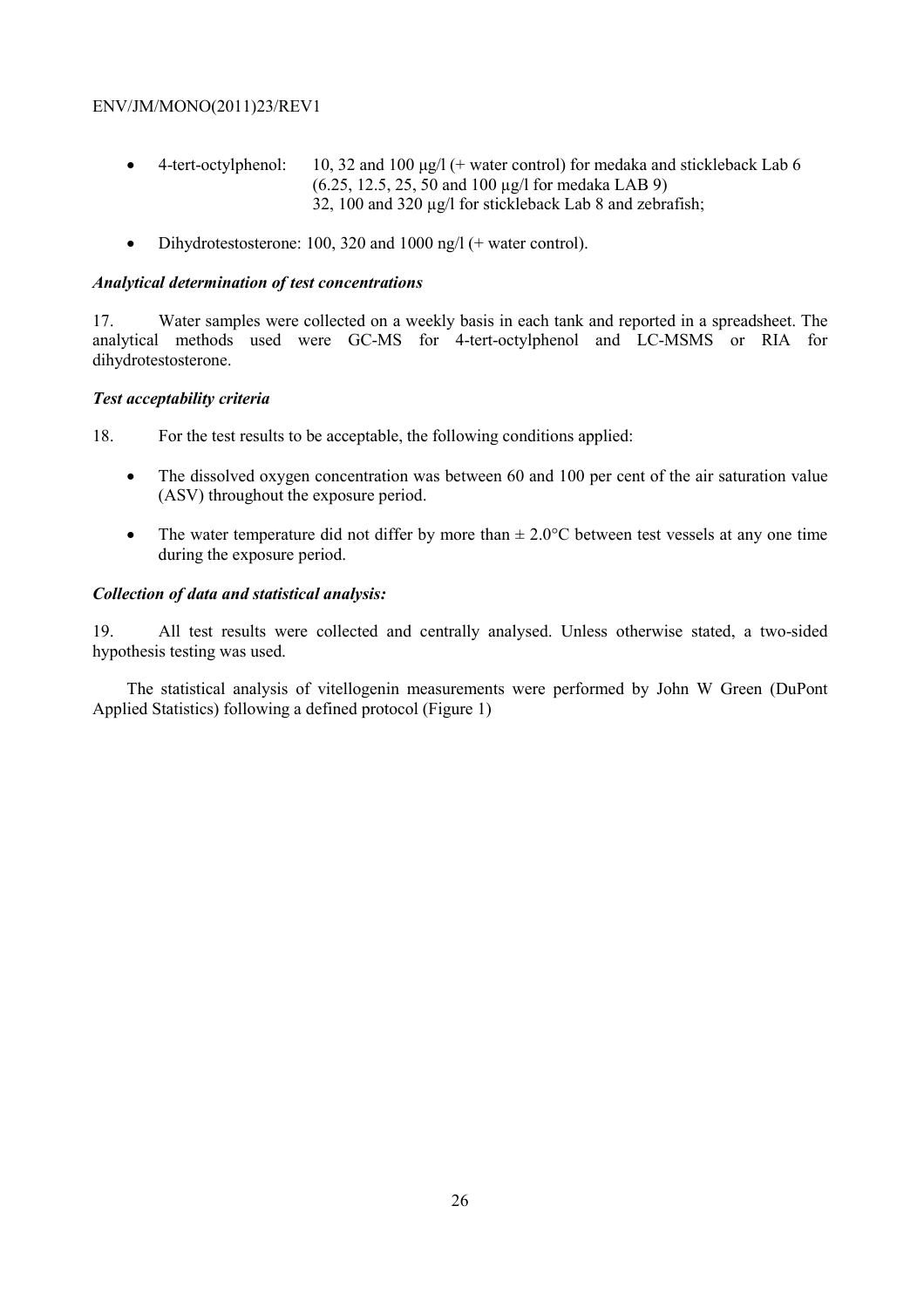- 4-tert-octylphenol: 10, 32 and 100 µg/l (+ water control) for medaka and stickleback Lab 6 (6.25, 12.5, 25, 50 and 100 µg/l for medaka LAB 9) 32, 100 and 320 µg/l for stickleback Lab 8 and zebrafish;

- Dihydrotestosterone: 100, 320 and 1000 ng/l (+ water control).

***Analytical determination of test concentrations***

17. Water samples were collected on a weekly basis in each tank and reported in a spreadsheet. The analytical methods used were GC-MS for 4-tert-octylphenol and LC-MSMS or RIA for dihydrotestosterone.

***Test acceptability criteria***

18. For the test results to be acceptable, the following conditions applied:

- The dissolved oxygen concentration was between 60 and 100 per cent of the air saturation value (ASV) throughout the exposure period.

- The water temperature did not differ by more than ± 2.0°C between test vessels at any one time during the exposure period.

***Collection of data and statistical analysis:***

19. All test results were collected and centrally analysed. Unless otherwise stated, a two-sided hypothesis testing was used.

The statistical analysis of vitellogenin measurements were performed by John W Green (DuPont Applied Statistics) following a defined protocol (Figure 1)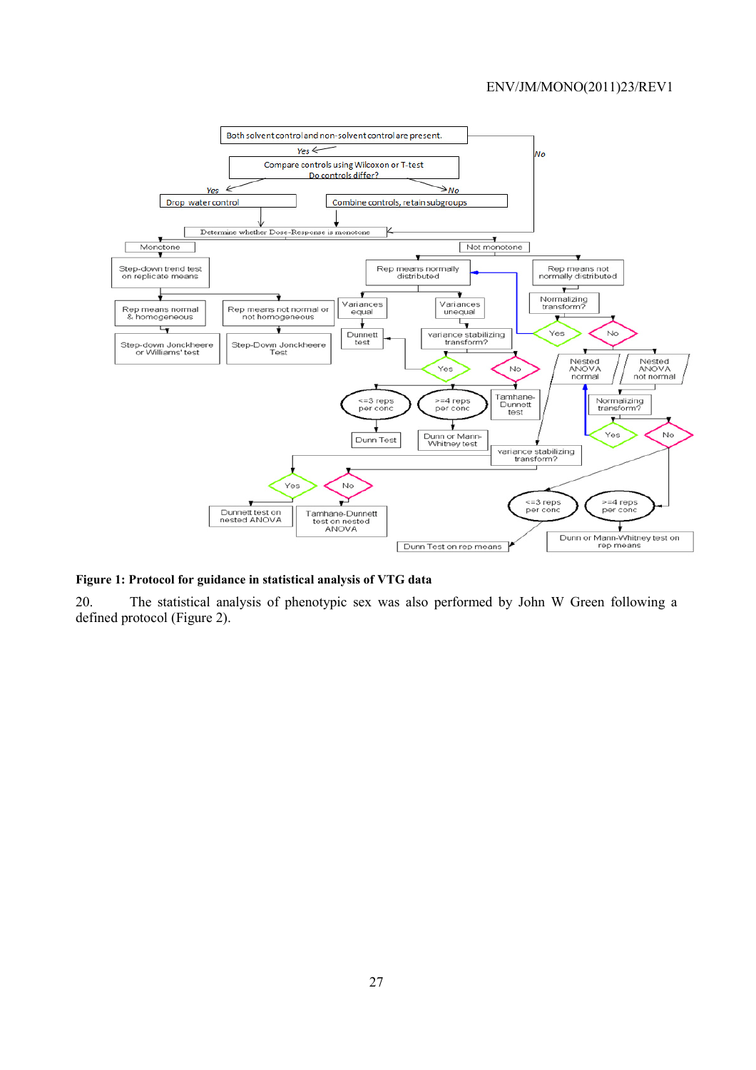**Figure 1: Protocol for guidance in statistical analysis of VTG data**

20. The statistical analysis of phenotypic sex was also performed by John W Green following a defined protocol (Figure 2).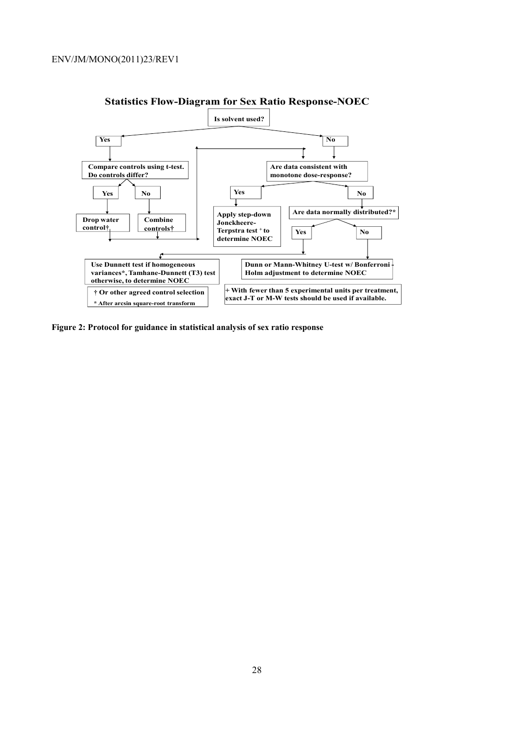**Statistics Flow-Diagram for Sex Ratio Response-NOEC**

**Is solvent used?**

- **Yes** → **Compare controls using t-test. Do controls differ?**
  - **Yes** → **Drop water control†**
  - **No** → **Combine controls†**
  - → **Are data consistent with monotone dose-response?**
- **No** → **Are data consistent with monotone dose-response?**
  - **Yes** → **Apply step-down Jonckheere-Terpstra test [+] to determine NOEC**
  - **No** → **Are data normally distributed?***
    - **Yes** → **Use Dunnett test if homogeneous variances*, Tamhane-Dunnett (T3) test otherwise, to determine NOEC**
    - **No** → **Dunn or Mann-Whitney U-test w/ Bonferroni - Holm adjustment to determine NOEC**

**† Or other agreed control selection**

*** After arcsin square-root transform**

**+ With fewer than 5 experimental units per treatment, exact J-T or M-W tests should be used if available.**

**Figure 2: Protocol for guidance in statistical analysis of sex ratio response**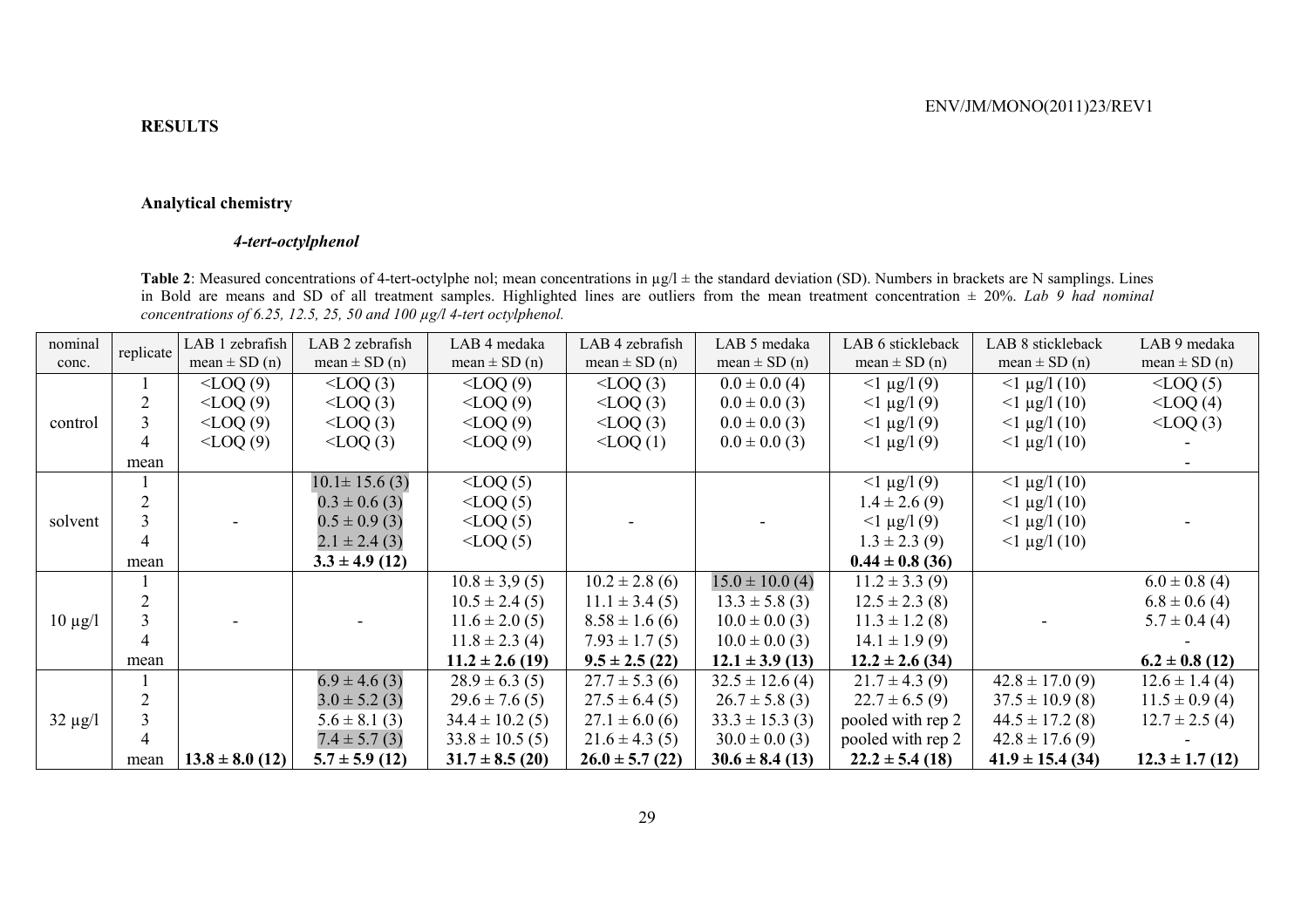**RESULTS**

**Analytical chemistry**

***4-tert-octylphenol***

**Table 2**: Measured concentrations of 4-tert-octylphe nol; mean concentrations in µg/l ± the standard deviation (SD). Numbers in brackets are N samplings. Lines in Bold are means and SD of all treatment samples. Highlighted lines are outliers from the mean treatment concentration ± 20%. *Lab 9 had nominal concentrations of 6.25, 12.5, 25, 50 and 100 µg/l 4-tert octylphenol.*

| nominal conc. | replicate | LAB 1 zebrafish mean ± SD (n) | LAB 2 zebrafish mean ± SD (n) | LAB 4 medaka mean ± SD (n) | LAB 4 zebrafish mean ± SD (n) | LAB 5 medaka mean ± SD (n) | LAB 6 stickleback mean ± SD (n) | LAB 8 stickleback mean ± SD (n) | LAB 9 medaka mean ± SD (n) |
|---|---|---|---|---|---|---|---|---|---|
| control | 1 | <LOQ (9) | <LOQ (3) | <LOQ (9) | <LOQ (3) | 0.0 ± 0.0 (4) | <1 µg/l (9) | <1 µg/l (10) | <LOQ (5) |
| | 2 | <LOQ (9) | <LOQ (3) | <LOQ (9) | <LOQ (3) | 0.0 ± 0.0 (3) | <1 µg/l (9) | <1 µg/l (10) | <LOQ (4) |
| | 3 | <LOQ (9) | <LOQ (3) | <LOQ (9) | <LOQ (3) | 0.0 ± 0.0 (3) | <1 µg/l (9) | <1 µg/l (10) | <LOQ (3) |
| | 4 | <LOQ (9) | <LOQ (3) | <LOQ (9) | <LOQ (1) | 0.0 ± 0.0 (3) | <1 µg/l (9) | <1 µg/l (10) | - |
| | mean | | | | | | | | - |
| solvent | 1 | - | 10.1± 15.6 (3) | <LOQ (5) | - | - | <1 µg/l (9) | <1 µg/l (10) | - |
| | 2 | | 0.3 ± 0.6 (3) | <LOQ (5) | | | 1.4 ± 2.6 (9) | <1 µg/l (10) | |
| | 3 | | 0.5 ± 0.9 (3) | <LOQ (5) | | | <1 µg/l (9) | <1 µg/l (10) | |
| | 4 | | 2.1 ± 2.4 (3) | <LOQ (5) | | | 1.3 ± 2.3 (9) | <1 µg/l (10) | |
| | mean | | **3.3 ± 4.9 (12)** | | | | **0.44 ± 0.8 (36)** | | |
| 10 µg/l | 1 | - | - | 10.8 ± 3,9 (5) | 10.2 ± 2.8 (6) | 15.0 ± 10.0 (4) | 11.2 ± 3.3 (9) | - | 6.0 ± 0.8 (4) |
| | 2 | | | 10.5 ± 2.4 (5) | 11.1 ± 3.4 (5) | 13.3 ± 5.8 (3) | 12.5 ± 2.3 (8) | | 6.8 ± 0.6 (4) |
| | 3 | | | 11.6 ± 2.0 (5) | 8.58 ± 1.6 (6) | 10.0 ± 0.0 (3) | 11.3 ± 1.2 (8) | | 5.7 ± 0.4 (4) |
| | 4 | | | 11.8 ± 2.3 (4) | 7.93 ± 1.7 (5) | 10.0 ± 0.0 (3) | 14.1 ± 1.9 (9) | | - |
| | mean | | | **11.2 ± 2.6 (19)** | **9.5 ± 2.5 (22)** | **12.1 ± 3.9 (13)** | **12.2 ± 2.6 (34)** | | **6.2 ± 0.8 (12)** |
| 32 µg/l | 1 | | 6.9 ± 4.6 (3) | 28.9 ± 6.3 (5) | 27.7 ± 5.3 (6) | 32.5 ± 12.6 (4) | 21.7 ± 4.3 (9) | 42.8 ± 17.0 (9) | 12.6 ± 1.4 (4) |
| | 2 | | 3.0 ± 5.2 (3) | 29.6 ± 7.6 (5) | 27.5 ± 6.4 (5) | 26.7 ± 5.8 (3) | 22.7 ± 6.5 (9) | 37.5 ± 10.9 (8) | 11.5 ± 0.9 (4) |
| | 3 | | 5.6 ± 8.1 (3) | 34.4 ± 10.2 (5) | 27.1 ± 6.0 (6) | 33.3 ± 15.3 (3) | pooled with rep 2 | 44.5 ± 17.2 (8) | 12.7 ± 2.5 (4) |
| | 4 | | 7.4 ± 5.7 (3) | 33.8 ± 10.5 (5) | 21.6 ± 4.3 (5) | 30.0 ± 0.0 (3) | pooled with rep 2 | 42.8 ± 17.6 (9) | - |
| | mean | **13.8 ± 8.0 (12)** | **5.7 ± 5.9 (12)** | **31.7 ± 8.5 (20)** | **26.0 ± 5.7 (22)** | **30.6 ± 8.4 (13)** | **22.2 ± 5.4 (18)** | **41.9 ± 15.4 (34)** | **12.3 ± 1.7 (12)** |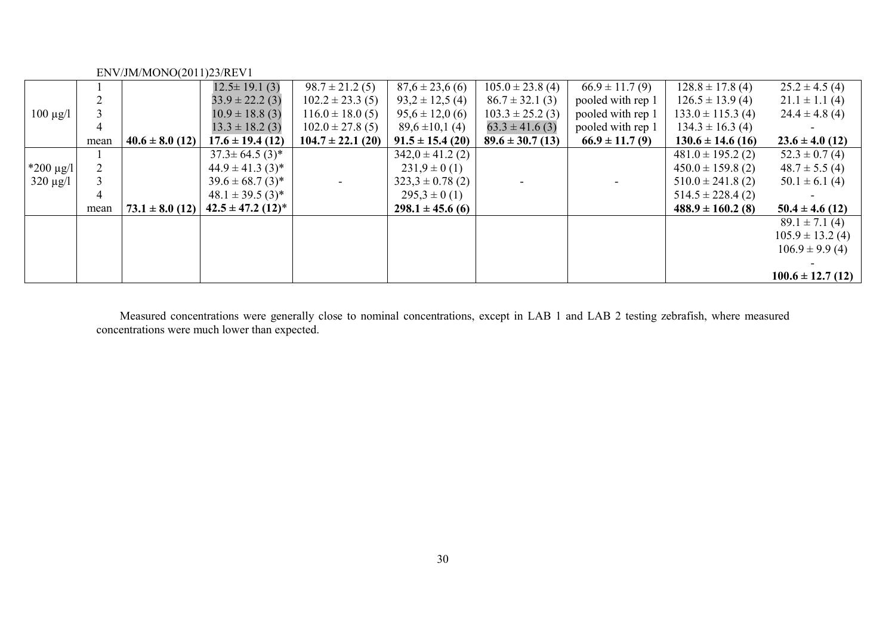| | | | | | | | | | |
|---|---|---|---|---|---|---|---|---|---|
| 100 µg/l | 1 | | 12.5± 19.1 (3) | 98.7 ± 21.2 (5) | 87,6 ± 23,6 (6) | 105.0 ± 23.8 (4) | 66.9 ± 11.7 (9) | 128.8 ± 17.8 (4) | 25.2 ± 4.5 (4) |
| | 2 | | 33.9 ± 22.2 (3) | 102.2 ± 23.3 (5) | 93,2 ± 12,5 (4) | 86.7 ± 32.1 (3) | pooled with rep 1 | 126.5 ± 13.9 (4) | 21.1 ± 1.1 (4) |
| | 3 | | 10.9 ± 18.8 (3) | 116.0 ± 18.0 (5) | 95,6 ± 12,0 (6) | 103.3 ± 25.2 (3) | pooled with rep 1 | 133.0 ± 115.3 (4) | 24.4 ± 4.8 (4) |
| | 4 | | 13.3 ± 18.2 (3) | 102.0 ± 27.8 (5) | 89,6 ±10,1 (4) | 63.3 ± 41.6 (3) | pooled with rep 1 | 134.3 ± 16.3 (4) | - |
| | mean | **40.6 ± 8.0 (12)** | **17.6 ± 19.4 (12)** | **104.7 ± 22.1 (20)** | **91.5 ± 15.4 (20)** | **89.6 ± 30.7 (13)** | **66.9 ± 11.7 (9)** | **130.6 ± 14.6 (16)** | **23.6 ± 4.0 (12)** |
| *200 µg/l 320 µg/l | 1 | | 37.3± 64.5 (3)* | - | 342,0 ± 41.2 (2) | - | - | 481.0 ± 195.2 (2) | 52.3 ± 0.7 (4) |
| | 2 | | 44.9 ± 41.3 (3)* | | 231,9 ± 0 (1) | | | 450.0 ± 159.8 (2) | 48.7 ± 5.5 (4) |
| | 3 | | 39.6 ± 68.7 (3)* | | 323,3 ± 0.78 (2) | | | 510.0 ± 241.8 (2) | 50.1 ± 6.1 (4) |
| | 4 | | 48.1 ± 39.5 (3)* | | 295,3 ± 0 (1) | | | 514.5 ± 228.4 (2) | - |
| | mean | **73.1 ± 8.0 (12)** | **42.5 ± 47.2 (12)*** | | **298.1 ± 45.6 (6)** | | | **488.9 ± 160.2 (8)** | **50.4 ± 4.6 (12)** |
| | | | | | | | | | 89.1 ± 7.1 (4) |
| | | | | | | | | | 105.9 ± 13.2 (4) |
| | | | | | | | | | 106.9 ± 9.9 (4) |
| | | | | | | | | | - |
| | | | | | | | | | **100.6 ± 12.7 (12)** |

Measured concentrations were generally close to nominal concentrations, except in LAB 1 and LAB 2 testing zebrafish, where measured concentrations were much lower than expected.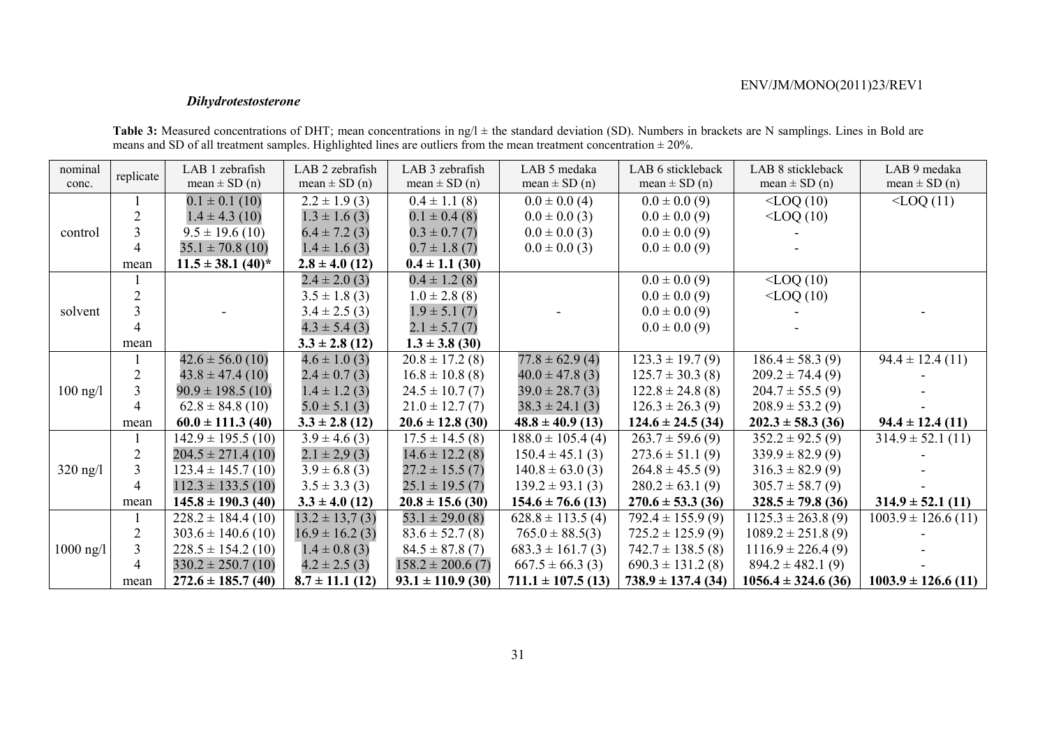***Dihydrotestosterone***

**Table 3:** Measured concentrations of DHT; mean concentrations in ng/l ± the standard deviation (SD). Numbers in brackets are N samplings. Lines in Bold are means and SD of all treatment samples. Highlighted lines are outliers from the mean treatment concentration ± 20%.

| nominal conc. | replicate | LAB 1 zebrafish mean ± SD (n) | LAB 2 zebrafish mean ± SD (n) | LAB 3 zebrafish mean ± SD (n) | LAB 5 medaka mean ± SD (n) | LAB 6 stickleback mean ± SD (n) | LAB 8 stickleback mean ± SD (n) | LAB 9 medaka mean ± SD (n) |
|---|---|---|---|---|---|---|---|---|
| control | 1 | 0.1 ± 0.1 (10) | 2.2 ± 1.9 (3) | 0.4 ± 1.1 (8) | 0.0 ± 0.0 (4) | 0.0 ± 0.0 (9) | <LOQ (10) | <LOQ (11) |
| | 2 | 1.4 ± 4.3 (10) | 1.3 ± 1.6 (3) | 0.1 ± 0.4 (8) | 0.0 ± 0.0 (3) | 0.0 ± 0.0 (9) | <LOQ (10) | |
| | 3 | 9.5 ± 19.6 (10) | 6.4 ± 7.2 (3) | 0.3 ± 0.7 (7) | 0.0 ± 0.0 (3) | 0.0 ± 0.0 (9) | - | |
| | 4 | 35.1 ± 70.8 (10) | 1.4 ± 1.6 (3) | 0.7 ± 1.8 (7) | 0.0 ± 0.0 (3) | 0.0 ± 0.0 (9) | - | |
| | mean | **11.5 ± 38.1 (40)*** | **2.8 ± 4.0 (12)** | **0.4 ± 1.1 (30)** | | | | |
| solvent | 1 | - | 2.4 ± 2.0 (3) | 0.4 ± 1.2 (8) | - | 0.0 ± 0.0 (9) | <LOQ (10) | - |
| | 2 | | 3.5 ± 1.8 (3) | 1.0 ± 2.8 (8) | | 0.0 ± 0.0 (9) | <LOQ (10) | |
| | 3 | | 3.4 ± 2.5 (3) | 1.9 ± 5.1 (7) | | 0.0 ± 0.0 (9) | - | |
| | 4 | | 4.3 ± 5.4 (3) | 2.1 ± 5.7 (7) | | 0.0 ± 0.0 (9) | - | |
| | mean | | **3.3 ± 2.8 (12)** | **1.3 ± 3.8 (30)** | | | | |
| 100 ng/l | 1 | 42.6 ± 56.0 (10) | 4.6 ± 1.0 (3) | 20.8 ± 17.2 (8) | 77.8 ± 62.9 (4) | 123.3 ± 19.7 (9) | 186.4 ± 58.3 (9) | 94.4 ± 12.4 (11) |
| | 2 | 43.8 ± 47.4 (10) | 2.4 ± 0.7 (3) | 16.8 ± 10.8 (8) | 40.0 ± 47.8 (3) | 125.7 ± 30.3 (8) | 209.2 ± 74.4 (9) | - |
| | 3 | 90.9 ± 198.5 (10) | 1.4 ± 1.2 (3) | 24.5 ± 10.7 (7) | 39.0 ± 28.7 (3) | 122.8 ± 24.8 (8) | 204.7 ± 55.5 (9) | - |
| | 4 | 62.8 ± 84.8 (10) | 5.0 ± 5.1 (3) | 21.0 ± 12.7 (7) | 38.3 ± 24.1 (3) | 126.3 ± 26.3 (9) | 208.9 ± 53.2 (9) | - |
| | mean | **60.0 ± 111.3 (40)** | **3.3 ± 2.8 (12)** | **20.6 ± 12.8 (30)** | **48.8 ± 40.9 (13)** | **124.6 ± 24.5 (34)** | **202.3 ± 58.3 (36)** | **94.4 ± 12.4 (11)** |
| 320 ng/l | 1 | 142.9 ± 195.5 (10) | 3.9 ± 4.6 (3) | 17.5 ± 14.5 (8) | 188.0 ± 105.4 (4) | 263.7 ± 59.6 (9) | 352.2 ± 92.5 (9) | 314.9 ± 52.1 (11) |
| | 2 | 204.5 ± 271.4 (10) | 2.1 ± 2,9 (3) | 14.6 ± 12.2 (8) | 150.4 ± 45.1 (3) | 273.6 ± 51.1 (9) | 339.9 ± 82.9 (9) | - |
| | 3 | 123.4 ± 145.7 (10) | 3.9 ± 6.8 (3) | 27.2 ± 15.5 (7) | 140.8 ± 63.0 (3) | 264.8 ± 45.5 (9) | 316.3 ± 82.9 (9) | - |
| | 4 | 112.3 ± 133.5 (10) | 3.5 ± 3.3 (3) | 25.1 ± 19.5 (7) | 139.2 ± 93.1 (3) | 280.2 ± 63.1 (9) | 305.7 ± 58.7 (9) | - |
| | mean | **145.8 ± 190.3 (40)** | **3.3 ± 4.0 (12)** | **20.8 ± 15.6 (30)** | **154.6 ± 76.6 (13)** | **270.6 ± 53.3 (36)** | **328.5 ± 79.8 (36)** | **314.9 ± 52.1 (11)** |
| 1000 ng/l | 1 | 228.2 ± 184.4 (10) | 13.2 ± 13,7 (3) | 53.1 ± 29.0 (8) | 628.8 ± 113.5 (4) | 792.4 ± 155.9 (9) | 1125.3 ± 263.8 (9) | 1003.9 ± 126.6 (11) |
| | 2 | 303.6 ± 140.6 (10) | 16.9 ± 16.2 (3) | 83.6 ± 52.7 (8) | 765.0 ± 88.5(3) | 725.2 ± 125.9 (9) | 1089.2 ± 251.8 (9) | - |
| | 3 | 228.5 ± 154.2 (10) | 1.4 ± 0.8 (3) | 84.5 ± 87.8 (7) | 683.3 ± 161.7 (3) | 742.7 ± 138.5 (8) | 1116.9 ± 226.4 (9) | - |
| | 4 | 330.2 ± 250.7 (10) | 4.2 ± 2.5 (3) | 158.2 ± 200.6 (7) | 667.5 ± 66.3 (3) | 690.3 ± 131.2 (8) | 894.2 ± 482.1 (9) | - |
| | mean | **272.6 ± 185.7 (40)** | **8.7 ± 11.1 (12)** | **93.1 ± 110.9 (30)** | **711.1 ± 107.5 (13)** | **738.9 ± 137.4 (34)** | **1056.4 ± 324.6 (36)** | **1003.9 ± 126.6 (11)** |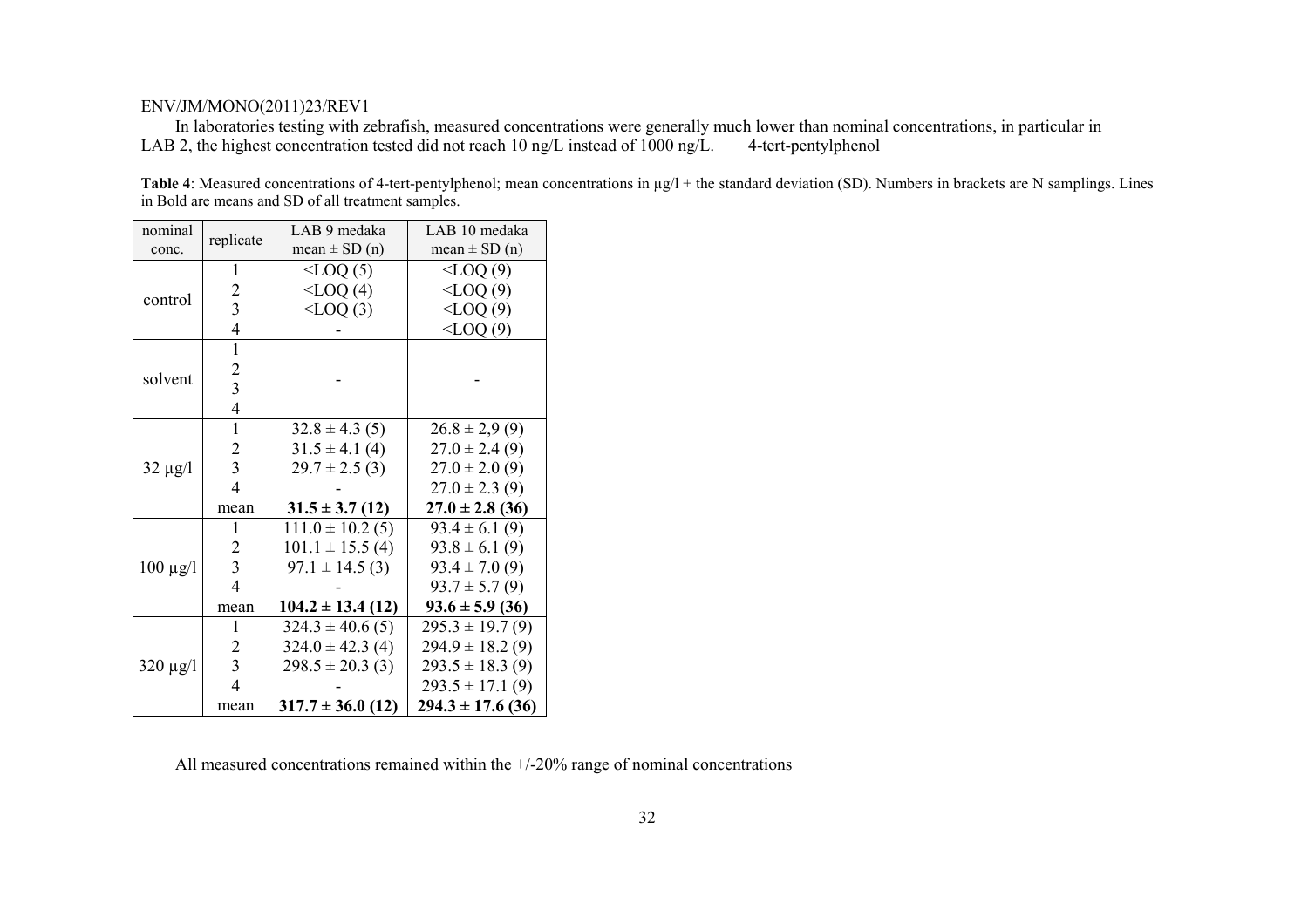In laboratories testing with zebrafish, measured concentrations were generally much lower than nominal concentrations, in particular in LAB 2, the highest concentration tested did not reach 10 ng/L instead of 1000 ng/L.

4-tert-pentylphenol

**Table 4**: Measured concentrations of 4-tert-pentylphenol; mean concentrations in µg/l ± the standard deviation (SD). Numbers in brackets are N samplings. Lines in Bold are means and SD of all treatment samples.

| nominal conc. | replicate | LAB 9 medaka mean ± SD (n) | LAB 10 medaka mean ± SD (n) |
|---|---|---|---|
| control | 1 | <LOQ (5) | <LOQ (9) |
| | 2 | <LOQ (4) | <LOQ (9) |
| | 3 | <LOQ (3) | <LOQ (9) |
| | 4 | - | <LOQ (9) |
| solvent | 1 | - | - |
| | 2 | | |
| | 3 | | |
| | 4 | | |
| 32 µg/l | 1 | 32.8 ± 4.3 (5) | 26.8 ± 2,9 (9) |
| | 2 | 31.5 ± 4.1 (4) | 27.0 ± 2.4 (9) |
| | 3 | 29.7 ± 2.5 (3) | 27.0 ± 2.0 (9) |
| | 4 | - | 27.0 ± 2.3 (9) |
| | mean | **31.5 ± 3.7 (12)** | **27.0 ± 2.8 (36)** |
| 100 µg/l | 1 | 111.0 ± 10.2 (5) | 93.4 ± 6.1 (9) |
| | 2 | 101.1 ± 15.5 (4) | 93.8 ± 6.1 (9) |
| | 3 | 97.1 ± 14.5 (3) | 93.4 ± 7.0 (9) |
| | 4 | - | 93.7 ± 5.7 (9) |
| | mean | **104.2 ± 13.4 (12)** | **93.6 ± 5.9 (36)** |
| 320 µg/l | 1 | 324.3 ± 40.6 (5) | 295.3 ± 19.7 (9) |
| | 2 | 324.0 ± 42.3 (4) | 294.9 ± 18.2 (9) |
| | 3 | 298.5 ± 20.3 (3) | 293.5 ± 18.3 (9) |
| | 4 | - | 293.5 ± 17.1 (9) |
| | mean | **317.7 ± 36.0 (12)** | **294.3 ± 17.6 (36)** |

All measured concentrations remained within the +/-20% range of nominal concentrations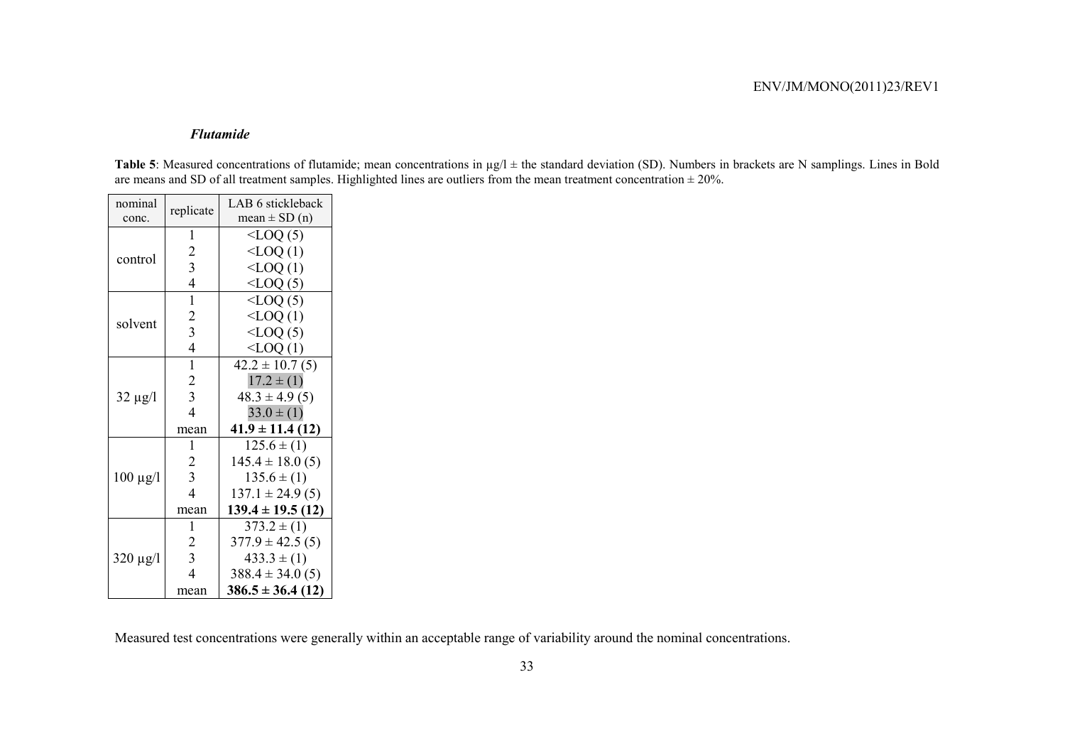***Flutamide***

**Table 5**: Measured concentrations of flutamide; mean concentrations in µg/l ± the standard deviation (SD). Numbers in brackets are N samplings. Lines in Bold are means and SD of all treatment samples. Highlighted lines are outliers from the mean treatment concentration ± 20%.

| nominal conc. | replicate | LAB 6 stickleback mean ± SD (n) |
|---|---|---|
| control | 1 | <LOQ (5) |
| | 2 | <LOQ (1) |
| | 3 | <LOQ (1) |
| | 4 | <LOQ (5) |
| solvent | 1 | <LOQ (5) |
| | 2 | <LOQ (1) |
| | 3 | <LOQ (5) |
| | 4 | <LOQ (1) |
| 32 µg/l | 1 | 42.2 ± 10.7 (5) |
| | 2 | 17.2 ± (1) |
| | 3 | 48.3 ± 4.9 (5) |
| | 4 | 33.0 ± (1) |
| | mean | **41.9 ± 11.4 (12)** |
| 100 µg/l | 1 | 125.6 ± (1) |
| | 2 | 145.4 ± 18.0 (5) |
| | 3 | 135.6 ± (1) |
| | 4 | 137.1 ± 24.9 (5) |
| | mean | **139.4 ± 19.5 (12)** |
| 320 µg/l | 1 | 373.2 ± (1) |
| | 2 | 377.9 ± 42.5 (5) |
| | 3 | 433.3 ± (1) |
| | 4 | 388.4 ± 34.0 (5) |
| | mean | **386.5 ± 36.4 (12)** |

Measured test concentrations were generally within an acceptable range of variability around the nominal concentrations.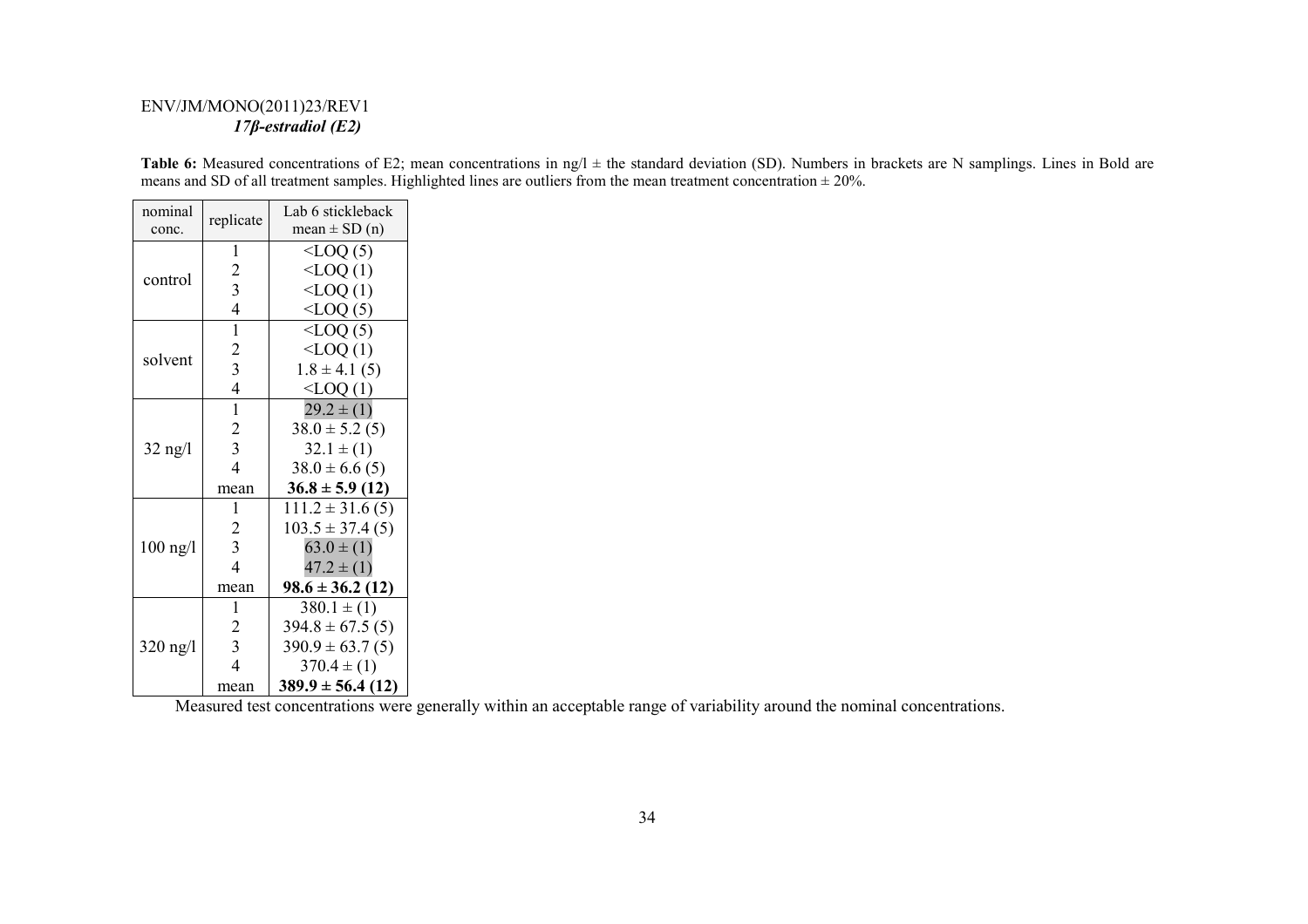**Table 6:** Measured concentrations of E2; mean concentrations in ng/l ± the standard deviation (SD). Numbers in brackets are N samplings. Lines in Bold are means and SD of all treatment samples. Highlighted lines are outliers from the mean treatment concentration ± 20%.

| nominal conc. | replicate | Lab 6 stickleback mean ± SD (n) |
|---|---|---|
| control | 1 | <LOQ (5) |
| | 2 | <LOQ (1) |
| | 3 | <LOQ (1) |
| | 4 | <LOQ (5) |
| solvent | 1 | <LOQ (5) |
| | 2 | <LOQ (1) |
| | 3 | 1.8 ± 4.1 (5) |
| | 4 | <LOQ (1) |
| 32 ng/l | 1 | 29.2 ± (1) |
| | 2 | 38.0 ± 5.2 (5) |
| | 3 | 32.1 ± (1) |
| | 4 | 38.0 ± 6.6 (5) |
| | mean | **36.8 ± 5.9 (12)** |
| 100 ng/l | 1 | 111.2 ± 31.6 (5) |
| | 2 | 103.5 ± 37.4 (5) |
| | 3 | 63.0 ± (1) |
| | 4 | 47.2 ± (1) |
| | mean | **98.6 ± 36.2 (12)** |
| 320 ng/l | 1 | 380.1 ± (1) |
| | 2 | 394.8 ± 67.5 (5) |
| | 3 | 390.9 ± 63.7 (5) |
| | 4 | 370.4 ± (1) |
| | mean | **389.9 ± 56.4 (12)** |

Measured test concentrations were generally within an acceptable range of variability around the nominal concentrations.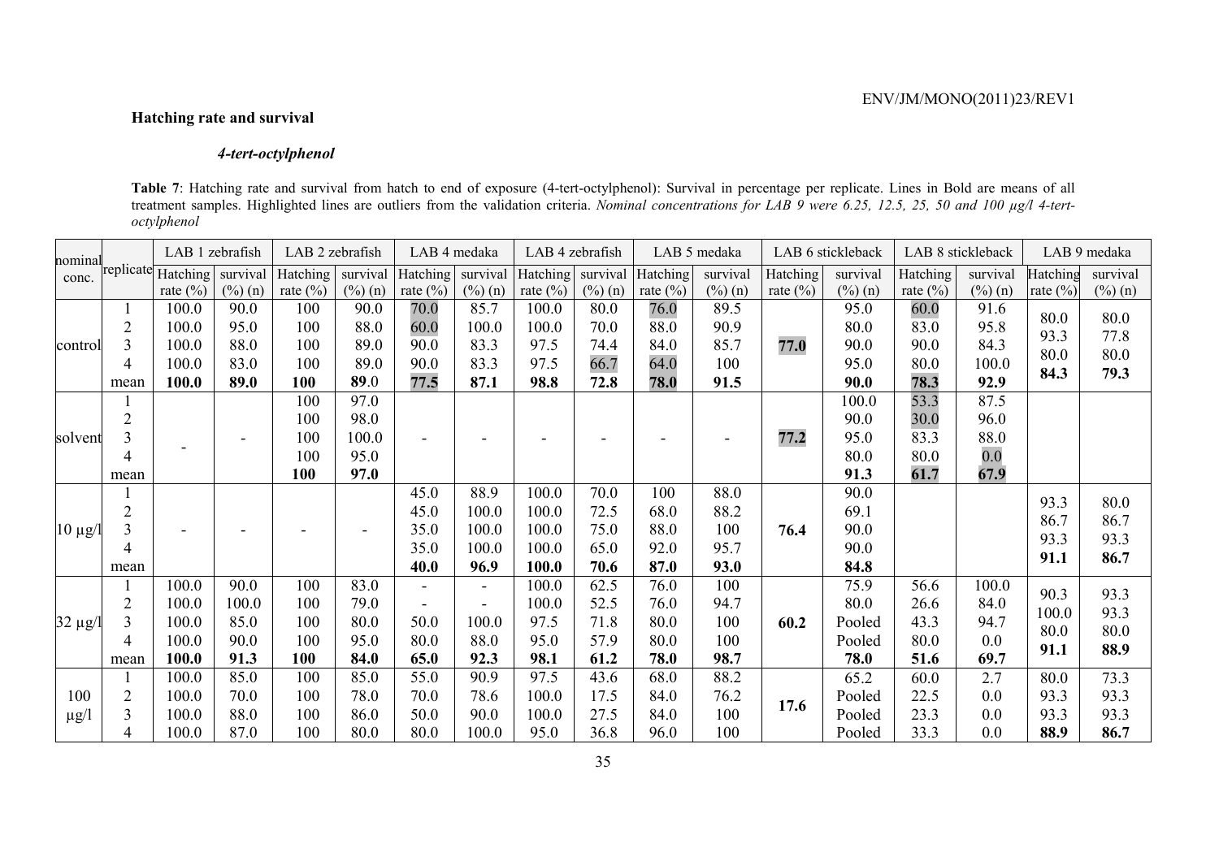**Hatching rate and survival**

***4-tert-octylphenol***

**Table 7**: Hatching rate and survival from hatch to end of exposure (4-tert-octylphenol): Survival in percentage per replicate. Lines in Bold are means of all treatment samples. Highlighted lines are outliers from the validation criteria. *Nominal concentrations for LAB 9 were 6.25, 12.5, 25, 50 and 100 µg/l 4-tert-octylphenol*

| nominal conc. | replicate | LAB 1 zebrafish | | LAB 2 zebrafish | | LAB 4 medaka | | LAB 4 zebrafish | | LAB 5 medaka | | LAB 6 stickleback | | LAB 8 stickleback | | LAB 9 medaka | |
|---|---|---|---|---|---|---|---|---|---|---|---|---|---|---|---|---|---|
| | | Hatching rate (%) | survival (%) (n) | Hatching rate (%) | survival (%) (n) | Hatching rate (%) | survival (%) (n) | Hatching rate (%) | survival (%) (n) | Hatching rate (%) | survival (%) (n) | Hatching rate (%) | survival (%) (n) | Hatching rate (%) | survival (%) (n) | Hatching rate (%) | survival (%) (n) |
| control | 1 | 100.0 | 90.0 | 100 | 90.0 | 70.0 | 85.7 | 100.0 | 80.0 | 76.0 | 89.5 | 77.0 | 95.0 | 60.0 | 91.6 | 80.0 | 80.0 |
| | 2 | 100.0 | 95.0 | 100 | 88.0 | 60.0 | 100.0 | 100.0 | 70.0 | 88.0 | 90.9 | | 80.0 | 83.0 | 95.8 | 93.3 | 77.8 |
| | 3 | 100.0 | 88.0 | 100 | 89.0 | 90.0 | 83.3 | 97.5 | 74.4 | 84.0 | 85.7 | | 90.0 | 90.0 | 84.3 | 80.0 | 80.0 |
| | 4 | 100.0 | 83.0 | 100 | 89.0 | 90.0 | 83.3 | 97.5 | 66.7 | 64.0 | 100 | | 95.0 | 80.0 | 100.0 | **84.3** | **79.3** |
| | mean | **100.0** | **89.0** | **100** | **89.0** | **77.5** | **87.1** | **98.8** | **72.8** | **78.0** | **91.5** | | **90.0** | **78.3** | **92.9** | | |
| solvent | 1 | - | - | 100 | 97.0 | - | - | - | - | - | - | 77.2 | 100.0 | 53.3 | 87.5 | | |
| | 2 | | | 100 | 98.0 | | | | | | | | 90.0 | 30.0 | 96.0 | | |
| | 3 | | | 100 | 100.0 | | | | | | | | 95.0 | 83.3 | 88.0 | | |
| | 4 | | | 100 | 95.0 | | | | | | | | 80.0 | 80.0 | 0.0 | | |
| | mean | | | **100** | **97.0** | | | | | | | | **91.3** | **61.7** | **67.9** | | |
| 10 µg/l | 1 | - | - | - | - | 45.0 | 88.9 | 100.0 | 70.0 | 100 | 88.0 | 76.4 | 90.0 | | | 93.3 | 80.0 |
| | 2 | | | | | 45.0 | 100.0 | 100.0 | 72.5 | 68.0 | 88.2 | | 69.1 | | | 86.7 | 86.7 |
| | 3 | | | | | 35.0 | 100.0 | 100.0 | 75.0 | 88.0 | 100 | | 90.0 | | | 93.3 | 93.3 |
| | 4 | | | | | 35.0 | 100.0 | 100.0 | 65.0 | 92.0 | 95.7 | | 90.0 | | | **91.1** | **86.7** |
| | mean | | | | | **40.0** | **96.9** | **100.0** | **70.6** | **87.0** | **93.0** | | **84.8** | | | | |
| 32 µg/l | 1 | 100.0 | 90.0 | 100 | 83.0 | - | - | 100.0 | 62.5 | 76.0 | 100 | 60.2 | 75.9 | 56.6 | 100.0 | 90.3 | 93.3 |
| | 2 | 100.0 | 100.0 | 100 | 79.0 | - | - | 100.0 | 52.5 | 76.0 | 94.7 | | 80.0 | 26.6 | 84.0 | 100.0 | 93.3 |
| | 3 | 100.0 | 85.0 | 100 | 80.0 | 50.0 | 100.0 | 97.5 | 71.8 | 80.0 | 100 | | Pooled | 43.3 | 94.7 | 80.0 | 80.0 |
| | 4 | 100.0 | 90.0 | 100 | 95.0 | 80.0 | 88.0 | 95.0 | 57.9 | 80.0 | 100 | | Pooled | 80.0 | 0.0 | **91.1** | **88.9** |
| | mean | **100.0** | **91.3** | **100** | **84.0** | **65.0** | **92.3** | **98.1** | **61.2** | **78.0** | **98.7** | | **78.0** | **51.6** | **69.7** | | |
| 100 µg/l | 1 | 100.0 | 85.0 | 100 | 85.0 | 55.0 | 90.9 | 97.5 | 43.6 | 68.0 | 88.2 | 17.6 | 65.2 | 60.0 | 2.7 | 80.0 | 73.3 |
| | 2 | 100.0 | 70.0 | 100 | 78.0 | 70.0 | 78.6 | 100.0 | 17.5 | 84.0 | 76.2 | | Pooled | 22.5 | 0.0 | 93.3 | 93.3 |
| | 3 | 100.0 | 88.0 | 100 | 86.0 | 50.0 | 90.0 | 100.0 | 27.5 | 84.0 | 100 | | Pooled | 23.3 | 0.0 | 93.3 | 93.3 |
| | 4 | 100.0 | 87.0 | 100 | 80.0 | 80.0 | 100.0 | 95.0 | 36.8 | 96.0 | 100 | | Pooled | 33.3 | 0.0 | **88.9** | **86.7** |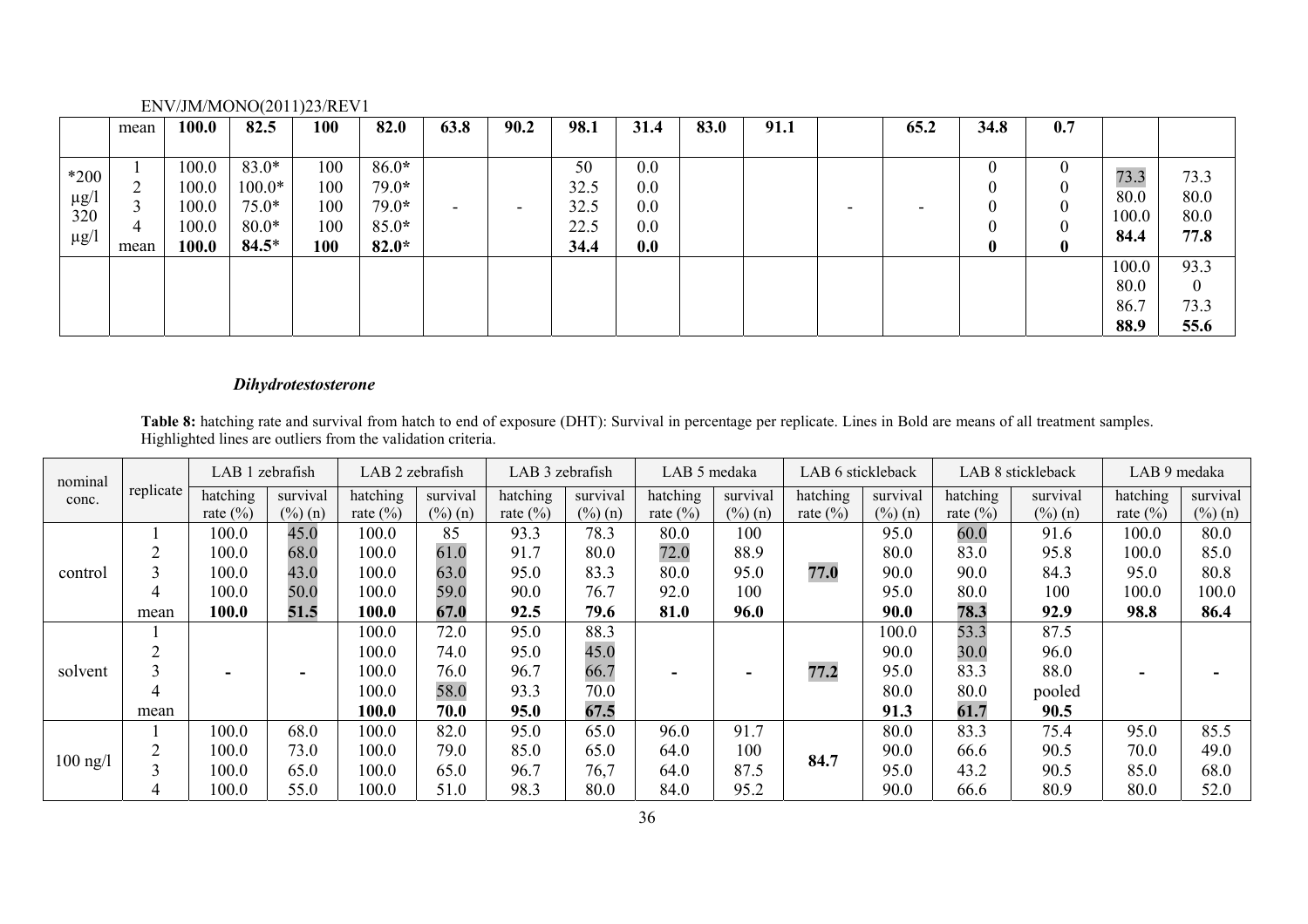| | | | | | | | | | | | | | | | | | |
|---|---|---|---|---|---|---|---|---|---|---|---|---|---|---|---|---|---|
| | mean | **100.0** | **82.5** | **100** | **82.0** | **63.8** | **90.2** | **98.1** | **31.4** | **83.0** | **91.1** | | **65.2** | **34.8** | **0.7** | | |
| *200 µg/l 320 µg/l | 1 | 100.0 | 83.0* | 100 | 86.0* | - | - | 50 | 0.0 | | | - | - | 0 | 0 | 73.3 | 73.3 |
| | 2 | 100.0 | 100.0* | 100 | 79.0* | | | 32.5 | 0.0 | | | | | 0 | 0 | 80.0 | 80.0 |
| | 3 | 100.0 | 75.0* | 100 | 79.0* | | | 32.5 | 0.0 | | | | | 0 | 0 | 100.0 | 80.0 |
| | 4 | 100.0 | 80.0* | 100 | 85.0* | | | 22.5 | 0.0 | | | | | 0 | 0 | **84.4** | **77.8** |
| | mean | **100.0** | **84.5*** | **100** | **82.0*** | | | **34.4** | **0.0** | | | | | **0** | **0** | | |
| | | | | | | | | | | | | | | | | 100.0 | 93.3 |
| | | | | | | | | | | | | | | | | 80.0 | 0 |
| | | | | | | | | | | | | | | | | 86.7 | 73.3 |
| | | | | | | | | | | | | | | | | **88.9** | **55.6** |

### *Dihydrotestosterone*

**Table 8:** hatching rate and survival from hatch to end of exposure (DHT): Survival in percentage per replicate. Lines in Bold are means of all treatment samples. Highlighted lines are outliers from the validation criteria.

| nominal conc. | replicate | LAB 1 zebrafish | | LAB 2 zebrafish | | LAB 3 zebrafish | | LAB 5 medaka | | LAB 6 stickleback | | LAB 8 stickleback | | LAB 9 medaka | |
|---|---|---|---|---|---|---|---|---|---|---|---|---|---|---|---|
| | | hatching rate (%) | survival (%) (n) | hatching rate (%) | survival (%) (n) | hatching rate (%) | survival (%) (n) | hatching rate (%) | survival (%) (n) | hatching rate (%) | survival (%) (n) | hatching rate (%) | survival (%) (n) | hatching rate (%) | survival (%) (n) |
| control | 1 | 100.0 | 45.0 | 100.0 | 85 | 93.3 | 78.3 | 80.0 | 100 | | 95.0 | 60.0 | 91.6 | 100.0 | 80.0 |
| | 2 | 100.0 | 68.0 | 100.0 | 61.0 | 91.7 | 80.0 | 72.0 | 88.9 | | 80.0 | 83.0 | 95.8 | 100.0 | 85.0 |
| | 3 | 100.0 | 43.0 | 100.0 | 63.0 | 95.0 | 83.3 | 80.0 | 95.0 | **77.0** | 90.0 | 90.0 | 84.3 | 95.0 | 80.8 |
| | 4 | 100.0 | 50.0 | 100.0 | 59.0 | 90.0 | 76.7 | 92.0 | 100 | | 95.0 | 80.0 | 100 | 100.0 | 100.0 |
| | mean | **100.0** | **51.5** | **100.0** | **67.0** | **92.5** | **79.6** | **81.0** | **96.0** | | **90.0** | **78.3** | **92.9** | **98.8** | **86.4** |
| solvent | 1 | - | - | 100.0 | 72.0 | 95.0 | 88.3 | - | - | | 100.0 | 53.3 | 87.5 | - | - |
| | 2 | | | 100.0 | 74.0 | 95.0 | 45.0 | | | | 90.0 | 30.0 | 96.0 | | |
| | 3 | | | 100.0 | 76.0 | 96.7 | 66.7 | | | **77.2** | 95.0 | 83.3 | 88.0 | | |
| | 4 | | | 100.0 | 58.0 | 93.3 | 70.0 | | | | 80.0 | 80.0 | pooled | | |
| | mean | | | **100.0** | **70.0** | **95.0** | **67.5** | | | | **91.3** | **61.7** | **90.5** | | |
| 100 ng/l | 1 | 100.0 | 68.0 | 100.0 | 82.0 | 95.0 | 65.0 | 96.0 | 91.7 | | 80.0 | 83.3 | 75.4 | 95.0 | 85.5 |
| | 2 | 100.0 | 73.0 | 100.0 | 79.0 | 85.0 | 65.0 | 64.0 | 100 | **84.7** | 90.0 | 66.6 | 90.5 | 70.0 | 49.0 |
| | 3 | 100.0 | 65.0 | 100.0 | 65.0 | 96.7 | 76,7 | 64.0 | 87.5 | | 95.0 | 43.2 | 90.5 | 85.0 | 68.0 |
| | 4 | 100.0 | 55.0 | 100.0 | 51.0 | 98.3 | 80.0 | 84.0 | 95.2 | | 90.0 | 66.6 | 80.9 | 80.0 | 52.0 |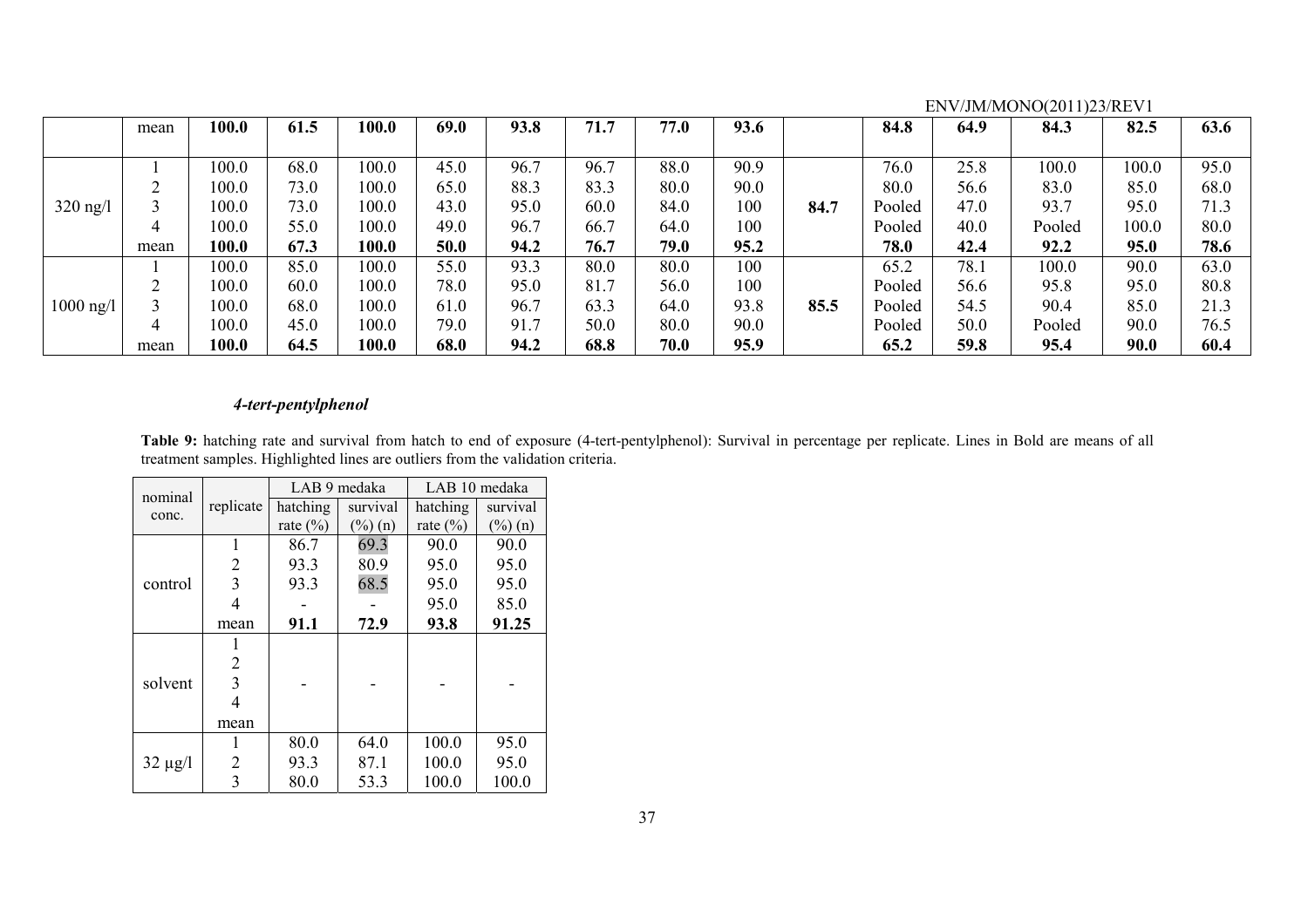| | mean | 100.0 | 61.5 | 100.0 | 69.0 | 93.8 | 71.7 | 77.0 | 93.6 | | 84.8 | 64.9 | 84.3 | 82.5 | 63.6 |
|---|---|---|---|---|---|---|---|---|---|---|---|---|---|---|---|
| 320 ng/l | 1 | 100.0 | 68.0 | 100.0 | 45.0 | 96.7 | 96.7 | 88.0 | 90.9 | 84.7 | 76.0 | 25.8 | 100.0 | 100.0 | 95.0 |
| | 2 | 100.0 | 73.0 | 100.0 | 65.0 | 88.3 | 83.3 | 80.0 | 90.0 | | 80.0 | 56.6 | 83.0 | 85.0 | 68.0 |
| | 3 | 100.0 | 73.0 | 100.0 | 43.0 | 95.0 | 60.0 | 84.0 | 100 | | Pooled | 47.0 | 93.7 | 95.0 | 71.3 |
| | 4 | 100.0 | 55.0 | 100.0 | 49.0 | 96.7 | 66.7 | 64.0 | 100 | | Pooled | 40.0 | Pooled | 100.0 | 80.0 |
| | mean | **100.0** | **67.3** | **100.0** | **50.0** | **94.2** | **76.7** | **79.0** | **95.2** | | **78.0** | **42.4** | **92.2** | **95.0** | **78.6** |
| 1000 ng/l | 1 | 100.0 | 85.0 | 100.0 | 55.0 | 93.3 | 80.0 | 80.0 | 100 | 85.5 | 65.2 | 78.1 | 100.0 | 90.0 | 63.0 |
| | 2 | 100.0 | 60.0 | 100.0 | 78.0 | 95.0 | 81.7 | 56.0 | 100 | | Pooled | 56.6 | 95.8 | 95.0 | 80.8 |
| | 3 | 100.0 | 68.0 | 100.0 | 61.0 | 96.7 | 63.3 | 64.0 | 93.8 | | Pooled | 54.5 | 90.4 | 85.0 | 21.3 |
| | 4 | 100.0 | 45.0 | 100.0 | 79.0 | 91.7 | 50.0 | 80.0 | 90.0 | | Pooled | 50.0 | Pooled | 90.0 | 76.5 |
| | mean | **100.0** | **64.5** | **100.0** | **68.0** | **94.2** | **68.8** | **70.0** | **95.9** | | **65.2** | **59.8** | **95.4** | **90.0** | **60.4** |

### *4-tert-pentylphenol*

**Table 9:** hatching rate and survival from hatch to end of exposure (4-tert-pentylphenol): Survival in percentage per replicate. Lines in Bold are means of all treatment samples. Highlighted lines are outliers from the validation criteria.

| nominal conc. | replicate | LAB 9 medaka | | LAB 10 medaka | |
|---|---|---|---|---|---|
| | | hatching rate (%) | survival (%) (n) | hatching rate (%) | survival (%) (n) |
| control | 1 | 86.7 | 69.3 | 90.0 | 90.0 |
| | 2 | 93.3 | 80.9 | 95.0 | 95.0 |
| | 3 | 93.3 | 68.5 | 95.0 | 95.0 |
| | 4 | - | - | 95.0 | 85.0 |
| | mean | **91.1** | **72.9** | **93.8** | **91.25** |
| solvent | 1 | - | - | - | - |
| | 2 | | | | |
| | 3 | | | | |
| | 4 | | | | |
| | mean | | | | |
| 32 µg/l | 1 | 80.0 | 64.0 | 100.0 | 95.0 |
| | 2 | 93.3 | 87.1 | 100.0 | 95.0 |
| | 3 | 80.0 | 53.3 | 100.0 | 100.0 |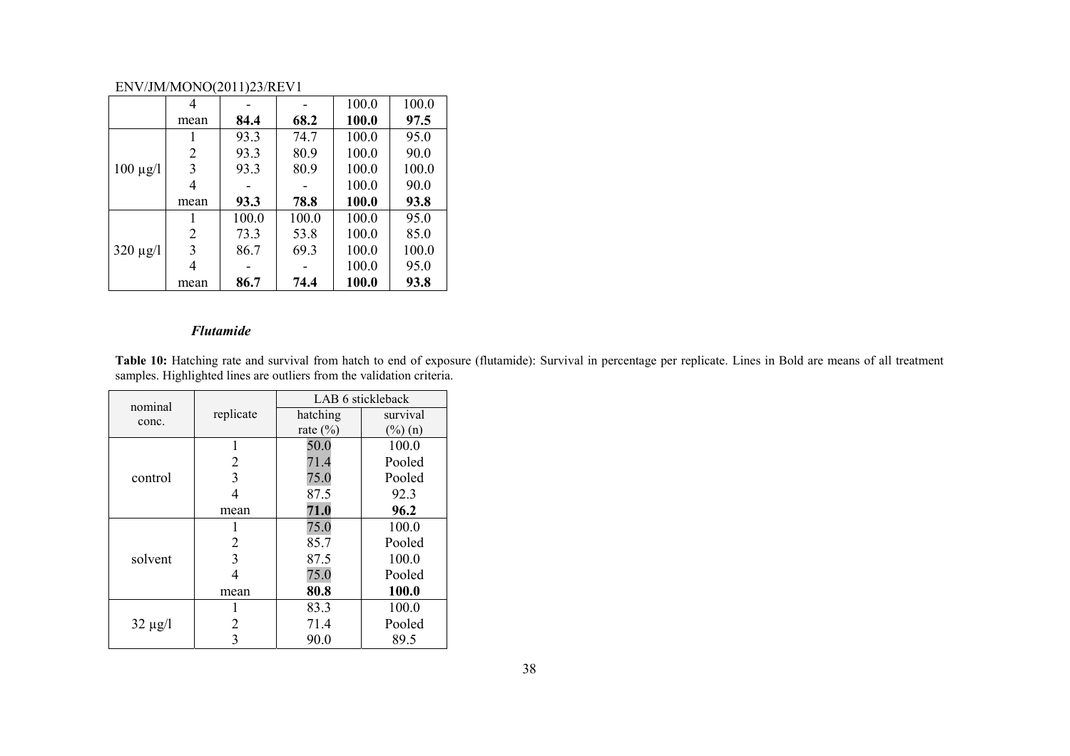| | 4 | - | - | 100.0 | 100.0 |
|---|---|---|---|---|---|
| | mean | **84.4** | **68.2** | **100.0** | **97.5** |
| 100 µg/l | 1 | 93.3 | 74.7 | 100.0 | 95.0 |
| | 2 | 93.3 | 80.9 | 100.0 | 90.0 |
| | 3 | 93.3 | 80.9 | 100.0 | 100.0 |
| | 4 | - | - | 100.0 | 90.0 |
| | mean | **93.3** | **78.8** | **100.0** | **93.8** |
| 320 µg/l | 1 | 100.0 | 100.0 | 100.0 | 95.0 |
| | 2 | 73.3 | 53.8 | 100.0 | 85.0 |
| | 3 | 86.7 | 69.3 | 100.0 | 100.0 |
| | 4 | - | - | 100.0 | 95.0 |
| | mean | **86.7** | **74.4** | **100.0** | **93.8** |

### *Flutamide*

**Table 10:** Hatching rate and survival from hatch to end of exposure (flutamide): Survival in percentage per replicate. Lines in Bold are means of all treatment samples. Highlighted lines are outliers from the validation criteria.

| nominal conc. | replicate | LAB 6 stickleback | |
|---|---|---|---|
| | | hatching rate (%) | survival (%) (n) |
| control | 1 | 50.0 | 100.0 |
| | 2 | 71.4 | Pooled |
| | 3 | 75.0 | Pooled |
| | 4 | 87.5 | 92.3 |
| | mean | **71.0** | **96.2** |
| solvent | 1 | 75.0 | 100.0 |
| | 2 | 85.7 | Pooled |
| | 3 | 87.5 | 100.0 |
| | 4 | 75.0 | Pooled |
| | mean | **80.8** | **100.0** |
| 32 µg/l | 1 | 83.3 | 100.0 |
| | 2 | 71.4 | Pooled |
| | 3 | 90.0 | 89.5 |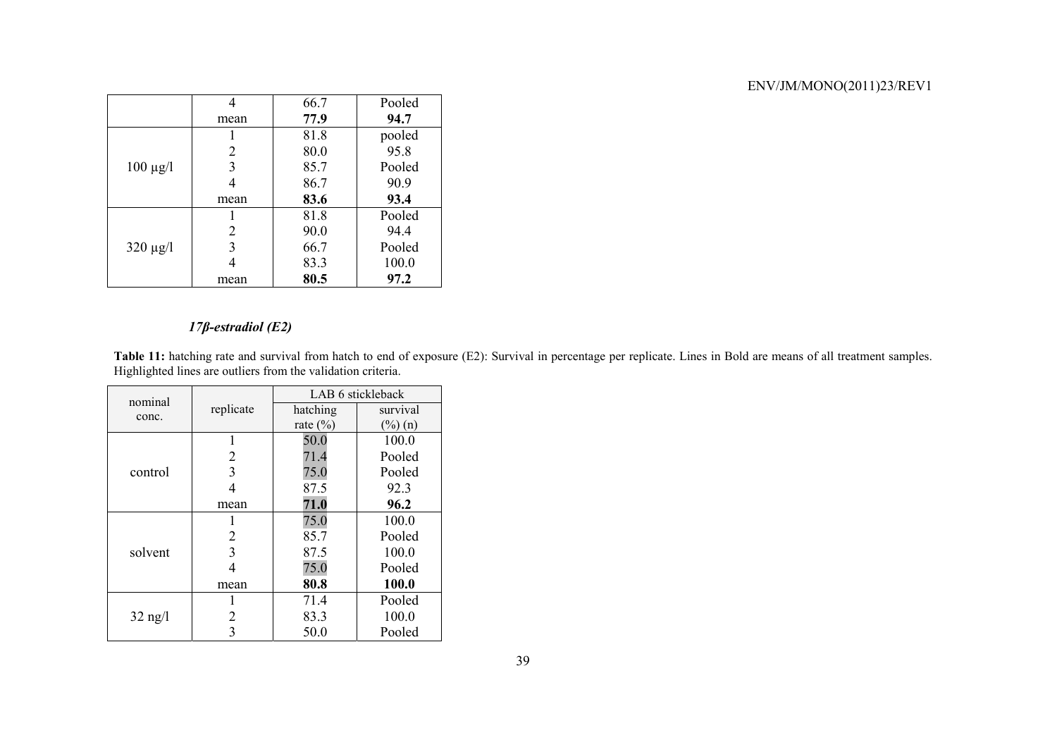| | 4 | 66.7 | Pooled |
|---|---|---|---|
| | mean | **77.9** | **94.7** |
| 100 µg/l | 1 | 81.8 | pooled |
| | 2 | 80.0 | 95.8 |
| | 3 | 85.7 | Pooled |
| | 4 | 86.7 | 90.9 |
| | mean | **83.6** | **93.4** |
| 320 µg/l | 1 | 81.8 | Pooled |
| | 2 | 90.0 | 94.4 |
| | 3 | 66.7 | Pooled |
| | 4 | 83.3 | 100.0 |
| | mean | **80.5** | **97.2** |

### *17β-estradiol (E2)*

**Table 11:** hatching rate and survival from hatch to end of exposure (E2): Survival in percentage per replicate. Lines in Bold are means of all treatment samples. Highlighted lines are outliers from the validation criteria.

| nominal conc. | replicate | LAB 6 stickleback | |
|---|---|---|---|
| | | hatching rate (%) | survival (%) (n) |
| control | 1 | 50.0 | 100.0 |
| | 2 | 71.4 | Pooled |
| | 3 | 75.0 | Pooled |
| | 4 | 87.5 | 92.3 |
| | mean | **71.0** | **96.2** |
| solvent | 1 | 75.0 | 100.0 |
| | 2 | 85.7 | Pooled |
| | 3 | 87.5 | 100.0 |
| | 4 | 75.0 | Pooled |
| | mean | **80.8** | **100.0** |
| 32 ng/l | 1 | 71.4 | Pooled |
| | 2 | 83.3 | 100.0 |
| | 3 | 50.0 | Pooled |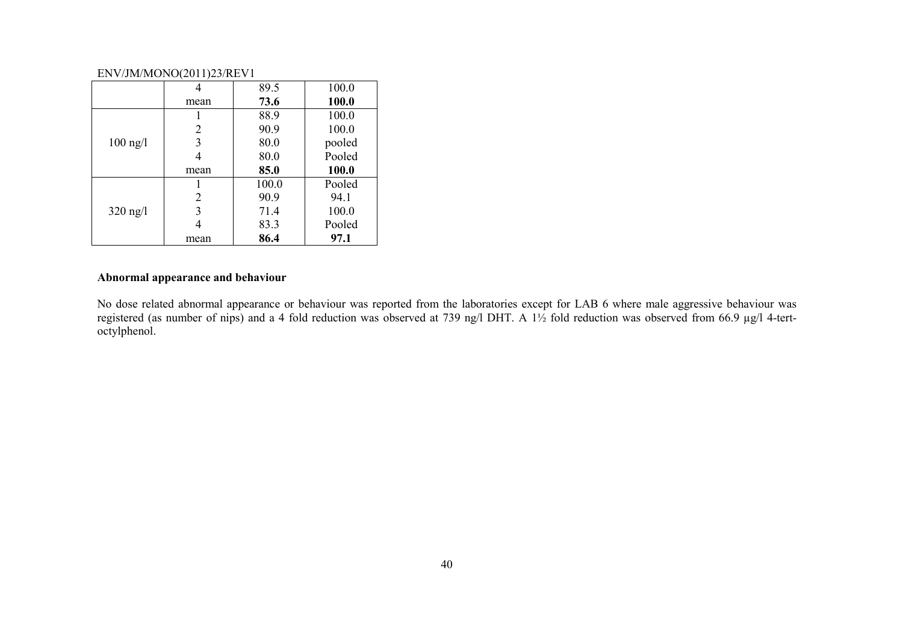| | | | |
|---|---|---|---|
| | 4 | 89.5 | 100.0 |
| | mean | **73.6** | **100.0** |
| 100 ng/l | 1 | 88.9 | 100.0 |
| | 2 | 90.9 | 100.0 |
| | 3 | 80.0 | pooled |
| | 4 | 80.0 | Pooled |
| | mean | **85.0** | **100.0** |
| 320 ng/l | 1 | 100.0 | Pooled |
| | 2 | 90.9 | 94.1 |
| | 3 | 71.4 | 100.0 |
| | 4 | 83.3 | Pooled |
| | mean | **86.4** | **97.1** |

**Abnormal appearance and behaviour**

No dose related abnormal appearance or behaviour was reported from the laboratories except for LAB 6 where male aggressive behaviour was registered (as number of nips) and a 4 fold reduction was observed at 739 ng/l DHT. A 1½ fold reduction was observed from 66.9 µg/l 4-tert-octylphenol.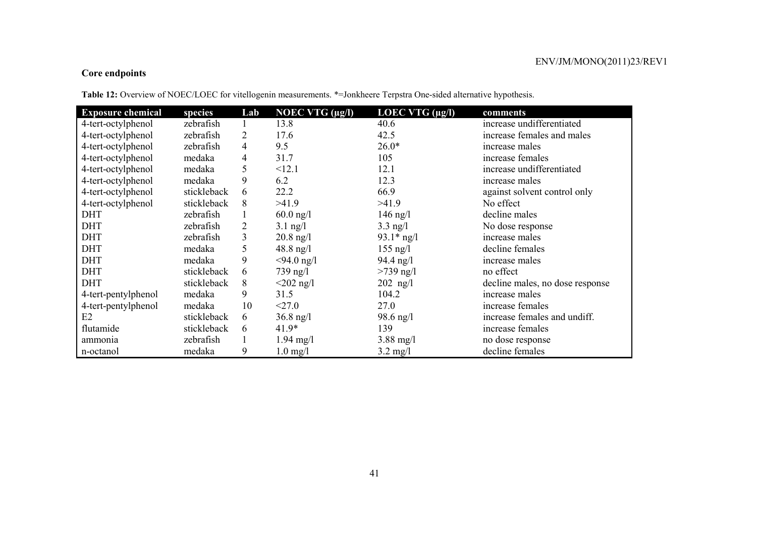## Core endpoints

**Table 12:** Overview of NOEC/LOEC for vitellogenin measurements. *=Jonkheere Terpstra One-sided alternative hypothesis.

| Exposure chemical | species | Lab | NOEC VTG (µg/l) | LOEC VTG (µg/l) | comments |
|---|---|---|---|---|---|
| 4-tert-octylphenol | zebrafish | 1 | 13.8 | 40.6 | increase undifferentiated |
| 4-tert-octylphenol | zebrafish | 2 | 17.6 | 42.5 | increase females and males |
| 4-tert-octylphenol | zebrafish | 4 | 9.5 | 26.0* | increase males |
| 4-tert-octylphenol | medaka | 4 | 31.7 | 105 | increase females |
| 4-tert-octylphenol | medaka | 5 | <12.1 | 12.1 | increase undifferentiated |
| 4-tert-octylphenol | medaka | 9 | 6.2 | 12.3 | increase males |
| 4-tert-octylphenol | stickleback | 6 | 22.2 | 66.9 | against solvent control only |
| 4-tert-octylphenol | stickleback | 8 | >41.9 | >41.9 | No effect |
| DHT | zebrafish | 1 | 60.0 ng/l | 146 ng/l | decline males |
| DHT | zebrafish | 2 | 3.1 ng/l | 3.3 ng/l | No dose response |
| DHT | zebrafish | 3 | 20.8 ng/l | 93.1* ng/l | increase males |
| DHT | medaka | 5 | 48.8 ng/l | 155 ng/l | decline females |
| DHT | medaka | 9 | <94.0 ng/l | 94.4 ng/l | increase males |
| DHT | stickleback | 6 | 739 ng/l | >739 ng/l | no effect |
| DHT | stickleback | 8 | <202 ng/l | 202 ng/l | decline males, no dose response |
| 4-tert-pentylphenol | medaka | 9 | 31.5 | 104.2 | increase males |
| 4-tert-pentylphenol | medaka | 10 | <27.0 | 27.0 | increase females |
| E2 | stickleback | 6 | 36.8 ng/l | 98.6 ng/l | increase females and undiff. |
| flutamide | stickleback | 6 | 41.9* | 139 | increase females |
| ammonia | zebrafish | 1 | 1.94 mg/l | 3.88 mg/l | no dose response |
| n-octanol | medaka | 9 | 1.0 mg/l | 3.2 mg/l | decline females |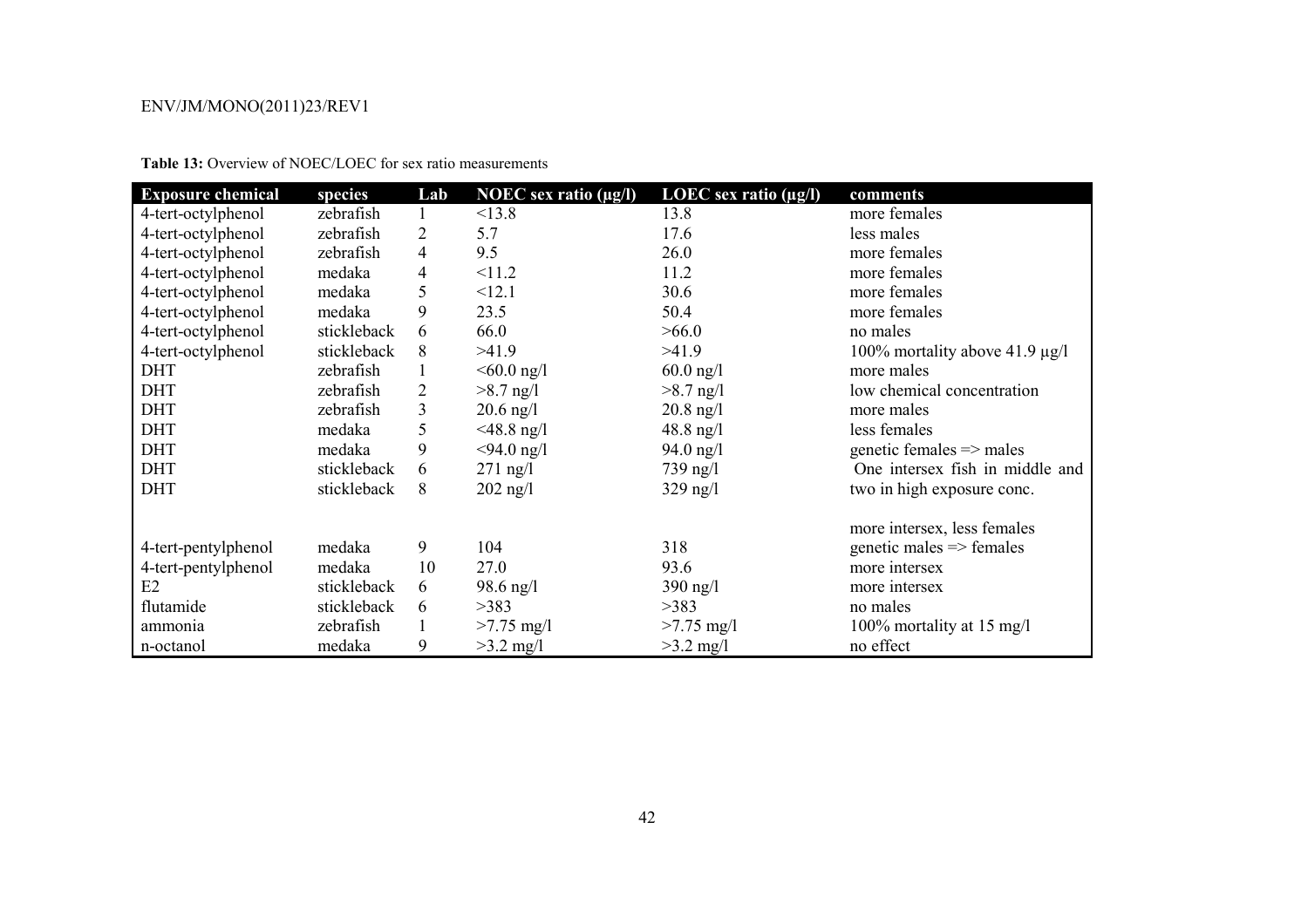**Table 13:** Overview of NOEC/LOEC for sex ratio measurements

| Exposure chemical | species | Lab | NOEC sex ratio (µg/l) | LOEC sex ratio (µg/l) | comments |
|---|---|---|---|---|---|
| 4-tert-octylphenol | zebrafish | 1 | <13.8 | 13.8 | more females |
| 4-tert-octylphenol | zebrafish | 2 | 5.7 | 17.6 | less males |
| 4-tert-octylphenol | zebrafish | 4 | 9.5 | 26.0 | more females |
| 4-tert-octylphenol | medaka | 4 | <11.2 | 11.2 | more females |
| 4-tert-octylphenol | medaka | 5 | <12.1 | 30.6 | more females |
| 4-tert-octylphenol | medaka | 9 | 23.5 | 50.4 | more females |
| 4-tert-octylphenol | stickleback | 6 | 66.0 | >66.0 | no males |
| 4-tert-octylphenol | stickleback | 8 | >41.9 | >41.9 | 100% mortality above 41.9 µg/l |
| DHT | zebrafish | 1 | <60.0 ng/l | 60.0 ng/l | more males |
| DHT | zebrafish | 2 | >8.7 ng/l | >8.7 ng/l | low chemical concentration |
| DHT | zebrafish | 3 | 20.6 ng/l | 20.8 ng/l | more males |
| DHT | medaka | 5 | <48.8 ng/l | 48.8 ng/l | less females |
| DHT | medaka | 9 | <94.0 ng/l | 94.0 ng/l | genetic females => males |
| DHT | stickleback | 6 | 271 ng/l | 739 ng/l | One intersex fish in middle and |
| DHT | stickleback | 8 | 202 ng/l | 329 ng/l | two in high exposure conc. |
| | | | | | more intersex, less females |
| 4-tert-pentylphenol | medaka | 9 | 104 | 318 | genetic males => females |
| 4-tert-pentylphenol | medaka | 10 | 27.0 | 93.6 | more intersex |
| E2 | stickleback | 6 | 98.6 ng/l | 390 ng/l | more intersex |
| flutamide | stickleback | 6 | >383 | >383 | no males |
| ammonia | zebrafish | 1 | >7.75 mg/l | >7.75 mg/l | 100% mortality at 15 mg/l |
| n-octanol | medaka | 9 | >3.2 mg/l | >3.2 mg/l | no effect |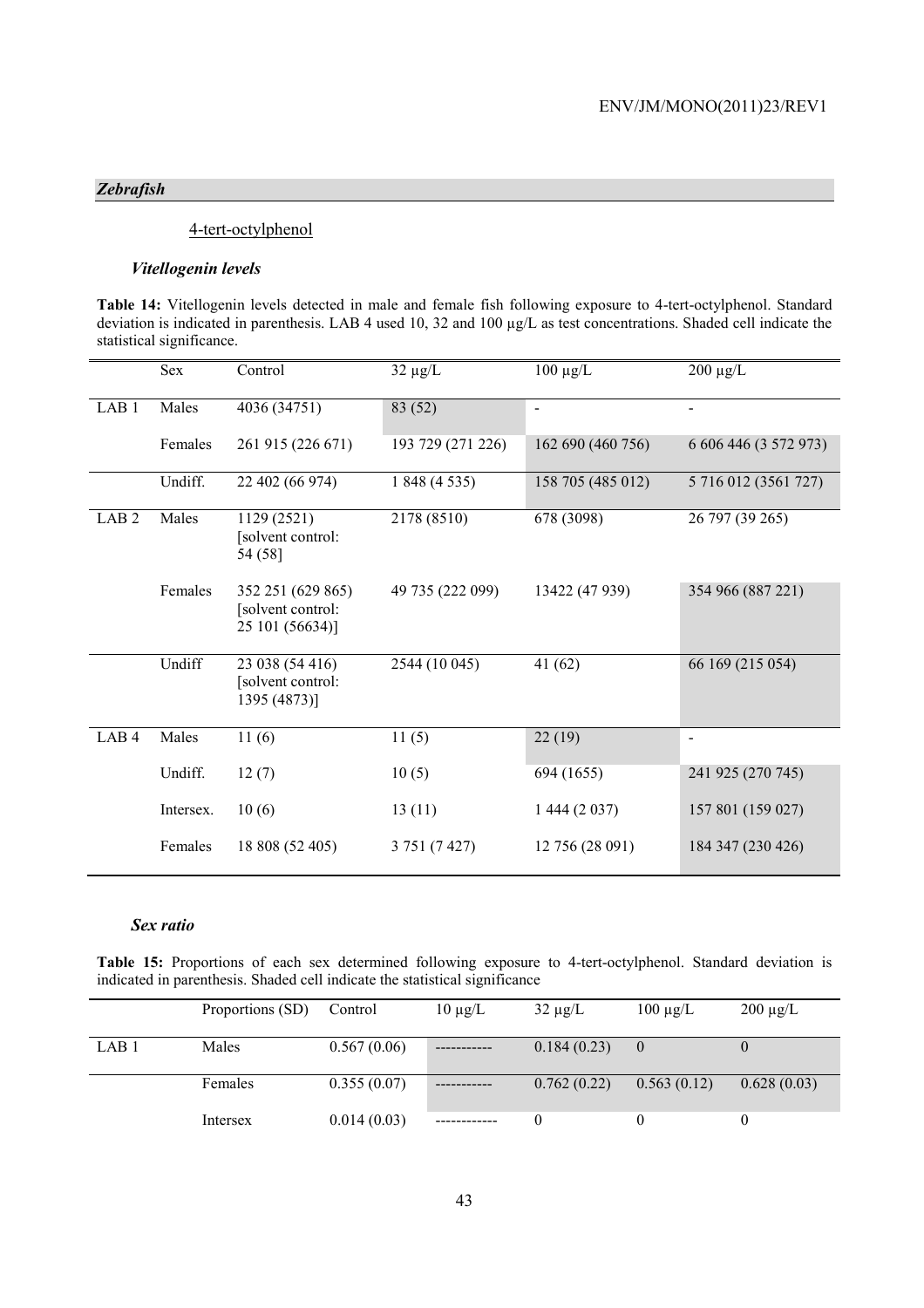## *Zebrafish*

4-tert-octylphenol

### *Vitellogenin levels*

**Table 14:** Vitellogenin levels detected in male and female fish following exposure to 4-tert-octylphenol. Standard deviation is indicated in parenthesis. LAB 4 used 10, 32 and 100 µg/L as test concentrations. Shaded cell indicate the statistical significance.

| | Sex | Control | 32 µg/L | 100 µg/L | 200 µg/L |
|---|---|---|---|---|---|
| LAB 1 | Males | 4036 (34751) | 83 (52) | - | - |
| | Females | 261 915 (226 671) | 193 729 (271 226) | 162 690 (460 756) | 6 606 446 (3 572 973) |
| | Undiff. | 22 402 (66 974) | 1 848 (4 535) | 158 705 (485 012) | 5 716 012 (3561 727) |
| LAB 2 | Males | 1129 (2521) [solvent control: 54 (58] | 2178 (8510) | 678 (3098) | 26 797 (39 265) |
| | Females | 352 251 (629 865) [solvent control: 25 101 (56634)] | 49 735 (222 099) | 13422 (47 939) | 354 966 (887 221) |
| | Undiff | 23 038 (54 416) [solvent control: 1395 (4873)] | 2544 (10 045) | 41 (62) | 66 169 (215 054) |
| LAB 4 | Males | 11 (6) | 11 (5) | 22 (19) | - |
| | Undiff. | 12 (7) | 10 (5) | 694 (1655) | 241 925 (270 745) |
| | Intersex. | 10 (6) | 13 (11) | 1 444 (2 037) | 157 801 (159 027) |
| | Females | 18 808 (52 405) | 3 751 (7 427) | 12 756 (28 091) | 184 347 (230 426) |

### *Sex ratio*

**Table 15:** Proportions of each sex determined following exposure to 4-tert-octylphenol. Standard deviation is indicated in parenthesis. Shaded cell indicate the statistical significance

| | Proportions (SD) | Control | 10 µg/L | 32 µg/L | 100 µg/L | 200 µg/L |
|---|---|---|---|---|---|---|
| LAB 1 | Males | 0.567 (0.06) | ----------- | 0.184 (0.23) | 0 | 0 |
| | Females | 0.355 (0.07) | ----------- | 0.762 (0.22) | 0.563 (0.12) | 0.628 (0.03) |
| | Intersex | 0.014 (0.03) | ------------ | 0 | 0 | 0 |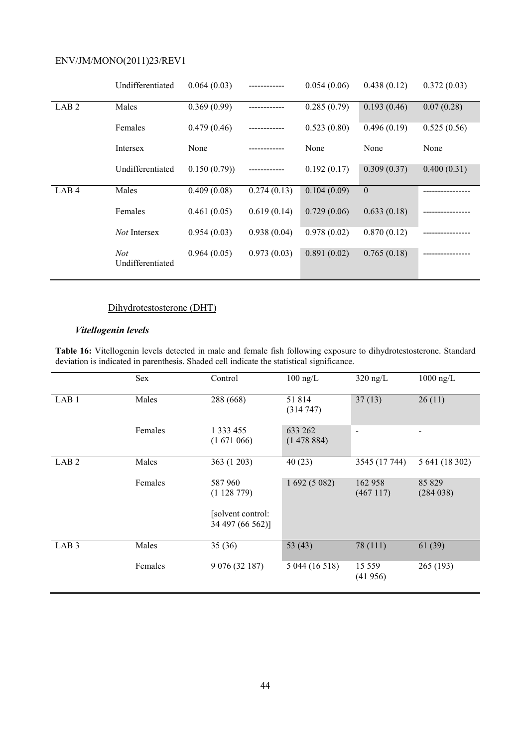|  | Undifferentiated | 0.064 (0.03) | ------------ | 0.054 (0.06) | 0.438 (0.12) | 0.372 (0.03) |
|---|---|---|---|---|---|---|
| LAB 2 | Males | 0.369 (0.99) | ------------ | 0.285 (0.79) | 0.193 (0.46) | 0.07 (0.28) |
|  | Females | 0.479 (0.46) | ------------ | 0.523 (0.80) | 0.496 (0.19) | 0.525 (0.56) |
|  | Intersex | None | ------------ | None | None | None |
|  | Undifferentiated | 0.150 (0.79)) | ------------ | 0.192 (0.17) | 0.309 (0.37) | 0.400 (0.31) |
| LAB 4 | Males | 0.409 (0.08) | 0.274 (0.13) | 0.104 (0.09) | 0 | ---------------- |
|  | Females | 0.461 (0.05) | 0.619 (0.14) | 0.729 (0.06) | 0.633 (0.18) | ---------------- |
|  | *Not* Intersex | 0.954 (0.03) | 0.938 (0.04) | 0.978 (0.02) | 0.870 (0.12) | ---------------- |
|  | *Not* Undifferentiated | 0.964 (0.05) | 0.973 (0.03) | 0.891 (0.02) | 0.765 (0.18) | ---------------- |

Dihydrotestosterone (DHT)

### *Vitellogenin levels*

**Table 16:** Vitellogenin levels detected in male and female fish following exposure to dihydrotestosterone. Standard deviation is indicated in parenthesis. Shaded cell indicate the statistical significance.

|  | Sex | Control | 100 ng/L | 320 ng/L | 1000 ng/L |
|---|---|---|---|---|---|
| LAB 1 | Males | 288 (668) | 51 814 (314 747) | 37 (13) | 26 (11) |
|  | Females | 1 333 455 (1 671 066) | 633 262 (1 478 884) | - | - |
| LAB 2 | Males | 363 (1 203) | 40 (23) | 3545 (17 744) | 5 641 (18 302) |
|  | Females | 587 960 (1 128 779) [solvent control: 34 497 (66 562)] | 1 692 (5 082) | 162 958 (467 117) | 85 829 (284 038) |
| LAB 3 | Males | 35 (36) | 53 (43) | 78 (111) | 61 (39) |
|  | Females | 9 076 (32 187) | 5 044 (16 518) | 15 559 (41 956) | 265 (193) |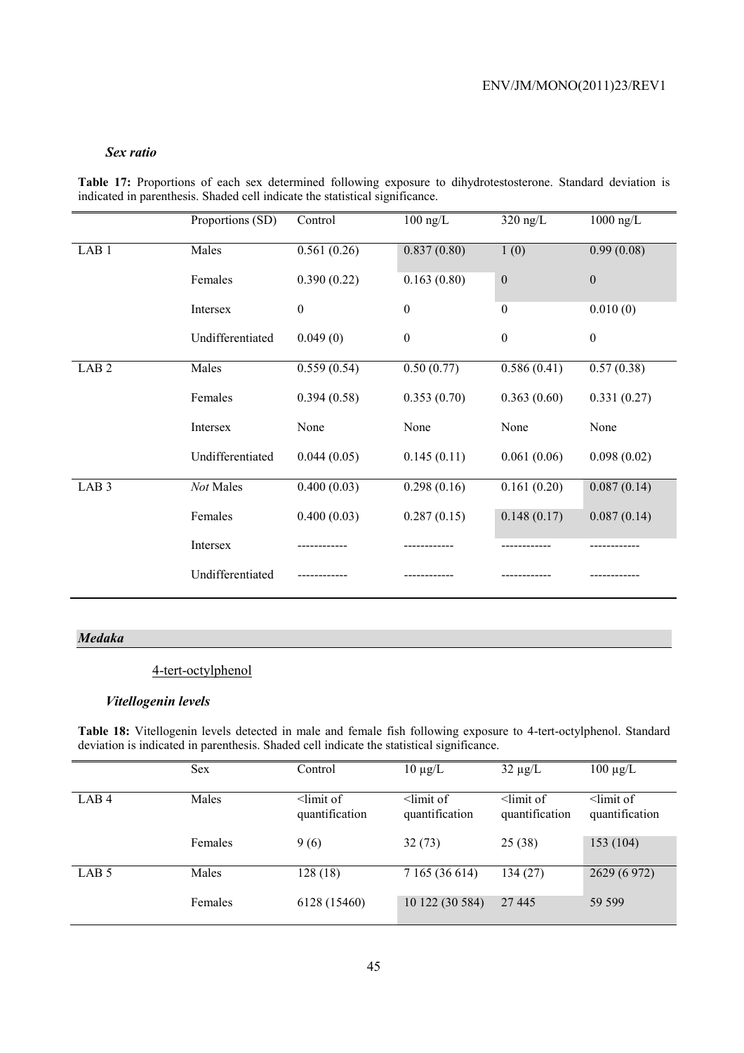### *Sex ratio*

**Table 17:** Proportions of each sex determined following exposure to dihydrotestosterone. Standard deviation is indicated in parenthesis. Shaded cell indicate the statistical significance.

| | Proportions (SD) | Control | 100 ng/L | 320 ng/L | 1000 ng/L |
|---|---|---|---|---|---|
| LAB 1 | Males | 0.561 (0.26) | 0.837 (0.80) | 1 (0) | 0.99 (0.08) |
| | Females | 0.390 (0.22) | 0.163 (0.80) | 0 | 0 |
| | Intersex | 0 | 0 | 0 | 0.010 (0) |
| | Undifferentiated | 0.049 (0) | 0 | 0 | 0 |
| LAB 2 | Males | 0.559 (0.54) | 0.50 (0.77) | 0.586 (0.41) | 0.57 (0.38) |
| | Females | 0.394 (0.58) | 0.353 (0.70) | 0.363 (0.60) | 0.331 (0.27) |
| | Intersex | None | None | None | None |
| | Undifferentiated | 0.044 (0.05) | 0.145 (0.11) | 0.061 (0.06) | 0.098 (0.02) |
| LAB 3 | *Not* Males | 0.400 (0.03) | 0.298 (0.16) | 0.161 (0.20) | 0.087 (0.14) |
| | Females | 0.400 (0.03) | 0.287 (0.15) | 0.148 (0.17) | 0.087 (0.14) |
| | Intersex | ------------ | ------------ | ------------ | ------------ |
| | Undifferentiated | ------------ | ------------ | ------------ | ------------ |

## *Medaka*

4-tert-octylphenol

### *Vitellogenin levels*

**Table 18:** Vitellogenin levels detected in male and female fish following exposure to 4-tert-octylphenol. Standard deviation is indicated in parenthesis. Shaded cell indicate the statistical significance.

| | Sex | Control | 10 µg/L | 32 µg/L | 100 µg/L |
|---|---|---|---|---|---|
| LAB 4 | Males | <limit of quantification | <limit of quantification | <limit of quantification | <limit of quantification |
| | Females | 9 (6) | 32 (73) | 25 (38) | 153 (104) |
| LAB 5 | Males | 128 (18) | 7 165 (36 614) | 134 (27) | 2629 (6 972) |
| | Females | 6128 (15460) | 10 122 (30 584) | 27 445 | 59 599 |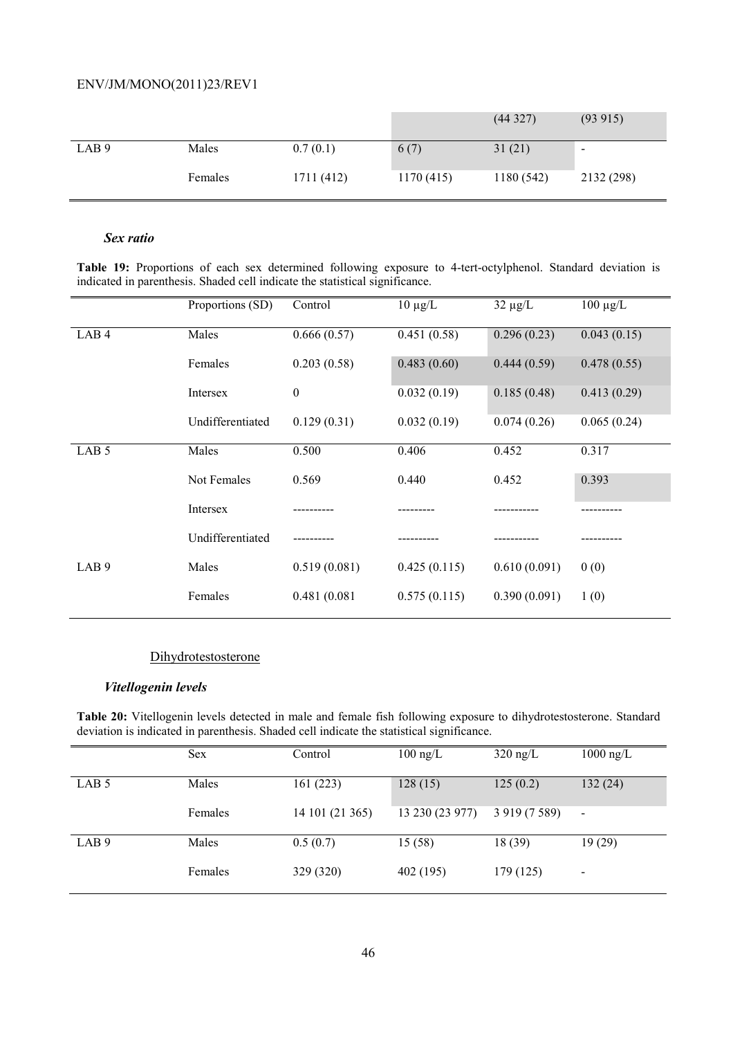|  |  |  |  | (44 327) | (93 915) |
|---|---|---|---|---|---|
| LAB 9 | Males | 0.7 (0.1) | 6 (7) | 31 (21) | - |
|  | Females | 1711 (412) | 1170 (415) | 1180 (542) | 2132 (298) |

### *Sex ratio*

**Table 19:** Proportions of each sex determined following exposure to 4-tert-octylphenol. Standard deviation is indicated in parenthesis. Shaded cell indicate the statistical significance.

|  | Proportions (SD) | Control | 10 µg/L | 32 µg/L | 100 µg/L |
|---|---|---|---|---|---|
| LAB 4 | Males | 0.666 (0.57) | 0.451 (0.58) | 0.296 (0.23) | 0.043 (0.15) |
|  | Females | 0.203 (0.58) | 0.483 (0.60) | 0.444 (0.59) | 0.478 (0.55) |
|  | Intersex | 0 | 0.032 (0.19) | 0.185 (0.48) | 0.413 (0.29) |
|  | Undifferentiated | 0.129 (0.31) | 0.032 (0.19) | 0.074 (0.26) | 0.065 (0.24) |
| LAB 5 | Males | 0.500 | 0.406 | 0.452 | 0.317 |
|  | Not Females | 0.569 | 0.440 | 0.452 | 0.393 |
|  | Intersex | ---------- | --------- | ----------- | ---------- |
|  | Undifferentiated | ---------- | ---------- | ----------- | ---------- |
| LAB 9 | Males | 0.519 (0.081) | 0.425 (0.115) | 0.610 (0.091) | 0 (0) |
|  | Females | 0.481 (0.081 | 0.575 (0.115) | 0.390 (0.091) | 1 (0) |

Dihydrotestosterone

### *Vitellogenin levels*

**Table 20:** Vitellogenin levels detected in male and female fish following exposure to dihydrotestosterone. Standard deviation is indicated in parenthesis. Shaded cell indicate the statistical significance.

|  | Sex | Control | 100 ng/L | 320 ng/L | 1000 ng/L |
|---|---|---|---|---|---|
| LAB 5 | Males | 161 (223) | 128 (15) | 125 (0.2) | 132 (24) |
|  | Females | 14 101 (21 365) | 13 230 (23 977) | 3 919 (7 589) | - |
| LAB 9 | Males | 0.5 (0.7) | 15 (58) | 18 (39) | 19 (29) |
|  | Females | 329 (320) | 402 (195) | 179 (125) | - |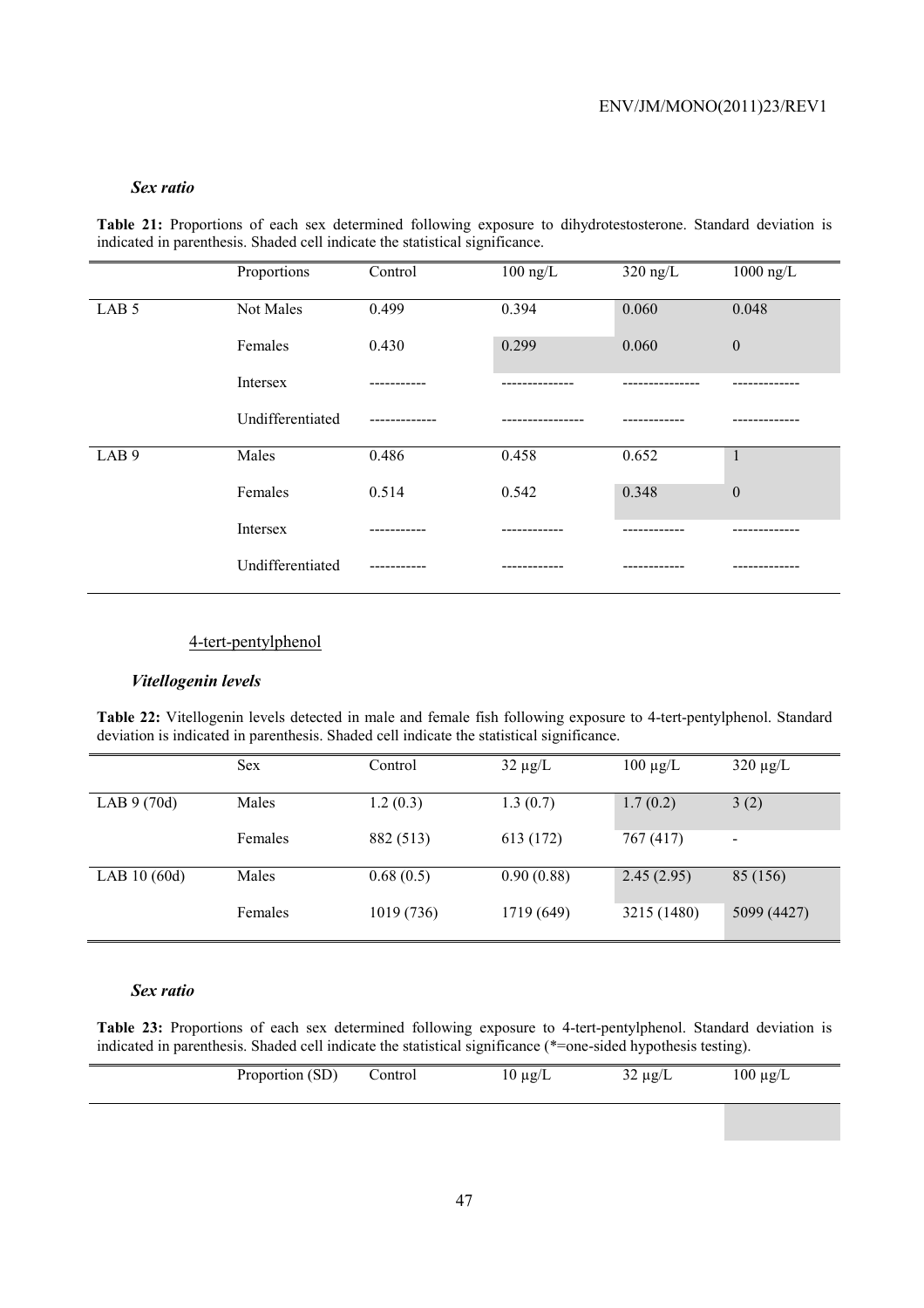### *Sex ratio*

**Table 21:** Proportions of each sex determined following exposure to dihydrotestosterone. Standard deviation is indicated in parenthesis. Shaded cell indicate the statistical significance.

| | Proportions | Control | 100 ng/L | 320 ng/L | 1000 ng/L |
|---|---|---|---|---|---|
| LAB 5 | Not Males | 0.499 | 0.394 | 0.060 | 0.048 |
| | Females | 0.430 | 0.299 | 0.060 | 0 |
| | Intersex | ----------- | -------------- | --------------- | ------------- |
| | Undifferentiated | ------------- | ---------------- | ------------ | ------------- |
| LAB 9 | Males | 0.486 | 0.458 | 0.652 | 1 |
| | Females | 0.514 | 0.542 | 0.348 | 0 |
| | Intersex | ----------- | ------------ | ------------ | ------------- |
| | Undifferentiated | ----------- | ------------ | ------------ | ------------- |

4-tert-pentylphenol

### *Vitellogenin levels*

**Table 22:** Vitellogenin levels detected in male and female fish following exposure to 4-tert-pentylphenol. Standard deviation is indicated in parenthesis. Shaded cell indicate the statistical significance.

| | Sex | Control | 32 µg/L | 100 µg/L | 320 µg/L |
|---|---|---|---|---|---|
| LAB 9 (70d) | Males | 1.2 (0.3) | 1.3 (0.7) | 1.7 (0.2) | 3 (2) |
| | Females | 882 (513) | 613 (172) | 767 (417) | - |
| LAB 10 (60d) | Males | 0.68 (0.5) | 0.90 (0.88) | 2.45 (2.95) | 85 (156) |
| | Females | 1019 (736) | 1719 (649) | 3215 (1480) | 5099 (4427) |

### *Sex ratio*

**Table 23:** Proportions of each sex determined following exposure to 4-tert-pentylphenol. Standard deviation is indicated in parenthesis. Shaded cell indicate the statistical significance (*=one-sided hypothesis testing).

| | Proportion (SD) | Control | 10 µg/L | 32 µg/L | 100 µg/L |
|---|---|---|---|---|---|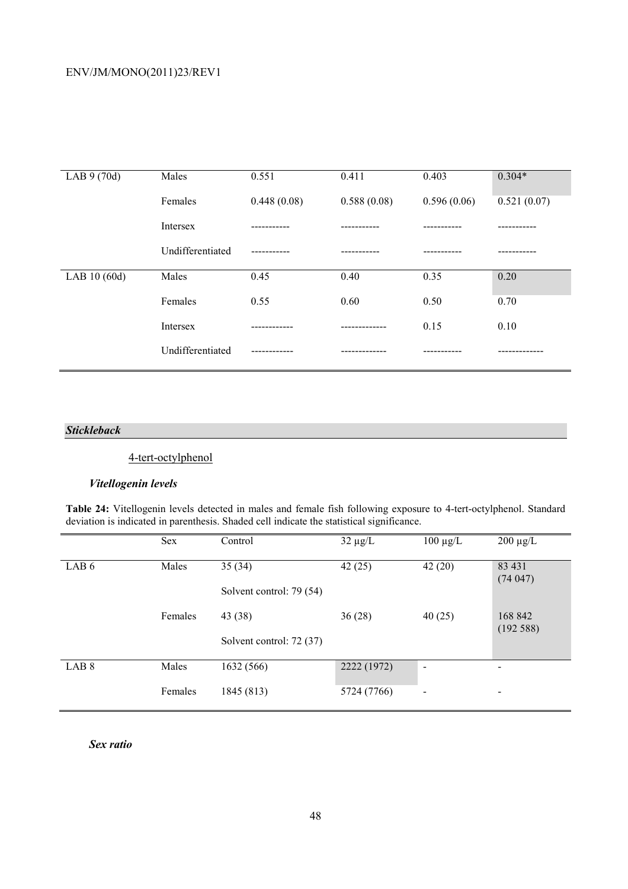| | | | | | |
|---|---|---|---|---|---|
| LAB 9 (70d) | Males | 0.551 | 0.411 | 0.403 | 0.304* |
| | Females | 0.448 (0.08) | 0.588 (0.08) | 0.596 (0.06) | 0.521 (0.07) |
| | Intersex | ----------- | ----------- | ----------- | ----------- |
| | Undifferentiated | ----------- | ----------- | ----------- | ----------- |
| LAB 10 (60d) | Males | 0.45 | 0.40 | 0.35 | 0.20 |
| | Females | 0.55 | 0.60 | 0.50 | 0.70 |
| | Intersex | ------------ | ------------- | 0.15 | 0.10 |
| | Undifferentiated | ------------ | ------------- | ----------- | ------------- |

### *Stickleback*

4-tert-octylphenol

#### *Vitellogenin levels*

**Table 24:** Vitellogenin levels detected in males and female fish following exposure to 4-tert-octylphenol. Standard deviation is indicated in parenthesis. Shaded cell indicate the statistical significance.

| | Sex | Control | 32 µg/L | 100 µg/L | 200 µg/L |
|---|---|---|---|---|---|
| LAB 6 | Males | 35 (34)<br>Solvent control: 79 (54) | 42 (25) | 42 (20) | 83 431 (74 047) |
| | Females | 43 (38)<br>Solvent control: 72 (37) | 36 (28) | 40 (25) | 168 842 (192 588) |
| LAB 8 | Males | 1632 (566) | 2222 (1972) | - | - |
| | Females | 1845 (813) | 5724 (7766) | - | - |

#### *Sex ratio*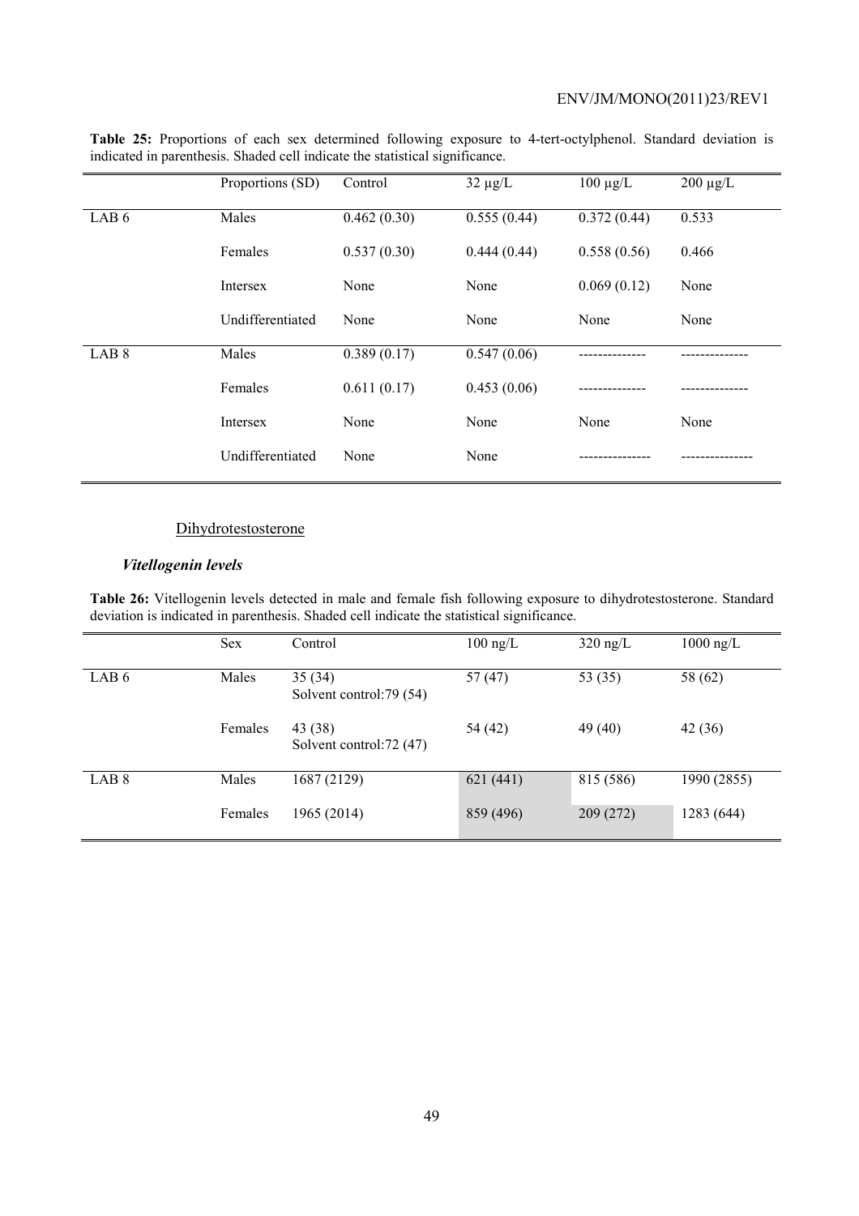**Table 25:** Proportions of each sex determined following exposure to 4-tert-octylphenol. Standard deviation is indicated in parenthesis. Shaded cell indicate the statistical significance.

| | Proportions (SD) | Control | 32 µg/L | 100 µg/L | 200 µg/L |
|---|---|---|---|---|---|
| LAB 6 | Males | 0.462 (0.30) | 0.555 (0.44) | 0.372 (0.44) | 0.533 |
| | Females | 0.537 (0.30) | 0.444 (0.44) | 0.558 (0.56) | 0.466 |
| | Intersex | None | None | 0.069 (0.12) | None |
| | Undifferentiated | None | None | None | None |
| LAB 8 | Males | 0.389 (0.17) | 0.547 (0.06) | -------------- | -------------- |
| | Females | 0.611 (0.17) | 0.453 (0.06) | -------------- | -------------- |
| | Intersex | None | None | None | None |
| | Undifferentiated | None | None | --------------- | --------------- |

Dihydrotestosterone

***Vitellogenin levels***

**Table 26:** Vitellogenin levels detected in male and female fish following exposure to dihydrotestosterone. Standard deviation is indicated in parenthesis. Shaded cell indicate the statistical significance.

| | Sex | Control | 100 ng/L | 320 ng/L | 1000 ng/L |
|---|---|---|---|---|---|
| LAB 6 | Males | 35 (34) Solvent control:79 (54) | 57 (47) | 53 (35) | 58 (62) |
| | Females | 43 (38) Solvent control:72 (47) | 54 (42) | 49 (40) | 42 (36) |
| LAB 8 | Males | 1687 (2129) | 621 (441) | 815 (586) | 1990 (2855) |
| | Females | 1965 (2014) | 859 (496) | 209 (272) | 1283 (644) |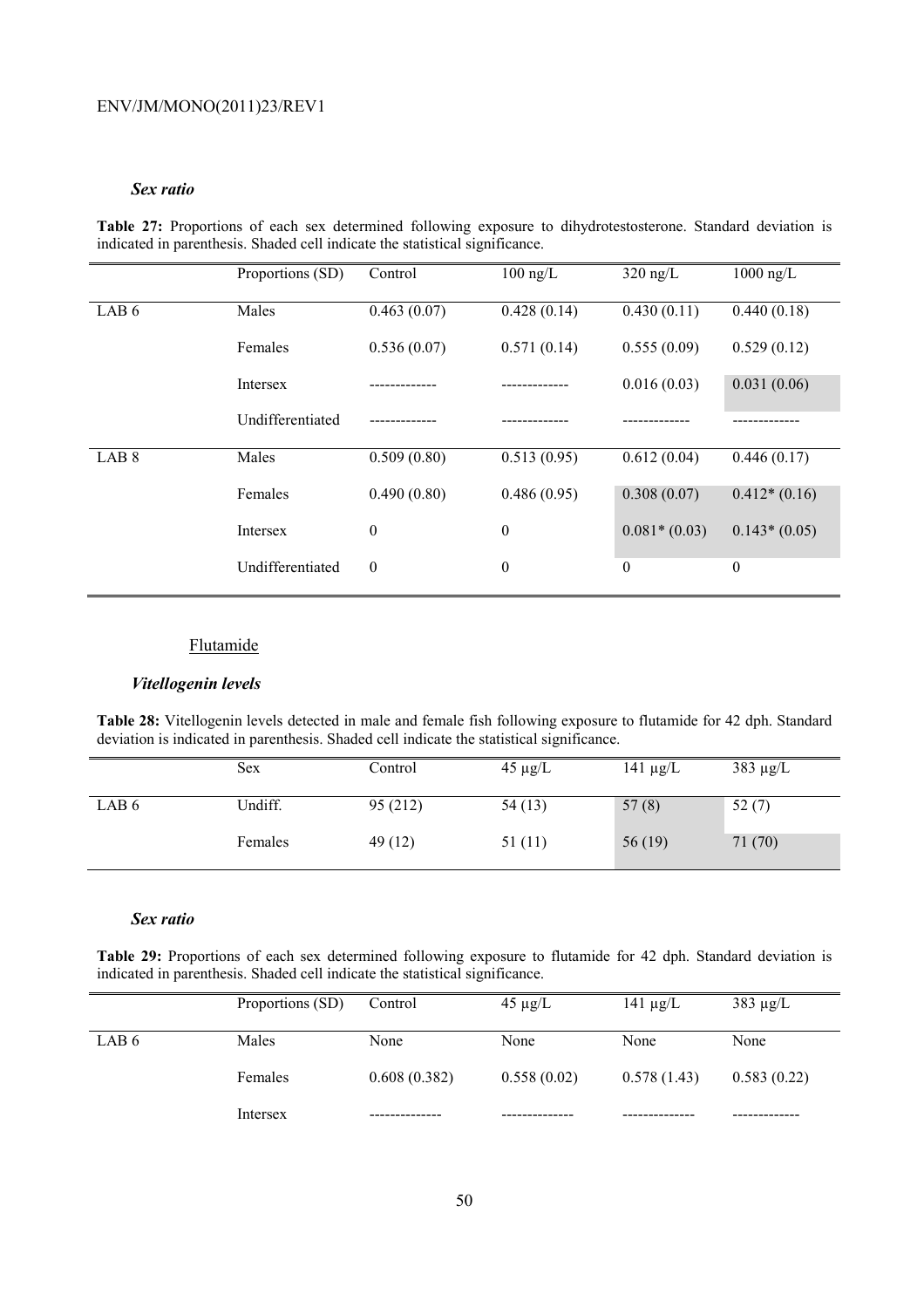### *Sex ratio*

**Table 27:** Proportions of each sex determined following exposure to dihydrotestosterone. Standard deviation is indicated in parenthesis. Shaded cell indicate the statistical significance.

| | Proportions (SD) | Control | 100 ng/L | 320 ng/L | 1000 ng/L |
|---|---|---|---|---|---|
| LAB 6 | Males | 0.463 (0.07) | 0.428 (0.14) | 0.430 (0.11) | 0.440 (0.18) |
| | Females | 0.536 (0.07) | 0.571 (0.14) | 0.555 (0.09) | 0.529 (0.12) |
| | Intersex | ------------- | ------------- | 0.016 (0.03) | 0.031 (0.06) |
| | Undifferentiated | ------------- | ------------- | ------------- | ------------- |
| LAB 8 | Males | 0.509 (0.80) | 0.513 (0.95) | 0.612 (0.04) | 0.446 (0.17) |
| | Females | 0.490 (0.80) | 0.486 (0.95) | 0.308 (0.07) | 0.412* (0.16) |
| | Intersex | 0 | 0 | 0.081* (0.03) | 0.143* (0.05) |
| | Undifferentiated | 0 | 0 | 0 | 0 |

## Flutamide

### *Vitellogenin levels*

**Table 28:** Vitellogenin levels detected in male and female fish following exposure to flutamide for 42 dph. Standard deviation is indicated in parenthesis. Shaded cell indicate the statistical significance.

| | Sex | Control | 45 µg/L | 141 µg/L | 383 µg/L |
|---|---|---|---|---|---|
| LAB 6 | Undiff. | 95 (212) | 54 (13) | 57 (8) | 52 (7) |
| | Females | 49 (12) | 51 (11) | 56 (19) | 71 (70) |

### *Sex ratio*

**Table 29:** Proportions of each sex determined following exposure to flutamide for 42 dph. Standard deviation is indicated in parenthesis. Shaded cell indicate the statistical significance.

| | Proportions (SD) | Control | 45 µg/L | 141 µg/L | 383 µg/L |
|---|---|---|---|---|---|
| LAB 6 | Males | None | None | None | None |
| | Females | 0.608 (0.382) | 0.558 (0.02) | 0.578 (1.43) | 0.583 (0.22) |
| | Intersex | -------------- | -------------- | -------------- | ------------- |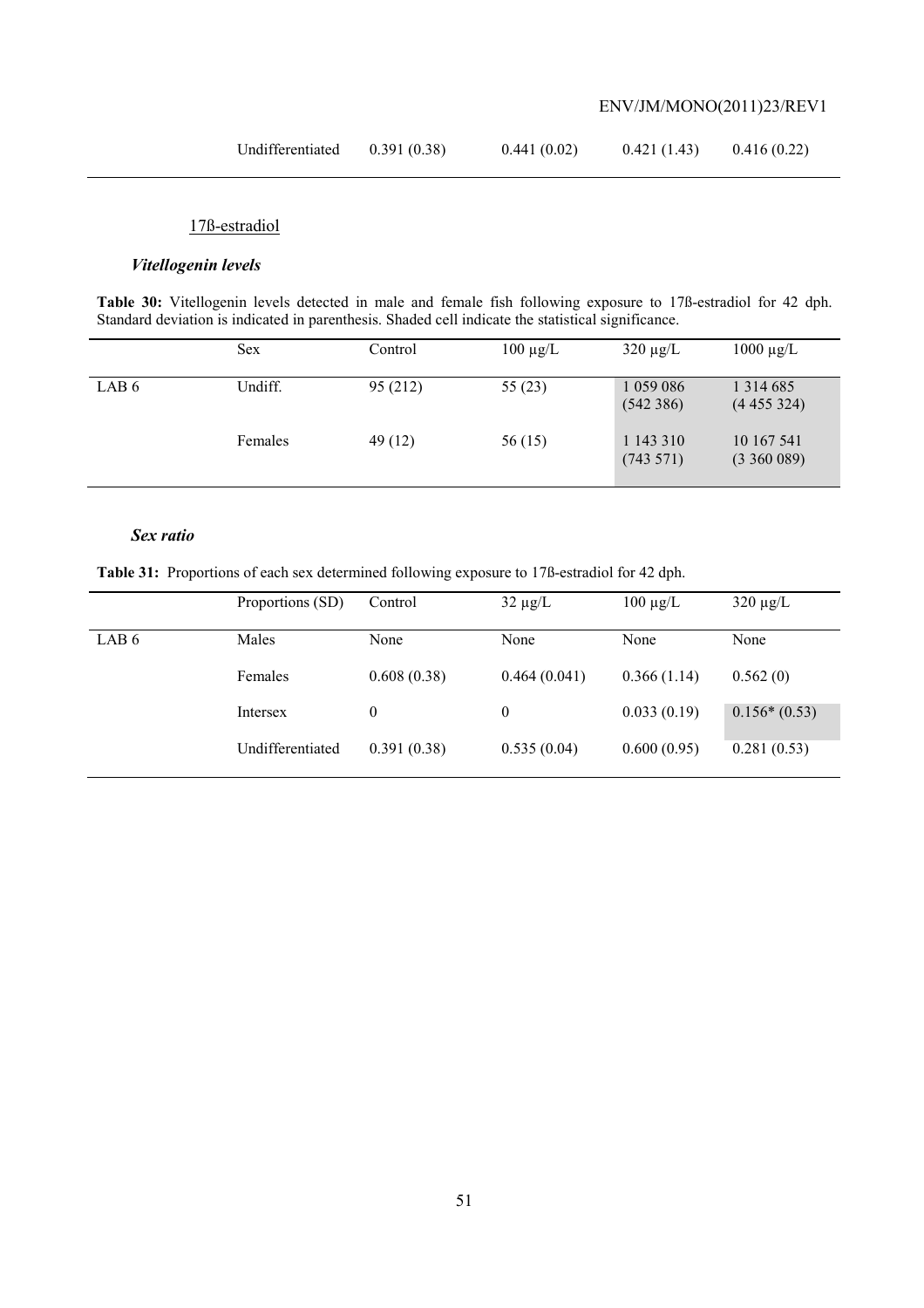| | Undifferentiated | 0.391 (0.38) | 0.441 (0.02) | 0.421 (1.43) | 0.416 (0.22) |
|---|---|---|---|---|---|

17ß-estradiol

### *Vitellogenin levels*

**Table 30:** Vitellogenin levels detected in male and female fish following exposure to 17ß-estradiol for 42 dph. Standard deviation is indicated in parenthesis. Shaded cell indicate the statistical significance.

| | Sex | Control | 100 µg/L | 320 µg/L | 1000 µg/L |
|---|---|---|---|---|---|
| LAB 6 | Undiff. | 95 (212) | 55 (23) | 1 059 086 (542 386) | 1 314 685 (4 455 324) |
| | Females | 49 (12) | 56 (15) | 1 143 310 (743 571) | 10 167 541 (3 360 089) |

### *Sex ratio*

**Table 31:** Proportions of each sex determined following exposure to 17ß-estradiol for 42 dph.

| | Proportions (SD) | Control | 32 µg/L | 100 µg/L | 320 µg/L |
|---|---|---|---|---|---|
| LAB 6 | Males | None | None | None | None |
| | Females | 0.608 (0.38) | 0.464 (0.041) | 0.366 (1.14) | 0.562 (0) |
| | Intersex | 0 | 0 | 0.033 (0.19) | 0.156* (0.53) |
| | Undifferentiated | 0.391 (0.38) | 0.535 (0.04) | 0.600 (0.95) | 0.281 (0.53) |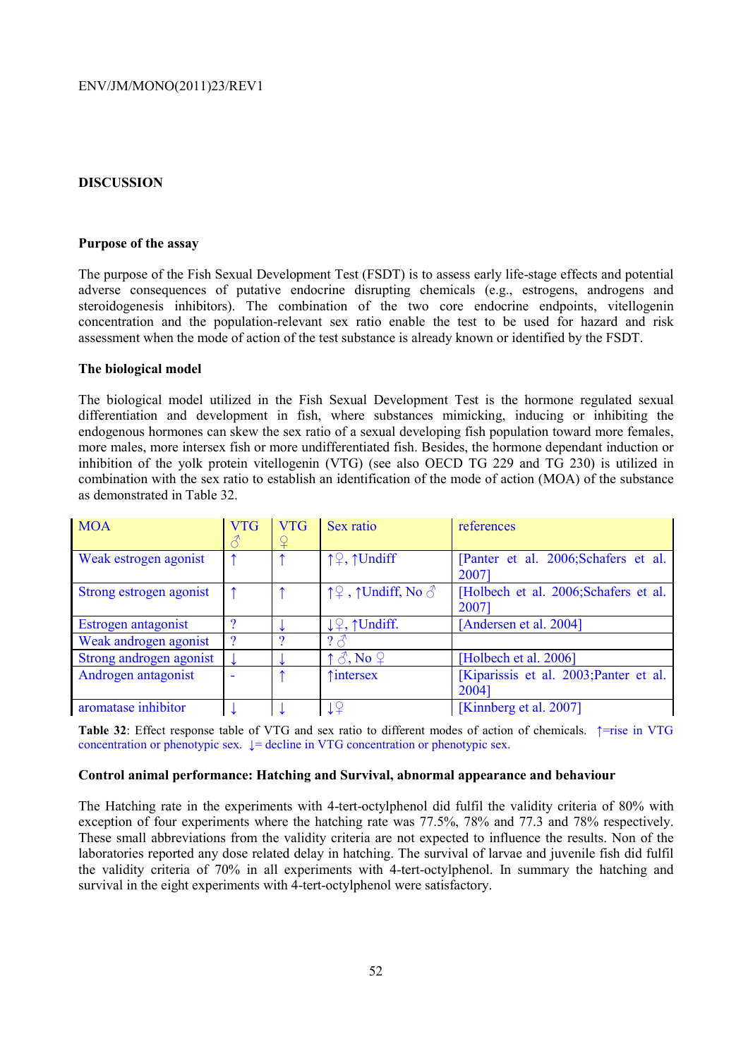## DISCUSSION

### Purpose of the assay

The purpose of the Fish Sexual Development Test (FSDT) is to assess early life-stage effects and potential adverse consequences of putative endocrine disrupting chemicals (e.g., estrogens, androgens and steroidogenesis inhibitors). The combination of the two core endocrine endpoints, vitellogenin concentration and the population-relevant sex ratio enable the test to be used for hazard and risk assessment when the mode of action of the test substance is already known or identified by the FSDT.

### The biological model

The biological model utilized in the Fish Sexual Development Test is the hormone regulated sexual differentiation and development in fish, where substances mimicking, inducing or inhibiting the endogenous hormones can skew the sex ratio of a sexual developing fish population toward more females, more males, more intersex fish or more undifferentiated fish. Besides, the hormone dependant induction or inhibition of the yolk protein vitellogenin (VTG) (see also OECD TG 229 and TG 230) is utilized in combination with the sex ratio to establish an identification of the mode of action (MOA) of the substance as demonstrated in Table 32.

| MOA | VTG ♂ | VTG ♀ | Sex ratio | references |
|---|---|---|---|---|
| Weak estrogen agonist | ↑ | ↑ | ↑♀, ↑Undiff | [Panter et al. 2006;Schafers et al. 2007] |
| Strong estrogen agonist | ↑ | ↑ | ↑♀ , ↑Undiff, No ♂ | [Holbech et al. 2006;Schafers et al. 2007] |
| Estrogen antagonist | ? | ↓ | ↓♀, ↑Undiff. | [Andersen et al. 2004] |
| Weak androgen agonist | ? | ? | ? ♂ | |
| Strong androgen agonist | ↓ | ↓ | ↑ ♂, No ♀ | [Holbech et al. 2006] |
| Androgen antagonist | - | ↑ | ↑intersex | [Kiparissis et al. 2003;Panter et al. 2004] |
| aromatase inhibitor | ↓ | ↓ | ↓♀ | [Kinnberg et al. 2007] |

**Table 32**: Effect response table of VTG and sex ratio to different modes of action of chemicals. ↑=rise in VTG concentration or phenotypic sex. ↓= decline in VTG concentration or phenotypic sex.

### Control animal performance: Hatching and Survival, abnormal appearance and behaviour

The Hatching rate in the experiments with 4-tert-octylphenol did fulfil the validity criteria of 80% with exception of four experiments where the hatching rate was 77.5%, 78% and 77.3 and 78% respectively. These small abbreviations from the validity criteria are not expected to influence the results. Non of the laboratories reported any dose related delay in hatching. The survival of larvae and juvenile fish did fulfil the validity criteria of 70% in all experiments with 4-tert-octylphenol. In summary the hatching and survival in the eight experiments with 4-tert-octylphenol were satisfactory.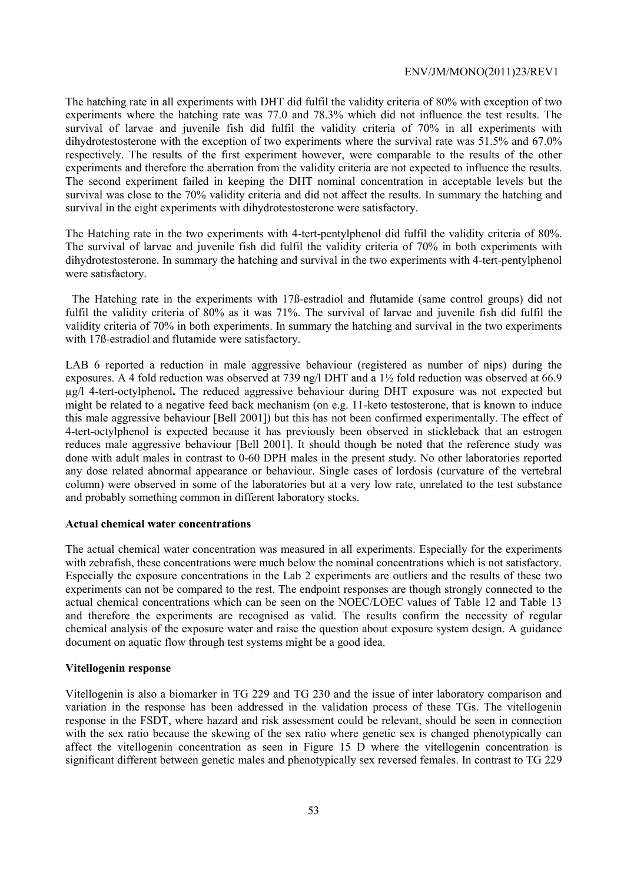The hatching rate in all experiments with DHT did fulfil the validity criteria of 80% with exception of two experiments where the hatching rate was 77.0 and 78.3% which did not influence the test results. The survival of larvae and juvenile fish did fulfil the validity criteria of 70% in all experiments with dihydrotestosterone with the exception of two experiments where the survival rate was 51.5% and 67.0% respectively. The results of the first experiment however, were comparable to the results of the other experiments and therefore the aberration from the validity criteria are not expected to influence the results. The second experiment failed in keeping the DHT nominal concentration in acceptable levels but the survival was close to the 70% validity criteria and did not affect the results. In summary the hatching and survival in the eight experiments with dihydrotestosterone were satisfactory.

The Hatching rate in the two experiments with 4-tert-pentylphenol did fulfil the validity criteria of 80%. The survival of larvae and juvenile fish did fulfil the validity criteria of 70% in both experiments with dihydrotestosterone. In summary the hatching and survival in the two experiments with 4-tert-pentylphenol were satisfactory.

The Hatching rate in the experiments with 17ß-estradiol and flutamide (same control groups) did not fulfil the validity criteria of 80% as it was 71%. The survival of larvae and juvenile fish did fulfil the validity criteria of 70% in both experiments. In summary the hatching and survival in the two experiments with 17ß-estradiol and flutamide were satisfactory.

LAB 6 reported a reduction in male aggressive behaviour (registered as number of nips) during the exposures. A 4 fold reduction was observed at 739 ng/l DHT and a 1½ fold reduction was observed at 66.9 µg/l 4-tert-octylphenol**.** The reduced aggressive behaviour during DHT exposure was not expected but might be related to a negative feed back mechanism (on e.g. 11-keto testosterone, that is known to induce this male aggressive behaviour [Bell 2001]) but this has not been confirmed experimentally. The effect of 4-tert-octylphenol is expected because it has previously been observed in stickleback that an estrogen reduces male aggressive behaviour [Bell 2001]. It should though be noted that the reference study was done with adult males in contrast to 0-60 DPH males in the present study. No other laboratories reported any dose related abnormal appearance or behaviour. Single cases of lordosis (curvature of the vertebral column) were observed in some of the laboratories but at a very low rate, unrelated to the test substance and probably something common in different laboratory stocks.

**Actual chemical water concentrations**

The actual chemical water concentration was measured in all experiments. Especially for the experiments with zebrafish, these concentrations were much below the nominal concentrations which is not satisfactory. Especially the exposure concentrations in the Lab 2 experiments are outliers and the results of these two experiments can not be compared to the rest. The endpoint responses are though strongly connected to the actual chemical concentrations which can be seen on the NOEC/LOEC values of Table 12 and Table 13 and therefore the experiments are recognised as valid. The results confirm the necessity of regular chemical analysis of the exposure water and raise the question about exposure system design. A guidance document on aquatic flow through test systems might be a good idea.

**Vitellogenin response**

Vitellogenin is also a biomarker in TG 229 and TG 230 and the issue of inter laboratory comparison and variation in the response has been addressed in the validation process of these TGs. The vitellogenin response in the FSDT, where hazard and risk assessment could be relevant, should be seen in connection with the sex ratio because the skewing of the sex ratio where genetic sex is changed phenotypically can affect the vitellogenin concentration as seen in Figure 15 D where the vitellogenin concentration is significant different between genetic males and phenotypically sex reversed females. In contrast to TG 229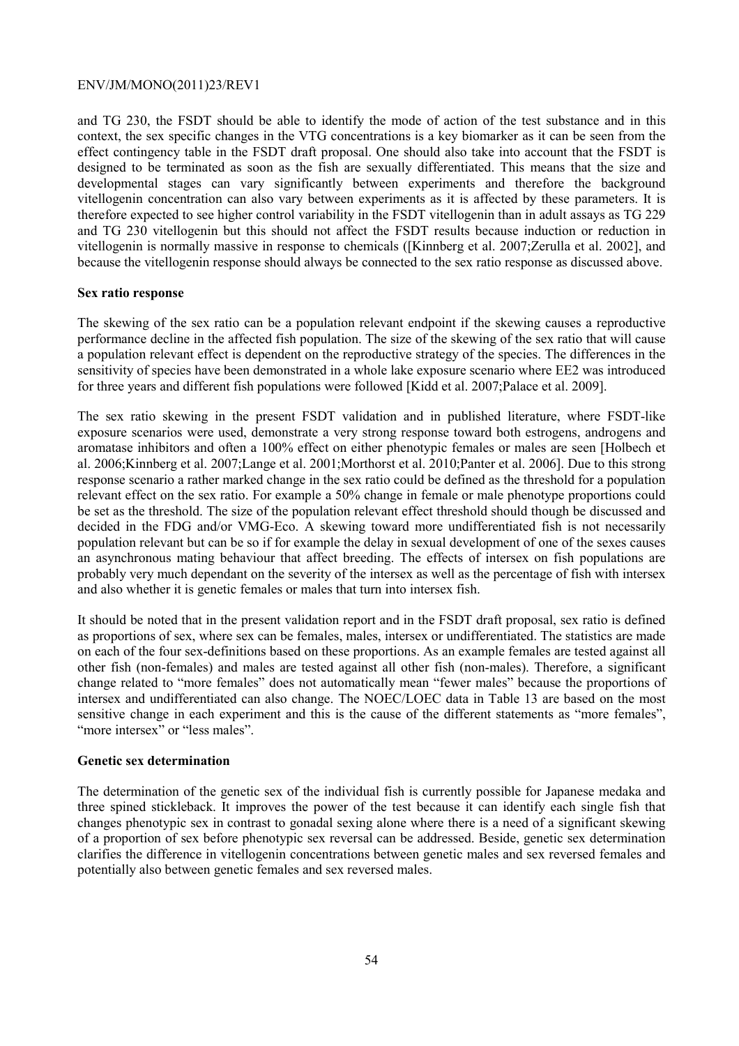and TG 230, the FSDT should be able to identify the mode of action of the test substance and in this context, the sex specific changes in the VTG concentrations is a key biomarker as it can be seen from the effect contingency table in the FSDT draft proposal. One should also take into account that the FSDT is designed to be terminated as soon as the fish are sexually differentiated. This means that the size and developmental stages can vary significantly between experiments and therefore the background vitellogenin concentration can also vary between experiments as it is affected by these parameters. It is therefore expected to see higher control variability in the FSDT vitellogenin than in adult assays as TG 229 and TG 230 vitellogenin but this should not affect the FSDT results because induction or reduction in vitellogenin is normally massive in response to chemicals ([Kinnberg et al. 2007;Zerulla et al. 2002], and because the vitellogenin response should always be connected to the sex ratio response as discussed above.

**Sex ratio response**

The skewing of the sex ratio can be a population relevant endpoint if the skewing causes a reproductive performance decline in the affected fish population. The size of the skewing of the sex ratio that will cause a population relevant effect is dependent on the reproductive strategy of the species. The differences in the sensitivity of species have been demonstrated in a whole lake exposure scenario where EE2 was introduced for three years and different fish populations were followed [Kidd et al. 2007;Palace et al. 2009].

The sex ratio skewing in the present FSDT validation and in published literature, where FSDT-like exposure scenarios were used, demonstrate a very strong response toward both estrogens, androgens and aromatase inhibitors and often a 100% effect on either phenotypic females or males are seen [Holbech et al. 2006;Kinnberg et al. 2007;Lange et al. 2001;Morthorst et al. 2010;Panter et al. 2006]. Due to this strong response scenario a rather marked change in the sex ratio could be defined as the threshold for a population relevant effect on the sex ratio. For example a 50% change in female or male phenotype proportions could be set as the threshold. The size of the population relevant effect threshold should though be discussed and decided in the FDG and/or VMG-Eco. A skewing toward more undifferentiated fish is not necessarily population relevant but can be so if for example the delay in sexual development of one of the sexes causes an asynchronous mating behaviour that affect breeding. The effects of intersex on fish populations are probably very much dependant on the severity of the intersex as well as the percentage of fish with intersex and also whether it is genetic females or males that turn into intersex fish.

It should be noted that in the present validation report and in the FSDT draft proposal, sex ratio is defined as proportions of sex, where sex can be females, males, intersex or undifferentiated. The statistics are made on each of the four sex-definitions based on these proportions. As an example females are tested against all other fish (non-females) and males are tested against all other fish (non-males). Therefore, a significant change related to "more females" does not automatically mean "fewer males" because the proportions of intersex and undifferentiated can also change. The NOEC/LOEC data in Table 13 are based on the most sensitive change in each experiment and this is the cause of the different statements as "more females", "more intersex" or "less males".

**Genetic sex determination**

The determination of the genetic sex of the individual fish is currently possible for Japanese medaka and three spined stickleback. It improves the power of the test because it can identify each single fish that changes phenotypic sex in contrast to gonadal sexing alone where there is a need of a significant skewing of a proportion of sex before phenotypic sex reversal can be addressed. Beside, genetic sex determination clarifies the difference in vitellogenin concentrations between genetic males and sex reversed females and potentially also between genetic females and sex reversed males.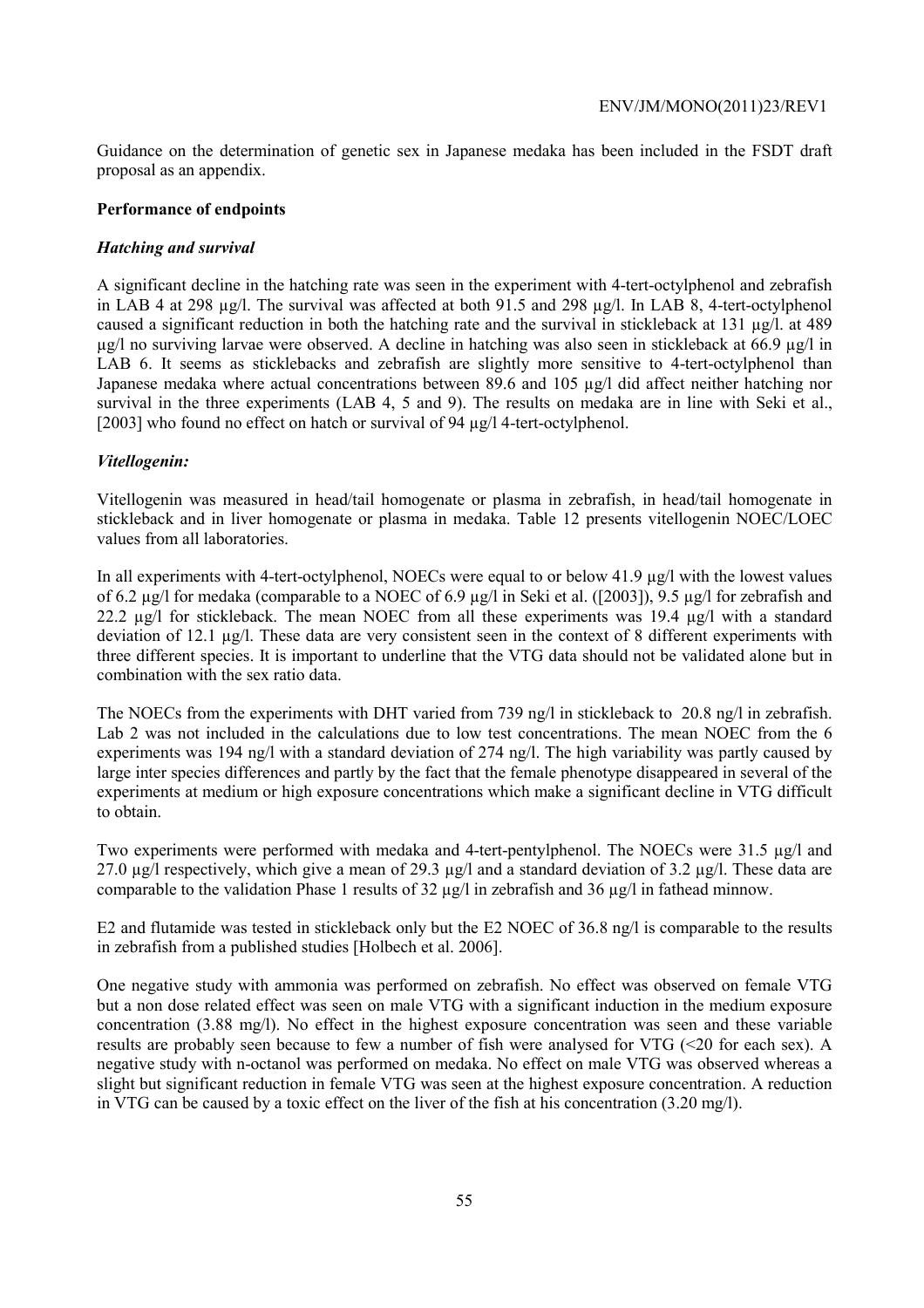Guidance on the determination of genetic sex in Japanese medaka has been included in the FSDT draft proposal as an appendix.

**Performance of endpoints**

***Hatching and survival***

A significant decline in the hatching rate was seen in the experiment with 4-tert-octylphenol and zebrafish in LAB 4 at 298 µg/l. The survival was affected at both 91.5 and 298 µg/l. In LAB 8, 4-tert-octylphenol caused a significant reduction in both the hatching rate and the survival in stickleback at 131 µg/l. at 489 µg/l no surviving larvae were observed. A decline in hatching was also seen in stickleback at 66.9 µg/l in LAB 6. It seems as sticklebacks and zebrafish are slightly more sensitive to 4-tert-octylphenol than Japanese medaka where actual concentrations between 89.6 and 105 µg/l did affect neither hatching nor survival in the three experiments (LAB 4, 5 and 9). The results on medaka are in line with Seki et al., [2003] who found no effect on hatch or survival of 94 µg/l 4-tert-octylphenol.

***Vitellogenin:***

Vitellogenin was measured in head/tail homogenate or plasma in zebrafish, in head/tail homogenate in stickleback and in liver homogenate or plasma in medaka. Table 12 presents vitellogenin NOEC/LOEC values from all laboratories.

In all experiments with 4-tert-octylphenol, NOECs were equal to or below 41.9 µg/l with the lowest values of 6.2 µg/l for medaka (comparable to a NOEC of 6.9 µg/l in Seki et al. ([2003]), 9.5 µg/l for zebrafish and 22.2 µg/l for stickleback. The mean NOEC from all these experiments was 19.4 µg/l with a standard deviation of 12.1 µg/l. These data are very consistent seen in the context of 8 different experiments with three different species. It is important to underline that the VTG data should not be validated alone but in combination with the sex ratio data.

The NOECs from the experiments with DHT varied from 739 ng/l in stickleback to 20.8 ng/l in zebrafish. Lab 2 was not included in the calculations due to low test concentrations. The mean NOEC from the 6 experiments was 194 ng/l with a standard deviation of 274 ng/l. The high variability was partly caused by large inter species differences and partly by the fact that the female phenotype disappeared in several of the experiments at medium or high exposure concentrations which make a significant decline in VTG difficult to obtain.

Two experiments were performed with medaka and 4-tert-pentylphenol. The NOECs were 31.5 µg/l and 27.0 µg/l respectively, which give a mean of 29.3 µg/l and a standard deviation of 3.2 µg/l. These data are comparable to the validation Phase 1 results of 32 µg/l in zebrafish and 36 µg/l in fathead minnow.

E2 and flutamide was tested in stickleback only but the E2 NOEC of 36.8 ng/l is comparable to the results in zebrafish from a published studies [Holbech et al. 2006].

One negative study with ammonia was performed on zebrafish. No effect was observed on female VTG but a non dose related effect was seen on male VTG with a significant induction in the medium exposure concentration (3.88 mg/l). No effect in the highest exposure concentration was seen and these variable results are probably seen because to few a number of fish were analysed for VTG (<20 for each sex). A negative study with n-octanol was performed on medaka. No effect on male VTG was observed whereas a slight but significant reduction in female VTG was seen at the highest exposure concentration. A reduction in VTG can be caused by a toxic effect on the liver of the fish at his concentration (3.20 mg/l).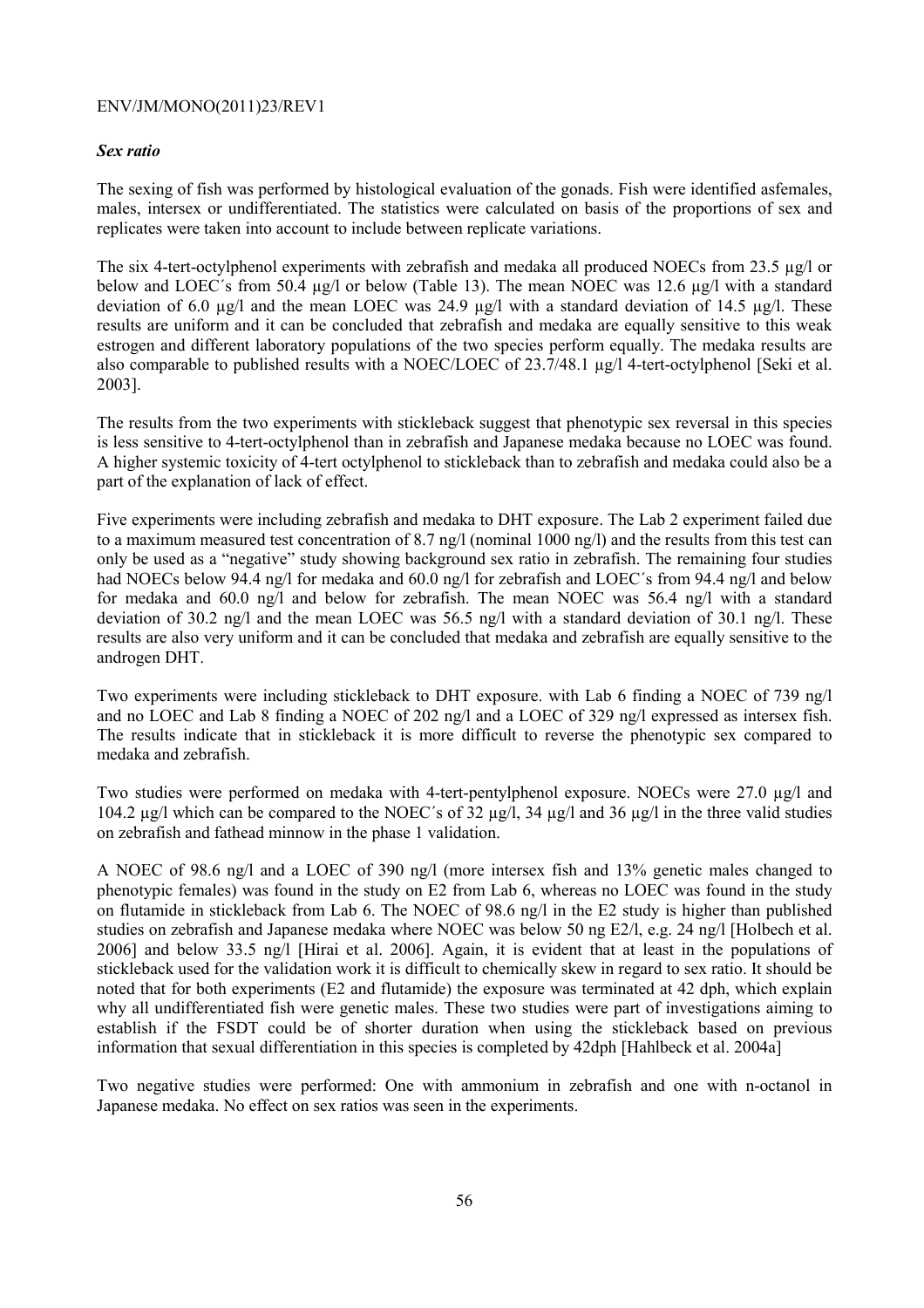### *Sex ratio*

The sexing of fish was performed by histological evaluation of the gonads. Fish were identified asfemales, males, intersex or undifferentiated. The statistics were calculated on basis of the proportions of sex and replicates were taken into account to include between replicate variations.

The six 4-tert-octylphenol experiments with zebrafish and medaka all produced NOECs from 23.5 µg/l or below and LOEC´s from 50.4 µg/l or below (Table 13). The mean NOEC was 12.6 µg/l with a standard deviation of 6.0 µg/l and the mean LOEC was 24.9 µg/l with a standard deviation of 14.5 µg/l. These results are uniform and it can be concluded that zebrafish and medaka are equally sensitive to this weak estrogen and different laboratory populations of the two species perform equally. The medaka results are also comparable to published results with a NOEC/LOEC of 23.7/48.1 µg/l 4-tert-octylphenol [Seki et al. 2003].

The results from the two experiments with stickleback suggest that phenotypic sex reversal in this species is less sensitive to 4-tert-octylphenol than in zebrafish and Japanese medaka because no LOEC was found. A higher systemic toxicity of 4-tert octylphenol to stickleback than to zebrafish and medaka could also be a part of the explanation of lack of effect.

Five experiments were including zebrafish and medaka to DHT exposure. The Lab 2 experiment failed due to a maximum measured test concentration of 8.7 ng/l (nominal 1000 ng/l) and the results from this test can only be used as a "negative" study showing background sex ratio in zebrafish. The remaining four studies had NOECs below 94.4 ng/l for medaka and 60.0 ng/l for zebrafish and LOEC´s from 94.4 ng/l and below for medaka and 60.0 ng/l and below for zebrafish. The mean NOEC was 56.4 ng/l with a standard deviation of 30.2 ng/l and the mean LOEC was 56.5 ng/l with a standard deviation of 30.1 ng/l. These results are also very uniform and it can be concluded that medaka and zebrafish are equally sensitive to the androgen DHT.

Two experiments were including stickleback to DHT exposure. with Lab 6 finding a NOEC of 739 ng/l and no LOEC and Lab 8 finding a NOEC of 202 ng/l and a LOEC of 329 ng/l expressed as intersex fish. The results indicate that in stickleback it is more difficult to reverse the phenotypic sex compared to medaka and zebrafish.

Two studies were performed on medaka with 4-tert-pentylphenol exposure. NOECs were 27.0 µg/l and 104.2 µg/l which can be compared to the NOEC´s of 32 µg/l, 34 µg/l and 36 µg/l in the three valid studies on zebrafish and fathead minnow in the phase 1 validation.

A NOEC of 98.6 ng/l and a LOEC of 390 ng/l (more intersex fish and 13% genetic males changed to phenotypic females) was found in the study on E2 from Lab 6, whereas no LOEC was found in the study on flutamide in stickleback from Lab 6. The NOEC of 98.6 ng/l in the E2 study is higher than published studies on zebrafish and Japanese medaka where NOEC was below 50 ng E2/l, e.g. 24 ng/l [Holbech et al. 2006] and below 33.5 ng/l [Hirai et al. 2006]. Again, it is evident that at least in the populations of stickleback used for the validation work it is difficult to chemically skew in regard to sex ratio. It should be noted that for both experiments (E2 and flutamide) the exposure was terminated at 42 dph, which explain why all undifferentiated fish were genetic males. These two studies were part of investigations aiming to establish if the FSDT could be of shorter duration when using the stickleback based on previous information that sexual differentiation in this species is completed by 42dph [Hahlbeck et al. 2004a]

Two negative studies were performed: One with ammonium in zebrafish and one with n-octanol in Japanese medaka. No effect on sex ratios was seen in the experiments.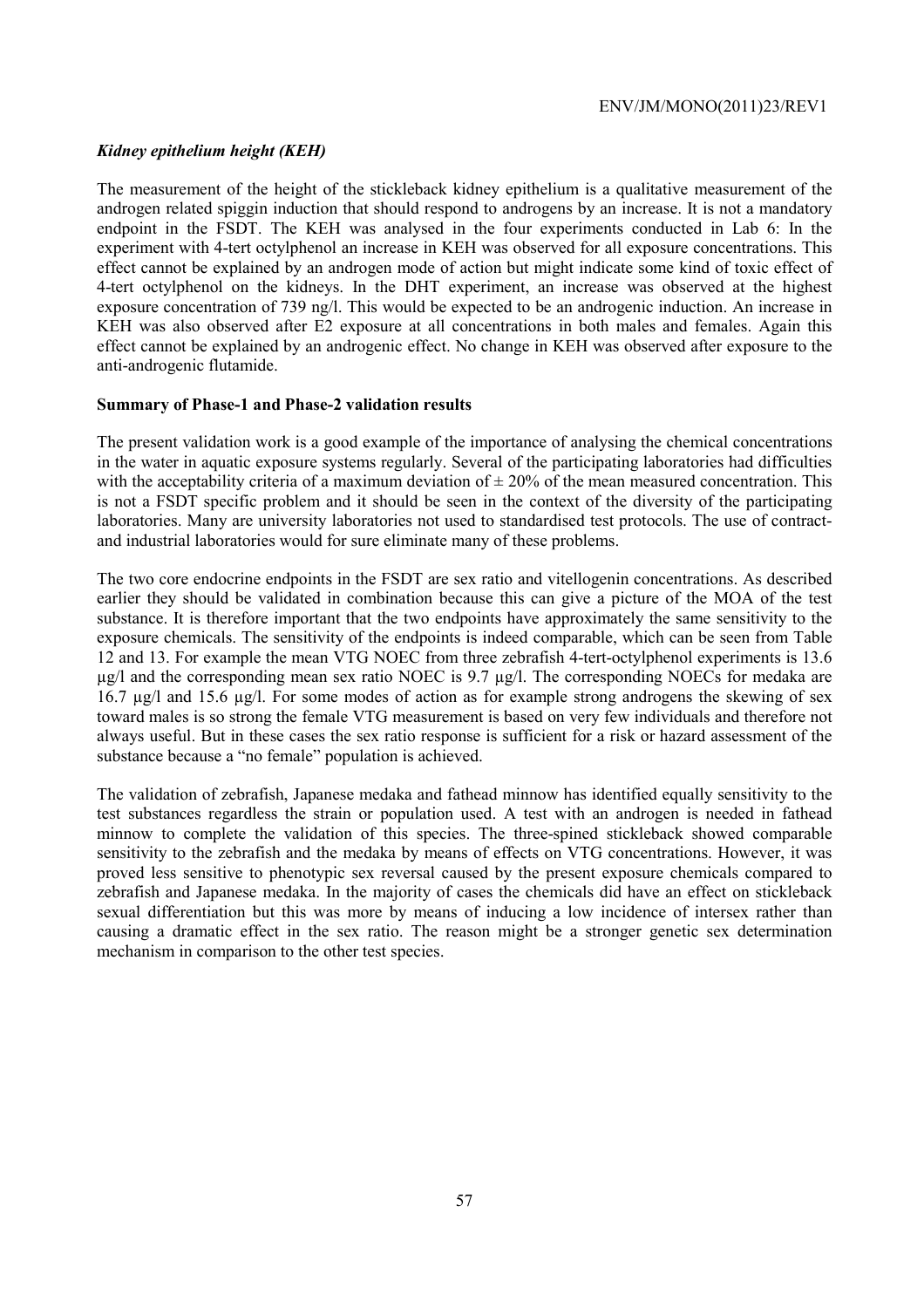### *Kidney epithelium height (KEH)*

The measurement of the height of the stickleback kidney epithelium is a qualitative measurement of the androgen related spiggin induction that should respond to androgens by an increase. It is not a mandatory endpoint in the FSDT. The KEH was analysed in the four experiments conducted in Lab 6: In the experiment with 4-tert octylphenol an increase in KEH was observed for all exposure concentrations. This effect cannot be explained by an androgen mode of action but might indicate some kind of toxic effect of 4-tert octylphenol on the kidneys. In the DHT experiment, an increase was observed at the highest exposure concentration of 739 ng/l. This would be expected to be an androgenic induction. An increase in KEH was also observed after E2 exposure at all concentrations in both males and females. Again this effect cannot be explained by an androgenic effect. No change in KEH was observed after exposure to the anti-androgenic flutamide.

**Summary of Phase-1 and Phase-2 validation results**

The present validation work is a good example of the importance of analysing the chemical concentrations in the water in aquatic exposure systems regularly. Several of the participating laboratories had difficulties with the acceptability criteria of a maximum deviation of ± 20% of the mean measured concentration. This is not a FSDT specific problem and it should be seen in the context of the diversity of the participating laboratories. Many are university laboratories not used to standardised test protocols. The use of contract- and industrial laboratories would for sure eliminate many of these problems.

The two core endocrine endpoints in the FSDT are sex ratio and vitellogenin concentrations. As described earlier they should be validated in combination because this can give a picture of the MOA of the test substance. It is therefore important that the two endpoints have approximately the same sensitivity to the exposure chemicals. The sensitivity of the endpoints is indeed comparable, which can be seen from Table 12 and 13. For example the mean VTG NOEC from three zebrafish 4-tert-octylphenol experiments is 13.6 µg/l and the corresponding mean sex ratio NOEC is 9.7 µg/l. The corresponding NOECs for medaka are 16.7 µg/l and 15.6 µg/l. For some modes of action as for example strong androgens the skewing of sex toward males is so strong the female VTG measurement is based on very few individuals and therefore not always useful. But in these cases the sex ratio response is sufficient for a risk or hazard assessment of the substance because a "no female" population is achieved.

The validation of zebrafish, Japanese medaka and fathead minnow has identified equally sensitivity to the test substances regardless the strain or population used. A test with an androgen is needed in fathead minnow to complete the validation of this species. The three-spined stickleback showed comparable sensitivity to the zebrafish and the medaka by means of effects on VTG concentrations. However, it was proved less sensitive to phenotypic sex reversal caused by the present exposure chemicals compared to zebrafish and Japanese medaka. In the majority of cases the chemicals did have an effect on stickleback sexual differentiation but this was more by means of inducing a low incidence of intersex rather than causing a dramatic effect in the sex ratio. The reason might be a stronger genetic sex determination mechanism in comparison to the other test species.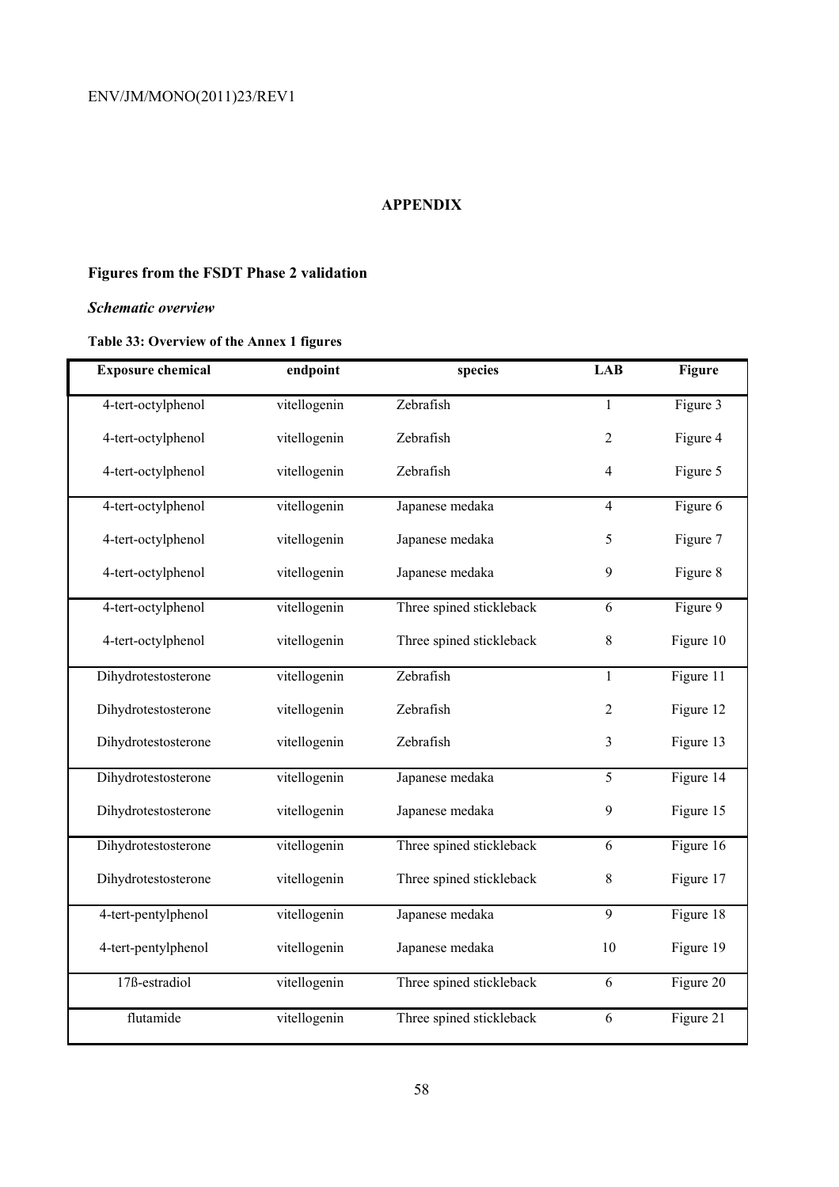## APPENDIX

### Figures from the FSDT Phase 2 validation

#### *Schematic overview*

**Table 33: Overview of the Annex 1 figures**

| Exposure chemical | endpoint | species | LAB | Figure |
|---|---|---|---|---|
| 4-tert-octylphenol | vitellogenin | Zebrafish | 1 | Figure 3 |
| 4-tert-octylphenol | vitellogenin | Zebrafish | 2 | Figure 4 |
| 4-tert-octylphenol | vitellogenin | Zebrafish | 4 | Figure 5 |
| 4-tert-octylphenol | vitellogenin | Japanese medaka | 4 | Figure 6 |
| 4-tert-octylphenol | vitellogenin | Japanese medaka | 5 | Figure 7 |
| 4-tert-octylphenol | vitellogenin | Japanese medaka | 9 | Figure 8 |
| 4-tert-octylphenol | vitellogenin | Three spined stickleback | 6 | Figure 9 |
| 4-tert-octylphenol | vitellogenin | Three spined stickleback | 8 | Figure 10 |
| Dihydrotestosterone | vitellogenin | Zebrafish | 1 | Figure 11 |
| Dihydrotestosterone | vitellogenin | Zebrafish | 2 | Figure 12 |
| Dihydrotestosterone | vitellogenin | Zebrafish | 3 | Figure 13 |
| Dihydrotestosterone | vitellogenin | Japanese medaka | 5 | Figure 14 |
| Dihydrotestosterone | vitellogenin | Japanese medaka | 9 | Figure 15 |
| Dihydrotestosterone | vitellogenin | Three spined stickleback | 6 | Figure 16 |
| Dihydrotestosterone | vitellogenin | Three spined stickleback | 8 | Figure 17 |
| 4-tert-pentylphenol | vitellogenin | Japanese medaka | 9 | Figure 18 |
| 4-tert-pentylphenol | vitellogenin | Japanese medaka | 10 | Figure 19 |
| 17ß-estradiol | vitellogenin | Three spined stickleback | 6 | Figure 20 |
| flutamide | vitellogenin | Three spined stickleback | 6 | Figure 21 |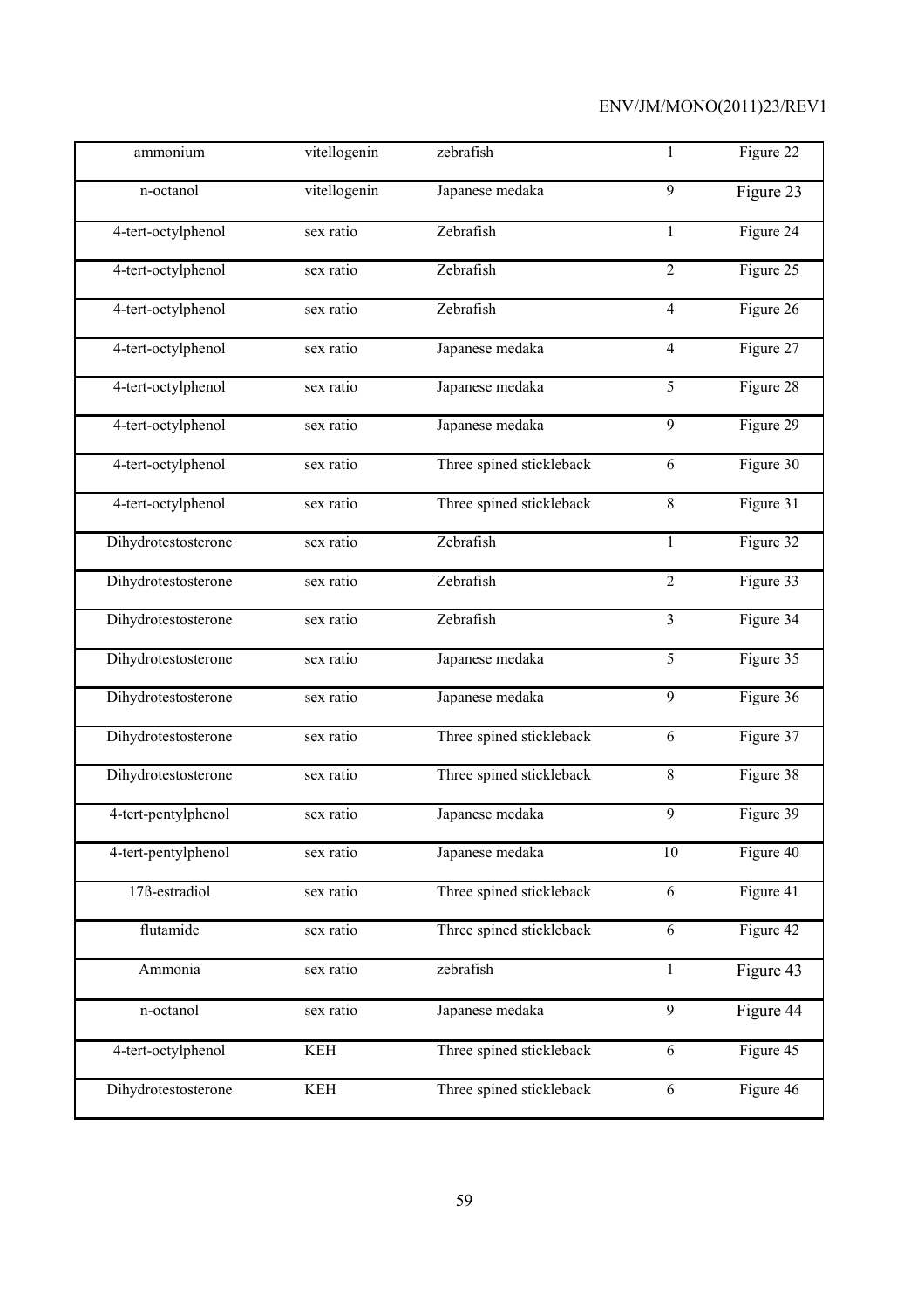| ammonium | vitellogenin | zebrafish | 1 | Figure 22 |
|---|---|---|---|---|
| n-octanol | vitellogenin | Japanese medaka | 9 | Figure 23 |
| 4-tert-octylphenol | sex ratio | Zebrafish | 1 | Figure 24 |
| 4-tert-octylphenol | sex ratio | Zebrafish | 2 | Figure 25 |
| 4-tert-octylphenol | sex ratio | Zebrafish | 4 | Figure 26 |
| 4-tert-octylphenol | sex ratio | Japanese medaka | 4 | Figure 27 |
| 4-tert-octylphenol | sex ratio | Japanese medaka | 5 | Figure 28 |
| 4-tert-octylphenol | sex ratio | Japanese medaka | 9 | Figure 29 |
| 4-tert-octylphenol | sex ratio | Three spined stickleback | 6 | Figure 30 |
| 4-tert-octylphenol | sex ratio | Three spined stickleback | 8 | Figure 31 |
| Dihydrotestosterone | sex ratio | Zebrafish | 1 | Figure 32 |
| Dihydrotestosterone | sex ratio | Zebrafish | 2 | Figure 33 |
| Dihydrotestosterone | sex ratio | Zebrafish | 3 | Figure 34 |
| Dihydrotestosterone | sex ratio | Japanese medaka | 5 | Figure 35 |
| Dihydrotestosterone | sex ratio | Japanese medaka | 9 | Figure 36 |
| Dihydrotestosterone | sex ratio | Three spined stickleback | 6 | Figure 37 |
| Dihydrotestosterone | sex ratio | Three spined stickleback | 8 | Figure 38 |
| 4-tert-pentylphenol | sex ratio | Japanese medaka | 9 | Figure 39 |
| 4-tert-pentylphenol | sex ratio | Japanese medaka | 10 | Figure 40 |
| 17ß-estradiol | sex ratio | Three spined stickleback | 6 | Figure 41 |
| flutamide | sex ratio | Three spined stickleback | 6 | Figure 42 |
| Ammonia | sex ratio | zebrafish | 1 | Figure 43 |
| n-octanol | sex ratio | Japanese medaka | 9 | Figure 44 |
| 4-tert-octylphenol | KEH | Three spined stickleback | 6 | Figure 45 |
| Dihydrotestosterone | KEH | Three spined stickleback | 6 | Figure 46 |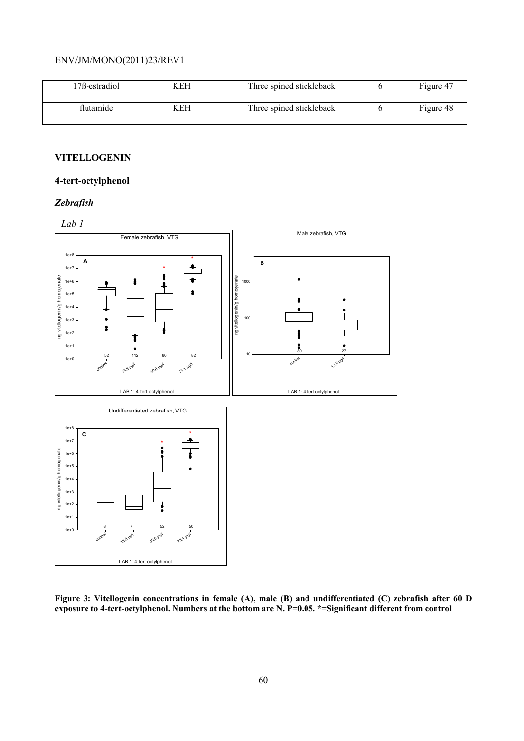| 17ß-estradiol | KEH | Three spined stickleback | 6 | Figure 47 |
|---|---|---|---|---|
| flutamide | KEH | Three spined stickleback | 6 | Figure 48 |

## VITELLOGENIN

### 4-tert-octylphenol

#### *Zebrafish*

*Lab 1*

**Figure 3: Vitellogenin concentrations in female (A), male (B) and undifferentiated (C) zebrafish after 60 D exposure to 4-tert-octylphenol. Numbers at the bottom are N. P=0.05. *=Significant different from control**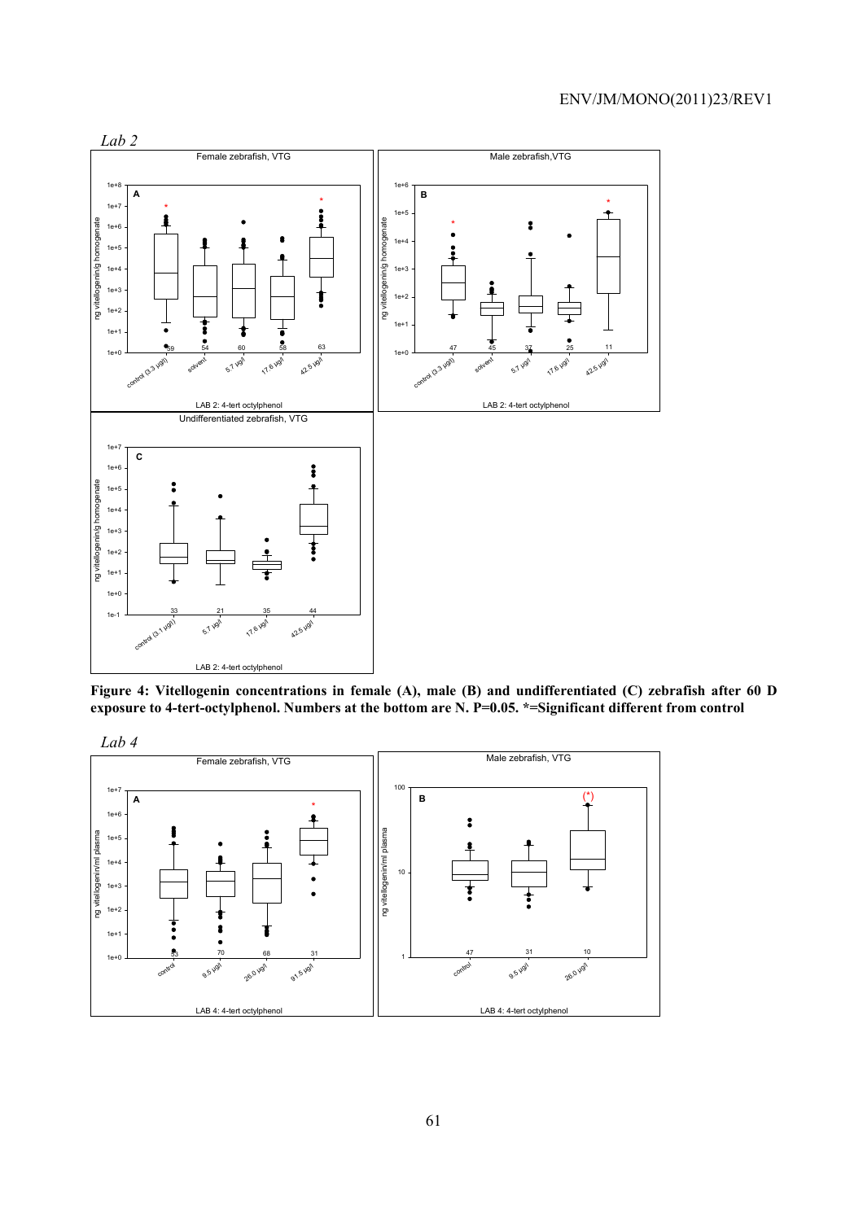*Lab 2*

**Figure 4: Vitellogenin concentrations in female (A), male (B) and undifferentiated (C) zebrafish after 60 D exposure to 4-tert-octylphenol. Numbers at the bottom are N. P=0.05. \*=Significant different from control**

*Lab 4*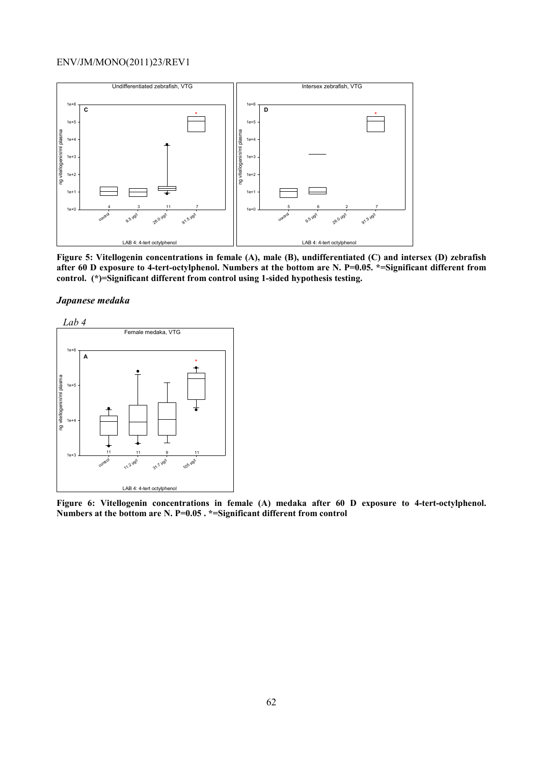Figure 5: Vitellogenin concentrations in female (A), male (B), undifferentiated (C) and intersex (D) zebrafish after 60 D exposure to 4-tert-octylphenol. Numbers at the bottom are N. P=0.05. *=Significant different from control. (*)=Significant different from control using 1-sided hypothesis testing.

### *Japanese medaka*

*Lab 4*

Figure 6: Vitellogenin concentrations in female (A) medaka after 60 D exposure to 4-tert-octylphenol. Numbers at the bottom are N. P=0.05 . *=Significant different from control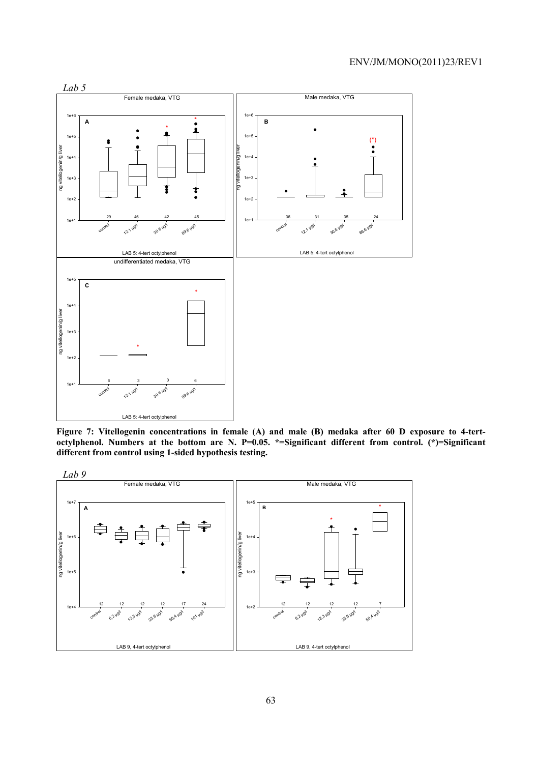*Lab 5*

Figure 7: Vitellogenin concentrations in female (A) and male (B) medaka after 60 D exposure to 4-tert-octylphenol. Numbers at the bottom are N. P=0.05. *=Significant different from control. (*)=Significant different from control using 1-sided hypothesis testing.

*Lab 9*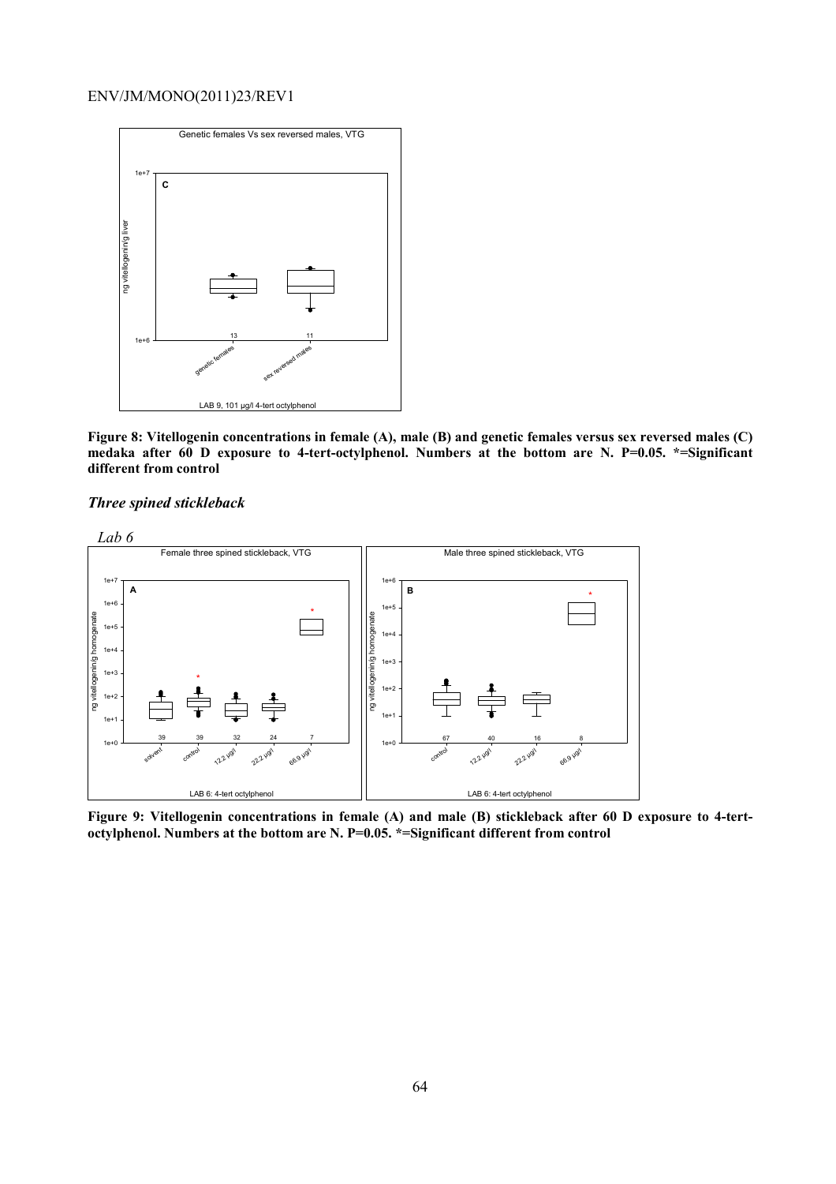**Figure 8: Vitellogenin concentrations in female (A), male (B) and genetic females versus sex reversed males (C) medaka after 60 D exposure to 4-tert-octylphenol. Numbers at the bottom are N. P=0.05. \*=Significant different from control**

### *Three spined stickleback*

*Lab 6*

**Figure 9: Vitellogenin concentrations in female (A) and male (B) stickleback after 60 D exposure to 4-tert-octylphenol. Numbers at the bottom are N. P=0.05. \*=Significant different from control**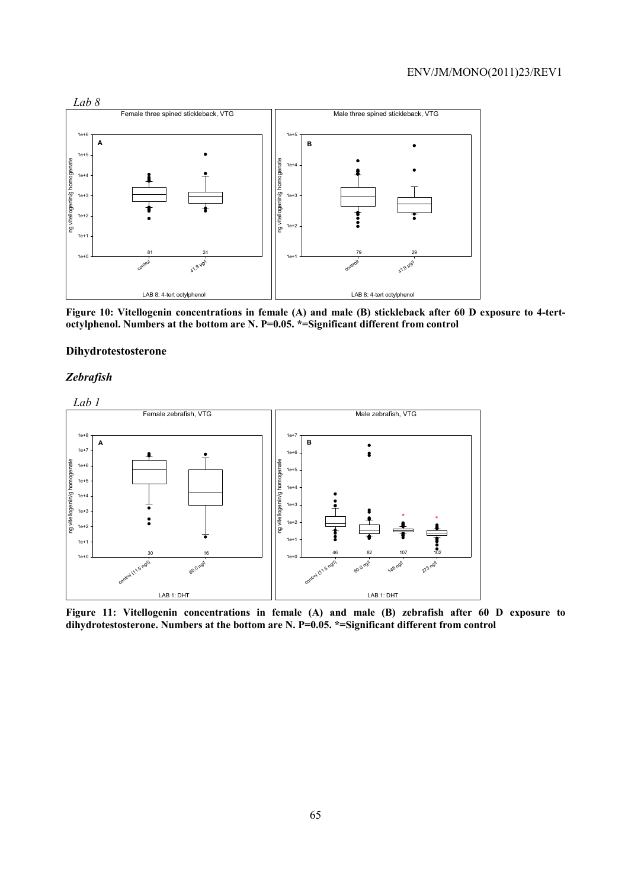*Lab 8*

**Figure 10: Vitellogenin concentrations in female (A) and male (B) stickleback after 60 D exposure to 4-tert-octylphenol. Numbers at the bottom are N. P=0.05. *=Significant different from control**

### Dihydrotestosterone

#### *Zebrafish*

*Lab 1*

**Figure 11: Vitellogenin concentrations in female (A) and male (B) zebrafish after 60 D exposure to dihydrotestosterone. Numbers at the bottom are N. P=0.05. *=Significant different from control**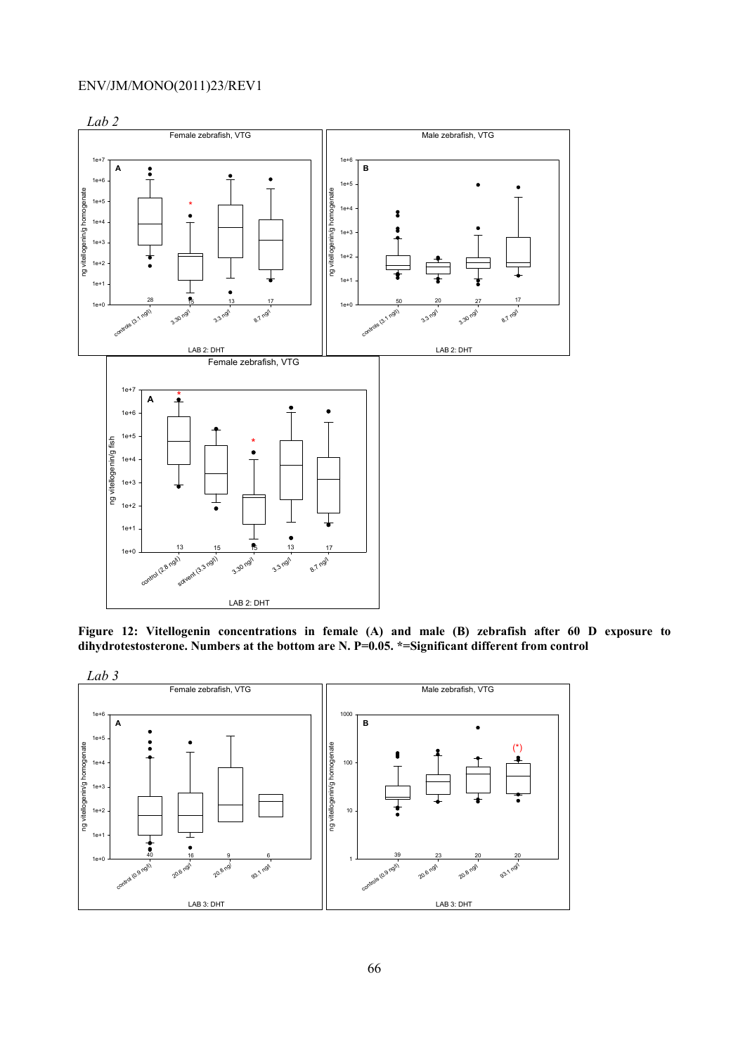*Lab 2*

**Figure 12: Vitellogenin concentrations in female (A) and male (B) zebrafish after 60 D exposure to dihydrotestosterone. Numbers at the bottom are N. P=0.05. *=Significant different from control**

*Lab 3*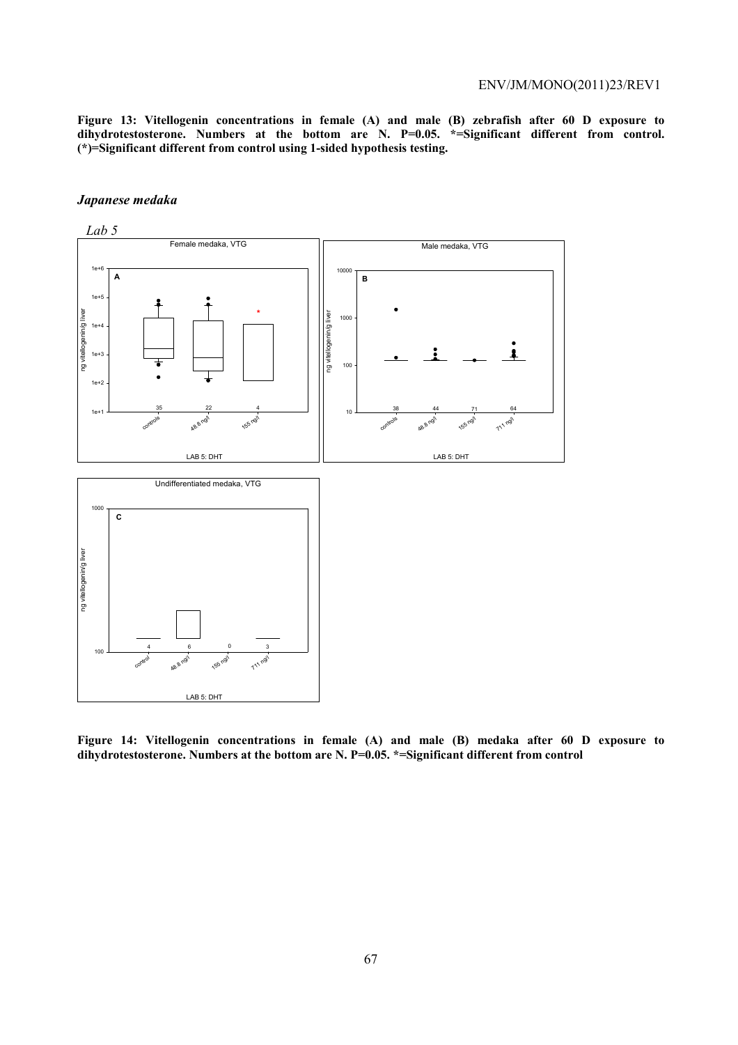**Figure 13: Vitellogenin concentrations in female (A) and male (B) zebrafish after 60 D exposure to dihydrotestosterone. Numbers at the bottom are N. P=0.05. \*=Significant different from control. (\*)=Significant different from control using 1-sided hypothesis testing.**

### *Japanese medaka*

*Lab 5*

**Figure 14: Vitellogenin concentrations in female (A) and male (B) medaka after 60 D exposure to dihydrotestosterone. Numbers at the bottom are N. P=0.05. \*=Significant different from control**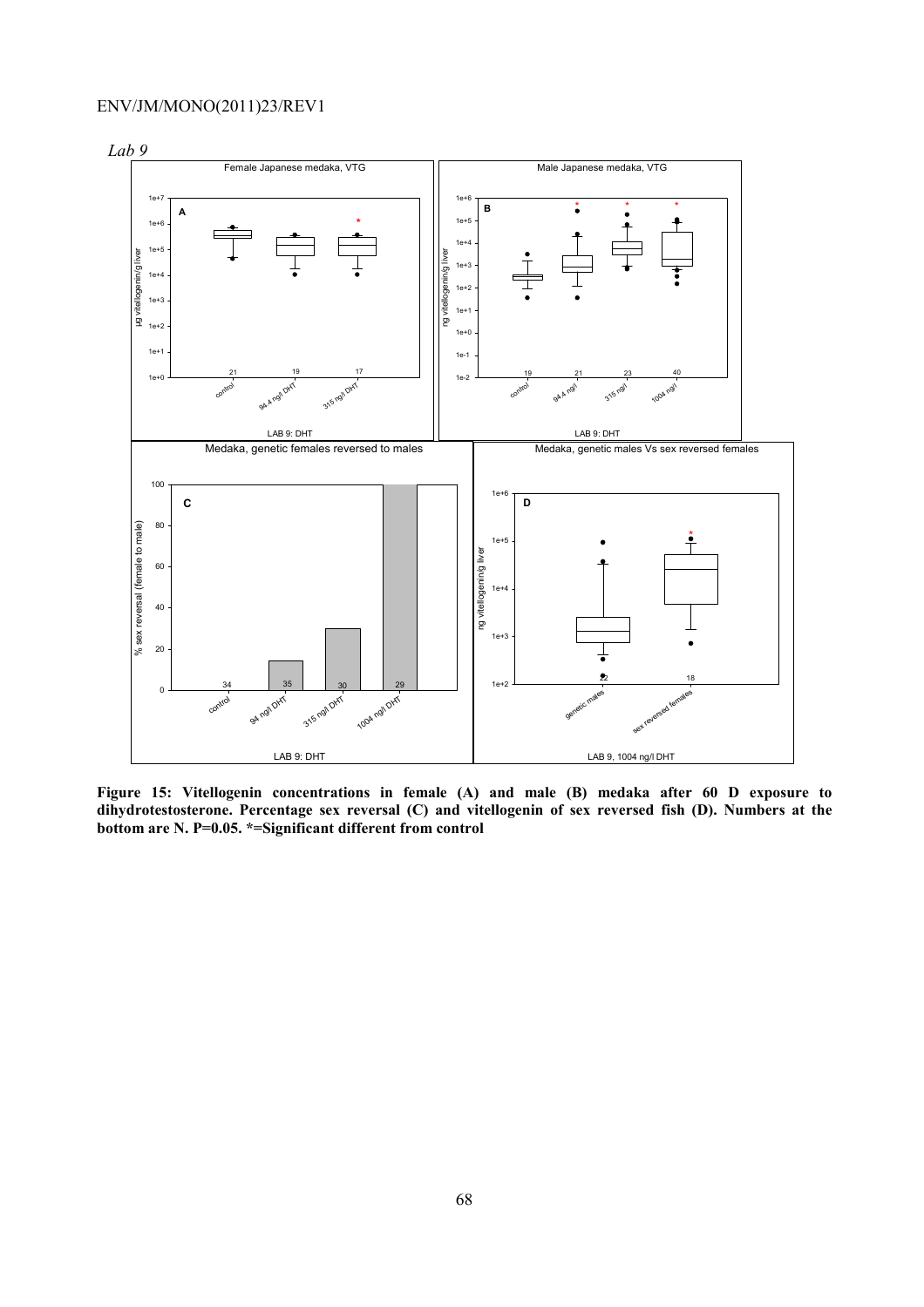*Lab 9*

**Figure 15: Vitellogenin concentrations in female (A) and male (B) medaka after 60 D exposure to dihydrotestosterone. Percentage sex reversal (C) and vitellogenin of sex reversed fish (D). Numbers at the bottom are N. P=0.05. *=Significant different from control**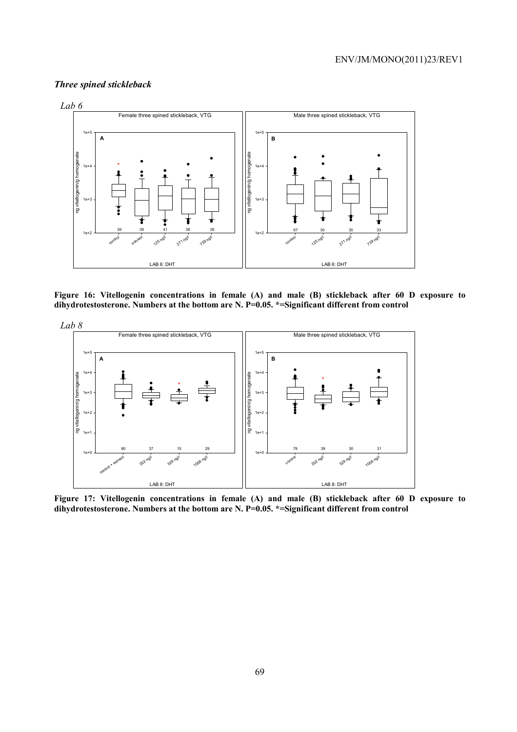### *Three spined stickleback*

*Lab 6*

**Figure 16: Vitellogenin concentrations in female (A) and male (B) stickleback after 60 D exposure to dihydrotestosterone. Numbers at the bottom are N. P=0.05. *=Significant different from control**

*Lab 8*

**Figure 17: Vitellogenin concentrations in female (A) and male (B) stickleback after 60 D exposure to dihydrotestosterone. Numbers at the bottom are N. P=0.05. *=Significant different from control**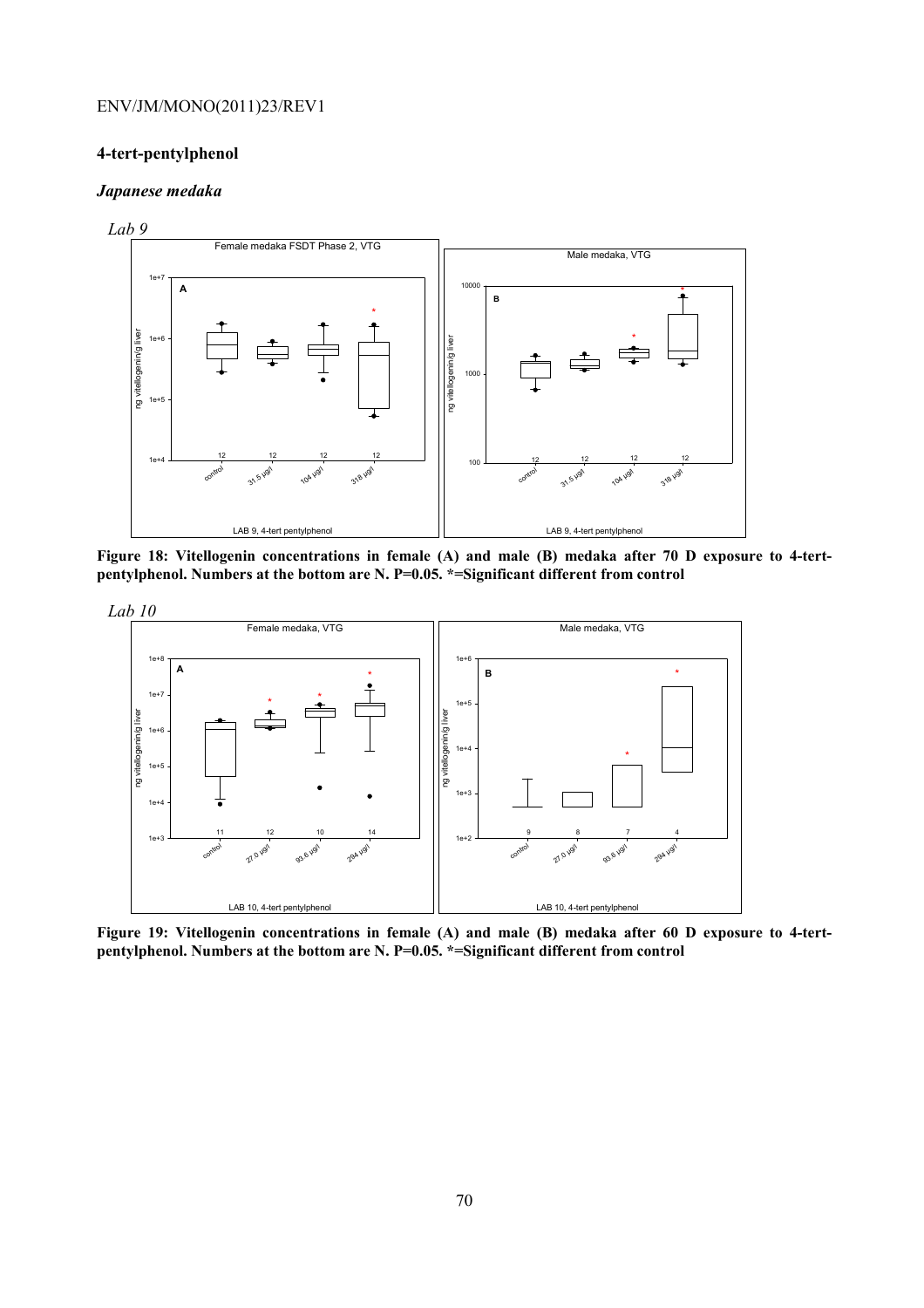## 4-tert-pentylphenol

### *Japanese medaka*

*Lab 9*

Figure 18: Vitellogenin concentrations in female (A) and male (B) medaka after 70 D exposure to 4-tert-pentylphenol. Numbers at the bottom are N. P=0.05. *=Significant different from control

*Lab 10*

Figure 19: Vitellogenin concentrations in female (A) and male (B) medaka after 60 D exposure to 4-tert-pentylphenol. Numbers at the bottom are N. P=0.05. *=Significant different from control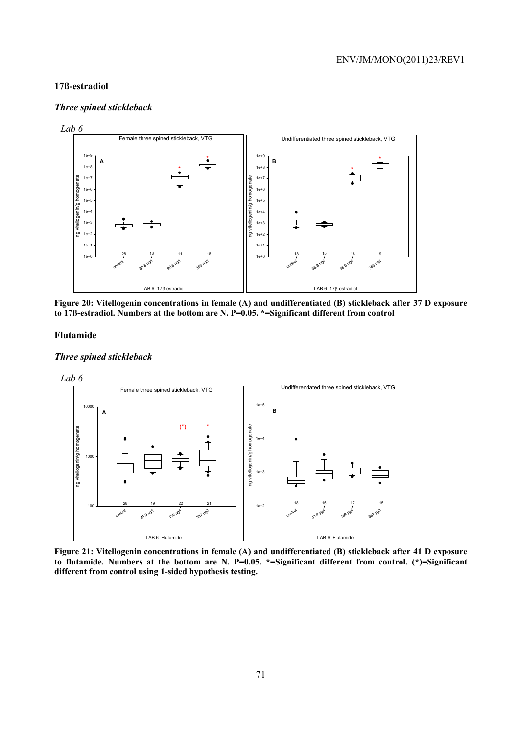### 17ß-estradiol

#### *Three spined stickleback*

*Lab 6*

**Figure 20: Vitellogenin concentrations in female (A) and undifferentiated (B) stickleback after 37 D exposure to 17ß-estradiol. Numbers at the bottom are N. P=0.05. \*=Significant different from control**

### Flutamide

#### *Three spined stickleback*

*Lab 6*

**Figure 21: Vitellogenin concentrations in female (A) and undifferentiated (B) stickleback after 41 D exposure to flutamide. Numbers at the bottom are N. P=0.05. \*=Significant different from control. (\*)=Significant different from control using 1-sided hypothesis testing.**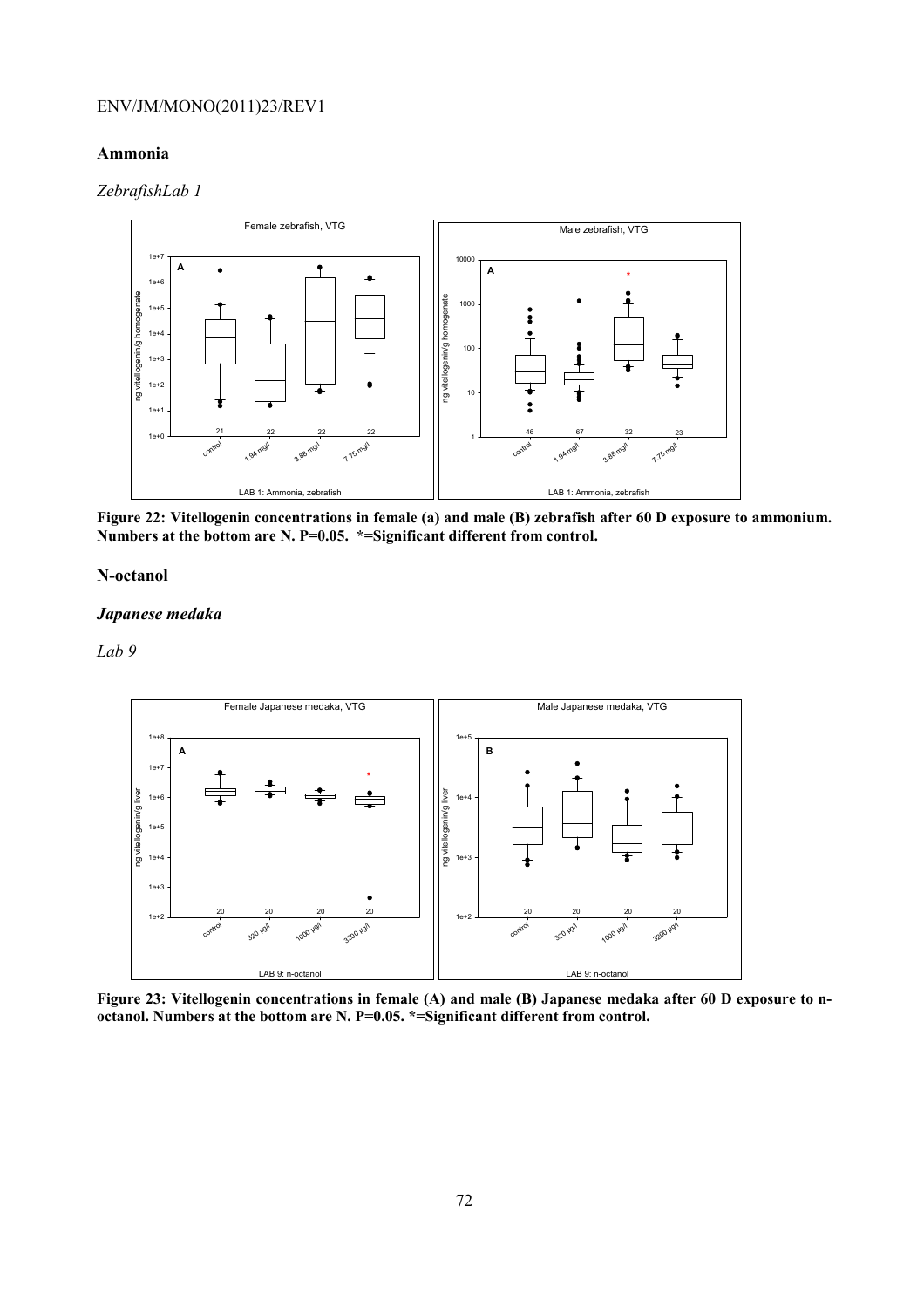## Ammonia

*ZebrafishLab 1*

**Figure 22: Vitellogenin concentrations in female (a) and male (B) zebrafish after 60 D exposure to ammonium. Numbers at the bottom are N. P=0.05. *=Significant different from control.**

## N-octanol

### *Japanese medaka*

*Lab 9*

**Figure 23: Vitellogenin concentrations in female (A) and male (B) Japanese medaka after 60 D exposure to n-octanol. Numbers at the bottom are N. P=0.05. *=Significant different from control.**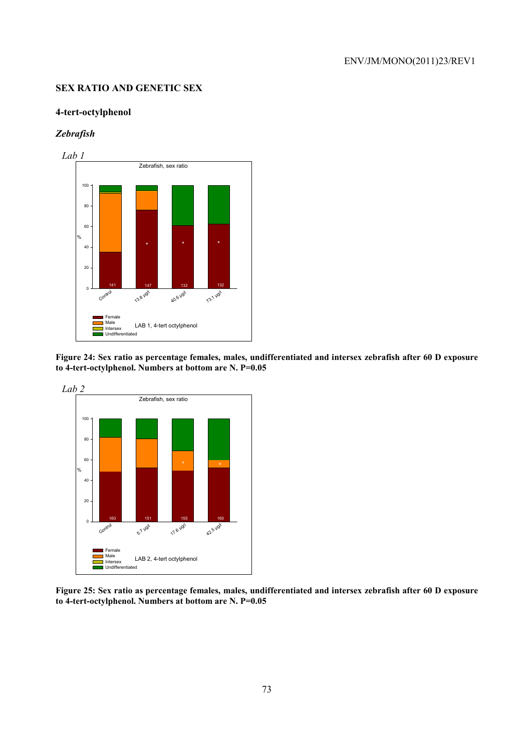## SEX RATIO AND GENETIC SEX

### 4-tert-octylphenol

#### *Zebrafish*

*Lab 1*

**Figure 24: Sex ratio as percentage females, males, undifferentiated and intersex zebrafish after 60 D exposure to 4-tert-octylphenol. Numbers at bottom are N. P=0.05**

*Lab 2*

**Figure 25: Sex ratio as percentage females, males, undifferentiated and intersex zebrafish after 60 D exposure to 4-tert-octylphenol. Numbers at bottom are N. P=0.05**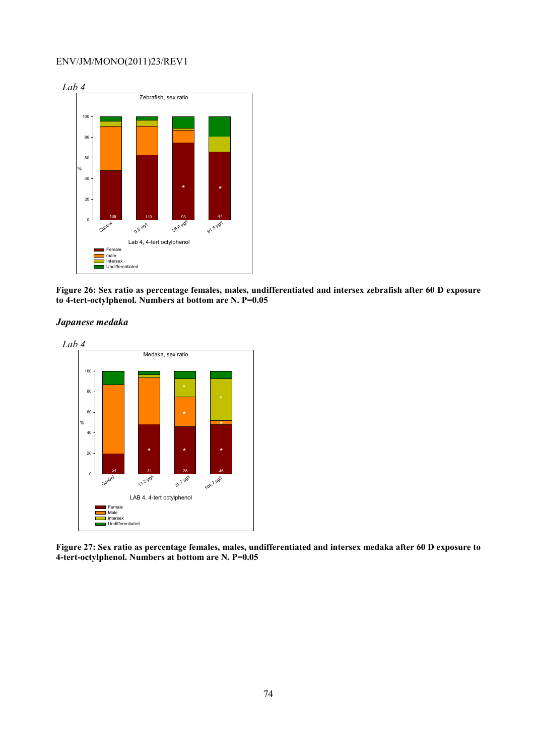*Lab 4*

Figure 26: Sex ratio as percentage females, males, undifferentiated and intersex zebrafish after 60 D exposure to 4-tert-octylphenol. Numbers at bottom are N. P=0.05

### *Japanese medaka*

*Lab 4*

Figure 27: Sex ratio as percentage females, males, undifferentiated and intersex medaka after 60 D exposure to 4-tert-octylphenol. Numbers at bottom are N. P=0.05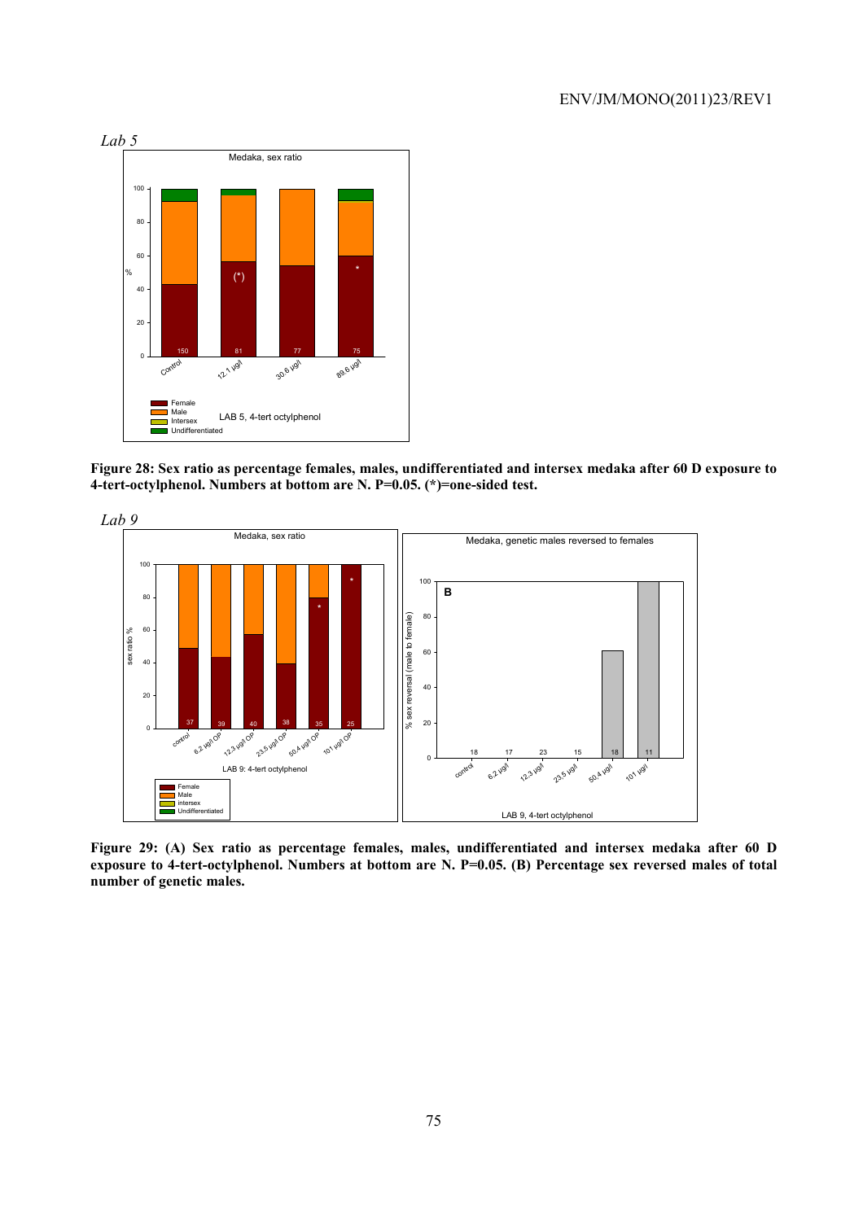*Lab 5*

**Figure 28: Sex ratio as percentage females, males, undifferentiated and intersex medaka after 60 D exposure to 4-tert-octylphenol. Numbers at bottom are N. P=0.05. (*)=one-sided test.**

*Lab 9*

**Figure 29: (A) Sex ratio as percentage females, males, undifferentiated and intersex medaka after 60 D exposure to 4-tert-octylphenol. Numbers at bottom are N. P=0.05. (B) Percentage sex reversed males of total number of genetic males.**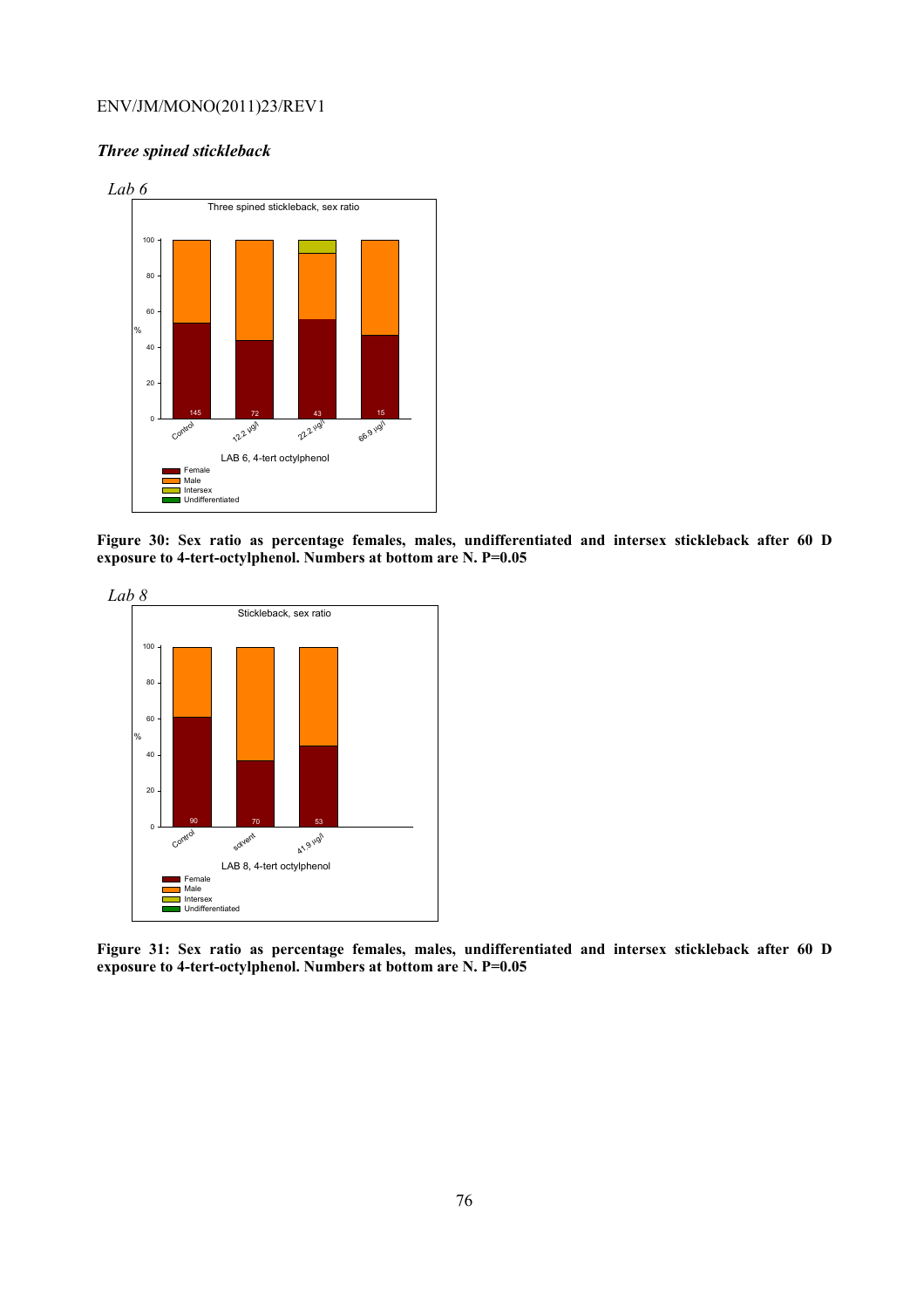### *Three spined stickleback*

*Lab 6*

**Figure 30: Sex ratio as percentage females, males, undifferentiated and intersex stickleback after 60 D exposure to 4-tert-octylphenol. Numbers at bottom are N. P=0.05**

*Lab 8*

**Figure 31: Sex ratio as percentage females, males, undifferentiated and intersex stickleback after 60 D exposure to 4-tert-octylphenol. Numbers at bottom are N. P=0.05**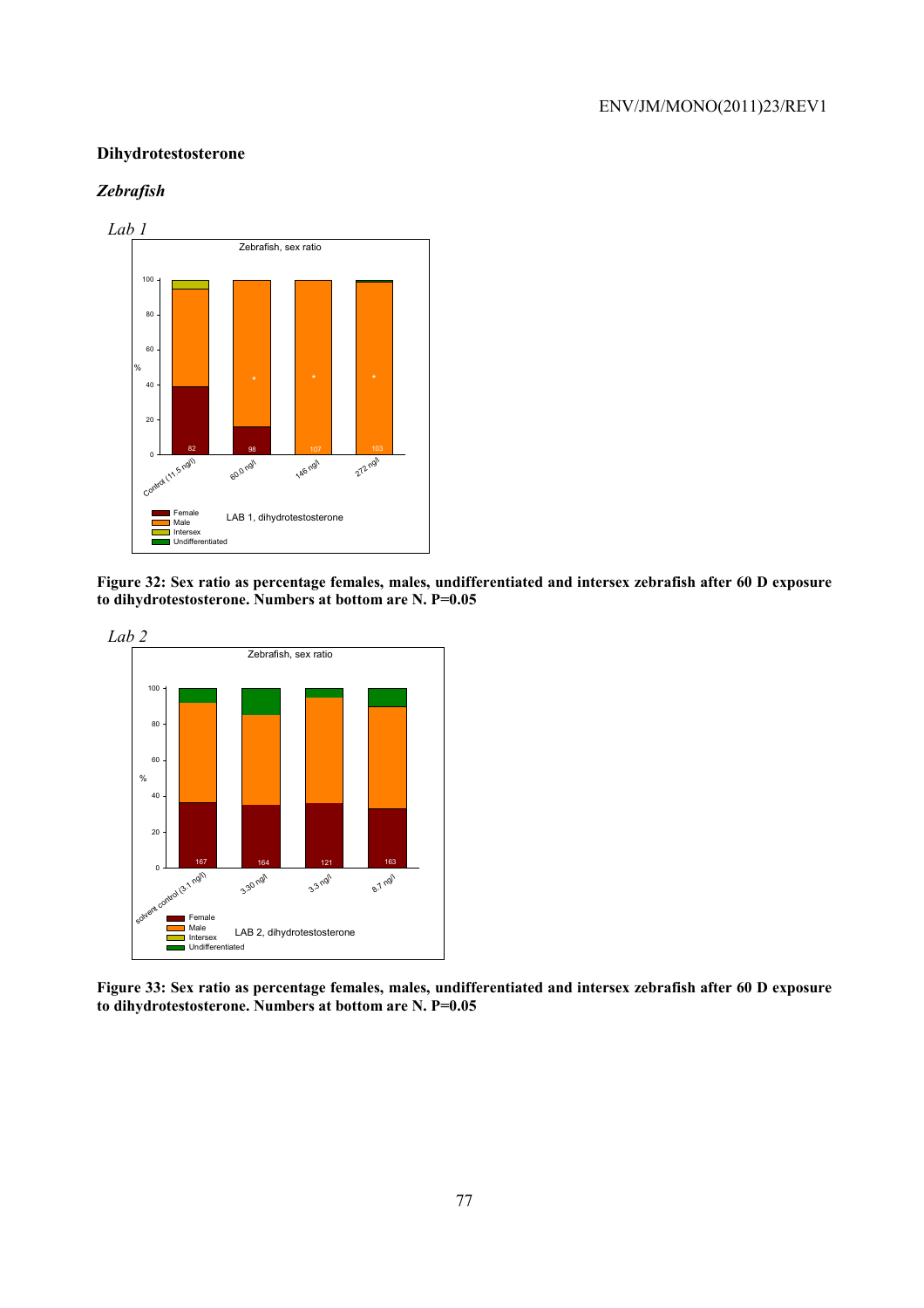**Dihydrotestosterone**

***Zebrafish***

*Lab 1*

**Figure 32: Sex ratio as percentage females, males, undifferentiated and intersex zebrafish after 60 D exposure to dihydrotestosterone. Numbers at bottom are N. P=0.05**

*Lab 2*

**Figure 33: Sex ratio as percentage females, males, undifferentiated and intersex zebrafish after 60 D exposure to dihydrotestosterone. Numbers at bottom are N. P=0.05**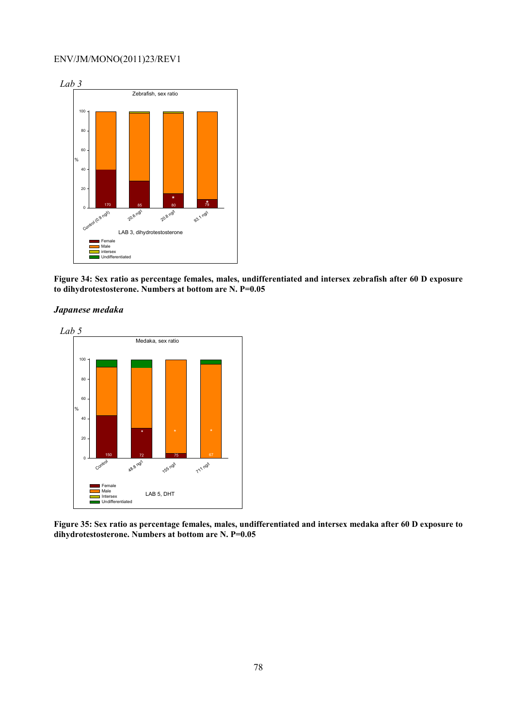*Lab 3*

Figure 34: Sex ratio as percentage females, males, undifferentiated and intersex zebrafish after 60 D exposure to dihydrotestosterone. Numbers at bottom are N. P=0.05

### *Japanese medaka*

*Lab 5*

Figure 35: Sex ratio as percentage females, males, undifferentiated and intersex medaka after 60 D exposure to dihydrotestosterone. Numbers at bottom are N. P=0.05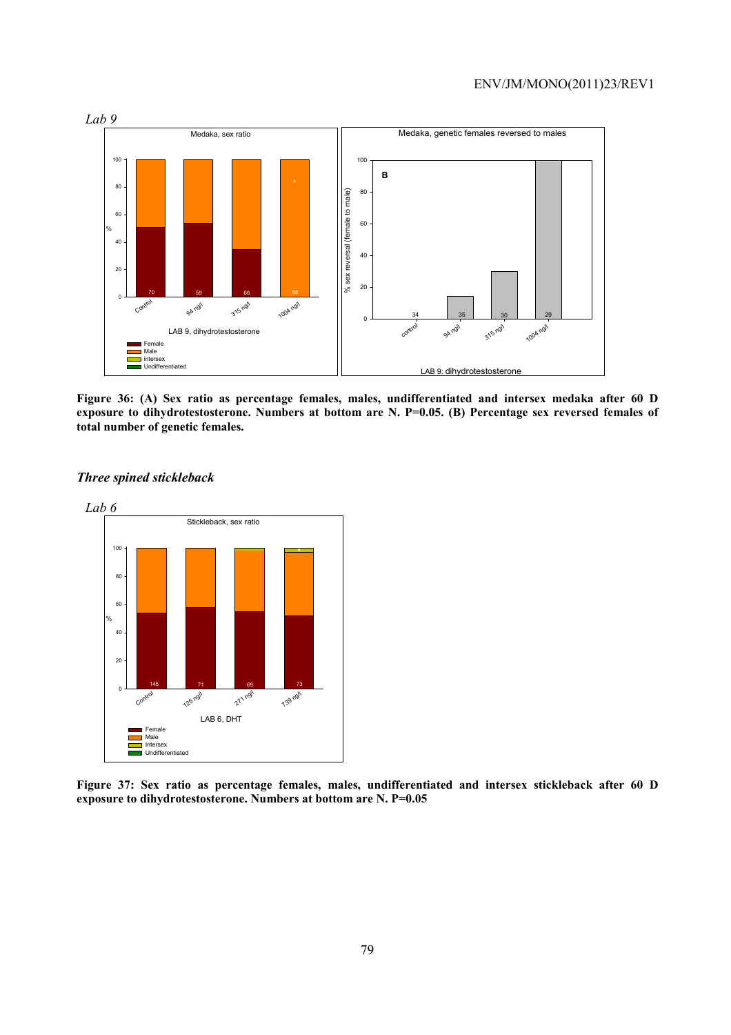*Lab 9*

**Figure 36: (A) Sex ratio as percentage females, males, undifferentiated and intersex medaka after 60 D exposure to dihydrotestosterone. Numbers at bottom are N. P=0.05. (B) Percentage sex reversed females of total number of genetic females.**

### *Three spined stickleback*

*Lab 6*

**Figure 37: Sex ratio as percentage females, males, undifferentiated and intersex stickleback after 60 D exposure to dihydrotestosterone. Numbers at bottom are N. P=0.05**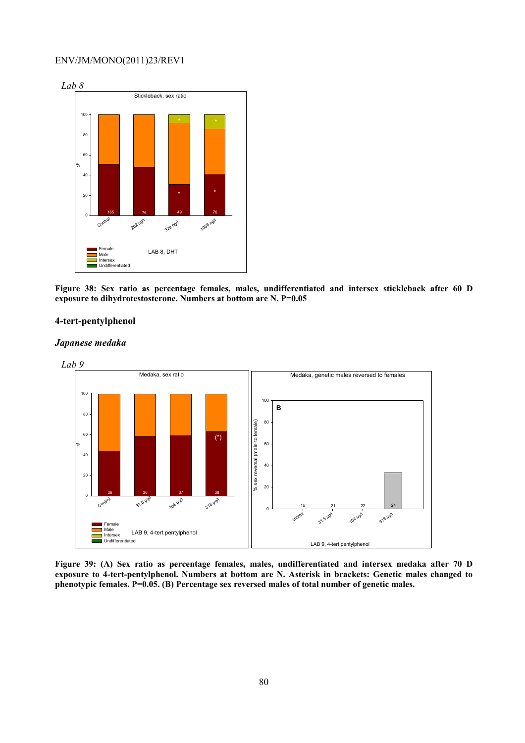*Lab 8*

**Figure 38: Sex ratio as percentage females, males, undifferentiated and intersex stickleback after 60 D exposure to dihydrotestosterone. Numbers at bottom are N. P=0.05**

### 4-tert-pentylphenol

#### *Japanese medaka*

*Lab 9*

**Figure 39: (A) Sex ratio as percentage females, males, undifferentiated and intersex medaka after 70 D exposure to 4-tert-pentylphenol. Numbers at bottom are N. Asterisk in brackets: Genetic males changed to phenotypic females. P=0.05. (B) Percentage sex reversed males of total number of genetic males.**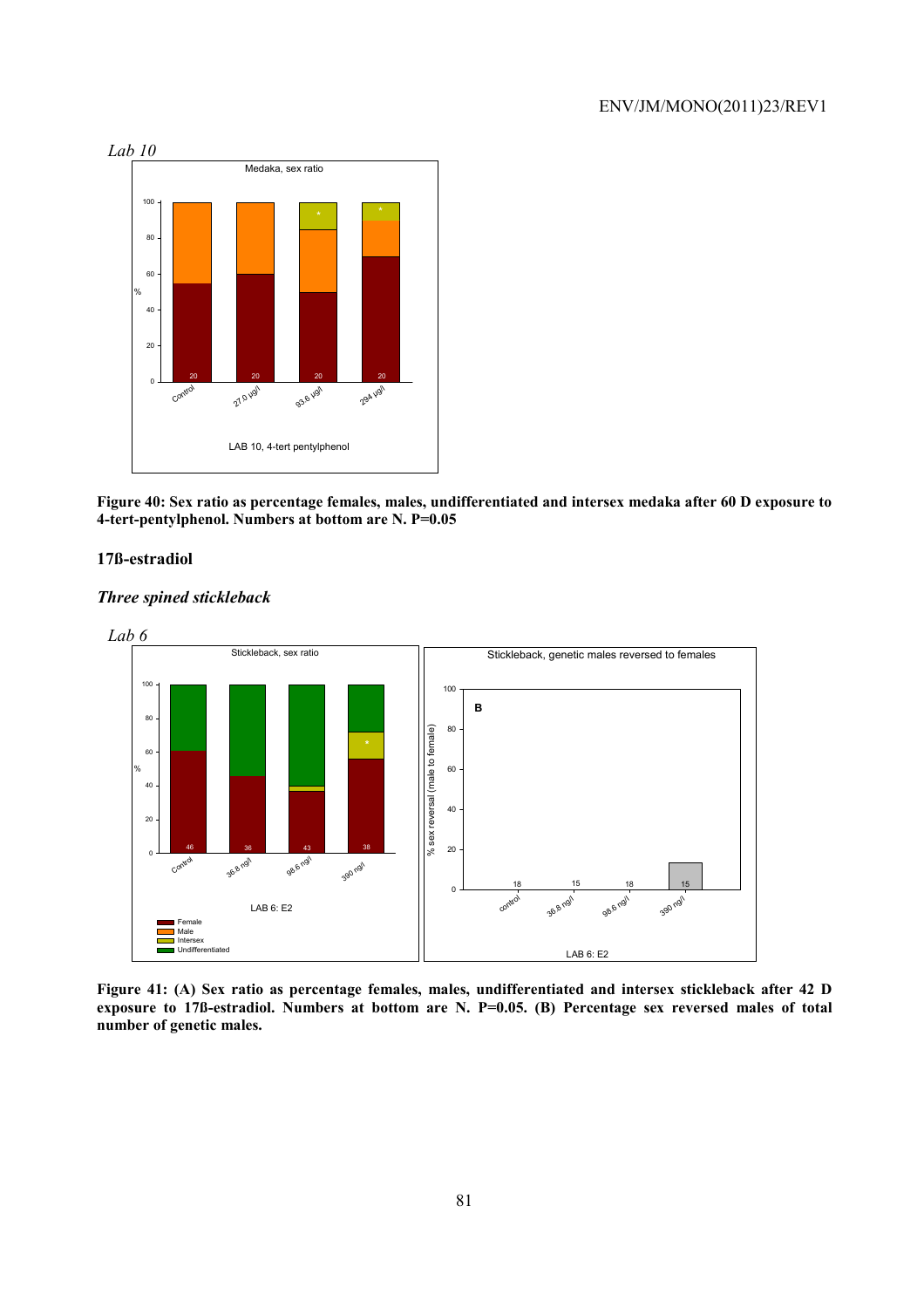*Lab 10*

**Figure 40: Sex ratio as percentage females, males, undifferentiated and intersex medaka after 60 D exposure to 4-tert-pentylphenol. Numbers at bottom are N. P=0.05**

## 17ß-estradiol

### *Three spined stickleback*

*Lab 6*

**Figure 41: (A) Sex ratio as percentage females, males, undifferentiated and intersex stickleback after 42 D exposure to 17ß-estradiol. Numbers at bottom are N. P=0.05. (B) Percentage sex reversed males of total number of genetic males.**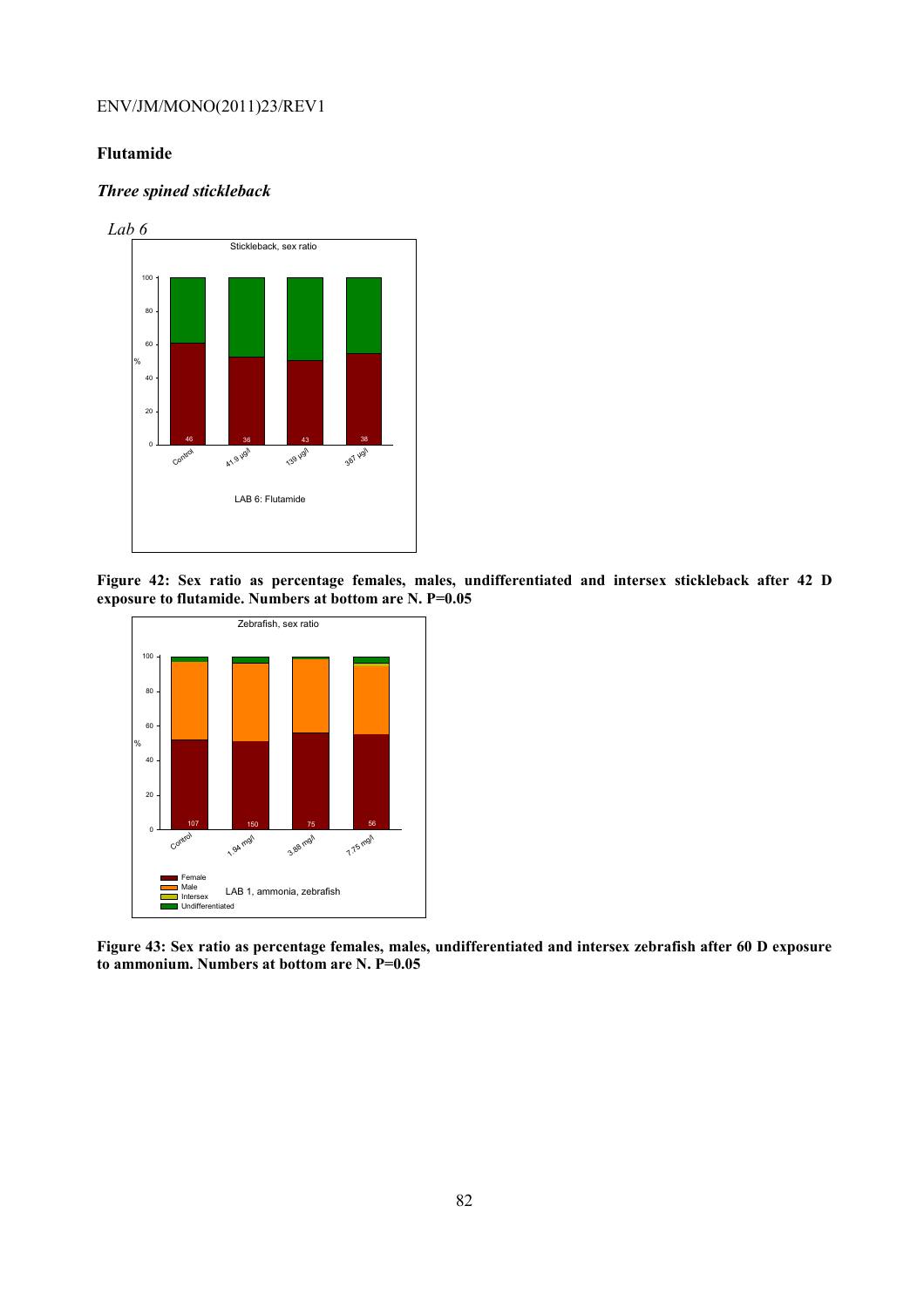### Flutamide

#### *Three spined stickleback*

*Lab 6*

**Figure 42: Sex ratio as percentage females, males, undifferentiated and intersex stickleback after 42 D exposure to flutamide. Numbers at bottom are N. P=0.05**

**Figure 43: Sex ratio as percentage females, males, undifferentiated and intersex zebrafish after 60 D exposure to ammonium. Numbers at bottom are N. P=0.05**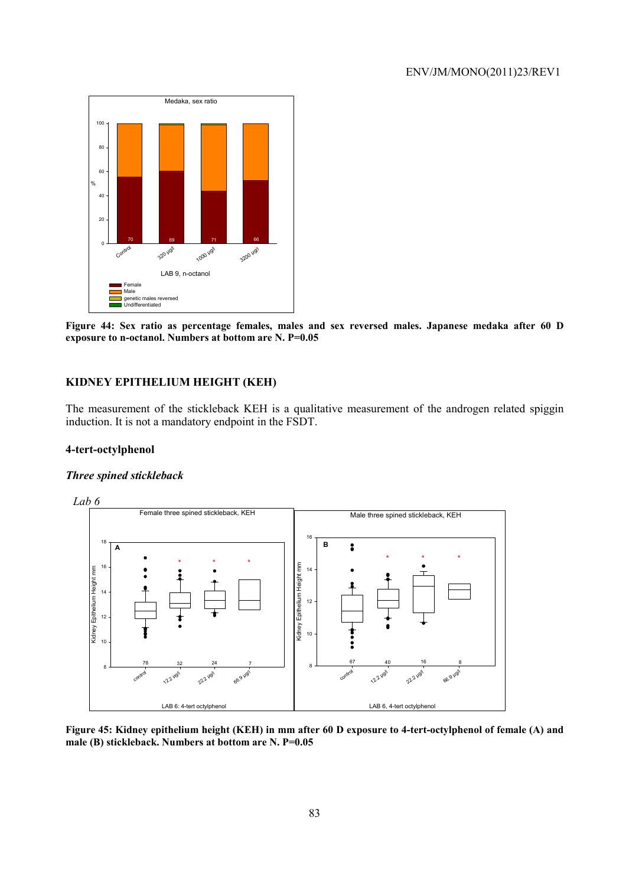Figure 44: Sex ratio as percentage females, males and sex reversed males. Japanese medaka after 60 D exposure to n-octanol. Numbers at bottom are N. P=0.05

## KIDNEY EPITHELIUM HEIGHT (KEH)

The measurement of the stickleback KEH is a qualitative measurement of the androgen related spiggin induction. It is not a mandatory endpoint in the FSDT.

### 4-tert-octylphenol

#### *Three spined stickleback*

*Lab 6*

Figure 45: Kidney epithelium height (KEH) in mm after 60 D exposure to 4-tert-octylphenol of female (A) and male (B) stickleback. Numbers at bottom are N. P=0.05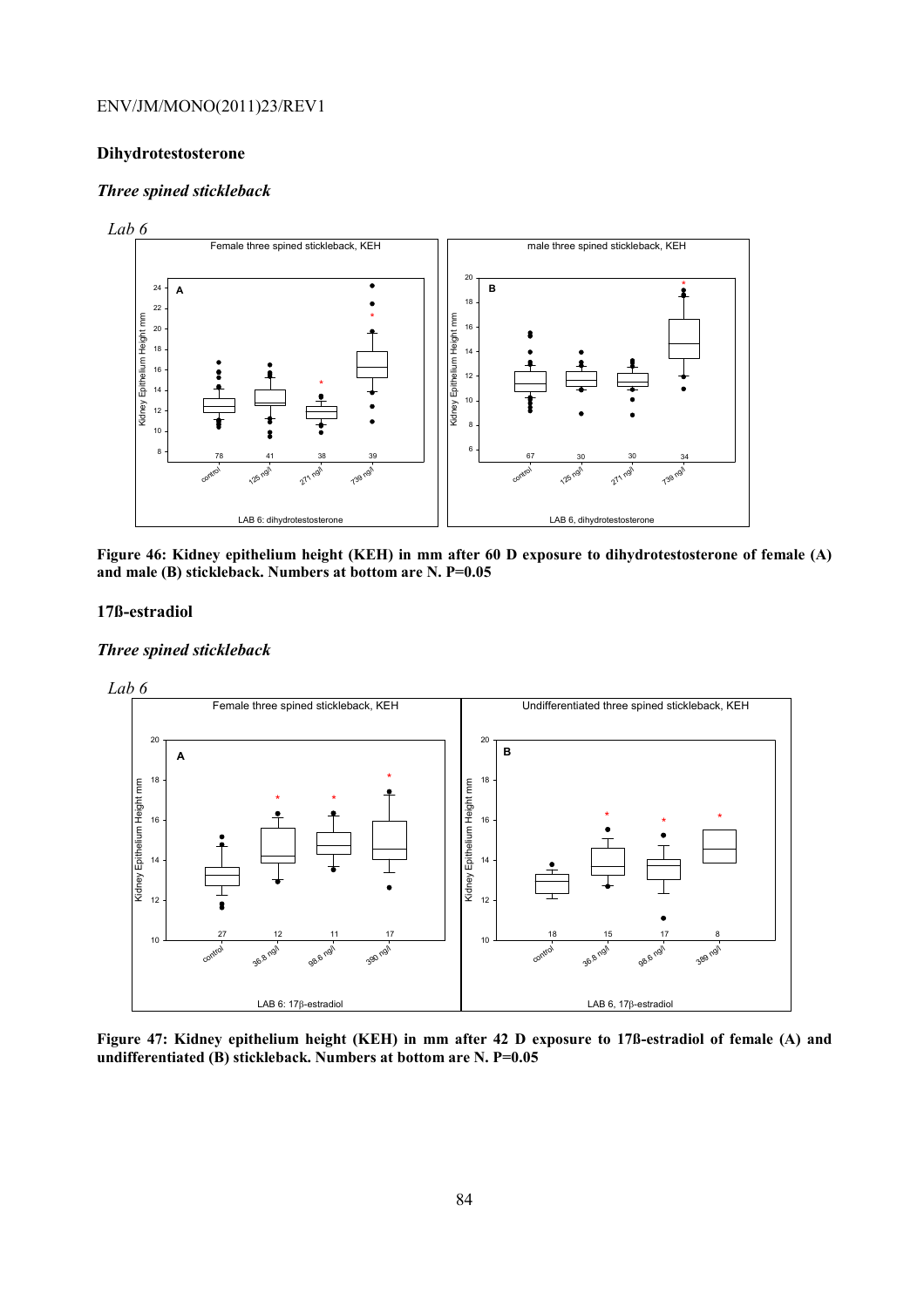### Dihydrotestosterone

#### *Three spined stickleback*

*Lab 6*

**Figure 46: Kidney epithelium height (KEH) in mm after 60 D exposure to dihydrotestosterone of female (A) and male (B) stickleback. Numbers at bottom are N. P=0.05**

### 17ß-estradiol

#### *Three spined stickleback*

*Lab 6*

**Figure 47: Kidney epithelium height (KEH) in mm after 42 D exposure to 17ß-estradiol of female (A) and undifferentiated (B) stickleback. Numbers at bottom are N. P=0.05**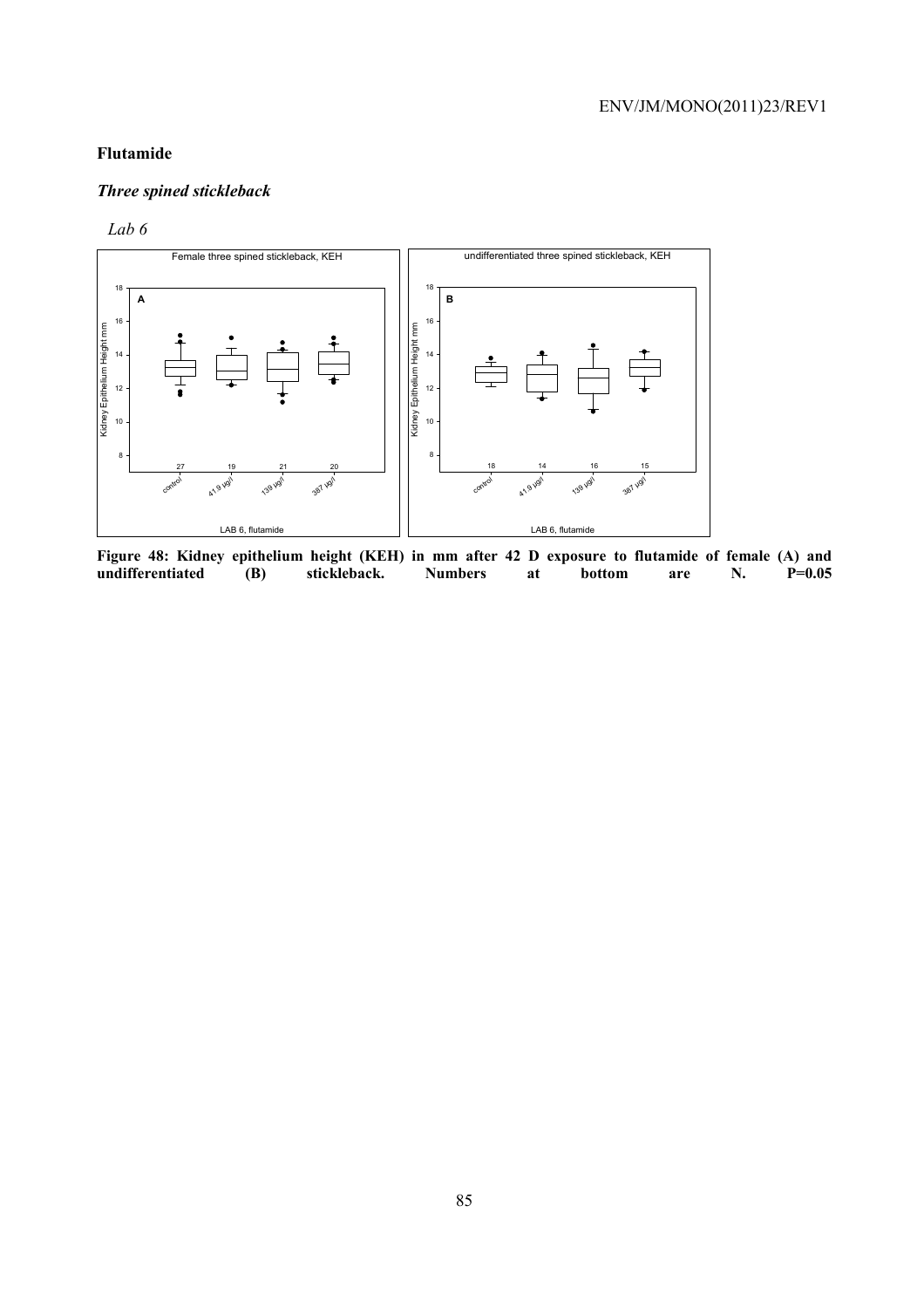## Flutamide

### *Three spined stickleback*

*Lab 6*

**Figure 48: Kidney epithelium height (KEH) in mm after 42 D exposure to flutamide of female (A) and undifferentiated (B) stickleback. Numbers at bottom are N. P=0.05**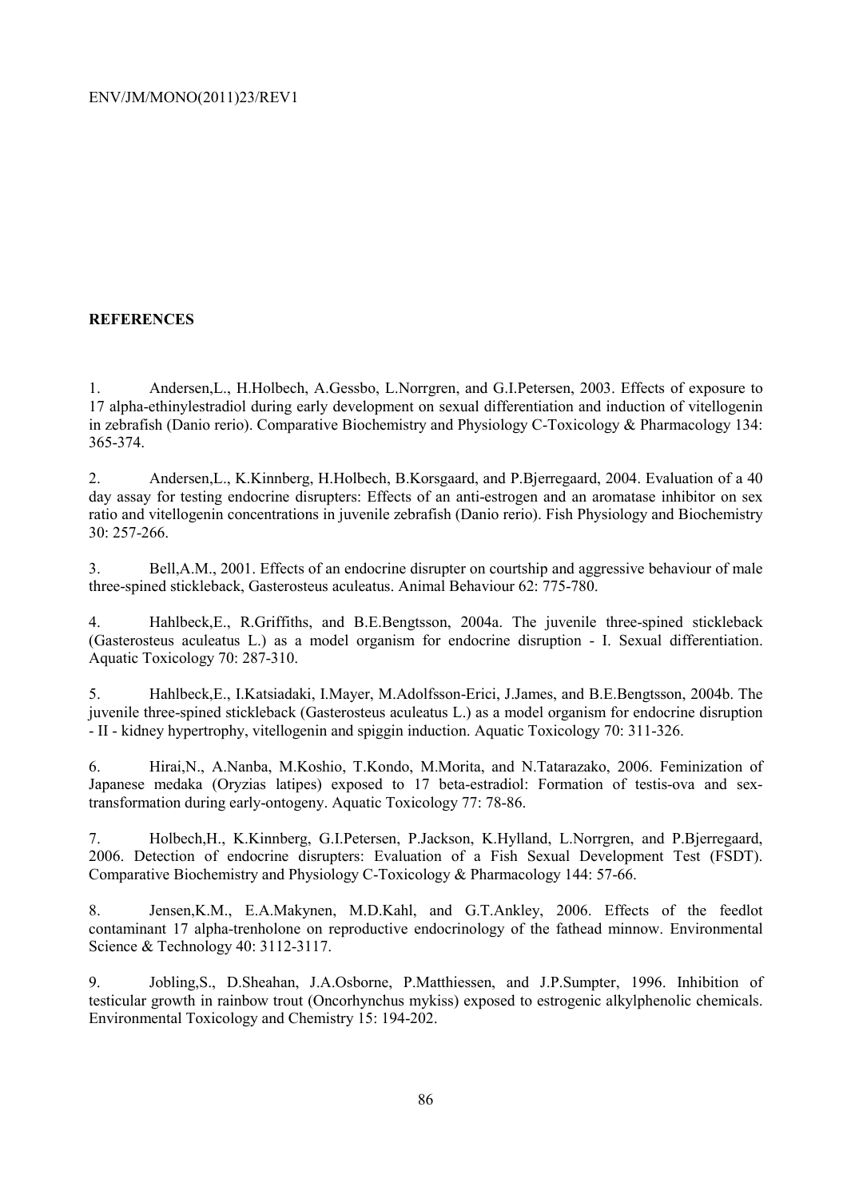## REFERENCES

1. Andersen,L., H.Holbech, A.Gessbo, L.Norrgren, and G.I.Petersen, 2003. Effects of exposure to 17 alpha-ethinylestradiol during early development on sexual differentiation and induction of vitellogenin in zebrafish (Danio rerio). Comparative Biochemistry and Physiology C-Toxicology & Pharmacology 134: 365-374.

2. Andersen,L., K.Kinnberg, H.Holbech, B.Korsgaard, and P.Bjerregaard, 2004. Evaluation of a 40 day assay for testing endocrine disrupters: Effects of an anti-estrogen and an aromatase inhibitor on sex ratio and vitellogenin concentrations in juvenile zebrafish (Danio rerio). Fish Physiology and Biochemistry 30: 257-266.

3. Bell,A.M., 2001. Effects of an endocrine disrupter on courtship and aggressive behaviour of male three-spined stickleback, Gasterosteus aculeatus. Animal Behaviour 62: 775-780.

4. Hahlbeck,E., R.Griffiths, and B.E.Bengtsson, 2004a. The juvenile three-spined stickleback (Gasterosteus aculeatus L.) as a model organism for endocrine disruption - I. Sexual differentiation. Aquatic Toxicology 70: 287-310.

5. Hahlbeck,E., I.Katsiadaki, I.Mayer, M.Adolfsson-Erici, J.James, and B.E.Bengtsson, 2004b. The juvenile three-spined stickleback (Gasterosteus aculeatus L.) as a model organism for endocrine disruption - II - kidney hypertrophy, vitellogenin and spiggin induction. Aquatic Toxicology 70: 311-326.

6. Hirai,N., A.Nanba, M.Koshio, T.Kondo, M.Morita, and N.Tatarazako, 2006. Feminization of Japanese medaka (Oryzias latipes) exposed to 17 beta-estradiol: Formation of testis-ova and sex-transformation during early-ontogeny. Aquatic Toxicology 77: 78-86.

7. Holbech,H., K.Kinnberg, G.I.Petersen, P.Jackson, K.Hylland, L.Norrgren, and P.Bjerregaard, 2006. Detection of endocrine disrupters: Evaluation of a Fish Sexual Development Test (FSDT). Comparative Biochemistry and Physiology C-Toxicology & Pharmacology 144: 57-66.

8. Jensen,K.M., E.A.Makynen, M.D.Kahl, and G.T.Ankley, 2006. Effects of the feedlot contaminant 17 alpha-trenholone on reproductive endocrinology of the fathead minnow. Environmental Science & Technology 40: 3112-3117.

9. Jobling,S., D.Sheahan, J.A.Osborne, P.Matthiessen, and J.P.Sumpter, 1996. Inhibition of testicular growth in rainbow trout (Oncorhynchus mykiss) exposed to estrogenic alkylphenolic chemicals. Environmental Toxicology and Chemistry 15: 194-202.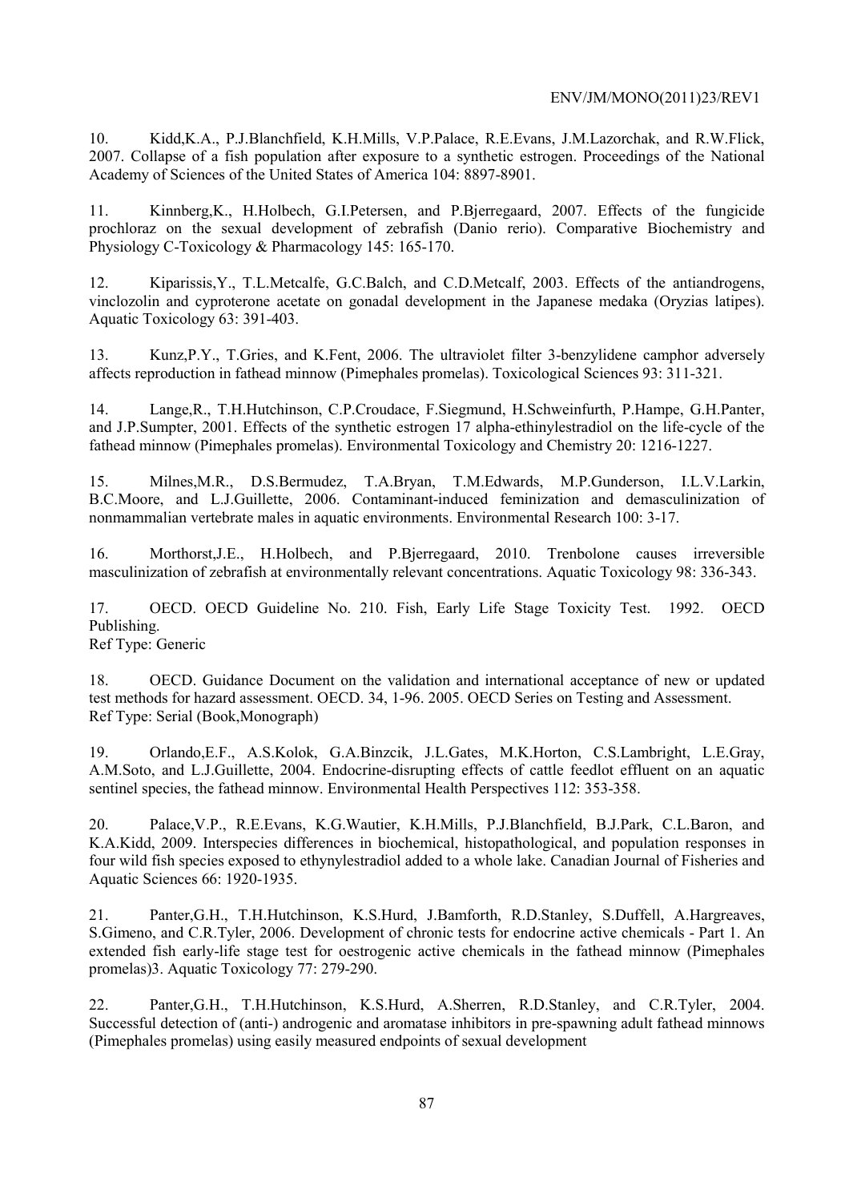10. Kidd,K.A., P.J.Blanchfield, K.H.Mills, V.P.Palace, R.E.Evans, J.M.Lazorchak, and R.W.Flick, 2007. Collapse of a fish population after exposure to a synthetic estrogen. Proceedings of the National Academy of Sciences of the United States of America 104: 8897-8901.

11. Kinnberg,K., H.Holbech, G.I.Petersen, and P.Bjerregaard, 2007. Effects of the fungicide prochloraz on the sexual development of zebrafish (Danio rerio). Comparative Biochemistry and Physiology C-Toxicology & Pharmacology 145: 165-170.

12. Kiparissis,Y., T.L.Metcalfe, G.C.Balch, and C.D.Metcalf, 2003. Effects of the antiandrogens, vinclozolin and cyproterone acetate on gonadal development in the Japanese medaka (Oryzias latipes). Aquatic Toxicology 63: 391-403.

13. Kunz,P.Y., T.Gries, and K.Fent, 2006. The ultraviolet filter 3-benzylidene camphor adversely affects reproduction in fathead minnow (Pimephales promelas). Toxicological Sciences 93: 311-321.

14. Lange,R., T.H.Hutchinson, C.P.Croudace, F.Siegmund, H.Schweinfurth, P.Hampe, G.H.Panter, and J.P.Sumpter, 2001. Effects of the synthetic estrogen 17 alpha-ethinylestradiol on the life-cycle of the fathead minnow (Pimephales promelas). Environmental Toxicology and Chemistry 20: 1216-1227.

15. Milnes,M.R., D.S.Bermudez, T.A.Bryan, T.M.Edwards, M.P.Gunderson, I.L.V.Larkin, B.C.Moore, and L.J.Guillette, 2006. Contaminant-induced feminization and demasculinization of nonmammalian vertebrate males in aquatic environments. Environmental Research 100: 3-17.

16. Morthorst,J.E., H.Holbech, and P.Bjerregaard, 2010. Trenbolone causes irreversible masculinization of zebrafish at environmentally relevant concentrations. Aquatic Toxicology 98: 336-343.

17. OECD. OECD Guideline No. 210. Fish, Early Life Stage Toxicity Test. 1992. OECD Publishing.
Ref Type: Generic

18. OECD. Guidance Document on the validation and international acceptance of new or updated test methods for hazard assessment. OECD. 34, 1-96. 2005. OECD Series on Testing and Assessment.
Ref Type: Serial (Book,Monograph)

19. Orlando,E.F., A.S.Kolok, G.A.Binzcik, J.L.Gates, M.K.Horton, C.S.Lambright, L.E.Gray, A.M.Soto, and L.J.Guillette, 2004. Endocrine-disrupting effects of cattle feedlot effluent on an aquatic sentinel species, the fathead minnow. Environmental Health Perspectives 112: 353-358.

20. Palace,V.P., R.E.Evans, K.G.Wautier, K.H.Mills, P.J.Blanchfield, B.J.Park, C.L.Baron, and K.A.Kidd, 2009. Interspecies differences in biochemical, histopathological, and population responses in four wild fish species exposed to ethynylestradiol added to a whole lake. Canadian Journal of Fisheries and Aquatic Sciences 66: 1920-1935.

21. Panter,G.H., T.H.Hutchinson, K.S.Hurd, J.Bamforth, R.D.Stanley, S.Duffell, A.Hargreaves, S.Gimeno, and C.R.Tyler, 2006. Development of chronic tests for endocrine active chemicals - Part 1. An extended fish early-life stage test for oestrogenic active chemicals in the fathead minnow (Pimephales promelas)3. Aquatic Toxicology 77: 279-290.

22. Panter,G.H., T.H.Hutchinson, K.S.Hurd, A.Sherren, R.D.Stanley, and C.R.Tyler, 2004. Successful detection of (anti-) androgenic and aromatase inhibitors in pre-spawning adult fathead minnows (Pimephales promelas) using easily measured endpoints of sexual development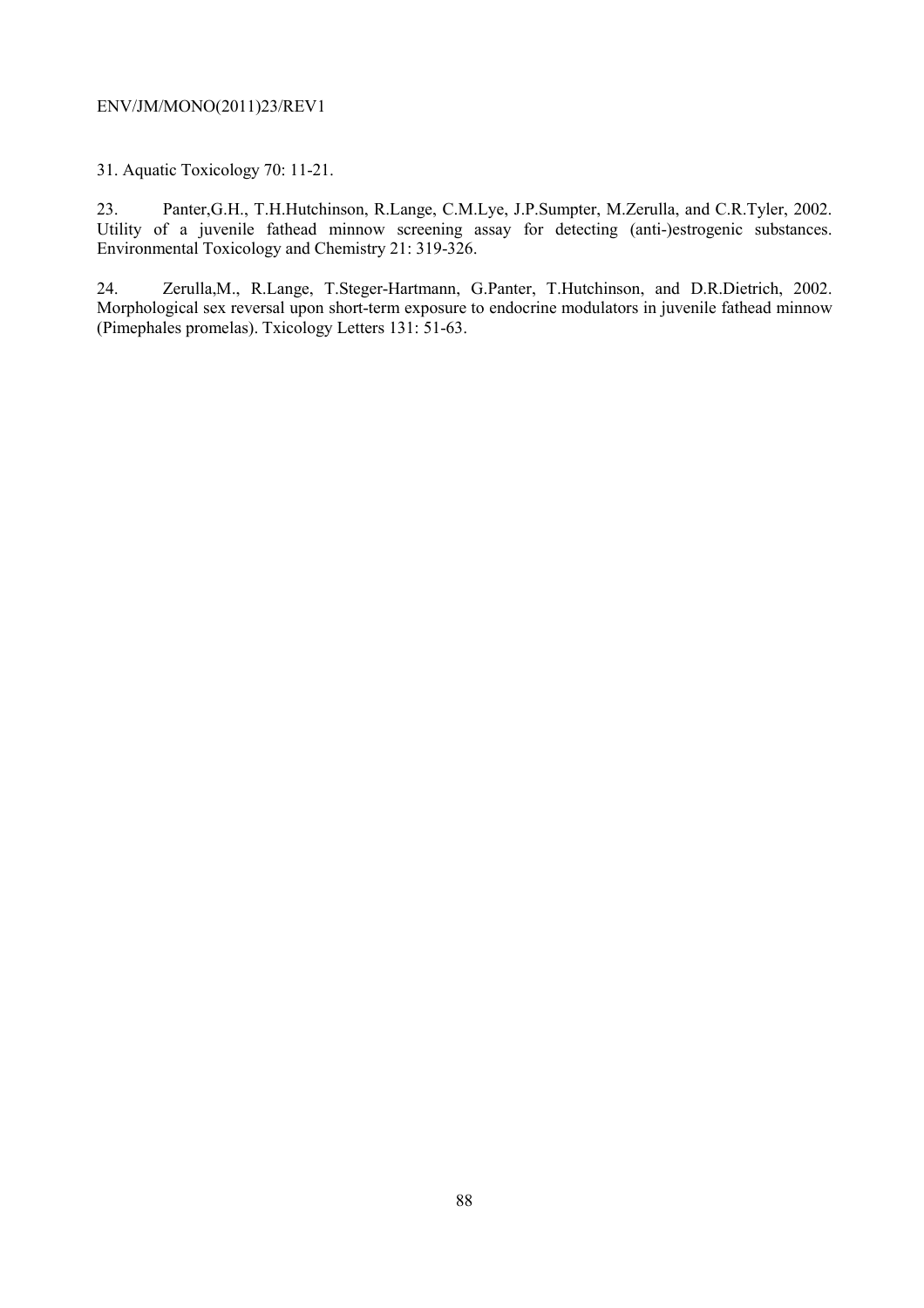31. Aquatic Toxicology 70: 11-21.

23. Panter,G.H., T.H.Hutchinson, R.Lange, C.M.Lye, J.P.Sumpter, M.Zerulla, and C.R.Tyler, 2002. Utility of a juvenile fathead minnow screening assay for detecting (anti-)estrogenic substances. Environmental Toxicology and Chemistry 21: 319-326.

24. Zerulla,M., R.Lange, T.Steger-Hartmann, G.Panter, T.Hutchinson, and D.R.Dietrich, 2002. Morphological sex reversal upon short-term exposure to endocrine modulators in juvenile fathead minnow (Pimephales promelas). Txicology Letters 131: 51-63.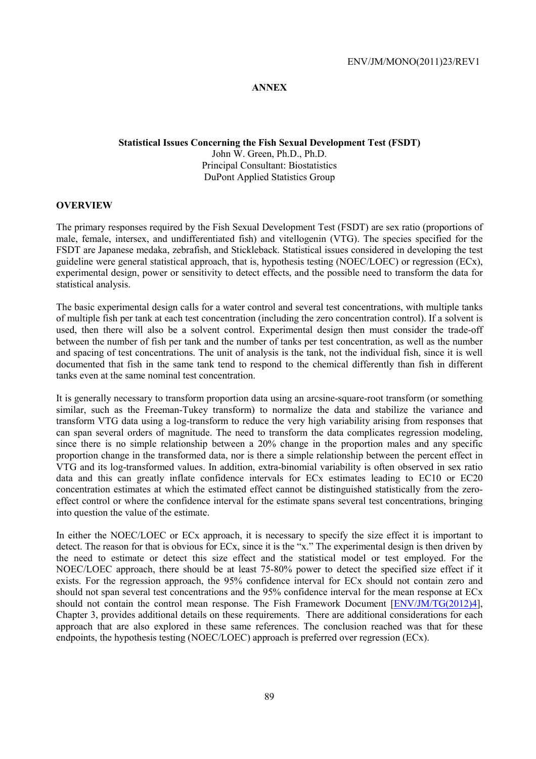# ANNEX

## Statistical Issues Concerning the Fish Sexual Development Test (FSDT)

John W. Green, Ph.D., Ph.D.
Principal Consultant: Biostatistics
DuPont Applied Statistics Group

### OVERVIEW

The primary responses required by the Fish Sexual Development Test (FSDT) are sex ratio (proportions of male, female, intersex, and undifferentiated fish) and vitellogenin (VTG). The species specified for the FSDT are Japanese medaka, zebrafish, and Stickleback. Statistical issues considered in developing the test guideline were general statistical approach, that is, hypothesis testing (NOEC/LOEC) or regression (ECx), experimental design, power or sensitivity to detect effects, and the possible need to transform the data for statistical analysis.

The basic experimental design calls for a water control and several test concentrations, with multiple tanks of multiple fish per tank at each test concentration (including the zero concentration control). If a solvent is used, then there will also be a solvent control. Experimental design then must consider the trade-off between the number of fish per tank and the number of tanks per test concentration, as well as the number and spacing of test concentrations. The unit of analysis is the tank, not the individual fish, since it is well documented that fish in the same tank tend to respond to the chemical differently than fish in different tanks even at the same nominal test concentration.

It is generally necessary to transform proportion data using an arcsine-square-root transform (or something similar, such as the Freeman-Tukey transform) to normalize the data and stabilize the variance and transform VTG data using a log-transform to reduce the very high variability arising from responses that can span several orders of magnitude. The need to transform the data complicates regression modeling, since there is no simple relationship between a 20% change in the proportion males and any specific proportion change in the transformed data, nor is there a simple relationship between the percent effect in VTG and its log-transformed values. In addition, extra-binomial variability is often observed in sex ratio data and this can greatly inflate confidence intervals for ECx estimates leading to EC10 or EC20 concentration estimates at which the estimated effect cannot be distinguished statistically from the zero-effect control or where the confidence interval for the estimate spans several test concentrations, bringing into question the value of the estimate.

In either the NOEC/LOEC or ECx approach, it is necessary to specify the size effect it is important to detect. The reason for that is obvious for ECx, since it is the "x." The experimental design is then driven by the need to estimate or detect this size effect and the statistical model or test employed. For the NOEC/LOEC approach, there should be at least 75-80% power to detect the specified size effect if it exists. For the regression approach, the 95% confidence interval for ECx should not contain zero and should not span several test concentrations and the 95% confidence interval for the mean response at ECx should not contain the control mean response. The Fish Framework Document [ENV/JM/TG(2012)4], Chapter 3, provides additional details on these requirements. There are additional considerations for each approach that are also explored in these same references. The conclusion reached was that for these endpoints, the hypothesis testing (NOEC/LOEC) approach is preferred over regression (ECx).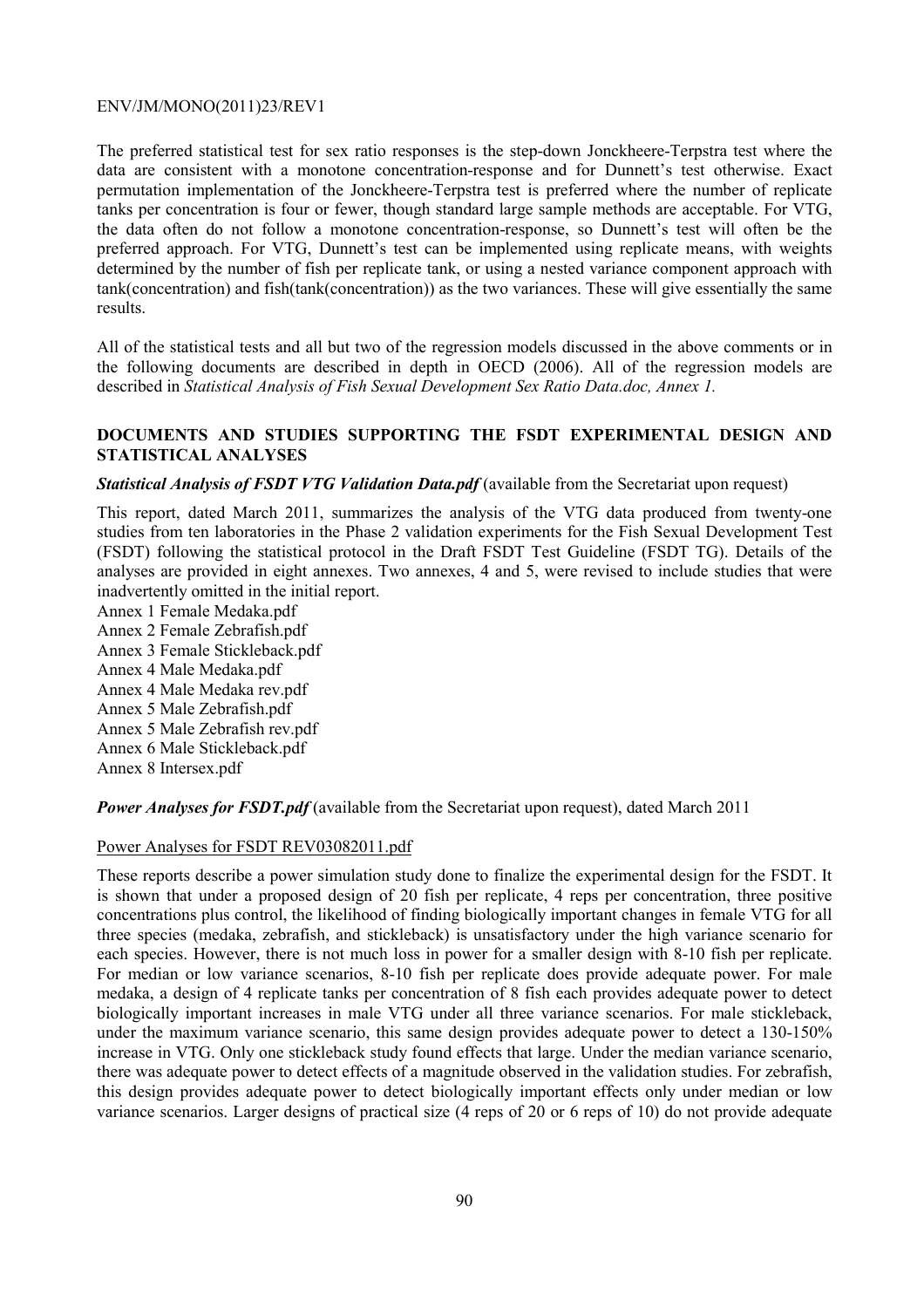The preferred statistical test for sex ratio responses is the step-down Jonckheere-Terpstra test where the data are consistent with a monotone concentration-response and for Dunnett's test otherwise. Exact permutation implementation of the Jonckheere-Terpstra test is preferred where the number of replicate tanks per concentration is four or fewer, though standard large sample methods are acceptable. For VTG, the data often do not follow a monotone concentration-response, so Dunnett's test will often be the preferred approach. For VTG, Dunnett's test can be implemented using replicate means, with weights determined by the number of fish per replicate tank, or using a nested variance component approach with tank(concentration) and fish(tank(concentration)) as the two variances. These will give essentially the same results.

All of the statistical tests and all but two of the regression models discussed in the above comments or in the following documents are described in depth in OECD (2006). All of the regression models are described in *Statistical Analysis of Fish Sexual Development Sex Ratio Data.doc, Annex 1.*

## DOCUMENTS AND STUDIES SUPPORTING THE FSDT EXPERIMENTAL DESIGN AND STATISTICAL ANALYSES

***Statistical Analysis of FSDT VTG Validation Data.pdf*** (available from the Secretariat upon request)

This report, dated March 2011, summarizes the analysis of the VTG data produced from twenty-one studies from ten laboratories in the Phase 2 validation experiments for the Fish Sexual Development Test (FSDT) following the statistical protocol in the Draft FSDT Test Guideline (FSDT TG). Details of the analyses are provided in eight annexes. Two annexes, 4 and 5, were revised to include studies that were inadvertently omitted in the initial report.

Annex 1 Female Medaka.pdf
Annex 2 Female Zebrafish.pdf
Annex 3 Female Stickleback.pdf
Annex 4 Male Medaka.pdf
Annex 4 Male Medaka rev.pdf
Annex 5 Male Zebrafish.pdf
Annex 5 Male Zebrafish rev.pdf
Annex 6 Male Stickleback.pdf
Annex 8 Intersex.pdf

***Power Analyses for FSDT.pdf*** (available from the Secretariat upon request), dated March 2011

Power Analyses for FSDT REV03082011.pdf

These reports describe a power simulation study done to finalize the experimental design for the FSDT. It is shown that under a proposed design of 20 fish per replicate, 4 reps per concentration, three positive concentrations plus control, the likelihood of finding biologically important changes in female VTG for all three species (medaka, zebrafish, and stickleback) is unsatisfactory under the high variance scenario for each species. However, there is not much loss in power for a smaller design with 8-10 fish per replicate. For median or low variance scenarios, 8-10 fish per replicate does provide adequate power. For male medaka, a design of 4 replicate tanks per concentration of 8 fish each provides adequate power to detect biologically important increases in male VTG under all three variance scenarios. For male stickleback, under the maximum variance scenario, this same design provides adequate power to detect a 130-150% increase in VTG. Only one stickleback study found effects that large. Under the median variance scenario, there was adequate power to detect effects of a magnitude observed in the validation studies. For zebrafish, this design provides adequate power to detect biologically important effects only under median or low variance scenarios. Larger designs of practical size (4 reps of 20 or 6 reps of 10) do not provide adequate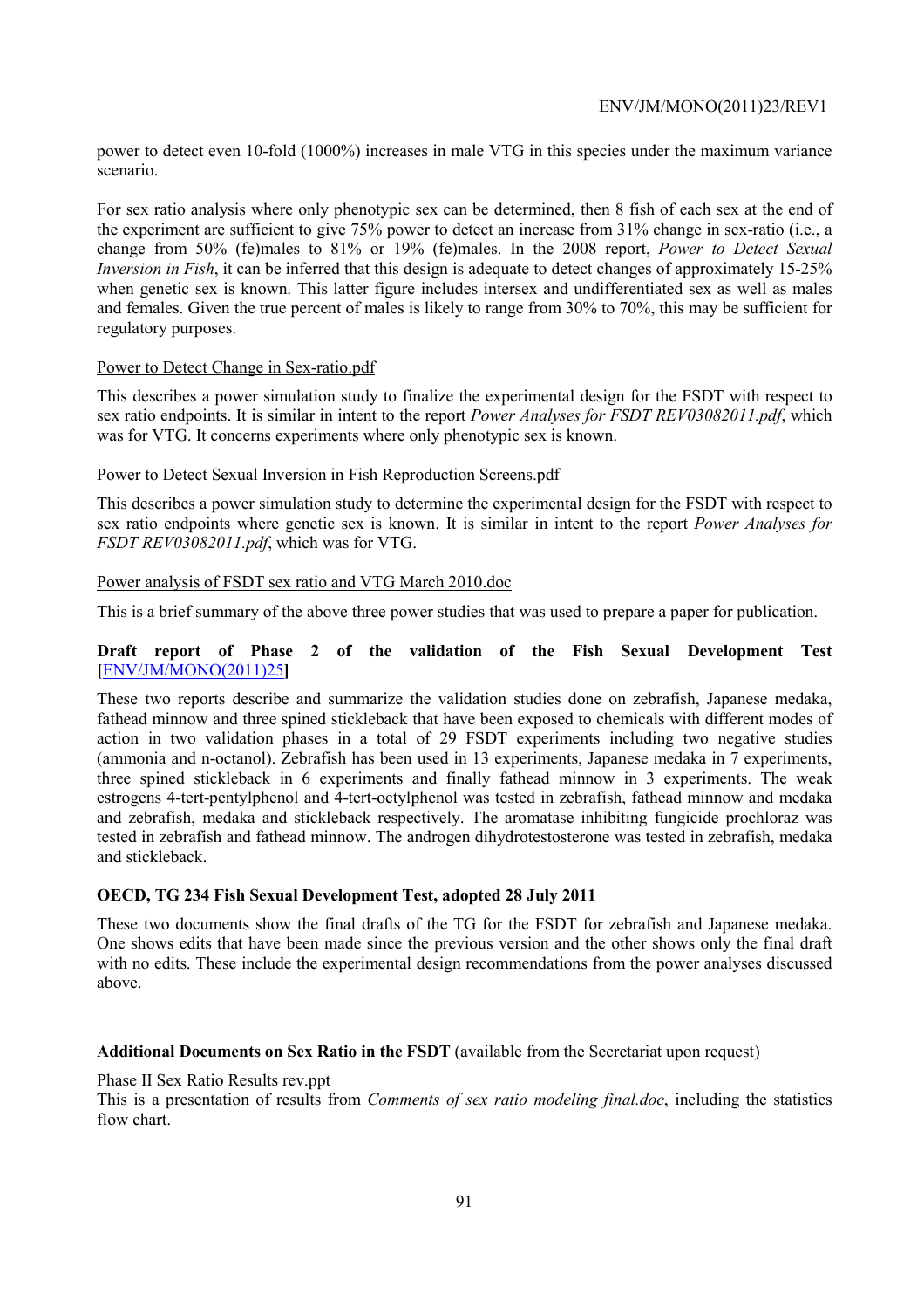power to detect even 10-fold (1000%) increases in male VTG in this species under the maximum variance scenario.

For sex ratio analysis where only phenotypic sex can be determined, then 8 fish of each sex at the end of the experiment are sufficient to give 75% power to detect an increase from 31% change in sex-ratio (i.e., a change from 50% (fe)males to 81% or 19% (fe)males. In the 2008 report, *Power to Detect Sexual Inversion in Fish*, it can be inferred that this design is adequate to detect changes of approximately 15-25% when genetic sex is known. This latter figure includes intersex and undifferentiated sex as well as males and females. Given the true percent of males is likely to range from 30% to 70%, this may be sufficient for regulatory purposes.

Power to Detect Change in Sex-ratio.pdf

This describes a power simulation study to finalize the experimental design for the FSDT with respect to sex ratio endpoints. It is similar in intent to the report *Power Analyses for FSDT REV03082011.pdf*, which was for VTG. It concerns experiments where only phenotypic sex is known.

Power to Detect Sexual Inversion in Fish Reproduction Screens.pdf

This describes a power simulation study to determine the experimental design for the FSDT with respect to sex ratio endpoints where genetic sex is known. It is similar in intent to the report *Power Analyses for FSDT REV03082011.pdf*, which was for VTG.

Power analysis of FSDT sex ratio and VTG March 2010.doc

This is a brief summary of the above three power studies that was used to prepare a paper for publication.

**Draft report of Phase 2 of the validation of the Fish Sexual Development Test [ENV/JM/MONO(2011)25]**

These two reports describe and summarize the validation studies done on zebrafish, Japanese medaka, fathead minnow and three spined stickleback that have been exposed to chemicals with different modes of action in two validation phases in a total of 29 FSDT experiments including two negative studies (ammonia and n-octanol). Zebrafish has been used in 13 experiments, Japanese medaka in 7 experiments, three spined stickleback in 6 experiments and finally fathead minnow in 3 experiments. The weak estrogens 4-tert-pentylphenol and 4-tert-octylphenol was tested in zebrafish, fathead minnow and medaka and zebrafish, medaka and stickleback respectively. The aromatase inhibiting fungicide prochloraz was tested in zebrafish and fathead minnow. The androgen dihydrotestosterone was tested in zebrafish, medaka and stickleback.

**OECD, TG 234 Fish Sexual Development Test, adopted 28 July 2011**

These two documents show the final drafts of the TG for the FSDT for zebrafish and Japanese medaka. One shows edits that have been made since the previous version and the other shows only the final draft with no edits. These include the experimental design recommendations from the power analyses discussed above.

**Additional Documents on Sex Ratio in the FSDT** (available from the Secretariat upon request)

Phase II Sex Ratio Results rev.ppt
This is a presentation of results from *Comments of sex ratio modeling final.doc*, including the statistics flow chart.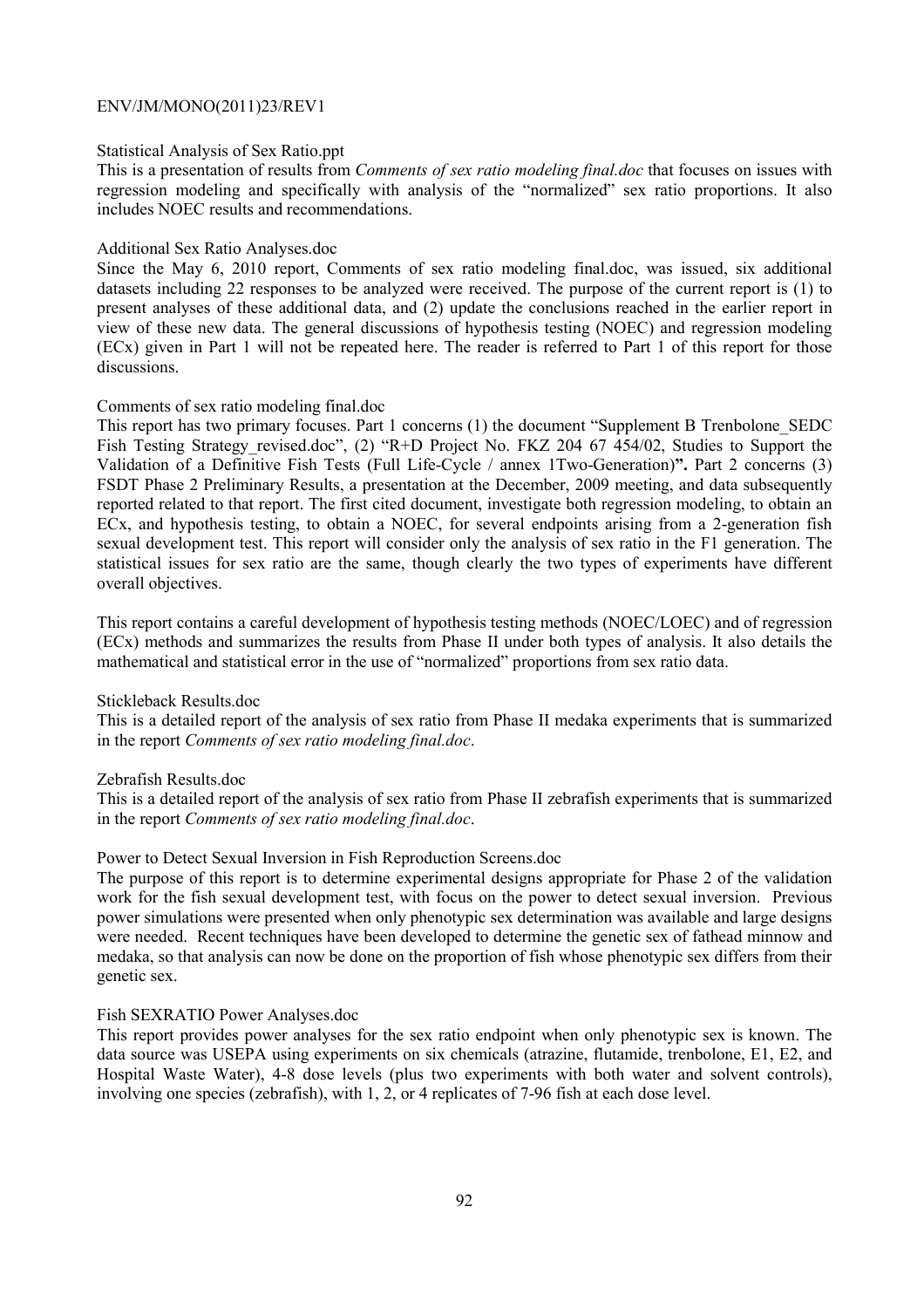Statistical Analysis of Sex Ratio.ppt

This is a presentation of results from *Comments of sex ratio modeling final.doc* that focuses on issues with regression modeling and specifically with analysis of the "normalized" sex ratio proportions. It also includes NOEC results and recommendations.

Additional Sex Ratio Analyses.doc

Since the May 6, 2010 report, Comments of sex ratio modeling final.doc, was issued, six additional datasets including 22 responses to be analyzed were received. The purpose of the current report is (1) to present analyses of these additional data, and (2) update the conclusions reached in the earlier report in view of these new data. The general discussions of hypothesis testing (NOEC) and regression modeling (ECx) given in Part 1 will not be repeated here. The reader is referred to Part 1 of this report for those discussions.

Comments of sex ratio modeling final.doc

This report has two primary focuses. Part 1 concerns (1) the document "Supplement B Trenbolone_SEDC Fish Testing Strategy_revised.doc", (2) "R+D Project No. FKZ 204 67 454/02, Studies to Support the Validation of a Definitive Fish Tests (Full Life-Cycle / annex 1Two-Generation)**".** Part 2 concerns (3) FSDT Phase 2 Preliminary Results, a presentation at the December, 2009 meeting, and data subsequently reported related to that report. The first cited document, investigate both regression modeling, to obtain an ECx, and hypothesis testing, to obtain a NOEC, for several endpoints arising from a 2-generation fish sexual development test. This report will consider only the analysis of sex ratio in the F1 generation. The statistical issues for sex ratio are the same, though clearly the two types of experiments have different overall objectives.

This report contains a careful development of hypothesis testing methods (NOEC/LOEC) and of regression (ECx) methods and summarizes the results from Phase II under both types of analysis. It also details the mathematical and statistical error in the use of "normalized" proportions from sex ratio data.

Stickleback Results.doc

This is a detailed report of the analysis of sex ratio from Phase II medaka experiments that is summarized in the report *Comments of sex ratio modeling final.doc*.

Zebrafish Results.doc

This is a detailed report of the analysis of sex ratio from Phase II zebrafish experiments that is summarized in the report *Comments of sex ratio modeling final.doc*.

Power to Detect Sexual Inversion in Fish Reproduction Screens.doc

The purpose of this report is to determine experimental designs appropriate for Phase 2 of the validation work for the fish sexual development test, with focus on the power to detect sexual inversion. Previous power simulations were presented when only phenotypic sex determination was available and large designs were needed. Recent techniques have been developed to determine the genetic sex of fathead minnow and medaka, so that analysis can now be done on the proportion of fish whose phenotypic sex differs from their genetic sex.

Fish SEXRATIO Power Analyses.doc

This report provides power analyses for the sex ratio endpoint when only phenotypic sex is known. The data source was USEPA using experiments on six chemicals (atrazine, flutamide, trenbolone, E1, E2, and Hospital Waste Water), 4-8 dose levels (plus two experiments with both water and solvent controls), involving one species (zebrafish), with 1, 2, or 4 replicates of 7-96 fish at each dose level.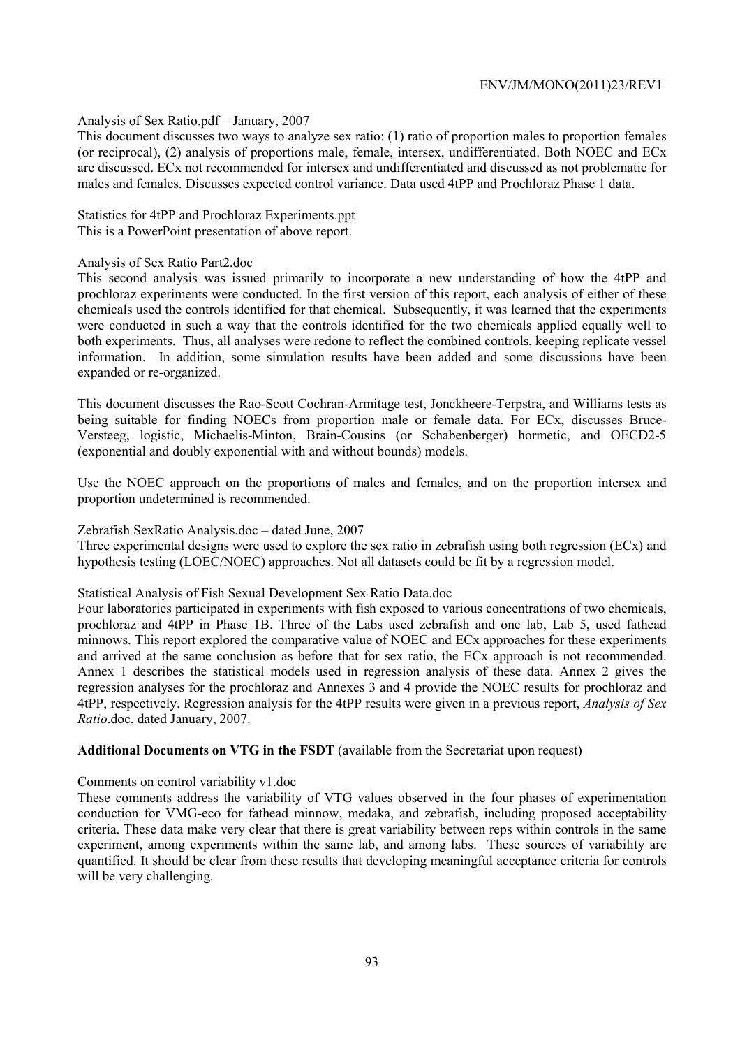Analysis of Sex Ratio.pdf – January, 2007

This document discusses two ways to analyze sex ratio: (1) ratio of proportion males to proportion females (or reciprocal), (2) analysis of proportions male, female, intersex, undifferentiated. Both NOEC and ECx are discussed. ECx not recommended for intersex and undifferentiated and discussed as not problematic for males and females. Discusses expected control variance. Data used 4tPP and Prochloraz Phase 1 data.

Statistics for 4tPP and Prochloraz Experiments.ppt

This is a PowerPoint presentation of above report.

Analysis of Sex Ratio Part2.doc

This second analysis was issued primarily to incorporate a new understanding of how the 4tPP and prochloraz experiments were conducted. In the first version of this report, each analysis of either of these chemicals used the controls identified for that chemical. Subsequently, it was learned that the experiments were conducted in such a way that the controls identified for the two chemicals applied equally well to both experiments. Thus, all analyses were redone to reflect the combined controls, keeping replicate vessel information. In addition, some simulation results have been added and some discussions have been expanded or re-organized.

This document discusses the Rao-Scott Cochran-Armitage test, Jonckheere-Terpstra, and Williams tests as being suitable for finding NOECs from proportion male or female data. For ECx, discusses Bruce-Versteeg, logistic, Michaelis-Minton, Brain-Cousins (or Schabenberger) hormetic, and OECD2-5 (exponential and doubly exponential with and without bounds) models.

Use the NOEC approach on the proportions of males and females, and on the proportion intersex and proportion undetermined is recommended.

Zebrafish SexRatio Analysis.doc – dated June, 2007

Three experimental designs were used to explore the sex ratio in zebrafish using both regression (ECx) and hypothesis testing (LOEC/NOEC) approaches. Not all datasets could be fit by a regression model.

Statistical Analysis of Fish Sexual Development Sex Ratio Data.doc

Four laboratories participated in experiments with fish exposed to various concentrations of two chemicals, prochloraz and 4tPP in Phase 1B. Three of the Labs used zebrafish and one lab, Lab 5, used fathead minnows. This report explored the comparative value of NOEC and ECx approaches for these experiments and arrived at the same conclusion as before that for sex ratio, the ECx approach is not recommended. Annex 1 describes the statistical models used in regression analysis of these data. Annex 2 gives the regression analyses for the prochloraz and Annexes 3 and 4 provide the NOEC results for prochloraz and 4tPP, respectively. Regression analysis for the 4tPP results were given in a previous report, *Analysis of Sex Ratio*.doc, dated January, 2007.

**Additional Documents on VTG in the FSDT** (available from the Secretariat upon request)

Comments on control variability v1.doc

These comments address the variability of VTG values observed in the four phases of experimentation conduction for VMG-eco for fathead minnow, medaka, and zebrafish, including proposed acceptability criteria. These data make very clear that there is great variability between reps within controls in the same experiment, among experiments within the same lab, and among labs. These sources of variability are quantified. It should be clear from these results that developing meaningful acceptance criteria for controls will be very challenging.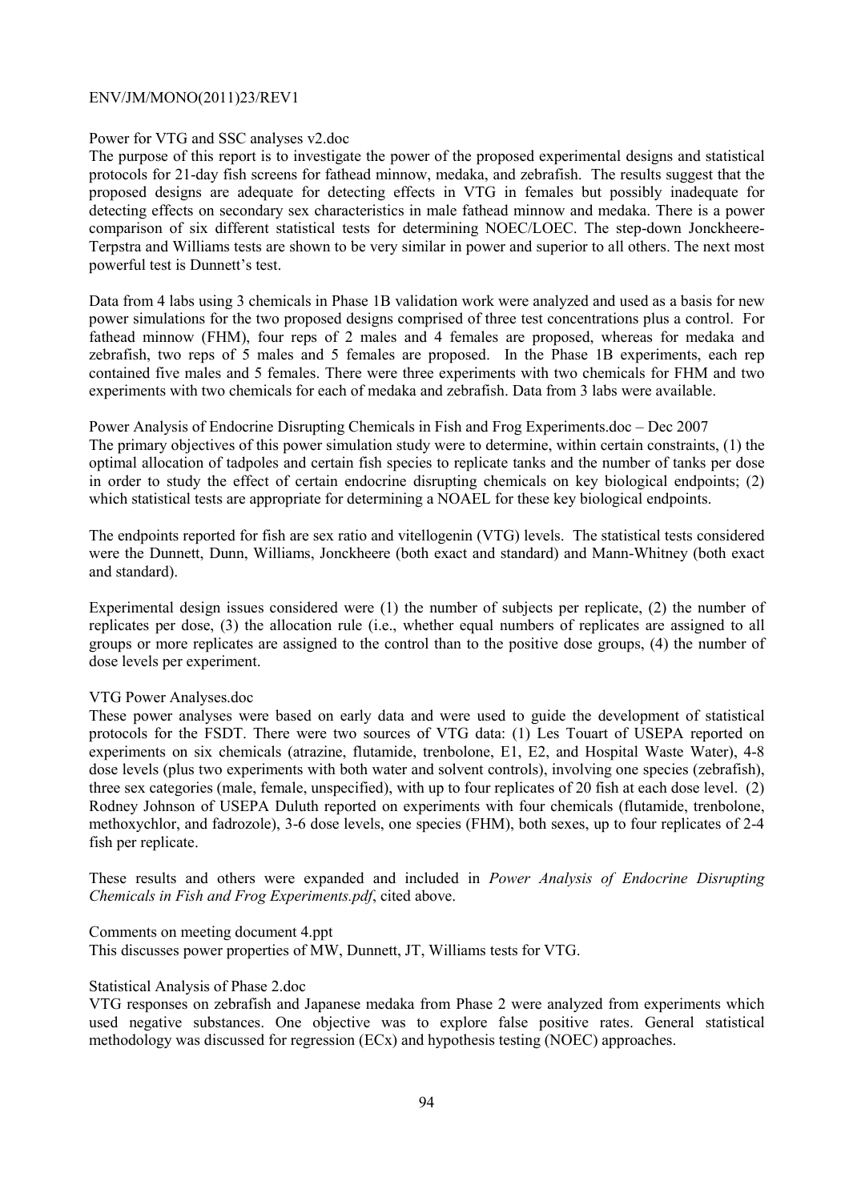Power for VTG and SSC analyses v2.doc

The purpose of this report is to investigate the power of the proposed experimental designs and statistical protocols for 21-day fish screens for fathead minnow, medaka, and zebrafish. The results suggest that the proposed designs are adequate for detecting effects in VTG in females but possibly inadequate for detecting effects on secondary sex characteristics in male fathead minnow and medaka. There is a power comparison of six different statistical tests for determining NOEC/LOEC. The step-down Jonckheere-Terpstra and Williams tests are shown to be very similar in power and superior to all others. The next most powerful test is Dunnett's test.

Data from 4 labs using 3 chemicals in Phase 1B validation work were analyzed and used as a basis for new power simulations for the two proposed designs comprised of three test concentrations plus a control. For fathead minnow (FHM), four reps of 2 males and 4 females are proposed, whereas for medaka and zebrafish, two reps of 5 males and 5 females are proposed. In the Phase 1B experiments, each rep contained five males and 5 females. There were three experiments with two chemicals for FHM and two experiments with two chemicals for each of medaka and zebrafish. Data from 3 labs were available.

Power Analysis of Endocrine Disrupting Chemicals in Fish and Frog Experiments.doc – Dec 2007

The primary objectives of this power simulation study were to determine, within certain constraints, (1) the optimal allocation of tadpoles and certain fish species to replicate tanks and the number of tanks per dose in order to study the effect of certain endocrine disrupting chemicals on key biological endpoints; (2) which statistical tests are appropriate for determining a NOAEL for these key biological endpoints.

The endpoints reported for fish are sex ratio and vitellogenin (VTG) levels. The statistical tests considered were the Dunnett, Dunn, Williams, Jonckheere (both exact and standard) and Mann-Whitney (both exact and standard).

Experimental design issues considered were (1) the number of subjects per replicate, (2) the number of replicates per dose, (3) the allocation rule (i.e., whether equal numbers of replicates are assigned to all groups or more replicates are assigned to the control than to the positive dose groups, (4) the number of dose levels per experiment.

VTG Power Analyses.doc

These power analyses were based on early data and were used to guide the development of statistical protocols for the FSDT. There were two sources of VTG data: (1) Les Touart of USEPA reported on experiments on six chemicals (atrazine, flutamide, trenbolone, E1, E2, and Hospital Waste Water), 4-8 dose levels (plus two experiments with both water and solvent controls), involving one species (zebrafish), three sex categories (male, female, unspecified), with up to four replicates of 20 fish at each dose level. (2) Rodney Johnson of USEPA Duluth reported on experiments with four chemicals (flutamide, trenbolone, methoxychlor, and fadrozole), 3-6 dose levels, one species (FHM), both sexes, up to four replicates of 2-4 fish per replicate.

These results and others were expanded and included in *Power Analysis of Endocrine Disrupting Chemicals in Fish and Frog Experiments.pdf*, cited above.

Comments on meeting document 4.ppt

This discusses power properties of MW, Dunnett, JT, Williams tests for VTG.

Statistical Analysis of Phase 2.doc

VTG responses on zebrafish and Japanese medaka from Phase 2 were analyzed from experiments which used negative substances. One objective was to explore false positive rates. General statistical methodology was discussed for regression (ECx) and hypothesis testing (NOEC) approaches.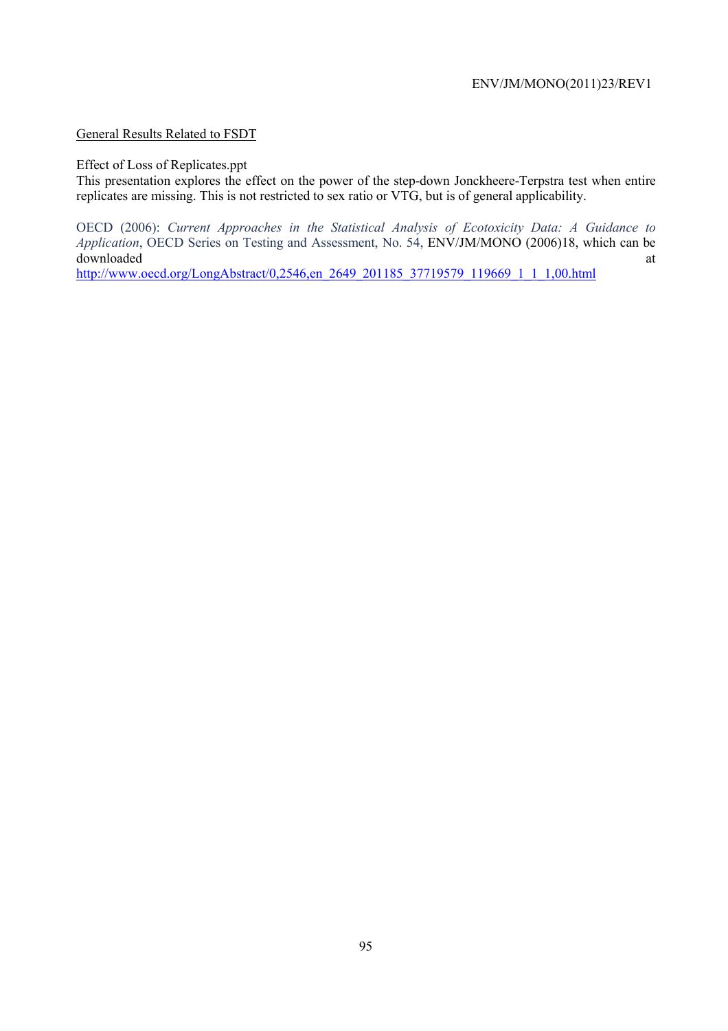General Results Related to FSDT

Effect of Loss of Replicates.ppt
This presentation explores the effect on the power of the step-down Jonckheere-Terpstra test when entire replicates are missing. This is not restricted to sex ratio or VTG, but is of general applicability.

OECD (2006): *Current Approaches in the Statistical Analysis of Ecotoxicity Data: A Guidance to Application*, OECD Series on Testing and Assessment, No. 54, ENV/JM/MONO (2006)18, which can be downloaded at http://www.oecd.org/LongAbstract/0,2546,en_2649_201185_37719579_119669_1_1_1,00.html